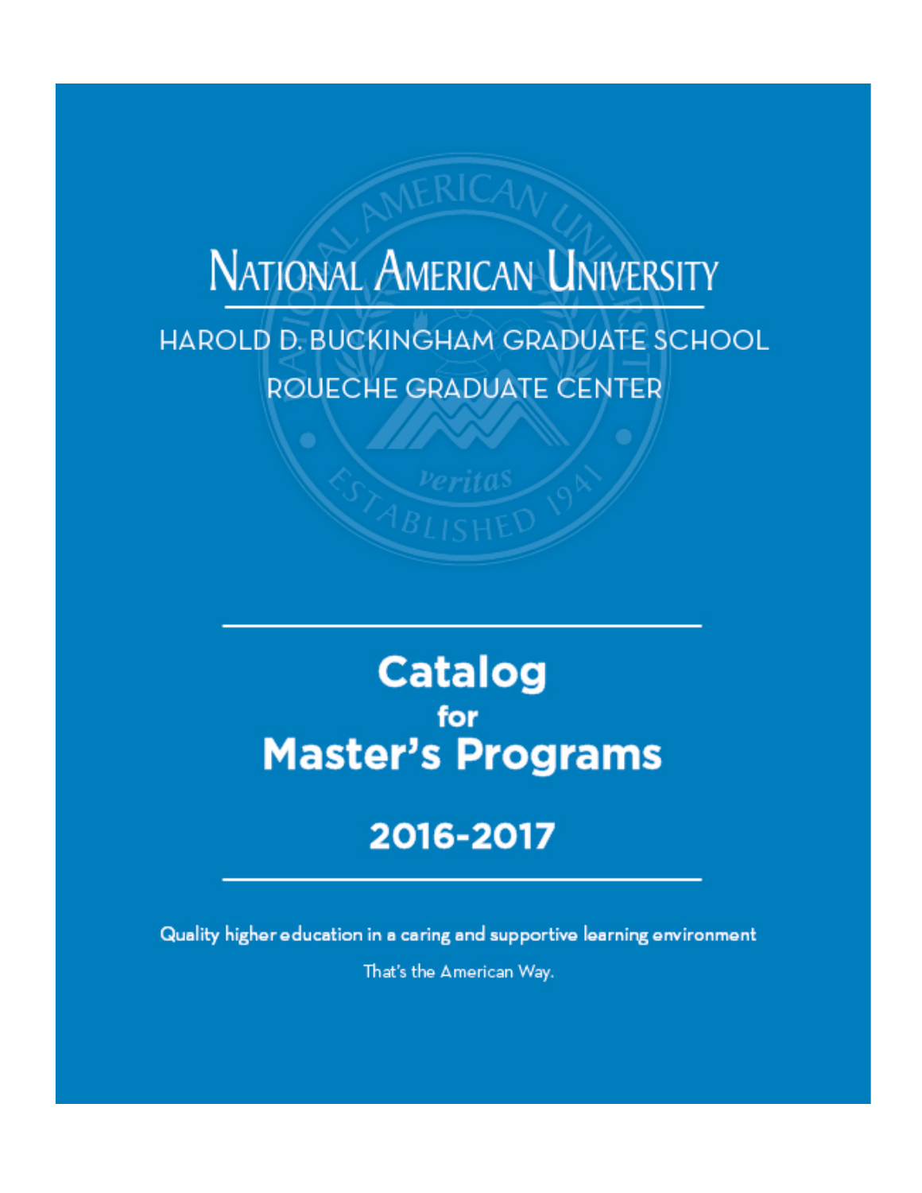# National American University

## HAROLD D. BUCKINGHAM GRADUATE SCHOOL

## ROUECHE GRADUATE CENTER

# Catalog for Master's Programs

## 2016-2017

Quality higher education in a caring and supportive learning environment

That's the American Way.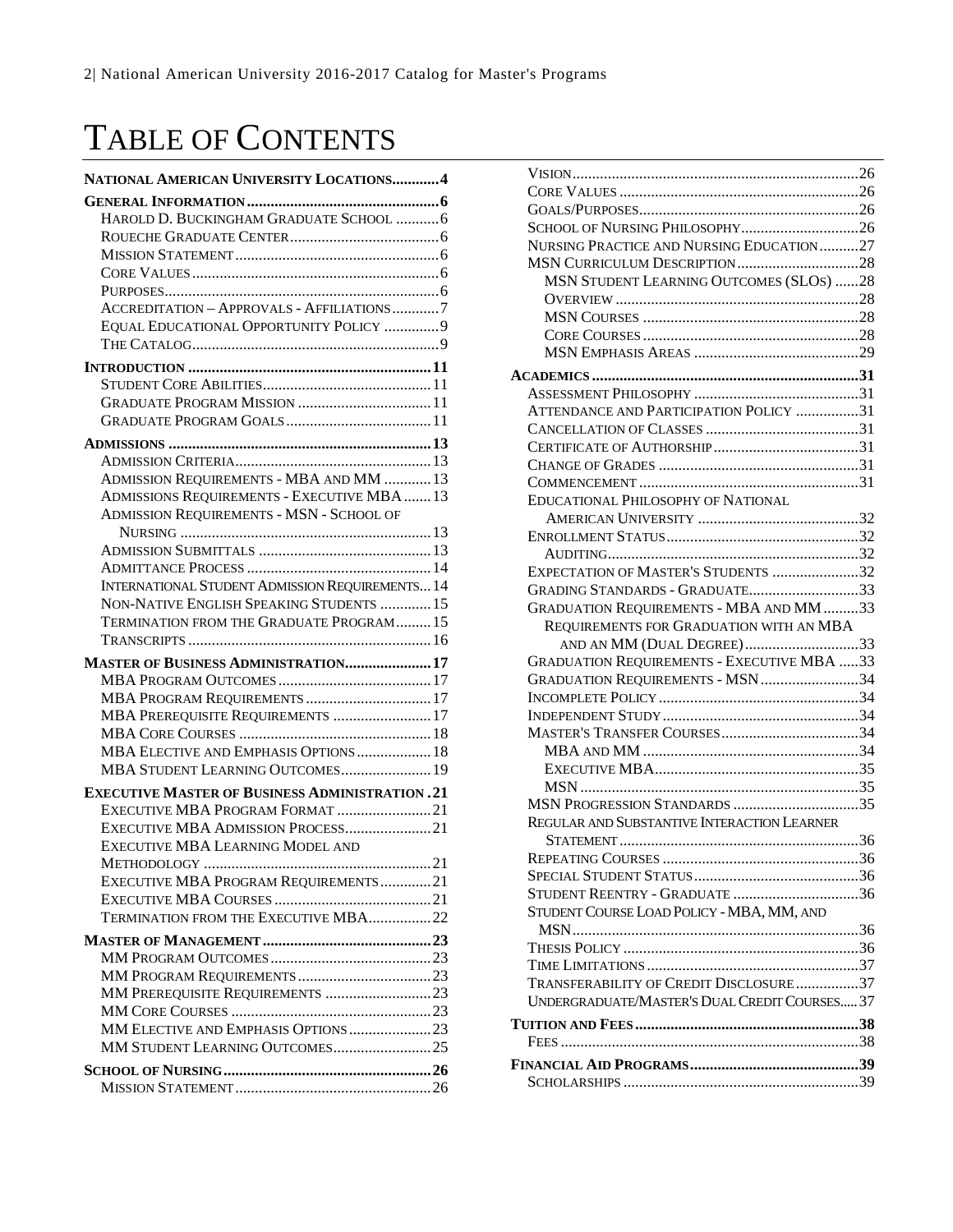# TABLE OF CONTENTS

**NATIONAL AMERICAN UNIVERSITY LOCATIONS............4**

**GENERAL INFORMATION ................................................6**
- HAROLD D. BUCKINGHAM GRADUATE SCHOOL ...........6
- ROUECHE GRADUATE CENTER......................................6
- MISSION STATEMENT...................................................6
- CORE VALUES..............................................................6
- PURPOSES.....................................................................6
- ACCREDITATION – APPROVALS - AFFILIATIONS............7
- EQUAL EDUCATIONAL OPPORTUNITY POLICY ..............9
- THE CATALOG..............................................................9

**INTRODUCTION .............................................................11**
- STUDENT CORE ABILITIES...........................................11
- GRADUATE PROGRAM MISSION ..................................11
- GRADUATE PROGRAM GOALS.....................................11

**ADMISSIONS ..................................................................13**
- ADMISSION CRITERIA.................................................13
- ADMISSION REQUIREMENTS - MBA AND MM ............13
- ADMISSIONS REQUIREMENTS - EXECUTIVE MBA.......13
- ADMISSION REQUIREMENTS - MSN - SCHOOL OF NURSING ...............................................................13
- ADMISSION SUBMITTALS ...........................................13
- ADMITTANCE PROCESS ..............................................14
- INTERNATIONAL STUDENT ADMISSION REQUIREMENTS...14
- NON-NATIVE ENGLISH SPEAKING STUDENTS .............15
- TERMINATION FROM THE GRADUATE PROGRAM.........15
- TRANSCRIPTS .............................................................16

**MASTER OF BUSINESS ADMINISTRATION......................17**
- MBA PROGRAM OUTCOMES.......................................17
- MBA PROGRAM REQUIREMENTS ................................17
- MBA PREREQUISITE REQUIREMENTS .........................17
- MBA CORE COURSES .................................................18
- MBA ELECTIVE AND EMPHASIS OPTIONS...................18
- MBA STUDENT LEARNING OUTCOMES.......................19

**EXECUTIVE MASTER OF BUSINESS ADMINISTRATION .21**
- EXECUTIVE MBA PROGRAM FORMAT ........................21
- EXECUTIVE MBA ADMISSION PROCESS......................21
- EXECUTIVE MBA LEARNING MODEL AND METHODOLOGY ..........................................................21
- EXECUTIVE MBA PROGRAM REQUIREMENTS.............21
- EXECUTIVE MBA COURSES ........................................21
- TERMINATION FROM THE EXECUTIVE MBA................22

**MASTER OF MANAGEMENT...........................................23**
- MM PROGRAM OUTCOMES.........................................23
- MM PROGRAM REQUIREMENTS..................................23
- MM PREREQUISITE REQUIREMENTS ...........................23
- MM CORE COURSES ...................................................23
- MM ELECTIVE AND EMPHASIS OPTIONS.....................23
- MM STUDENT LEARNING OUTCOMES.........................25

**SCHOOL OF NURSING....................................................26**
- MISSION STATEMENT..................................................26
- VISION.........................................................................26
- CORE VALUES .............................................................26
- GOALS/PURPOSES........................................................26
- SCHOOL OF NURSING PHILOSOPHY.............................26
- NURSING PRACTICE AND NURSING EDUCATION..........27
- MSN CURRICULUM DESCRIPTION...............................28
  - MSN STUDENT LEARNING OUTCOMES (SLOS) ......28
  - OVERVIEW .............................................................28
  - MSN COURSES .......................................................28
  - CORE COURSES .......................................................28
  - MSN EMPHASIS AREAS ..........................................29

**ACADEMICS ...................................................................31**
- ASSESSMENT PHILOSOPHY ..........................................31
- ATTENDANCE AND PARTICIPATION POLICY ................31
- CANCELLATION OF CLASSES .......................................31
- CERTIFICATE OF AUTHORSHIP.....................................31
- CHANGE OF GRADES ...................................................31
- COMMENCEMENT ........................................................31
- EDUCATIONAL PHILOSOPHY OF NATIONAL AMERICAN UNIVERSITY .........................................32
- ENROLLMENT STATUS.................................................32
  - AUDITING...............................................................32
- EXPECTATION OF MASTER'S STUDENTS ......................32
- GRADING STANDARDS - GRADUATE............................33
- GRADUATION REQUIREMENTS - MBA AND MM .........33
  - REQUIREMENTS FOR GRADUATION WITH AN MBA AND AN MM (DUAL DEGREE).............................33
- GRADUATION REQUIREMENTS - EXECUTIVE MBA .....33
- GRADUATION REQUIREMENTS - MSN.........................34
- INCOMPLETE POLICY ...................................................34
- INDEPENDENT STUDY..................................................34
- MASTER'S TRANSFER COURSES...................................34
  - MBA AND MM .......................................................34
  - EXECUTIVE MBA....................................................35
  - MSN .......................................................................35
- MSN PROGRESSION STANDARDS ................................35
- REGULAR AND SUBSTANTIVE INTERACTION LEARNER STATEMENT ............................................................36
- REPEATING COURSES ..................................................36
- SPECIAL STUDENT STATUS..........................................36
- STUDENT REENTRY - GRADUATE ................................36
- STUDENT COURSE LOAD POLICY - MBA, MM, AND MSN........................................................................36
- THESIS POLICY ............................................................36
- TIME LIMITATIONS......................................................37
- TRANSFERABILITY OF CREDIT DISCLOSURE ................37
- UNDERGRADUATE/MASTER'S DUAL CREDIT COURSES.....37

**TUITION AND FEES.........................................................38**
- FEES ............................................................................38

**FINANCIAL AID PROGRAMS...........................................39**
- SCHOLARSHIPS ............................................................39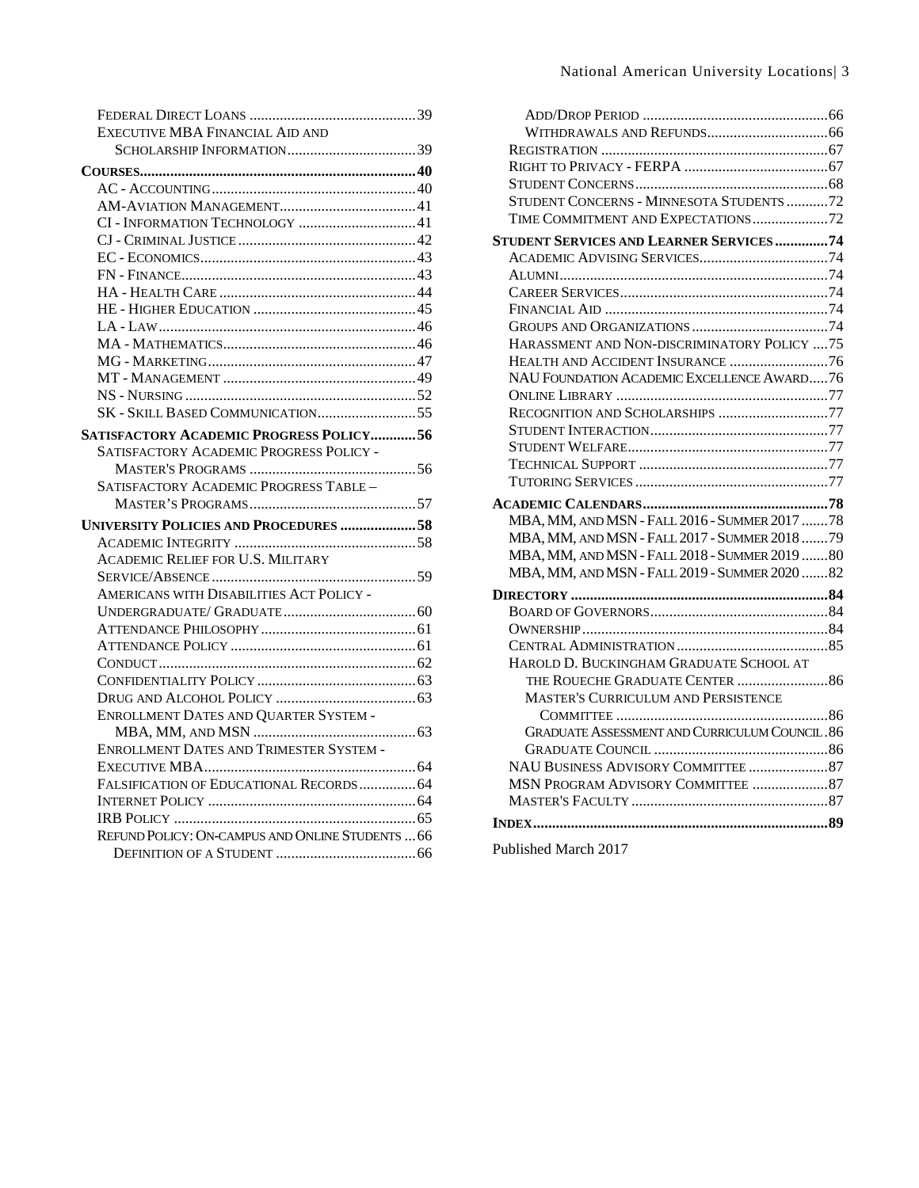Federal Direct Loans ............................................39
Executive MBA Financial Aid and Scholarship Information..................................39

**Courses.........................................................................40**

AC - Accounting......................................................40
AM-Aviation Management....................................41
CI - Information Technology ...............................41
CJ - Criminal Justice...............................................42
EC - Economics.........................................................43
FN - Finance.............................................................43
HA - Health Care ....................................................44
HE - Higher Education ...........................................45
LA - Law....................................................................46
MA - Mathematics...................................................46
MG - Marketing.......................................................47
MT - Management ..................................................49
NS - Nursing .............................................................52
SK - Skill Based Communication..........................55

**Satisfactory Academic Progress Policy............56**

Satisfactory Academic Progress Policy - Master's Programs ............................................56
Satisfactory Academic Progress Table – Master's Programs............................................57

**University Policies and Procedures ....................58**

Academic Integrity ................................................58
Academic Relief for U.S. Military Service/Absence......................................................59
Americans with Disabilities Act Policy - Undergraduate/ Graduate...................................60
Attendance Philosophy.........................................61
Attendance Policy .................................................61
Conduct....................................................................62
Confidentiality Policy ...........................................63
Drug and Alcohol Policy .....................................63
Enrollment Dates and Quarter System - MBA, MM, and MSN ...........................................63
Enrollment Dates and Trimester System - Executive MBA........................................................64
Falsification of Educational Records...............64
Internet Policy .......................................................64
IRB Policy ................................................................65
Refund Policy: On-campus and Online Students ...66
Definition of a Student .....................................66
Add/Drop Period .................................................66
Withdrawals and Refunds................................66
Registration ............................................................67
Right to Privacy - FERPA ......................................67
Student Concerns...................................................68
Student Concerns - Minnesota Students ...........72
Time Commitment and Expectations....................72

**Student Services and Learner Services ..............74**

Academic Advising Services..................................74
Alumni.......................................................................74
Career Services.......................................................74
Financial Aid ...........................................................74
Groups and Organizations....................................74
Harassment and Non-discriminatory Policy ....75
Health and Accident Insurance ..........................76
NAU Foundation Academic Excellence Award.....76
Online Library ........................................................77
Recognition and Scholarships .............................77
Student Interaction...............................................77
Student Welfare.....................................................77
Technical Support ..................................................77
Tutoring Services ...................................................77

**Academic Calendars.................................................78**

MBA, MM, and MSN - Fall 2016 - Summer 2017 .......78
MBA, MM, and MSN - Fall 2017 - Summer 2018 .......79
MBA, MM, and MSN - Fall 2018 - Summer 2019 .......80
MBA, MM, and MSN - Fall 2019 - Summer 2020 .......82

**Directory ...................................................................84**

Board of Governors...............................................84
Ownership.................................................................84
Central Administration........................................85
Harold D. Buckingham Graduate School at the Roueche Graduate Center ........................86
Master's Curriculum and Persistence Committee ........................................................86
Graduate Assessment and Curriculum Council.86
Graduate Council ..............................................86
NAU Business Advisory Committee .....................87
MSN Program Advisory Committee ....................87
Master's Faculty ....................................................87

**Index.............................................................................89**

Published March 2017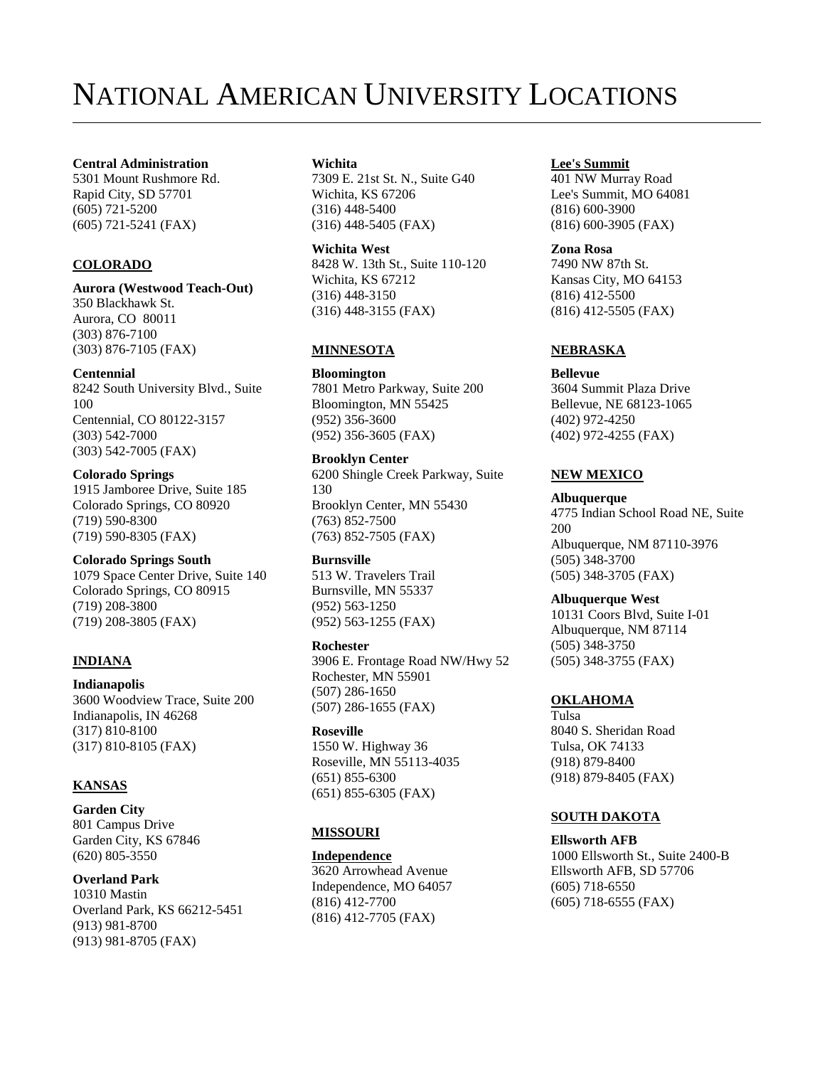# NATIONAL AMERICAN UNIVERSITY LOCATIONS

**Central Administration**
5301 Mount Rushmore Rd.
Rapid City, SD 57701
(605) 721-5200
(605) 721-5241 (FAX)

## COLORADO

**Aurora (Westwood Teach-Out)**
350 Blackhawk St.
Aurora, CO 80011
(303) 876-7100
(303) 876-7105 (FAX)

**Centennial**
8242 South University Blvd., Suite 100
Centennial, CO 80122-3157
(303) 542-7000
(303) 542-7005 (FAX)

**Colorado Springs**
1915 Jamboree Drive, Suite 185
Colorado Springs, CO 80920
(719) 590-8300
(719) 590-8305 (FAX)

**Colorado Springs South**
1079 Space Center Drive, Suite 140
Colorado Springs, CO 80915
(719) 208-3800
(719) 208-3805 (FAX)

## INDIANA

**Indianapolis**
3600 Woodview Trace, Suite 200
Indianapolis, IN 46268
(317) 810-8100
(317) 810-8105 (FAX)

## KANSAS

**Garden City**
801 Campus Drive
Garden City, KS 67846
(620) 805-3550

**Overland Park**
10310 Mastin
Overland Park, KS 66212-5451
(913) 981-8700
(913) 981-8705 (FAX)

**Wichita**
7309 E. 21st St. N., Suite G40
Wichita, KS 67206
(316) 448-5400
(316) 448-5405 (FAX)

**Wichita West**
8428 W. 13th St., Suite 110-120
Wichita, KS 67212
(316) 448-3150
(316) 448-3155 (FAX)

## MINNESOTA

**Bloomington**
7801 Metro Parkway, Suite 200
Bloomington, MN 55425
(952) 356-3600
(952) 356-3605 (FAX)

**Brooklyn Center**
6200 Shingle Creek Parkway, Suite 130
Brooklyn Center, MN 55430
(763) 852-7500
(763) 852-7505 (FAX)

**Burnsville**
513 W. Travelers Trail
Burnsville, MN 55337
(952) 563-1250
(952) 563-1255 (FAX)

**Rochester**
3906 E. Frontage Road NW/Hwy 52
Rochester, MN 55901
(507) 286-1650
(507) 286-1655 (FAX)

**Roseville**
1550 W. Highway 36
Roseville, MN 55113-4035
(651) 855-6300
(651) 855-6305 (FAX)

## MISSOURI

**Independence**
3620 Arrowhead Avenue
Independence, MO 64057
(816) 412-7700
(816) 412-7705 (FAX)

**Lee's Summit**
401 NW Murray Road
Lee's Summit, MO 64081
(816) 600-3900
(816) 600-3905 (FAX)

**Zona Rosa**
7490 NW 87th St.
Kansas City, MO 64153
(816) 412-5500
(816) 412-5505 (FAX)

## NEBRASKA

**Bellevue**
3604 Summit Plaza Drive
Bellevue, NE 68123-1065
(402) 972-4250
(402) 972-4255 (FAX)

## NEW MEXICO

**Albuquerque**
4775 Indian School Road NE, Suite 200
Albuquerque, NM 87110-3976
(505) 348-3700
(505) 348-3705 (FAX)

**Albuquerque West**
10131 Coors Blvd, Suite I-01
Albuquerque, NM 87114
(505) 348-3750
(505) 348-3755 (FAX)

## OKLAHOMA

Tulsa
8040 S. Sheridan Road
Tulsa, OK 74133
(918) 879-8400
(918) 879-8405 (FAX)

## SOUTH DAKOTA

**Ellsworth AFB**
1000 Ellsworth St., Suite 2400-B
Ellsworth AFB, SD 57706
(605) 718-6550
(605) 718-6555 (FAX)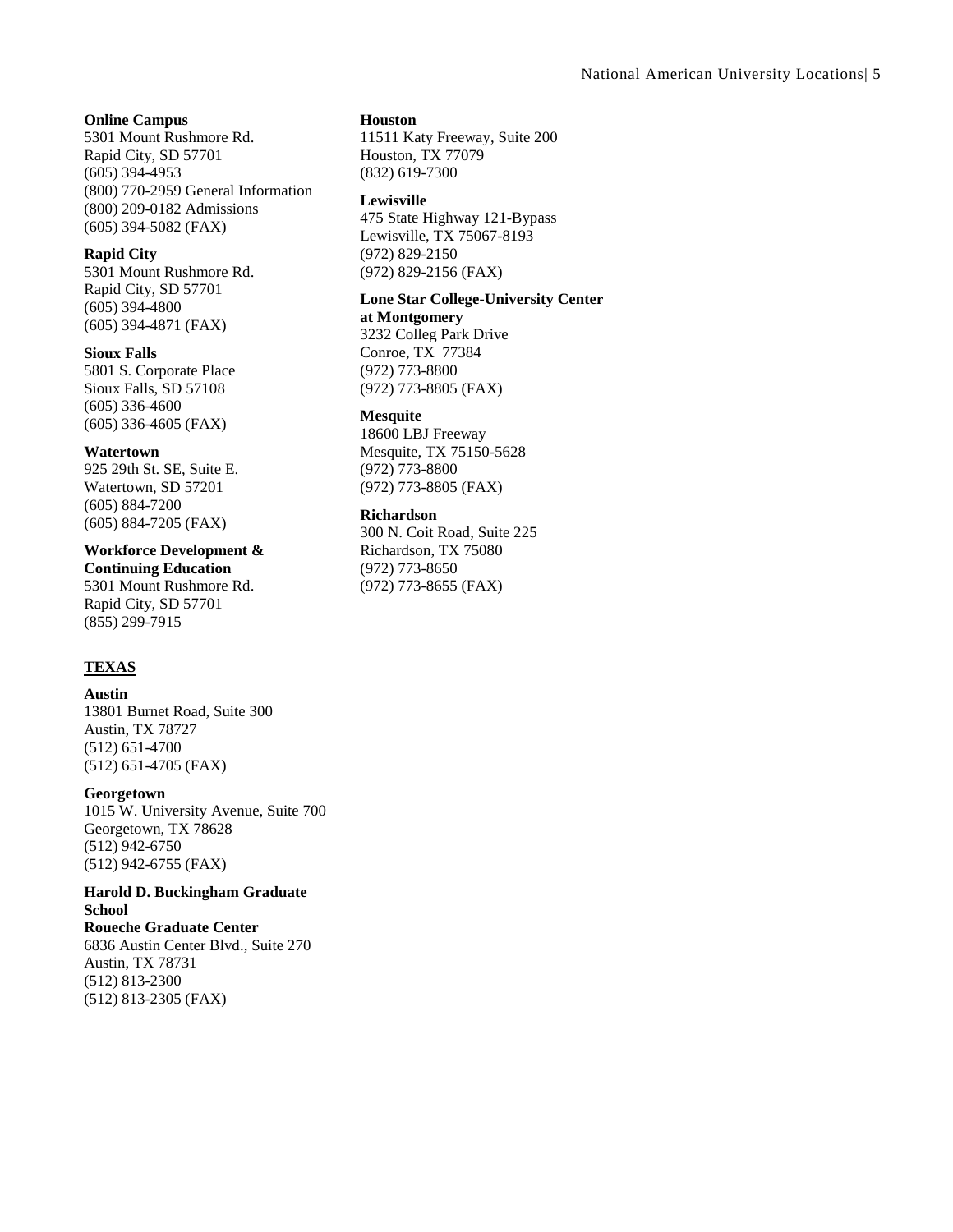**Online Campus**
5301 Mount Rushmore Rd.
Rapid City, SD 57701
(605) 394-4953
(800) 770-2959 General Information
(800) 209-0182 Admissions
(605) 394-5082 (FAX)

**Rapid City**
5301 Mount Rushmore Rd.
Rapid City, SD 57701
(605) 394-4800
(605) 394-4871 (FAX)

**Sioux Falls**
5801 S. Corporate Place
Sioux Falls, SD 57108
(605) 336-4600
(605) 336-4605 (FAX)

**Watertown**
925 29th St. SE, Suite E.
Watertown, SD 57201
(605) 884-7200
(605) 884-7205 (FAX)

**Workforce Development & Continuing Education**
5301 Mount Rushmore Rd.
Rapid City, SD 57701
(855) 299-7915

## TEXAS

**Austin**
13801 Burnet Road, Suite 300
Austin, TX 78727
(512) 651-4700
(512) 651-4705 (FAX)

**Georgetown**
1015 W. University Avenue, Suite 700
Georgetown, TX 78628
(512) 942-6750
(512) 942-6755 (FAX)

**Harold D. Buckingham Graduate School**
**Roueche Graduate Center**
6836 Austin Center Blvd., Suite 270
Austin, TX 78731
(512) 813-2300
(512) 813-2305 (FAX)

**Houston**
11511 Katy Freeway, Suite 200
Houston, TX 77079
(832) 619-7300

**Lewisville**
475 State Highway 121-Bypass
Lewisville, TX 75067-8193
(972) 829-2150
(972) 829-2156 (FAX)

**Lone Star College-University Center at Montgomery**
3232 Colleg Park Drive
Conroe, TX 77384
(972) 773-8800
(972) 773-8805 (FAX)

**Mesquite**
18600 LBJ Freeway
Mesquite, TX 75150-5628
(972) 773-8800
(972) 773-8805 (FAX)

**Richardson**
300 N. Coit Road, Suite 225
Richardson, TX 75080
(972) 773-8650
(972) 773-8655 (FAX)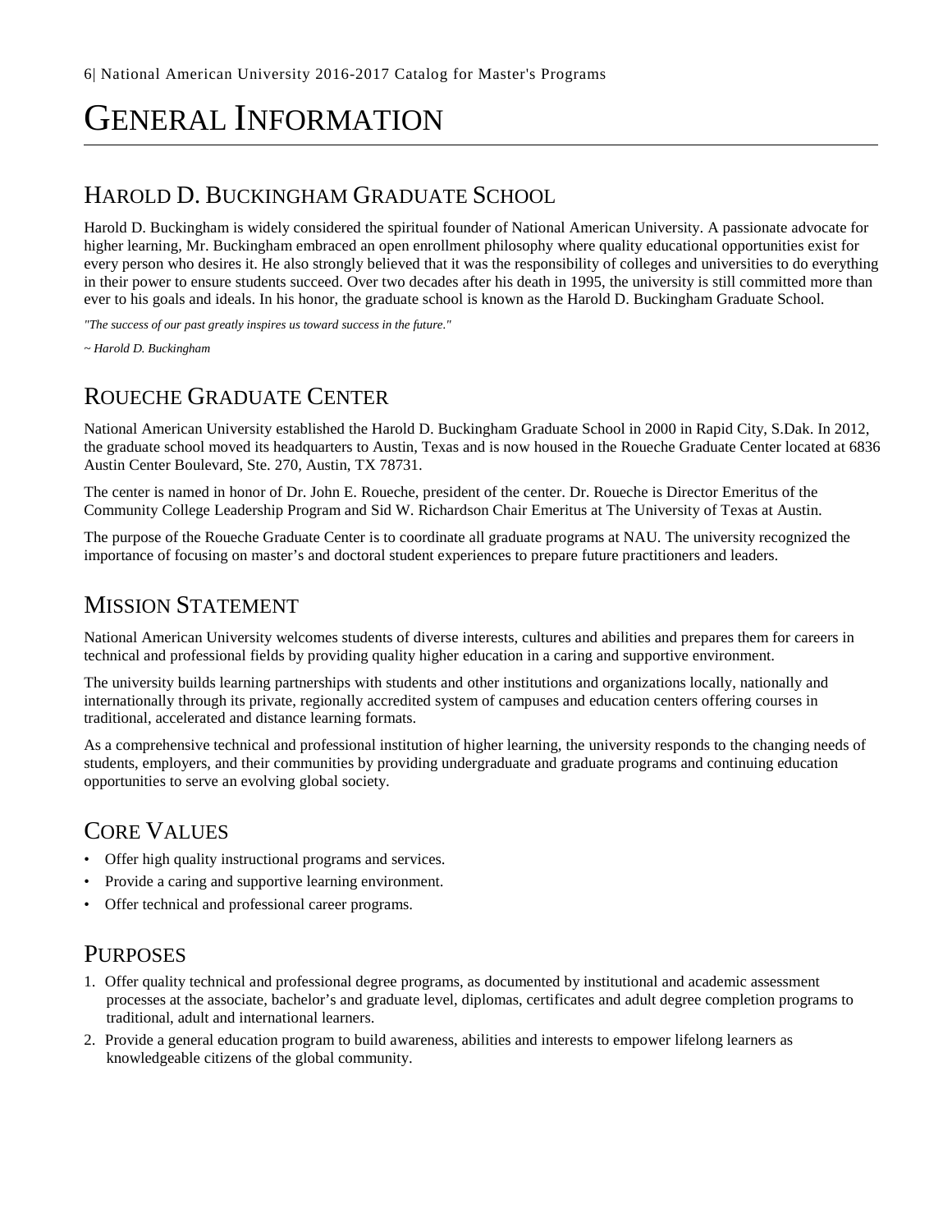# General Information

## Harold D. Buckingham Graduate School

Harold D. Buckingham is widely considered the spiritual founder of National American University. A passionate advocate for higher learning, Mr. Buckingham embraced an open enrollment philosophy where quality educational opportunities exist for every person who desires it. He also strongly believed that it was the responsibility of colleges and universities to do everything in their power to ensure students succeed. Over two decades after his death in 1995, the university is still committed more than ever to his goals and ideals. In his honor, the graduate school is known as the Harold D. Buckingham Graduate School.

*"The success of our past greatly inspires us toward success in the future."*

*~ Harold D. Buckingham*

## Roueche Graduate Center

National American University established the Harold D. Buckingham Graduate School in 2000 in Rapid City, S.Dak. In 2012, the graduate school moved its headquarters to Austin, Texas and is now housed in the Roueche Graduate Center located at 6836 Austin Center Boulevard, Ste. 270, Austin, TX 78731.

The center is named in honor of Dr. John E. Roueche, president of the center. Dr. Roueche is Director Emeritus of the Community College Leadership Program and Sid W. Richardson Chair Emeritus at The University of Texas at Austin.

The purpose of the Roueche Graduate Center is to coordinate all graduate programs at NAU. The university recognized the importance of focusing on master's and doctoral student experiences to prepare future practitioners and leaders.

## Mission Statement

National American University welcomes students of diverse interests, cultures and abilities and prepares them for careers in technical and professional fields by providing quality higher education in a caring and supportive environment.

The university builds learning partnerships with students and other institutions and organizations locally, nationally and internationally through its private, regionally accredited system of campuses and education centers offering courses in traditional, accelerated and distance learning formats.

As a comprehensive technical and professional institution of higher learning, the university responds to the changing needs of students, employers, and their communities by providing undergraduate and graduate programs and continuing education opportunities to serve an evolving global society.

## Core Values

- Offer high quality instructional programs and services.
- Provide a caring and supportive learning environment.
- Offer technical and professional career programs.

## Purposes

1. Offer quality technical and professional degree programs, as documented by institutional and academic assessment processes at the associate, bachelor's and graduate level, diplomas, certificates and adult degree completion programs to traditional, adult and international learners.
2. Provide a general education program to build awareness, abilities and interests to empower lifelong learners as knowledgeable citizens of the global community.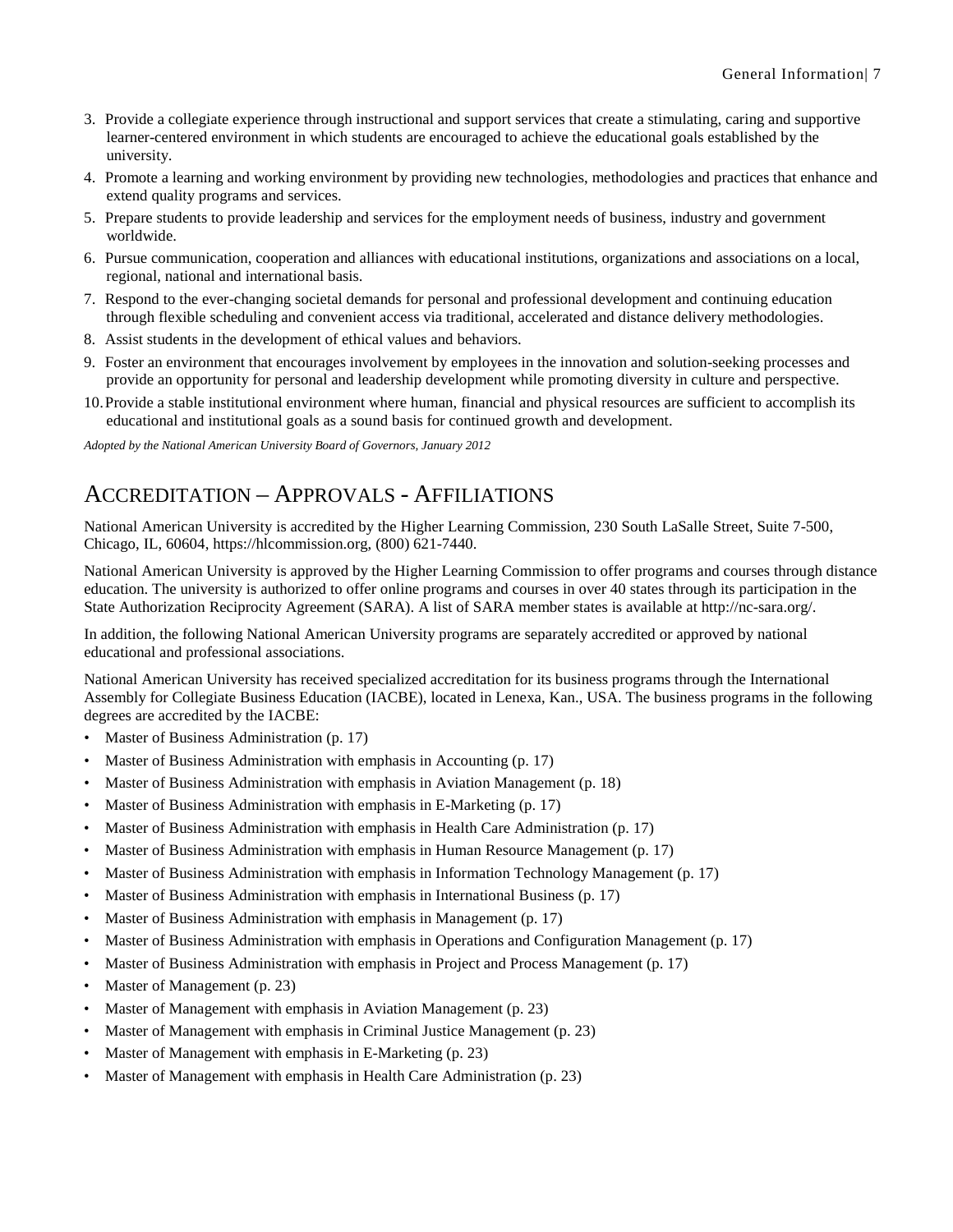3. Provide a collegiate experience through instructional and support services that create a stimulating, caring and supportive learner-centered environment in which students are encouraged to achieve the educational goals established by the university.
4. Promote a learning and working environment by providing new technologies, methodologies and practices that enhance and extend quality programs and services.
5. Prepare students to provide leadership and services for the employment needs of business, industry and government worldwide.
6. Pursue communication, cooperation and alliances with educational institutions, organizations and associations on a local, regional, national and international basis.
7. Respond to the ever-changing societal demands for personal and professional development and continuing education through flexible scheduling and convenient access via traditional, accelerated and distance delivery methodologies.
8. Assist students in the development of ethical values and behaviors.
9. Foster an environment that encourages involvement by employees in the innovation and solution-seeking processes and provide an opportunity for personal and leadership development while promoting diversity in culture and perspective.
10. Provide a stable institutional environment where human, financial and physical resources are sufficient to accomplish its educational and institutional goals as a sound basis for continued growth and development.

*Adopted by the National American University Board of Governors, January 2012*

## Accreditation – Approvals - Affiliations

National American University is accredited by the Higher Learning Commission, 230 South LaSalle Street, Suite 7-500, Chicago, IL, 60604, https://hlcommission.org, (800) 621-7440.

National American University is approved by the Higher Learning Commission to offer programs and courses through distance education. The university is authorized to offer online programs and courses in over 40 states through its participation in the State Authorization Reciprocity Agreement (SARA). A list of SARA member states is available at http://nc-sara.org/.

In addition, the following National American University programs are separately accredited or approved by national educational and professional associations.

National American University has received specialized accreditation for its business programs through the International Assembly for Collegiate Business Education (IACBE), located in Lenexa, Kan., USA. The business programs in the following degrees are accredited by the IACBE:

- Master of Business Administration (p. 17)
- Master of Business Administration with emphasis in Accounting (p. 17)
- Master of Business Administration with emphasis in Aviation Management (p. 18)
- Master of Business Administration with emphasis in E-Marketing (p. 17)
- Master of Business Administration with emphasis in Health Care Administration (p. 17)
- Master of Business Administration with emphasis in Human Resource Management (p. 17)
- Master of Business Administration with emphasis in Information Technology Management (p. 17)
- Master of Business Administration with emphasis in International Business (p. 17)
- Master of Business Administration with emphasis in Management (p. 17)
- Master of Business Administration with emphasis in Operations and Configuration Management (p. 17)
- Master of Business Administration with emphasis in Project and Process Management (p. 17)
- Master of Management (p. 23)
- Master of Management with emphasis in Aviation Management (p. 23)
- Master of Management with emphasis in Criminal Justice Management (p. 23)
- Master of Management with emphasis in E-Marketing (p. 23)
- Master of Management with emphasis in Health Care Administration (p. 23)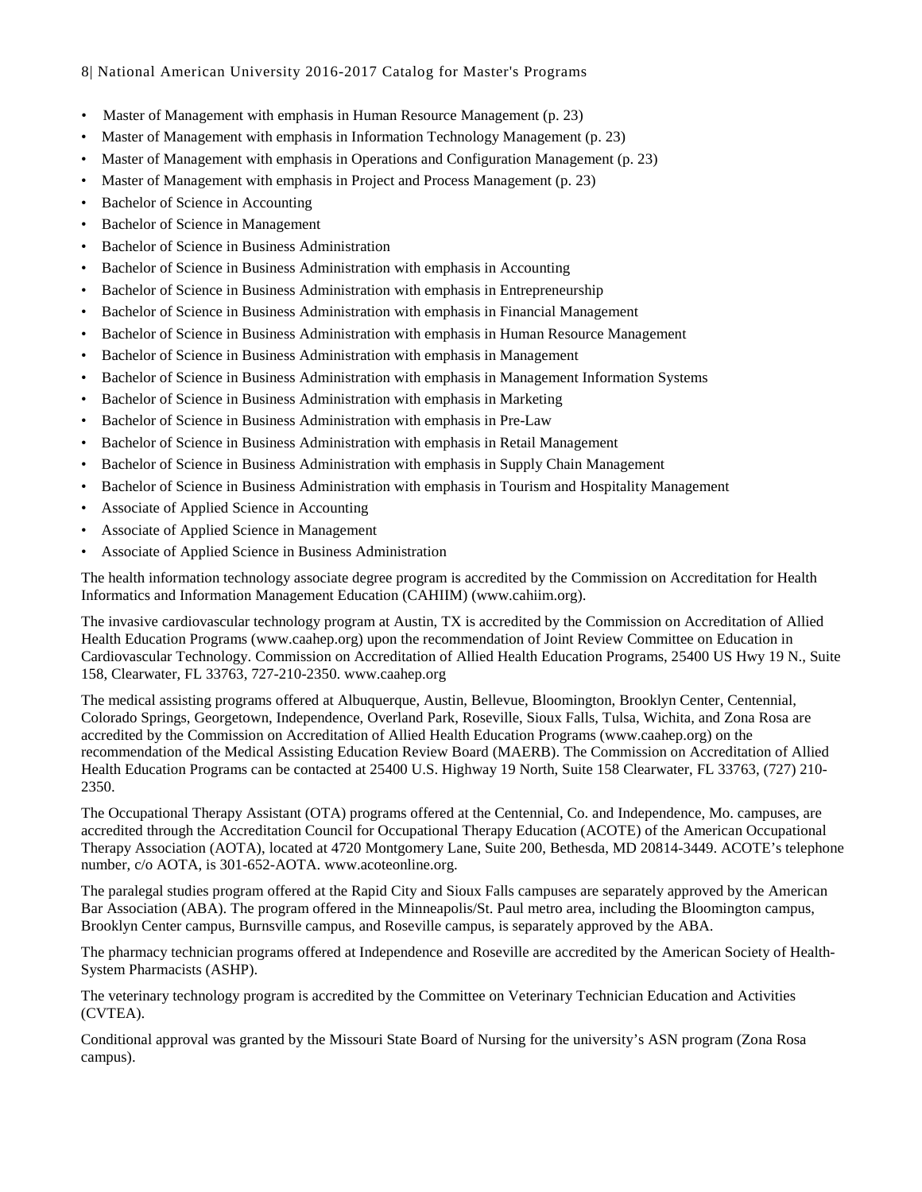- Master of Management with emphasis in Human Resource Management (p. 23)
- Master of Management with emphasis in Information Technology Management (p. 23)
- Master of Management with emphasis in Operations and Configuration Management (p. 23)
- Master of Management with emphasis in Project and Process Management (p. 23)
- Bachelor of Science in Accounting
- Bachelor of Science in Management
- Bachelor of Science in Business Administration
- Bachelor of Science in Business Administration with emphasis in Accounting
- Bachelor of Science in Business Administration with emphasis in Entrepreneurship
- Bachelor of Science in Business Administration with emphasis in Financial Management
- Bachelor of Science in Business Administration with emphasis in Human Resource Management
- Bachelor of Science in Business Administration with emphasis in Management
- Bachelor of Science in Business Administration with emphasis in Management Information Systems
- Bachelor of Science in Business Administration with emphasis in Marketing
- Bachelor of Science in Business Administration with emphasis in Pre-Law
- Bachelor of Science in Business Administration with emphasis in Retail Management
- Bachelor of Science in Business Administration with emphasis in Supply Chain Management
- Bachelor of Science in Business Administration with emphasis in Tourism and Hospitality Management
- Associate of Applied Science in Accounting
- Associate of Applied Science in Management
- Associate of Applied Science in Business Administration

The health information technology associate degree program is accredited by the Commission on Accreditation for Health Informatics and Information Management Education (CAHIIM) (www.cahiim.org).

The invasive cardiovascular technology program at Austin, TX is accredited by the Commission on Accreditation of Allied Health Education Programs (www.caahep.org) upon the recommendation of Joint Review Committee on Education in Cardiovascular Technology. Commission on Accreditation of Allied Health Education Programs, 25400 US Hwy 19 N., Suite 158, Clearwater, FL 33763, 727-210-2350. www.caahep.org

The medical assisting programs offered at Albuquerque, Austin, Bellevue, Bloomington, Brooklyn Center, Centennial, Colorado Springs, Georgetown, Independence, Overland Park, Roseville, Sioux Falls, Tulsa, Wichita, and Zona Rosa are accredited by the Commission on Accreditation of Allied Health Education Programs (www.caahep.org) on the recommendation of the Medical Assisting Education Review Board (MAERB). The Commission on Accreditation of Allied Health Education Programs can be contacted at 25400 U.S. Highway 19 North, Suite 158 Clearwater, FL 33763, (727) 210-2350.

The Occupational Therapy Assistant (OTA) programs offered at the Centennial, Co. and Independence, Mo. campuses, are accredited through the Accreditation Council for Occupational Therapy Education (ACOTE) of the American Occupational Therapy Association (AOTA), located at 4720 Montgomery Lane, Suite 200, Bethesda, MD 20814-3449. ACOTE's telephone number, c/o AOTA, is 301-652-AOTA. www.acoteonline.org.

The paralegal studies program offered at the Rapid City and Sioux Falls campuses are separately approved by the American Bar Association (ABA). The program offered in the Minneapolis/St. Paul metro area, including the Bloomington campus, Brooklyn Center campus, Burnsville campus, and Roseville campus, is separately approved by the ABA.

The pharmacy technician programs offered at Independence and Roseville are accredited by the American Society of Health-System Pharmacists (ASHP).

The veterinary technology program is accredited by the Committee on Veterinary Technician Education and Activities (CVTEA).

Conditional approval was granted by the Missouri State Board of Nursing for the university's ASN program (Zona Rosa campus).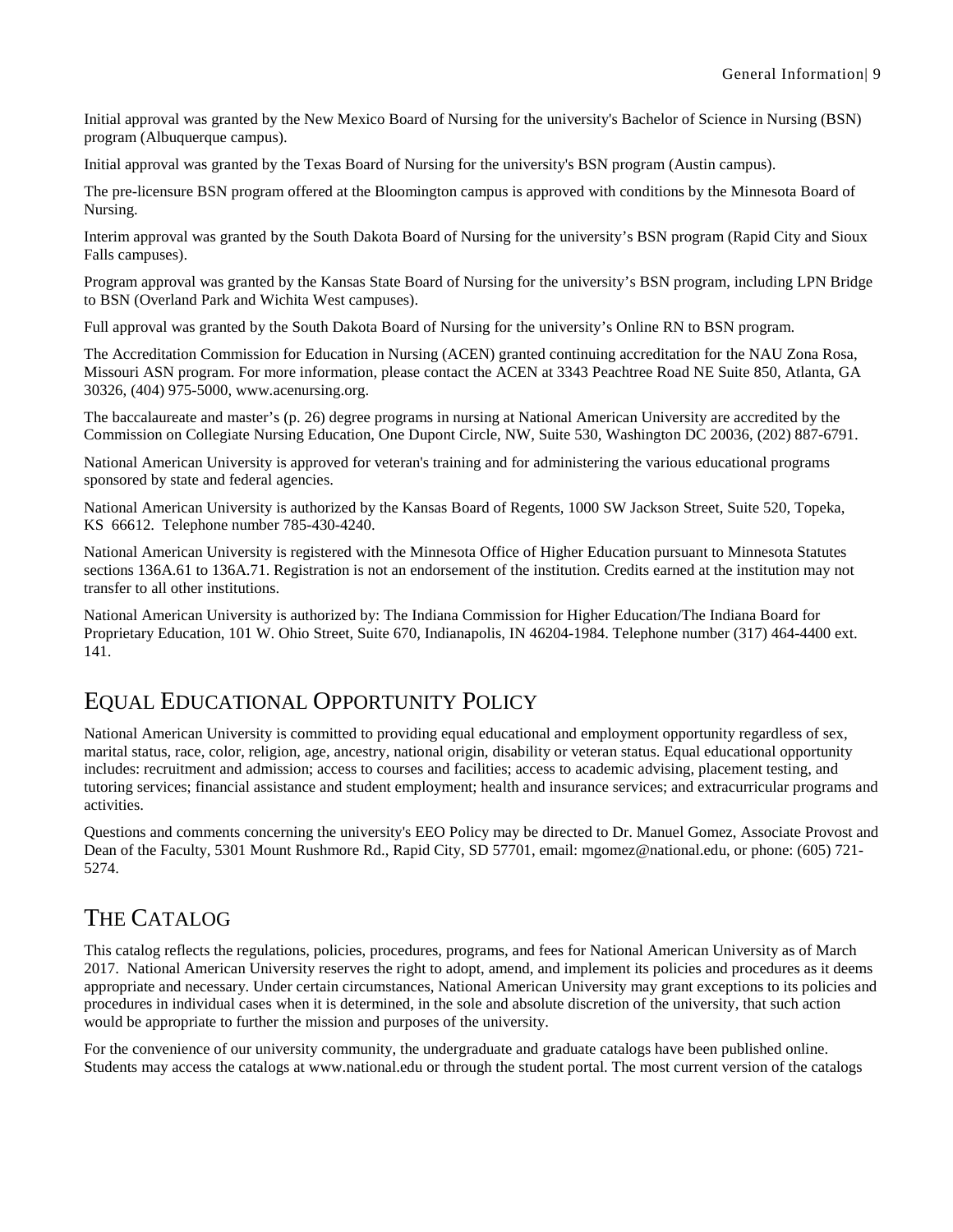Initial approval was granted by the New Mexico Board of Nursing for the university's Bachelor of Science in Nursing (BSN) program (Albuquerque campus).

Initial approval was granted by the Texas Board of Nursing for the university's BSN program (Austin campus).

The pre-licensure BSN program offered at the Bloomington campus is approved with conditions by the Minnesota Board of Nursing.

Interim approval was granted by the South Dakota Board of Nursing for the university's BSN program (Rapid City and Sioux Falls campuses).

Program approval was granted by the Kansas State Board of Nursing for the university's BSN program, including LPN Bridge to BSN (Overland Park and Wichita West campuses).

Full approval was granted by the South Dakota Board of Nursing for the university's Online RN to BSN program.

The Accreditation Commission for Education in Nursing (ACEN) granted continuing accreditation for the NAU Zona Rosa, Missouri ASN program. For more information, please contact the ACEN at 3343 Peachtree Road NE Suite 850, Atlanta, GA 30326, (404) 975-5000, www.acenursing.org.

The baccalaureate and master's (p. 26) degree programs in nursing at National American University are accredited by the Commission on Collegiate Nursing Education, One Dupont Circle, NW, Suite 530, Washington DC 20036, (202) 887-6791.

National American University is approved for veteran's training and for administering the various educational programs sponsored by state and federal agencies.

National American University is authorized by the Kansas Board of Regents, 1000 SW Jackson Street, Suite 520, Topeka, KS 66612. Telephone number 785-430-4240.

National American University is registered with the Minnesota Office of Higher Education pursuant to Minnesota Statutes sections 136A.61 to 136A.71. Registration is not an endorsement of the institution. Credits earned at the institution may not transfer to all other institutions.

National American University is authorized by: The Indiana Commission for Higher Education/The Indiana Board for Proprietary Education, 101 W. Ohio Street, Suite 670, Indianapolis, IN 46204-1984. Telephone number (317) 464-4400 ext. 141.

## Equal Educational Opportunity Policy

National American University is committed to providing equal educational and employment opportunity regardless of sex, marital status, race, color, religion, age, ancestry, national origin, disability or veteran status. Equal educational opportunity includes: recruitment and admission; access to courses and facilities; access to academic advising, placement testing, and tutoring services; financial assistance and student employment; health and insurance services; and extracurricular programs and activities.

Questions and comments concerning the university's EEO Policy may be directed to Dr. Manuel Gomez, Associate Provost and Dean of the Faculty, 5301 Mount Rushmore Rd., Rapid City, SD 57701, email: mgomez@national.edu, or phone: (605) 721-5274.

## The Catalog

This catalog reflects the regulations, policies, procedures, programs, and fees for National American University as of March 2017. National American University reserves the right to adopt, amend, and implement its policies and procedures as it deems appropriate and necessary. Under certain circumstances, National American University may grant exceptions to its policies and procedures in individual cases when it is determined, in the sole and absolute discretion of the university, that such action would be appropriate to further the mission and purposes of the university.

For the convenience of our university community, the undergraduate and graduate catalogs have been published online. Students may access the catalogs at www.national.edu or through the student portal. The most current version of the catalogs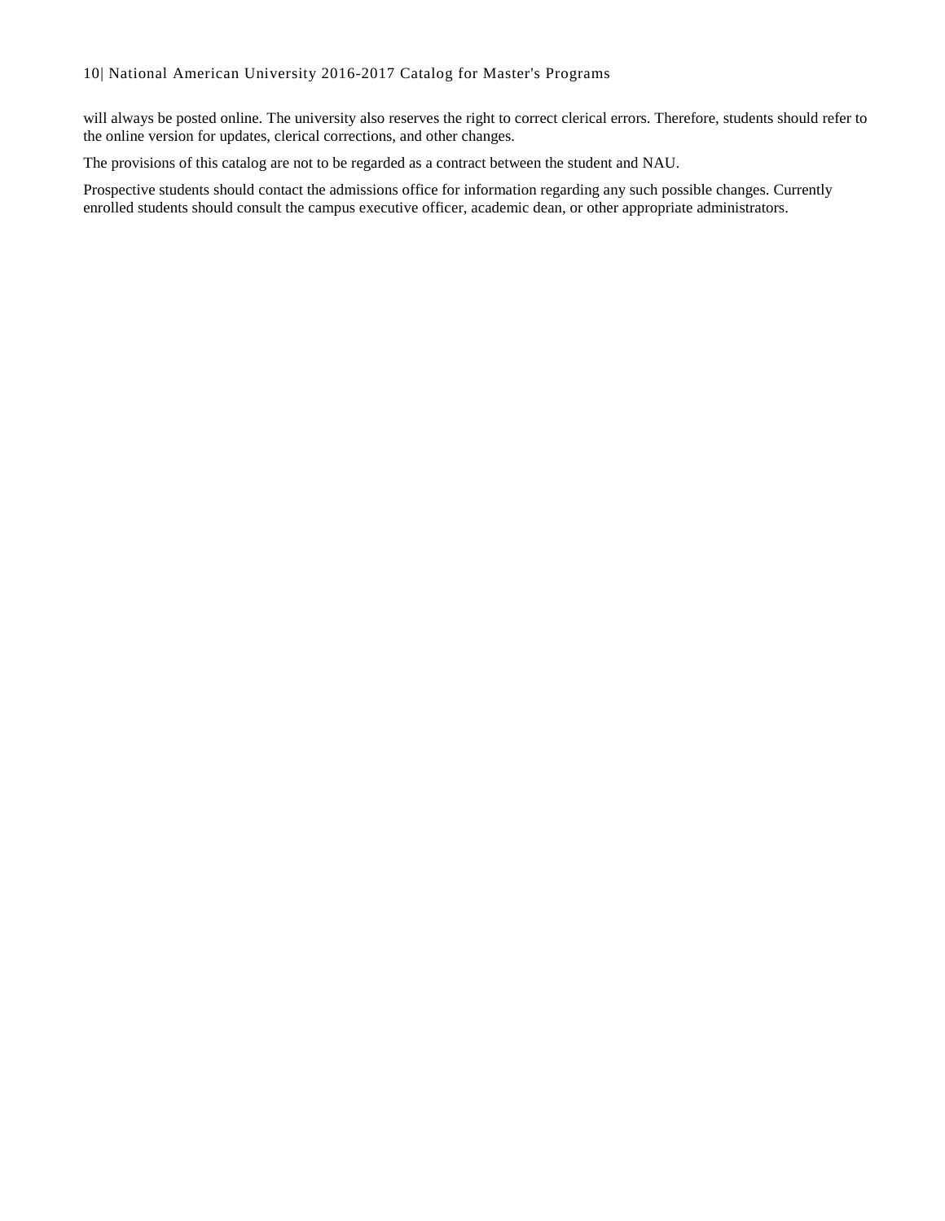will always be posted online. The university also reserves the right to correct clerical errors. Therefore, students should refer to the online version for updates, clerical corrections, and other changes.

The provisions of this catalog are not to be regarded as a contract between the student and NAU.

Prospective students should contact the admissions office for information regarding any such possible changes. Currently enrolled students should consult the campus executive officer, academic dean, or other appropriate administrators.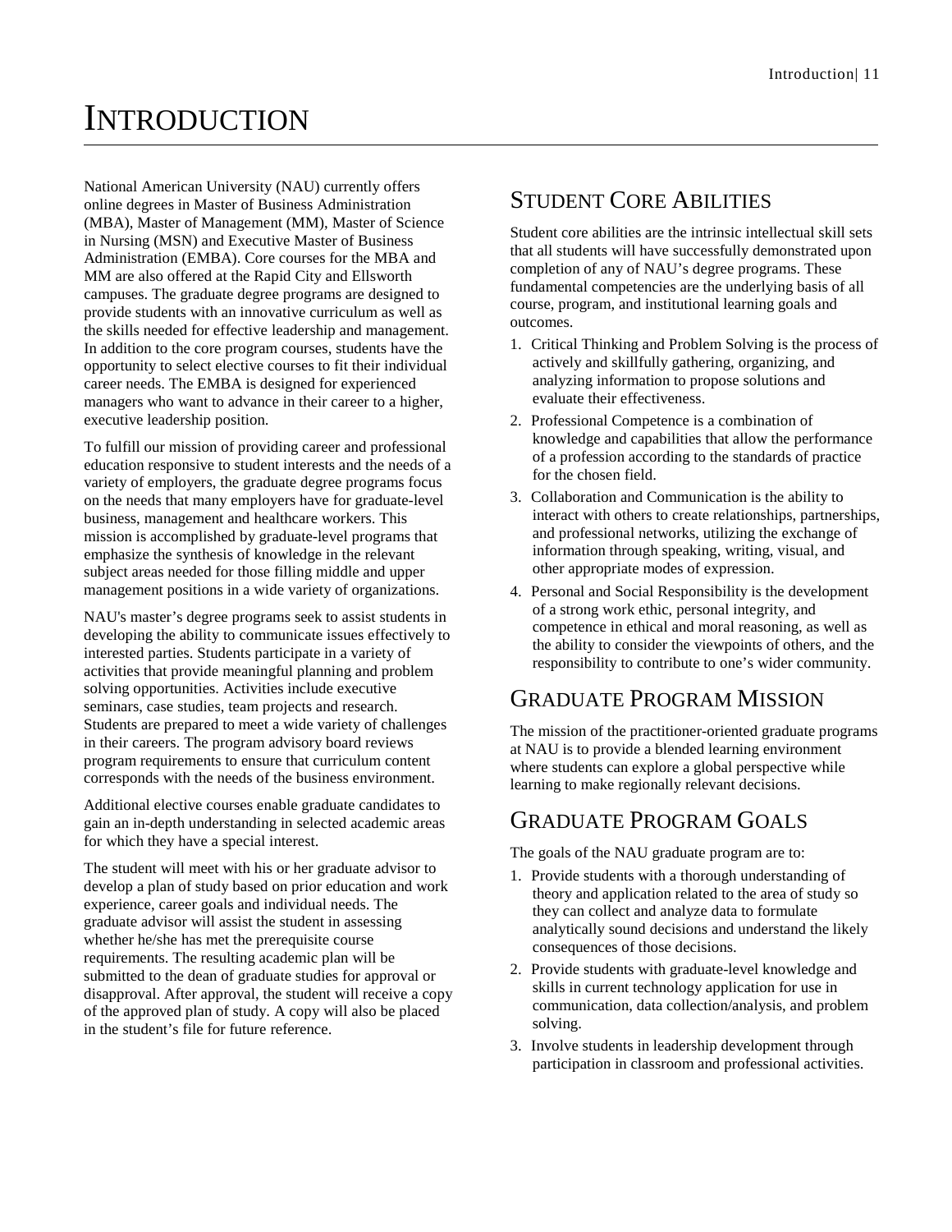# INTRODUCTION

National American University (NAU) currently offers online degrees in Master of Business Administration (MBA), Master of Management (MM), Master of Science in Nursing (MSN) and Executive Master of Business Administration (EMBA). Core courses for the MBA and MM are also offered at the Rapid City and Ellsworth campuses. The graduate degree programs are designed to provide students with an innovative curriculum as well as the skills needed for effective leadership and management. In addition to the core program courses, students have the opportunity to select elective courses to fit their individual career needs. The EMBA is designed for experienced managers who want to advance in their career to a higher, executive leadership position.

To fulfill our mission of providing career and professional education responsive to student interests and the needs of a variety of employers, the graduate degree programs focus on the needs that many employers have for graduate-level business, management and healthcare workers. This mission is accomplished by graduate-level programs that emphasize the synthesis of knowledge in the relevant subject areas needed for those filling middle and upper management positions in a wide variety of organizations.

NAU's master's degree programs seek to assist students in developing the ability to communicate issues effectively to interested parties. Students participate in a variety of activities that provide meaningful planning and problem solving opportunities. Activities include executive seminars, case studies, team projects and research. Students are prepared to meet a wide variety of challenges in their careers. The program advisory board reviews program requirements to ensure that curriculum content corresponds with the needs of the business environment.

Additional elective courses enable graduate candidates to gain an in-depth understanding in selected academic areas for which they have a special interest.

The student will meet with his or her graduate advisor to develop a plan of study based on prior education and work experience, career goals and individual needs. The graduate advisor will assist the student in assessing whether he/she has met the prerequisite course requirements. The resulting academic plan will be submitted to the dean of graduate studies for approval or disapproval. After approval, the student will receive a copy of the approved plan of study. A copy will also be placed in the student's file for future reference.

## STUDENT CORE ABILITIES

Student core abilities are the intrinsic intellectual skill sets that all students will have successfully demonstrated upon completion of any of NAU's degree programs. These fundamental competencies are the underlying basis of all course, program, and institutional learning goals and outcomes.

1. Critical Thinking and Problem Solving is the process of actively and skillfully gathering, organizing, and analyzing information to propose solutions and evaluate their effectiveness.
2. Professional Competence is a combination of knowledge and capabilities that allow the performance of a profession according to the standards of practice for the chosen field.
3. Collaboration and Communication is the ability to interact with others to create relationships, partnerships, and professional networks, utilizing the exchange of information through speaking, writing, visual, and other appropriate modes of expression.
4. Personal and Social Responsibility is the development of a strong work ethic, personal integrity, and competence in ethical and moral reasoning, as well as the ability to consider the viewpoints of others, and the responsibility to contribute to one's wider community.

## GRADUATE PROGRAM MISSION

The mission of the practitioner-oriented graduate programs at NAU is to provide a blended learning environment where students can explore a global perspective while learning to make regionally relevant decisions.

## GRADUATE PROGRAM GOALS

The goals of the NAU graduate program are to:

1. Provide students with a thorough understanding of theory and application related to the area of study so they can collect and analyze data to formulate analytically sound decisions and understand the likely consequences of those decisions.
2. Provide students with graduate-level knowledge and skills in current technology application for use in communication, data collection/analysis, and problem solving.
3. Involve students in leadership development through participation in classroom and professional activities.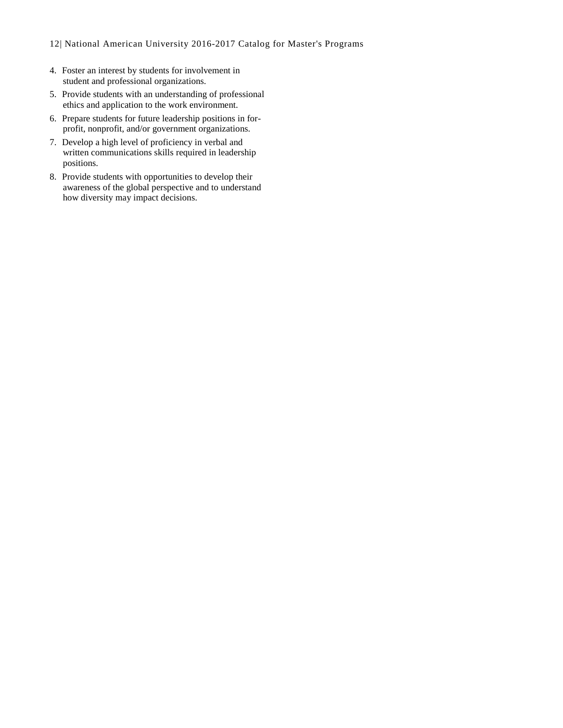4. Foster an interest by students for involvement in student and professional organizations.
5. Provide students with an understanding of professional ethics and application to the work environment.
6. Prepare students for future leadership positions in for-profit, nonprofit, and/or government organizations.
7. Develop a high level of proficiency in verbal and written communications skills required in leadership positions.
8. Provide students with opportunities to develop their awareness of the global perspective and to understand how diversity may impact decisions.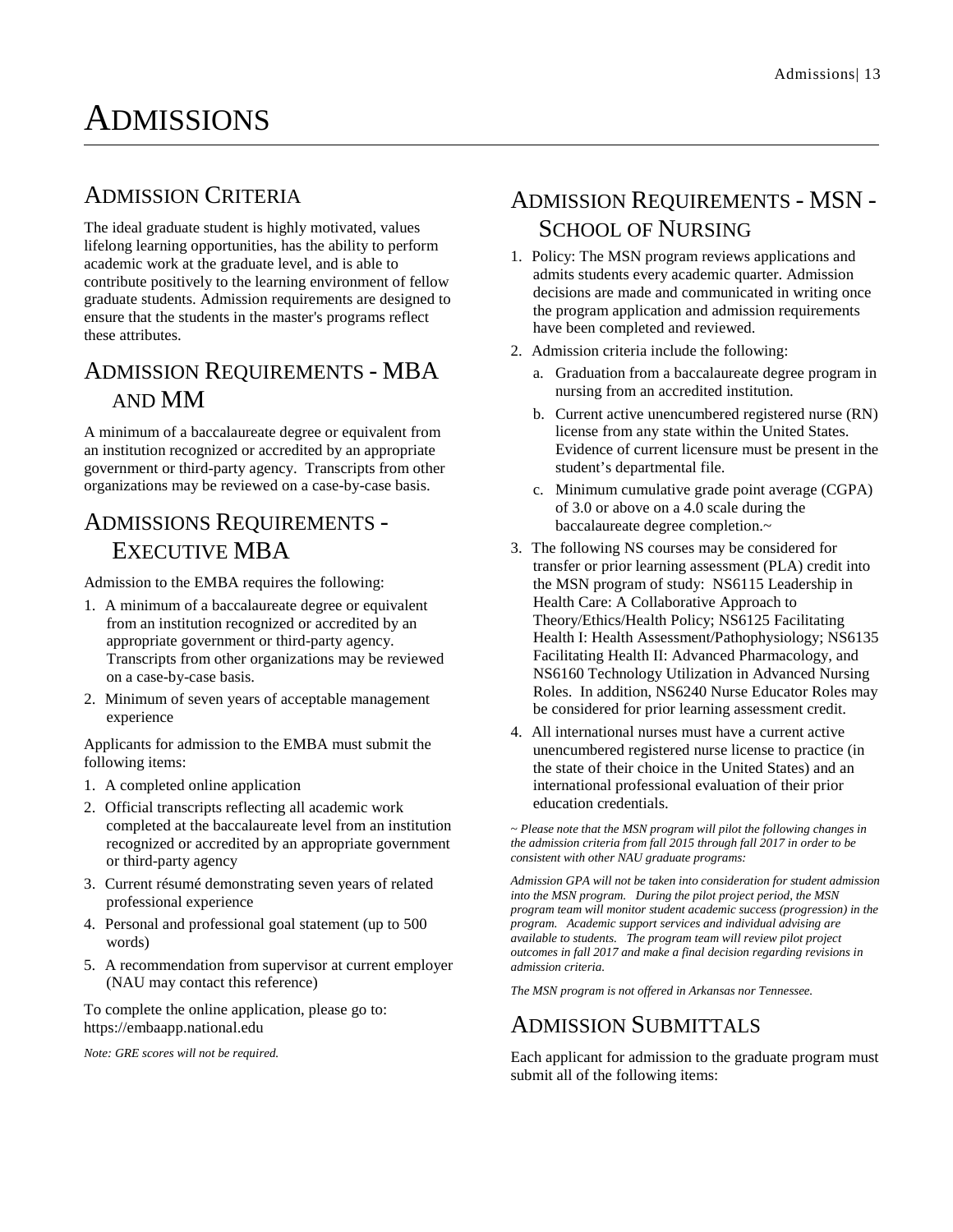# Admissions

## Admission Criteria

The ideal graduate student is highly motivated, values lifelong learning opportunities, has the ability to perform academic work at the graduate level, and is able to contribute positively to the learning environment of fellow graduate students. Admission requirements are designed to ensure that the students in the master's programs reflect these attributes.

## Admission Requirements - MBA and MM

A minimum of a baccalaureate degree or equivalent from an institution recognized or accredited by an appropriate government or third-party agency. Transcripts from other organizations may be reviewed on a case-by-case basis.

## Admissions Requirements - Executive MBA

Admission to the EMBA requires the following:

1. A minimum of a baccalaureate degree or equivalent from an institution recognized or accredited by an appropriate government or third-party agency. Transcripts from other organizations may be reviewed on a case-by-case basis.
2. Minimum of seven years of acceptable management experience

Applicants for admission to the EMBA must submit the following items:

1. A completed online application
2. Official transcripts reflecting all academic work completed at the baccalaureate level from an institution recognized or accredited by an appropriate government or third-party agency
3. Current résumé demonstrating seven years of related professional experience
4. Personal and professional goal statement (up to 500 words)
5. A recommendation from supervisor at current employer (NAU may contact this reference)

To complete the online application, please go to: https://embaapp.national.edu

*Note: GRE scores will not be required.*

## Admission Requirements - MSN - School of Nursing

1. Policy: The MSN program reviews applications and admits students every academic quarter. Admission decisions are made and communicated in writing once the program application and admission requirements have been completed and reviewed.
2. Admission criteria include the following:
   a. Graduation from a baccalaureate degree program in nursing from an accredited institution.
   b. Current active unencumbered registered nurse (RN) license from any state within the United States. Evidence of current licensure must be present in the student's departmental file.
   c. Minimum cumulative grade point average (CGPA) of 3.0 or above on a 4.0 scale during the baccalaureate degree completion.~
3. The following NS courses may be considered for transfer or prior learning assessment (PLA) credit into the MSN program of study: NS6115 Leadership in Health Care: A Collaborative Approach to Theory/Ethics/Health Policy; NS6125 Facilitating Health I: Health Assessment/Pathophysiology; NS6135 Facilitating Health II: Advanced Pharmacology, and NS6160 Technology Utilization in Advanced Nursing Roles. In addition, NS6240 Nurse Educator Roles may be considered for prior learning assessment credit.
4. All international nurses must have a current active unencumbered registered nurse license to practice (in the state of their choice in the United States) and an international professional evaluation of their prior education credentials.

*~ Please note that the MSN program will pilot the following changes in the admission criteria from fall 2015 through fall 2017 in order to be consistent with other NAU graduate programs:*

*Admission GPA will not be taken into consideration for student admission into the MSN program. During the pilot project period, the MSN program team will monitor student academic success (progression) in the program. Academic support services and individual advising are available to students. The program team will review pilot project outcomes in fall 2017 and make a final decision regarding revisions in admission criteria.*

*The MSN program is not offered in Arkansas nor Tennessee.*

## Admission Submittals

Each applicant for admission to the graduate program must submit all of the following items: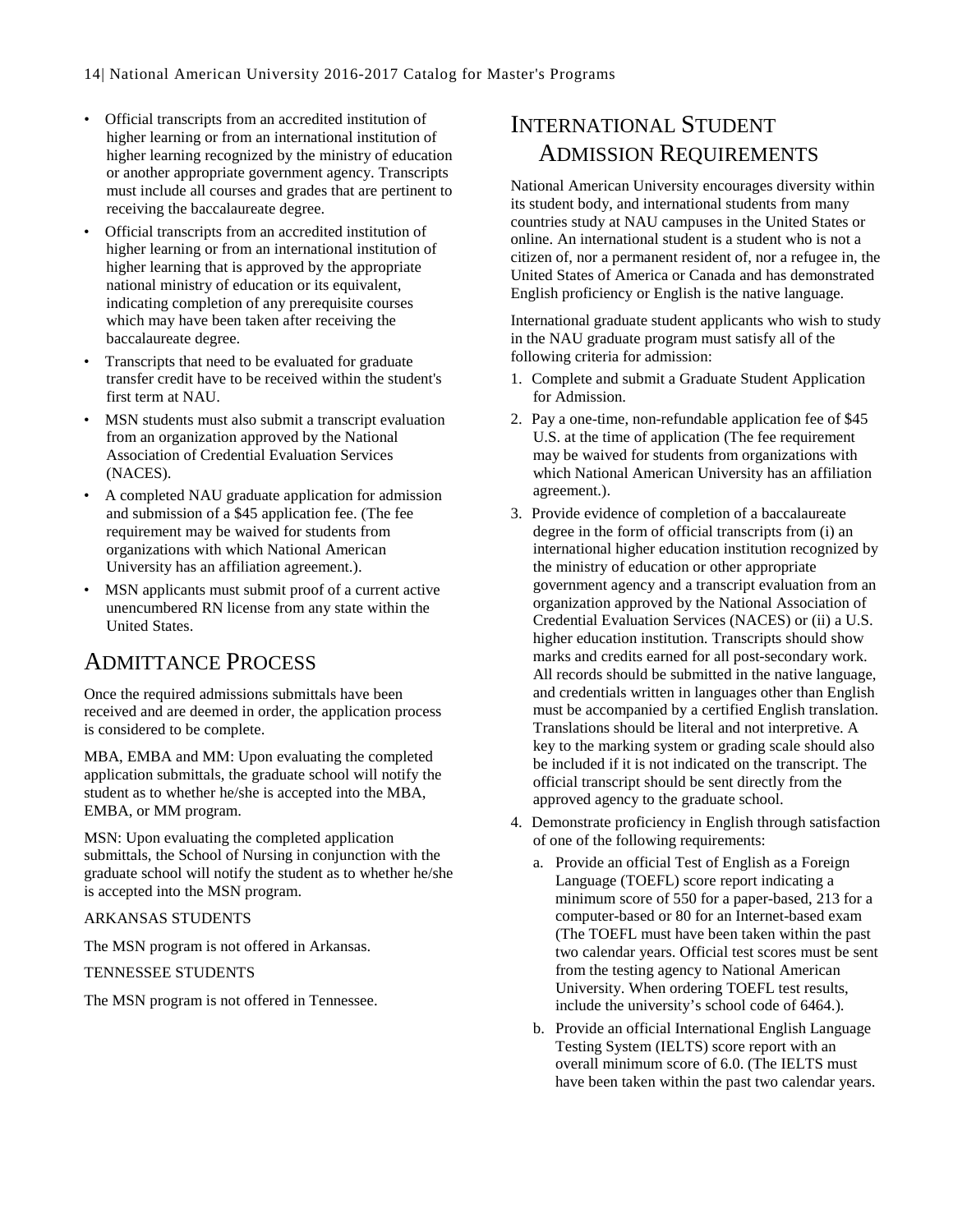- Official transcripts from an accredited institution of higher learning or from an international institution of higher learning recognized by the ministry of education or another appropriate government agency. Transcripts must include all courses and grades that are pertinent to receiving the baccalaureate degree.
- Official transcripts from an accredited institution of higher learning or from an international institution of higher learning that is approved by the appropriate national ministry of education or its equivalent, indicating completion of any prerequisite courses which may have been taken after receiving the baccalaureate degree.
- Transcripts that need to be evaluated for graduate transfer credit have to be received within the student's first term at NAU.
- MSN students must also submit a transcript evaluation from an organization approved by the National Association of Credential Evaluation Services (NACES).
- A completed NAU graduate application for admission and submission of a $45 application fee. (The fee requirement may be waived for students from organizations with which National American University has an affiliation agreement.).
- MSN applicants must submit proof of a current active unencumbered RN license from any state within the United States.

## Admittance Process

Once the required admissions submittals have been received and are deemed in order, the application process is considered to be complete.

MBA, EMBA and MM: Upon evaluating the completed application submittals, the graduate school will notify the student as to whether he/she is accepted into the MBA, EMBA, or MM program.

MSN: Upon evaluating the completed application submittals, the School of Nursing in conjunction with the graduate school will notify the student as to whether he/she is accepted into the MSN program.

ARKANSAS STUDENTS

The MSN program is not offered in Arkansas.

TENNESSEE STUDENTS

The MSN program is not offered in Tennessee.

## International Student Admission Requirements

National American University encourages diversity within its student body, and international students from many countries study at NAU campuses in the United States or online. An international student is a student who is not a citizen of, nor a permanent resident of, nor a refugee in, the United States of America or Canada and has demonstrated English proficiency or English is the native language.

International graduate student applicants who wish to study in the NAU graduate program must satisfy all of the following criteria for admission:

1. Complete and submit a Graduate Student Application for Admission.
2. Pay a one-time, non-refundable application fee of $45 U.S. at the time of application (The fee requirement may be waived for students from organizations with which National American University has an affiliation agreement.).
3. Provide evidence of completion of a baccalaureate degree in the form of official transcripts from (i) an international higher education institution recognized by the ministry of education or other appropriate government agency and a transcript evaluation from an organization approved by the National Association of Credential Evaluation Services (NACES) or (ii) a U.S. higher education institution. Transcripts should show marks and credits earned for all post-secondary work. All records should be submitted in the native language, and credentials written in languages other than English must be accompanied by a certified English translation. Translations should be literal and not interpretive. A key to the marking system or grading scale should also be included if it is not indicated on the transcript. The official transcript should be sent directly from the approved agency to the graduate school.
4. Demonstrate proficiency in English through satisfaction of one of the following requirements:
   a. Provide an official Test of English as a Foreign Language (TOEFL) score report indicating a minimum score of 550 for a paper-based, 213 for a computer-based or 80 for an Internet-based exam (The TOEFL must have been taken within the past two calendar years. Official test scores must be sent from the testing agency to National American University. When ordering TOEFL test results, include the university's school code of 6464.).
   b. Provide an official International English Language Testing System (IELTS) score report with an overall minimum score of 6.0. (The IELTS must have been taken within the past two calendar years.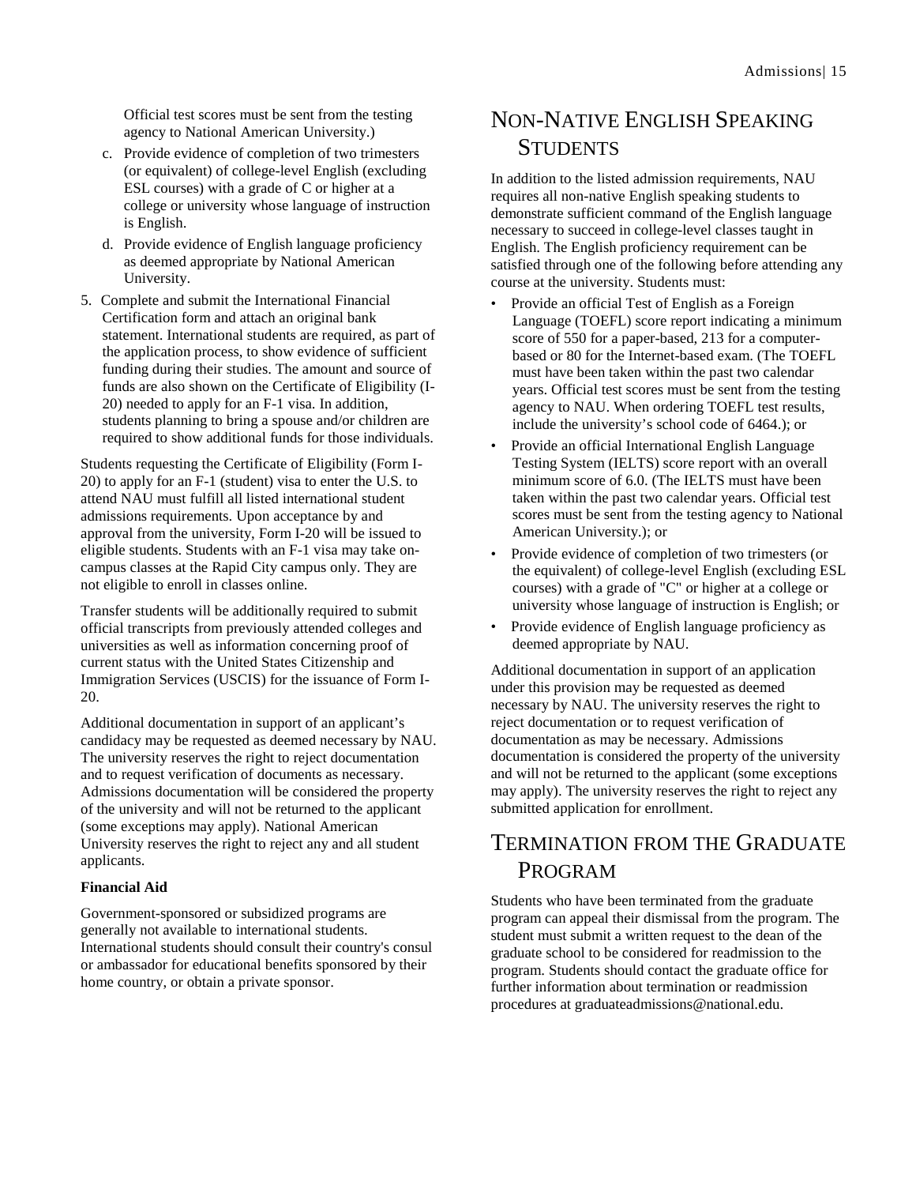Official test scores must be sent from the testing agency to National American University.)

c. Provide evidence of completion of two trimesters (or equivalent) of college-level English (excluding ESL courses) with a grade of C or higher at a college or university whose language of instruction is English.

d. Provide evidence of English language proficiency as deemed appropriate by National American University.

5. Complete and submit the International Financial Certification form and attach an original bank statement. International students are required, as part of the application process, to show evidence of sufficient funding during their studies. The amount and source of funds are also shown on the Certificate of Eligibility (I-20) needed to apply for an F-1 visa. In addition, students planning to bring a spouse and/or children are required to show additional funds for those individuals.

Students requesting the Certificate of Eligibility (Form I-20) to apply for an F-1 (student) visa to enter the U.S. to attend NAU must fulfill all listed international student admissions requirements. Upon acceptance by and approval from the university, Form I-20 will be issued to eligible students. Students with an F-1 visa may take on-campus classes at the Rapid City campus only. They are not eligible to enroll in classes online.

Transfer students will be additionally required to submit official transcripts from previously attended colleges and universities as well as information concerning proof of current status with the United States Citizenship and Immigration Services (USCIS) for the issuance of Form I-20.

Additional documentation in support of an applicant's candidacy may be requested as deemed necessary by NAU. The university reserves the right to reject documentation and to request verification of documents as necessary. Admissions documentation will be considered the property of the university and will not be returned to the applicant (some exceptions may apply). National American University reserves the right to reject any and all student applicants.

**Financial Aid**

Government-sponsored or subsidized programs are generally not available to international students. International students should consult their country's consul or ambassador for educational benefits sponsored by their home country, or obtain a private sponsor.

# Non-Native English Speaking Students

In addition to the listed admission requirements, NAU requires all non-native English speaking students to demonstrate sufficient command of the English language necessary to succeed in college-level classes taught in English. The English proficiency requirement can be satisfied through one of the following before attending any course at the university. Students must:

- Provide an official Test of English as a Foreign Language (TOEFL) score report indicating a minimum score of 550 for a paper-based, 213 for a computer-based or 80 for the Internet-based exam. (The TOEFL must have been taken within the past two calendar years. Official test scores must be sent from the testing agency to NAU. When ordering TOEFL test results, include the university's school code of 6464.); or
- Provide an official International English Language Testing System (IELTS) score report with an overall minimum score of 6.0. (The IELTS must have been taken within the past two calendar years. Official test scores must be sent from the testing agency to National American University.); or
- Provide evidence of completion of two trimesters (or the equivalent) of college-level English (excluding ESL courses) with a grade of "C" or higher at a college or university whose language of instruction is English; or
- Provide evidence of English language proficiency as deemed appropriate by NAU.

Additional documentation in support of an application under this provision may be requested as deemed necessary by NAU. The university reserves the right to reject documentation or to request verification of documentation as may be necessary. Admissions documentation is considered the property of the university and will not be returned to the applicant (some exceptions may apply). The university reserves the right to reject any submitted application for enrollment.

# Termination from the Graduate Program

Students who have been terminated from the graduate program can appeal their dismissal from the program. The student must submit a written request to the dean of the graduate school to be considered for readmission to the program. Students should contact the graduate office for further information about termination or readmission procedures at graduateadmissions@national.edu.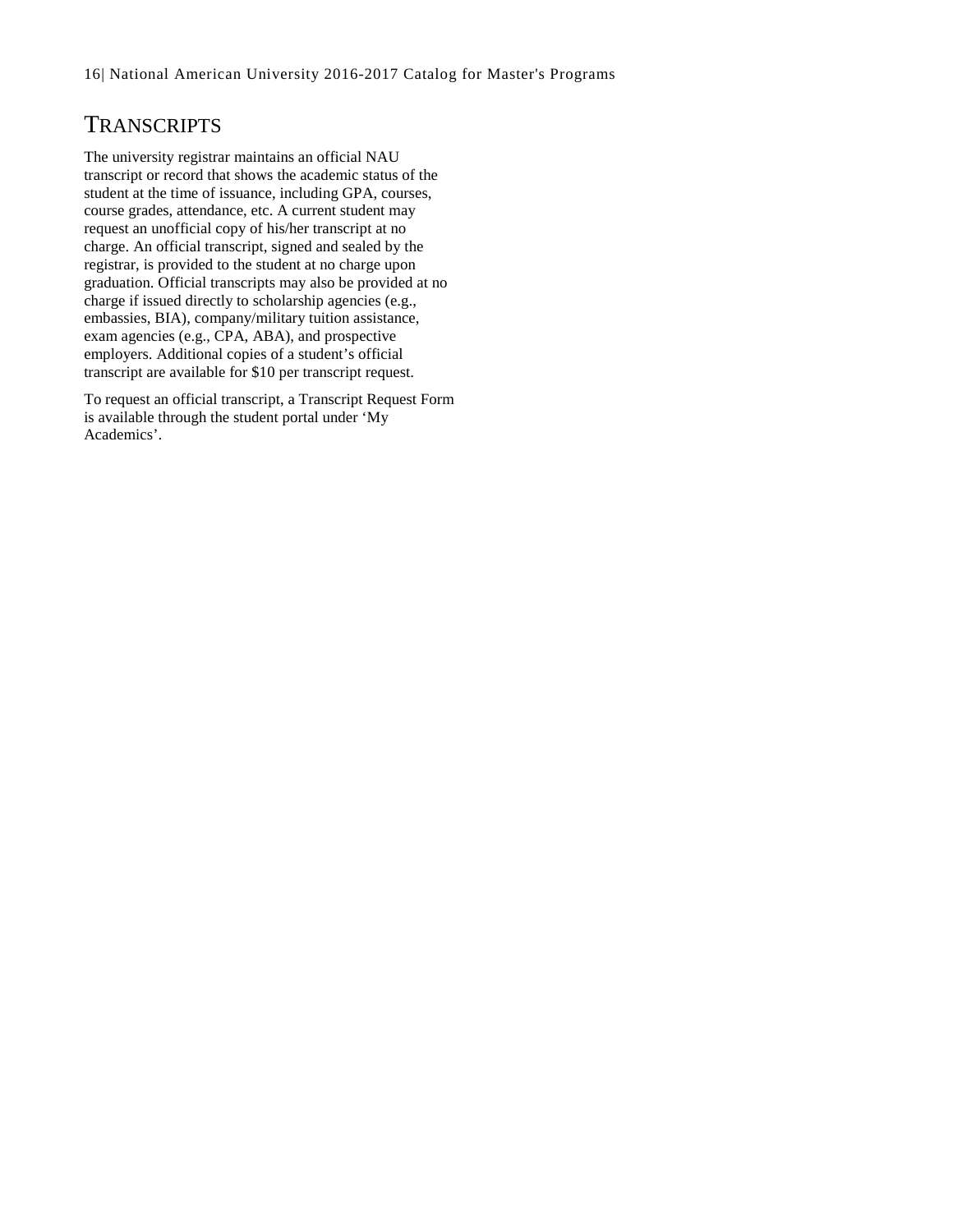# TRANSCRIPTS

The university registrar maintains an official NAU transcript or record that shows the academic status of the student at the time of issuance, including GPA, courses, course grades, attendance, etc. A current student may request an unofficial copy of his/her transcript at no charge. An official transcript, signed and sealed by the registrar, is provided to the student at no charge upon graduation. Official transcripts may also be provided at no charge if issued directly to scholarship agencies (e.g., embassies, BIA), company/military tuition assistance, exam agencies (e.g., CPA, ABA), and prospective employers. Additional copies of a student's official transcript are available for $10 per transcript request.

To request an official transcript, a Transcript Request Form is available through the student portal under 'My Academics'.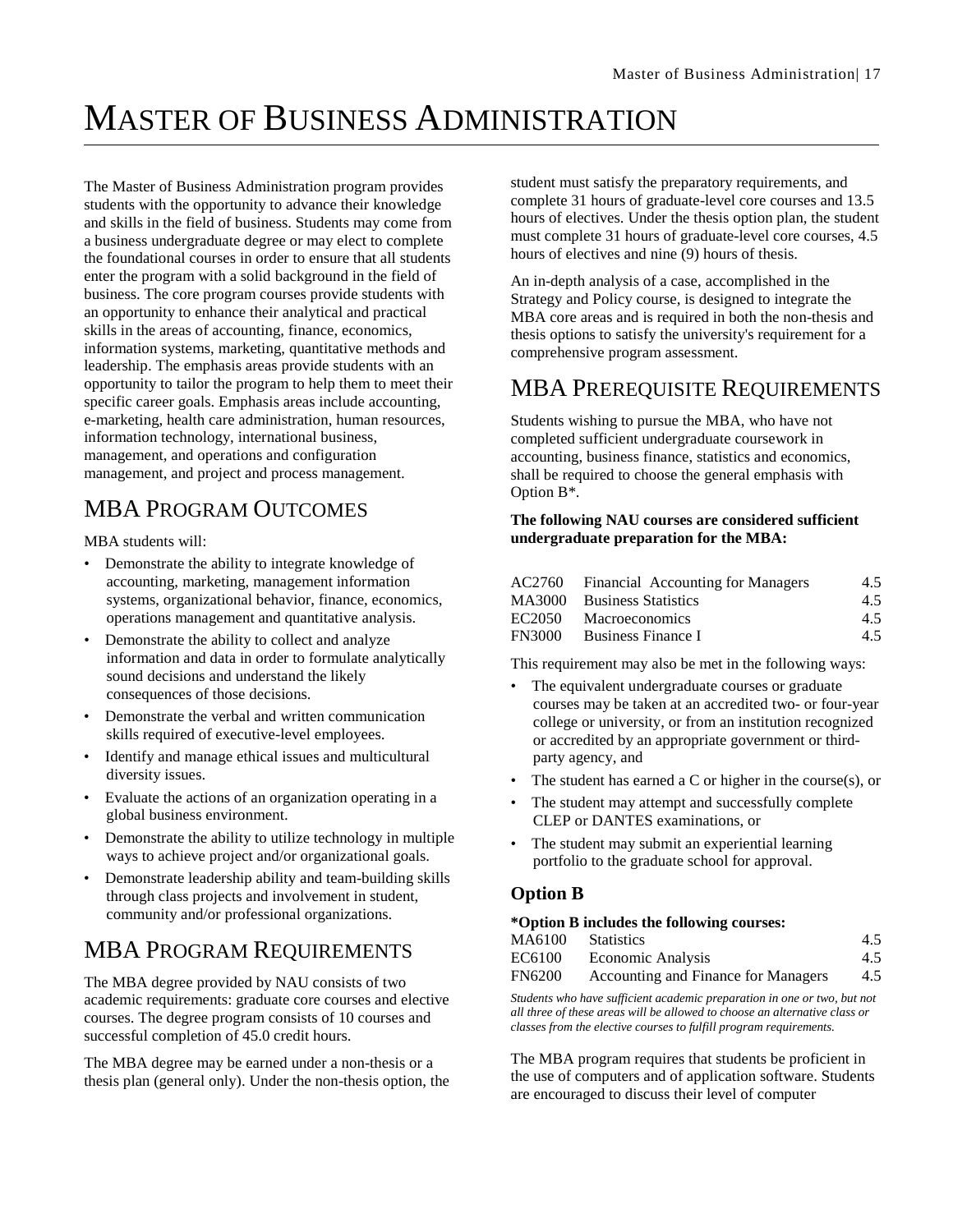# MASTER OF BUSINESS ADMINISTRATION

The Master of Business Administration program provides students with the opportunity to advance their knowledge and skills in the field of business. Students may come from a business undergraduate degree or may elect to complete the foundational courses in order to ensure that all students enter the program with a solid background in the field of business. The core program courses provide students with an opportunity to enhance their analytical and practical skills in the areas of accounting, finance, economics, information systems, marketing, quantitative methods and leadership. The emphasis areas provide students with an opportunity to tailor the program to help them to meet their specific career goals. Emphasis areas include accounting, e-marketing, health care administration, human resources, information technology, international business, management, and operations and configuration management, and project and process management.

## MBA PROGRAM OUTCOMES

MBA students will:

- Demonstrate the ability to integrate knowledge of accounting, marketing, management information systems, organizational behavior, finance, economics, operations management and quantitative analysis.
- Demonstrate the ability to collect and analyze information and data in order to formulate analytically sound decisions and understand the likely consequences of those decisions.
- Demonstrate the verbal and written communication skills required of executive-level employees.
- Identify and manage ethical issues and multicultural diversity issues.
- Evaluate the actions of an organization operating in a global business environment.
- Demonstrate the ability to utilize technology in multiple ways to achieve project and/or organizational goals.
- Demonstrate leadership ability and team-building skills through class projects and involvement in student, community and/or professional organizations.

## MBA PROGRAM REQUIREMENTS

The MBA degree provided by NAU consists of two academic requirements: graduate core courses and elective courses. The degree program consists of 10 courses and successful completion of 45.0 credit hours.

The MBA degree may be earned under a non-thesis or a thesis plan (general only). Under the non-thesis option, the student must satisfy the preparatory requirements, and complete 31 hours of graduate-level core courses and 13.5 hours of electives. Under the thesis option plan, the student must complete 31 hours of graduate-level core courses, 4.5 hours of electives and nine (9) hours of thesis.

An in-depth analysis of a case, accomplished in the Strategy and Policy course, is designed to integrate the MBA core areas and is required in both the non-thesis and thesis options to satisfy the university's requirement for a comprehensive program assessment.

## MBA PREREQUISITE REQUIREMENTS

Students wishing to pursue the MBA, who have not completed sufficient undergraduate coursework in accounting, business finance, statistics and economics, shall be required to choose the general emphasis with Option B*.

**The following NAU courses are considered sufficient undergraduate preparation for the MBA:**

| | | |
|---|---|---|
| AC2760 | Financial Accounting for Managers | 4.5 |
| MA3000 | Business Statistics | 4.5 |
| EC2050 | Macroeconomics | 4.5 |
| FN3000 | Business Finance I | 4.5 |

This requirement may also be met in the following ways:

- The equivalent undergraduate courses or graduate courses may be taken at an accredited two- or four-year college or university, or from an institution recognized or accredited by an appropriate government or third-party agency, and
- The student has earned a C or higher in the course(s), or
- The student may attempt and successfully complete CLEP or DANTES examinations, or
- The student may submit an experiential learning portfolio to the graduate school for approval.

### Option B

**\*Option B includes the following courses:**

| | | |
|---|---|---|
| MA6100 | Statistics | 4.5 |
| EC6100 | Economic Analysis | 4.5 |
| FN6200 | Accounting and Finance for Managers | 4.5 |

*Students who have sufficient academic preparation in one or two, but not all three of these areas will be allowed to choose an alternative class or classes from the elective courses to fulfill program requirements.*

The MBA program requires that students be proficient in the use of computers and of application software. Students are encouraged to discuss their level of computer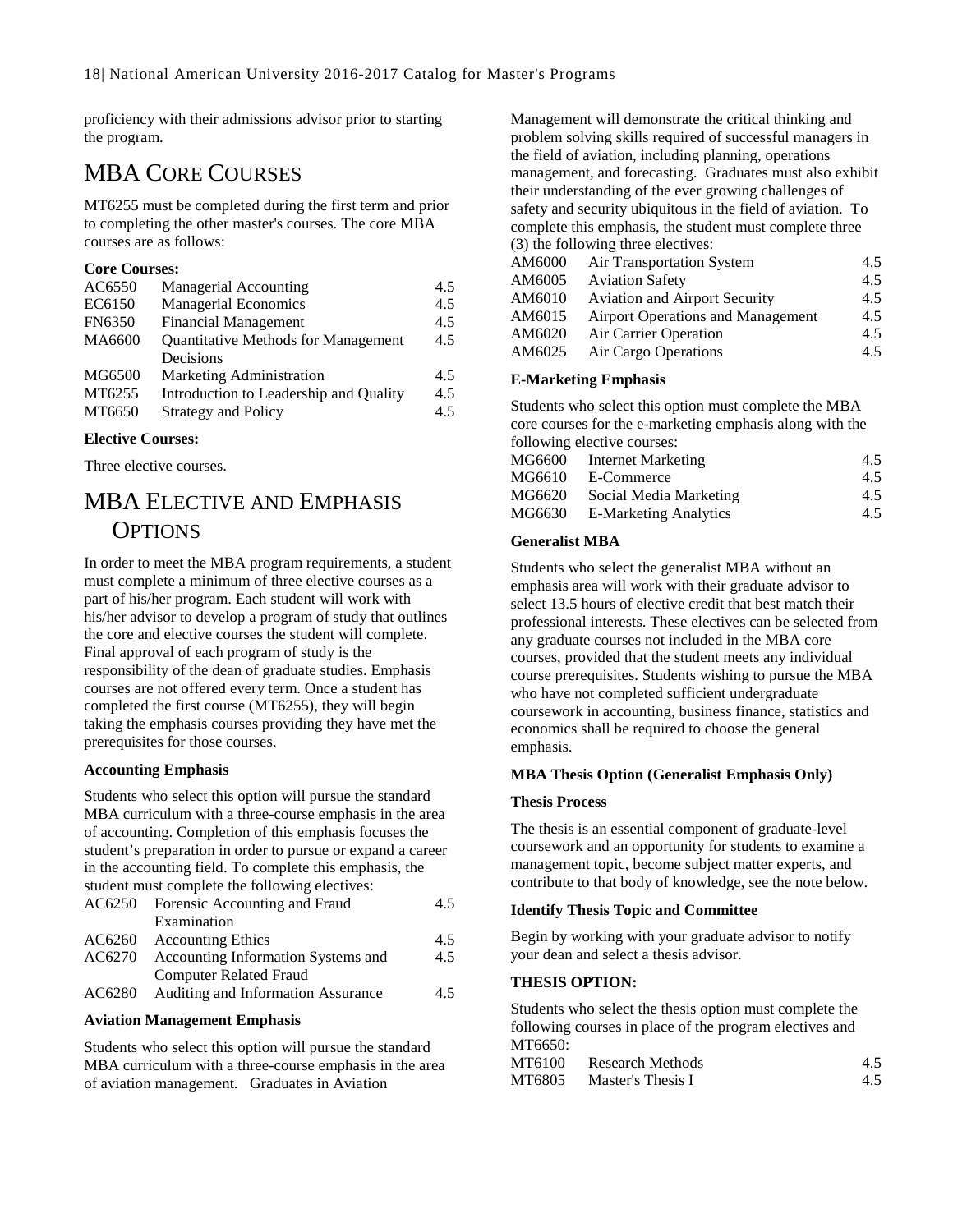proficiency with their admissions advisor prior to starting the program.

## MBA Core Courses

MT6255 must be completed during the first term and prior to completing the other master's courses. The core MBA courses are as follows:

**Core Courses:**

| | | |
|---|---|---|
| AC6550 | Managerial Accounting | 4.5 |
| EC6150 | Managerial Economics | 4.5 |
| FN6350 | Financial Management | 4.5 |
| MA6600 | Quantitative Methods for Management Decisions | 4.5 |
| MG6500 | Marketing Administration | 4.5 |
| MT6255 | Introduction to Leadership and Quality | 4.5 |
| MT6650 | Strategy and Policy | 4.5 |

**Elective Courses:**

Three elective courses.

## MBA Elective and Emphasis Options

In order to meet the MBA program requirements, a student must complete a minimum of three elective courses as a part of his/her program. Each student will work with his/her advisor to develop a program of study that outlines the core and elective courses the student will complete. Final approval of each program of study is the responsibility of the dean of graduate studies. Emphasis courses are not offered every term. Once a student has completed the first course (MT6255), they will begin taking the emphasis courses providing they have met the prerequisites for those courses.

**Accounting Emphasis**

Students who select this option will pursue the standard MBA curriculum with a three-course emphasis in the area of accounting. Completion of this emphasis focuses the student's preparation in order to pursue or expand a career in the accounting field. To complete this emphasis, the student must complete the following electives:

| | | |
|---|---|---|
| AC6250 | Forensic Accounting and Fraud Examination | 4.5 |
| AC6260 | Accounting Ethics | 4.5 |
| AC6270 | Accounting Information Systems and Computer Related Fraud | 4.5 |
| AC6280 | Auditing and Information Assurance | 4.5 |

**Aviation Management Emphasis**

Students who select this option will pursue the standard MBA curriculum with a three-course emphasis in the area of aviation management. Graduates in Aviation Management will demonstrate the critical thinking and problem solving skills required of successful managers in the field of aviation, including planning, operations management, and forecasting. Graduates must also exhibit their understanding of the ever growing challenges of safety and security ubiquitous in the field of aviation. To complete this emphasis, the student must complete three (3) the following three electives:

| | | |
|---|---|---|
| AM6000 | Air Transportation System | 4.5 |
| AM6005 | Aviation Safety | 4.5 |
| AM6010 | Aviation and Airport Security | 4.5 |
| AM6015 | Airport Operations and Management | 4.5 |
| AM6020 | Air Carrier Operation | 4.5 |
| AM6025 | Air Cargo Operations | 4.5 |

**E-Marketing Emphasis**

Students who select this option must complete the MBA core courses for the e-marketing emphasis along with the following elective courses:

| | | |
|---|---|---|
| MG6600 | Internet Marketing | 4.5 |
| MG6610 | E-Commerce | 4.5 |
| MG6620 | Social Media Marketing | 4.5 |
| MG6630 | E-Marketing Analytics | 4.5 |

**Generalist MBA**

Students who select the generalist MBA without an emphasis area will work with their graduate advisor to select 13.5 hours of elective credit that best match their professional interests. These electives can be selected from any graduate courses not included in the MBA core courses, provided that the student meets any individual course prerequisites. Students wishing to pursue the MBA who have not completed sufficient undergraduate coursework in accounting, business finance, statistics and economics shall be required to choose the general emphasis.

**MBA Thesis Option (Generalist Emphasis Only)**

**Thesis Process**

The thesis is an essential component of graduate-level coursework and an opportunity for students to examine a management topic, become subject matter experts, and contribute to that body of knowledge, see the note below.

**Identify Thesis Topic and Committee**

Begin by working with your graduate advisor to notify your dean and select a thesis advisor.

**THESIS OPTION:**

Students who select the thesis option must complete the following courses in place of the program electives and MT6650:

| | | |
|---|---|---|
| MT6100 | Research Methods | 4.5 |
| MT6805 | Master's Thesis I | 4.5 |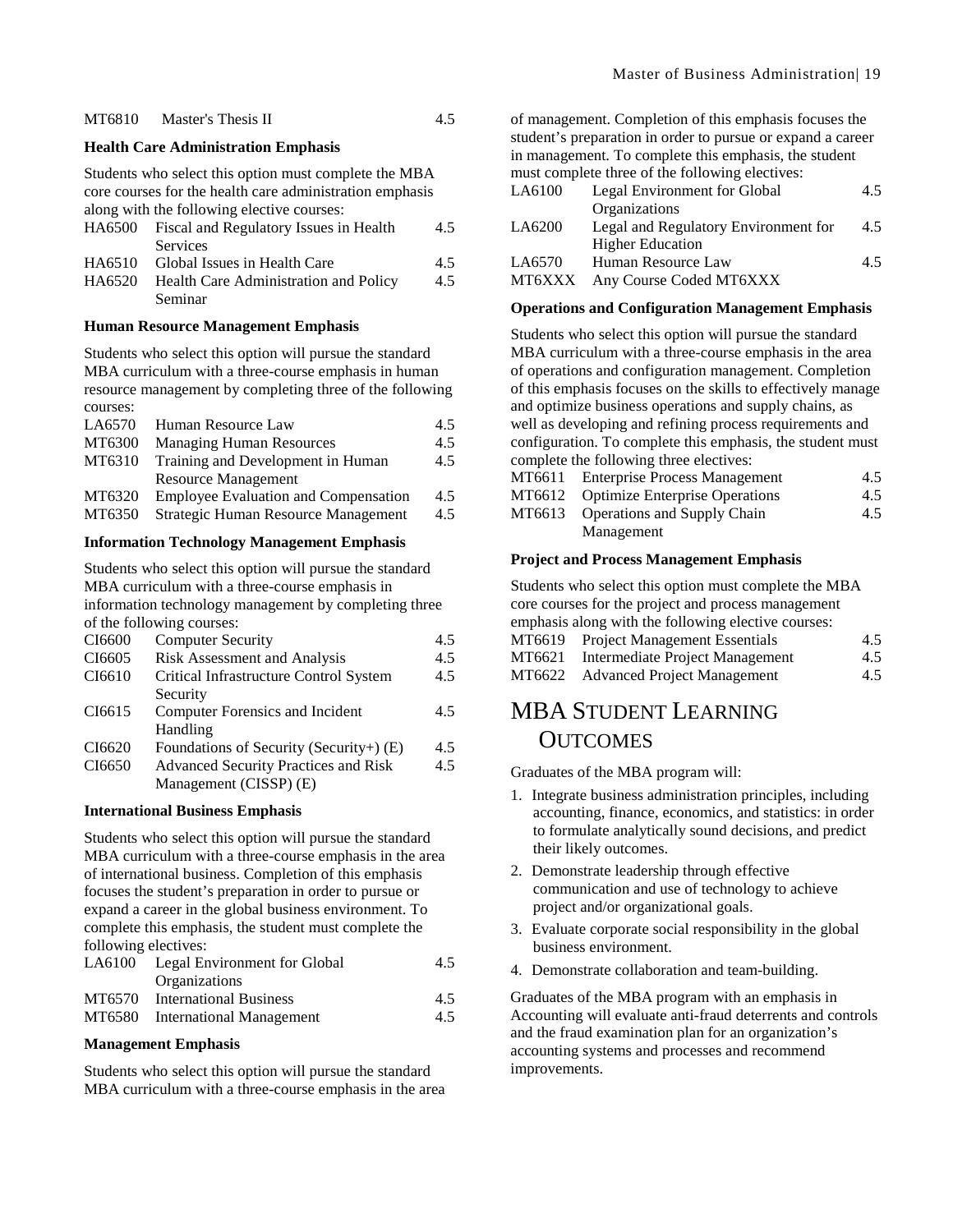| | | |
|---|---|---|
| MT6810 | Master's Thesis II | 4.5 |

**Health Care Administration Emphasis**

Students who select this option must complete the MBA core courses for the health care administration emphasis along with the following elective courses:

| | | |
|---|---|---|
| HA6500 | Fiscal and Regulatory Issues in Health Services | 4.5 |
| HA6510 | Global Issues in Health Care | 4.5 |
| HA6520 | Health Care Administration and Policy Seminar | 4.5 |

**Human Resource Management Emphasis**

Students who select this option will pursue the standard MBA curriculum with a three-course emphasis in human resource management by completing three of the following courses:

| | | |
|---|---|---|
| LA6570 | Human Resource Law | 4.5 |
| MT6300 | Managing Human Resources | 4.5 |
| MT6310 | Training and Development in Human Resource Management | 4.5 |
| MT6320 | Employee Evaluation and Compensation | 4.5 |
| MT6350 | Strategic Human Resource Management | 4.5 |

**Information Technology Management Emphasis**

Students who select this option will pursue the standard MBA curriculum with a three-course emphasis in information technology management by completing three of the following courses:

| | | |
|---|---|---|
| CI6600 | Computer Security | 4.5 |
| CI6605 | Risk Assessment and Analysis | 4.5 |
| CI6610 | Critical Infrastructure Control System Security | 4.5 |
| CI6615 | Computer Forensics and Incident Handling | 4.5 |
| CI6620 | Foundations of Security (Security+) (E) | 4.5 |
| CI6650 | Advanced Security Practices and Risk Management (CISSP) (E) | 4.5 |

**International Business Emphasis**

Students who select this option will pursue the standard MBA curriculum with a three-course emphasis in the area of international business. Completion of this emphasis focuses the student's preparation in order to pursue or expand a career in the global business environment. To complete this emphasis, the student must complete the following electives:

| | | |
|---|---|---|
| LA6100 | Legal Environment for Global Organizations | 4.5 |
| MT6570 | International Business | 4.5 |
| MT6580 | International Management | 4.5 |

**Management Emphasis**

Students who select this option will pursue the standard MBA curriculum with a three-course emphasis in the area of management. Completion of this emphasis focuses the student's preparation in order to pursue or expand a career in management. To complete this emphasis, the student must complete three of the following electives:

| | | |
|---|---|---|
| LA6100 | Legal Environment for Global Organizations | 4.5 |
| LA6200 | Legal and Regulatory Environment for Higher Education | 4.5 |
| LA6570 | Human Resource Law | 4.5 |
| MT6XXX | Any Course Coded MT6XXX | |

**Operations and Configuration Management Emphasis**

Students who select this option will pursue the standard MBA curriculum with a three-course emphasis in the area of operations and configuration management. Completion of this emphasis focuses on the skills to effectively manage and optimize business operations and supply chains, as well as developing and refining process requirements and configuration. To complete this emphasis, the student must complete the following three electives:

| | | |
|---|---|---|
| MT6611 | Enterprise Process Management | 4.5 |
| MT6612 | Optimize Enterprise Operations | 4.5 |
| MT6613 | Operations and Supply Chain Management | 4.5 |

**Project and Process Management Emphasis**

Students who select this option must complete the MBA core courses for the project and process management emphasis along with the following elective courses:

| | | |
|---|---|---|
| MT6619 | Project Management Essentials | 4.5 |
| MT6621 | Intermediate Project Management | 4.5 |
| MT6622 | Advanced Project Management | 4.5 |

# MBA Student Learning Outcomes

Graduates of the MBA program will:

1. Integrate business administration principles, including accounting, finance, economics, and statistics: in order to formulate analytically sound decisions, and predict their likely outcomes.
2. Demonstrate leadership through effective communication and use of technology to achieve project and/or organizational goals.
3. Evaluate corporate social responsibility in the global business environment.
4. Demonstrate collaboration and team-building.

Graduates of the MBA program with an emphasis in Accounting will evaluate anti-fraud deterrents and controls and the fraud examination plan for an organization's accounting systems and processes and recommend improvements.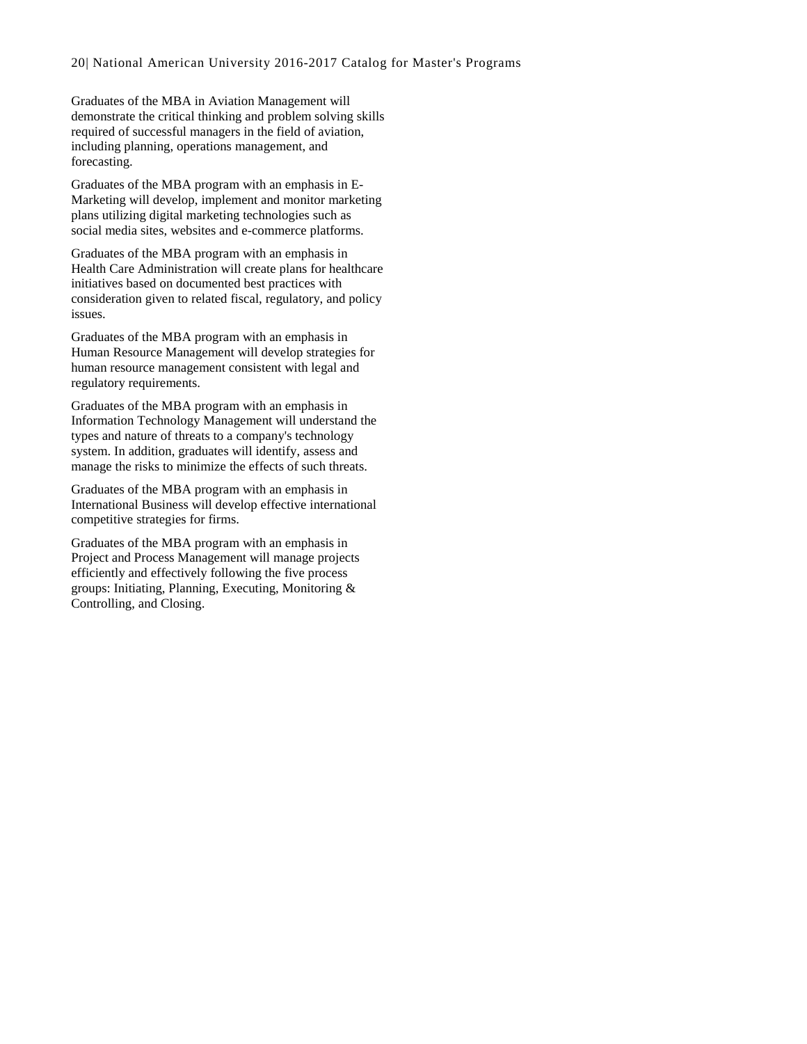Graduates of the MBA in Aviation Management will demonstrate the critical thinking and problem solving skills required of successful managers in the field of aviation, including planning, operations management, and forecasting.

Graduates of the MBA program with an emphasis in E-Marketing will develop, implement and monitor marketing plans utilizing digital marketing technologies such as social media sites, websites and e-commerce platforms.

Graduates of the MBA program with an emphasis in Health Care Administration will create plans for healthcare initiatives based on documented best practices with consideration given to related fiscal, regulatory, and policy issues.

Graduates of the MBA program with an emphasis in Human Resource Management will develop strategies for human resource management consistent with legal and regulatory requirements.

Graduates of the MBA program with an emphasis in Information Technology Management will understand the types and nature of threats to a company's technology system. In addition, graduates will identify, assess and manage the risks to minimize the effects of such threats.

Graduates of the MBA program with an emphasis in International Business will develop effective international competitive strategies for firms.

Graduates of the MBA program with an emphasis in Project and Process Management will manage projects efficiently and effectively following the five process groups: Initiating, Planning, Executing, Monitoring & Controlling, and Closing.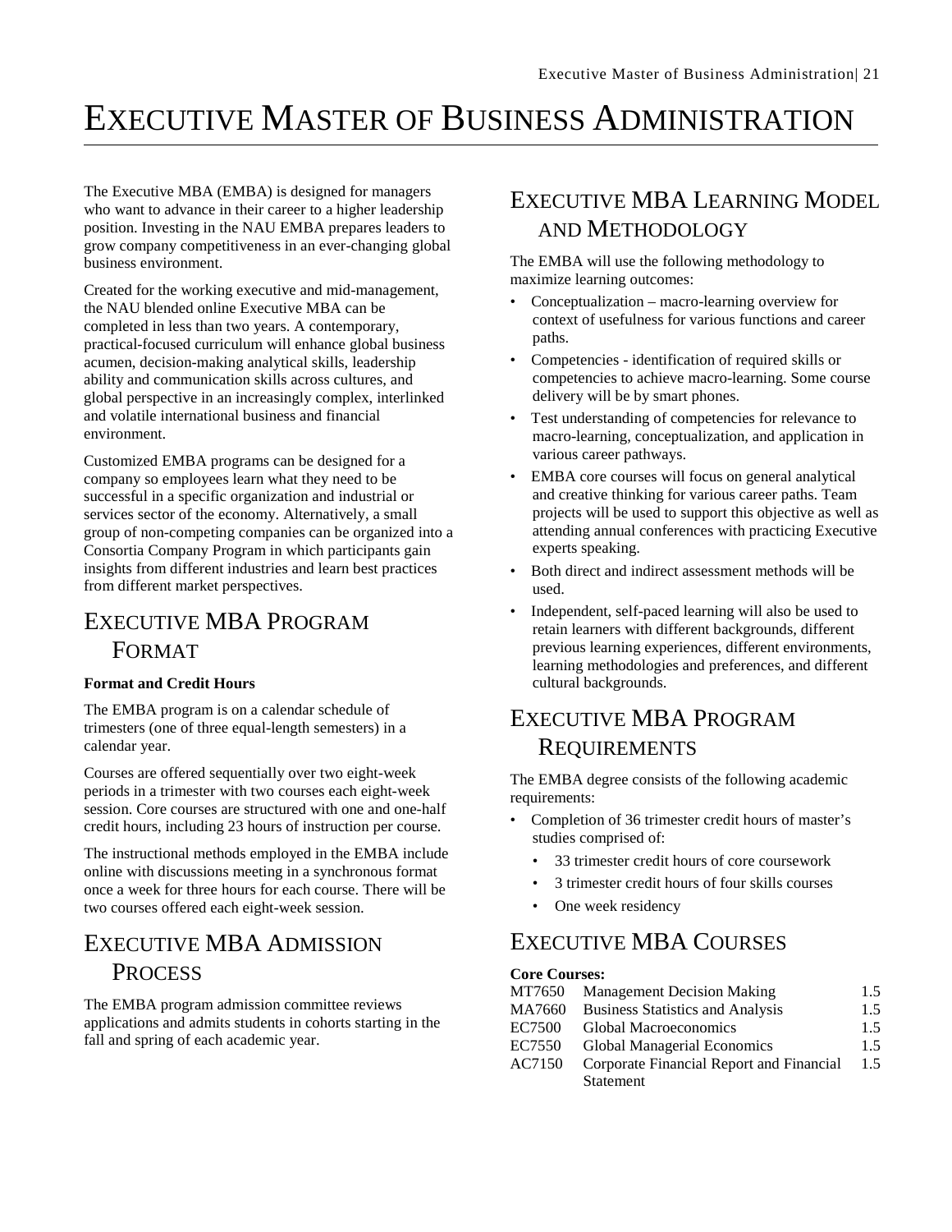// A single, complete, faithful transcription
# EXECUTIVE MASTER OF BUSINESS ADMINISTRATION

The Executive MBA (EMBA) is designed for managers who want to advance in their career to a higher leadership position. Investing in the NAU EMBA prepares leaders to grow company competitiveness in an ever-changing global business environment.

Created for the working executive and mid-management, the NAU blended online Executive MBA can be completed in less than two years. A contemporary, practical-focused curriculum will enhance global business acumen, decision-making analytical skills, leadership ability and communication skills across cultures, and global perspective in an increasingly complex, interlinked and volatile international business and financial environment.

Customized EMBA programs can be designed for a company so employees learn what they need to be successful in a specific organization and industrial or services sector of the economy. Alternatively, a small group of non-competing companies can be organized into a Consortia Company Program in which participants gain insights from different industries and learn best practices from different market perspectives.

## EXECUTIVE MBA PROGRAM FORMAT

**Format and Credit Hours**

The EMBA program is on a calendar schedule of trimesters (one of three equal-length semesters) in a calendar year.

Courses are offered sequentially over two eight-week periods in a trimester with two courses each eight-week session. Core courses are structured with one and one-half credit hours, including 23 hours of instruction per course.

The instructional methods employed in the EMBA include online with discussions meeting in a synchronous format once a week for three hours for each course. There will be two courses offered each eight-week session.

## EXECUTIVE MBA ADMISSION PROCESS

The EMBA program admission committee reviews applications and admits students in cohorts starting in the fall and spring of each academic year.

## EXECUTIVE MBA LEARNING MODEL AND METHODOLOGY

The EMBA will use the following methodology to maximize learning outcomes:

- Conceptualization – macro-learning overview for context of usefulness for various functions and career paths.
- Competencies - identification of required skills or competencies to achieve macro-learning. Some course delivery will be by smart phones.
- Test understanding of competencies for relevance to macro-learning, conceptualization, and application in various career pathways.
- EMBA core courses will focus on general analytical and creative thinking for various career paths. Team projects will be used to support this objective as well as attending annual conferences with practicing Executive experts speaking.
- Both direct and indirect assessment methods will be used.
- Independent, self-paced learning will also be used to retain learners with different backgrounds, different previous learning experiences, different environments, learning methodologies and preferences, and different cultural backgrounds.

## EXECUTIVE MBA PROGRAM REQUIREMENTS

The EMBA degree consists of the following academic requirements:

- Completion of 36 trimester credit hours of master's studies comprised of:
  - 33 trimester credit hours of core coursework
  - 3 trimester credit hours of four skills courses
  - One week residency

## EXECUTIVE MBA COURSES

**Core Courses:**

| | | |
|---|---|---|
| MT7650 | Management Decision Making | 1.5 |
| MA7660 | Business Statistics and Analysis | 1.5 |
| EC7500 | Global Macroeconomics | 1.5 |
| EC7550 | Global Managerial Economics | 1.5 |
| AC7150 | Corporate Financial Report and Financial Statement | 1.5 |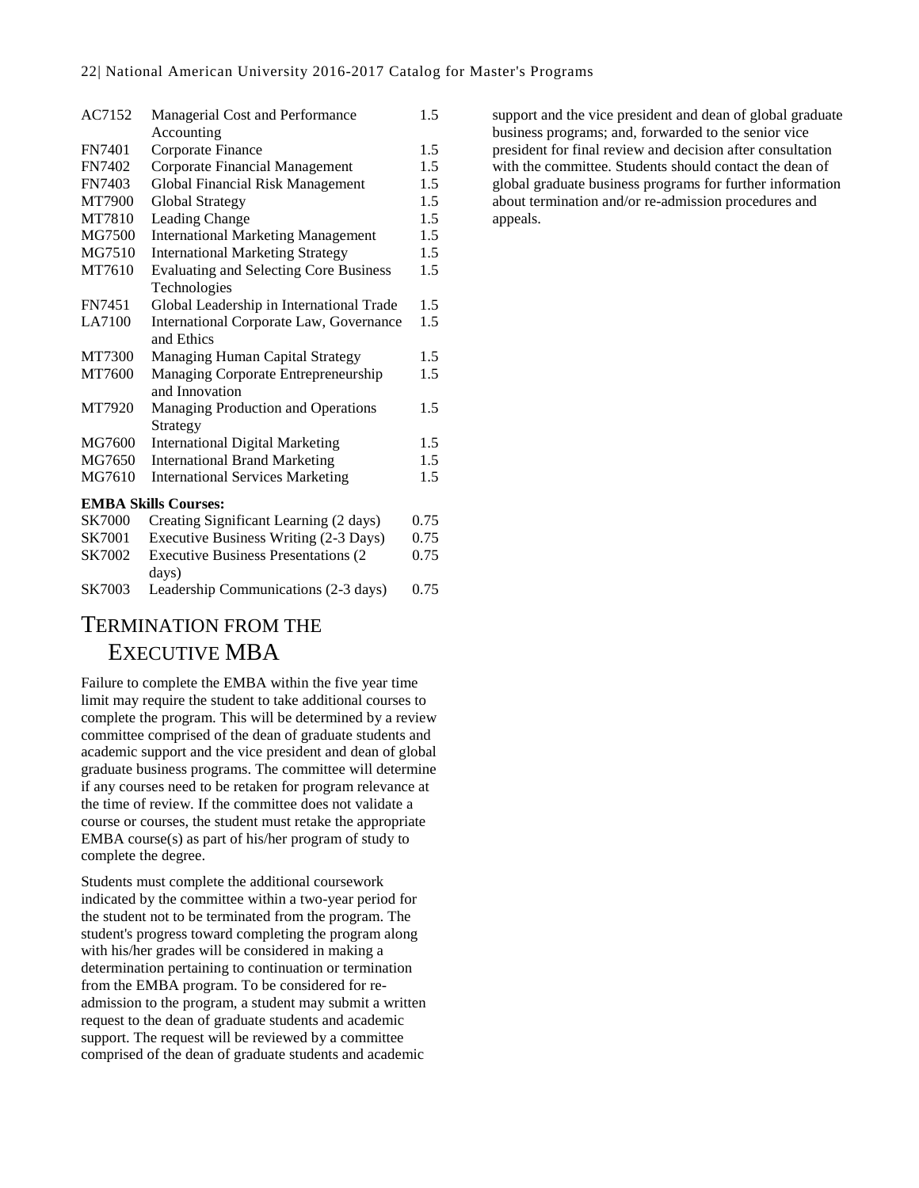| | | |
|---|---|---|
| AC7152 | Managerial Cost and Performance Accounting | 1.5 |
| FN7401 | Corporate Finance | 1.5 |
| FN7402 | Corporate Financial Management | 1.5 |
| FN7403 | Global Financial Risk Management | 1.5 |
| MT7900 | Global Strategy | 1.5 |
| MT7810 | Leading Change | 1.5 |
| MG7500 | International Marketing Management | 1.5 |
| MG7510 | International Marketing Strategy | 1.5 |
| MT7610 | Evaluating and Selecting Core Business Technologies | 1.5 |
| FN7451 | Global Leadership in International Trade | 1.5 |
| LA7100 | International Corporate Law, Governance and Ethics | 1.5 |
| MT7300 | Managing Human Capital Strategy | 1.5 |
| MT7600 | Managing Corporate Entrepreneurship and Innovation | 1.5 |
| MT7920 | Managing Production and Operations Strategy | 1.5 |
| MG7600 | International Digital Marketing | 1.5 |
| MG7650 | International Brand Marketing | 1.5 |
| MG7610 | International Services Marketing | 1.5 |

**EMBA Skills Courses:**

| | | |
|---|---|---|
| SK7000 | Creating Significant Learning (2 days) | 0.75 |
| SK7001 | Executive Business Writing (2-3 Days) | 0.75 |
| SK7002 | Executive Business Presentations (2 days) | 0.75 |
| SK7003 | Leadership Communications (2-3 days) | 0.75 |

## Termination from the Executive MBA

Failure to complete the EMBA within the five year time limit may require the student to take additional courses to complete the program. This will be determined by a review committee comprised of the dean of graduate students and academic support and the vice president and dean of global graduate business programs. The committee will determine if any courses need to be retaken for program relevance at the time of review. If the committee does not validate a course or courses, the student must retake the appropriate EMBA course(s) as part of his/her program of study to complete the degree.

Students must complete the additional coursework indicated by the committee within a two-year period for the student not to be terminated from the program. The student's progress toward completing the program along with his/her grades will be considered in making a determination pertaining to continuation or termination from the EMBA program. To be considered for re-admission to the program, a student may submit a written request to the dean of graduate students and academic support. The request will be reviewed by a committee comprised of the dean of graduate students and academic support and the vice president and dean of global graduate business programs; and, forwarded to the senior vice president for final review and decision after consultation with the committee. Students should contact the dean of global graduate business programs for further information about termination and/or re-admission procedures and appeals.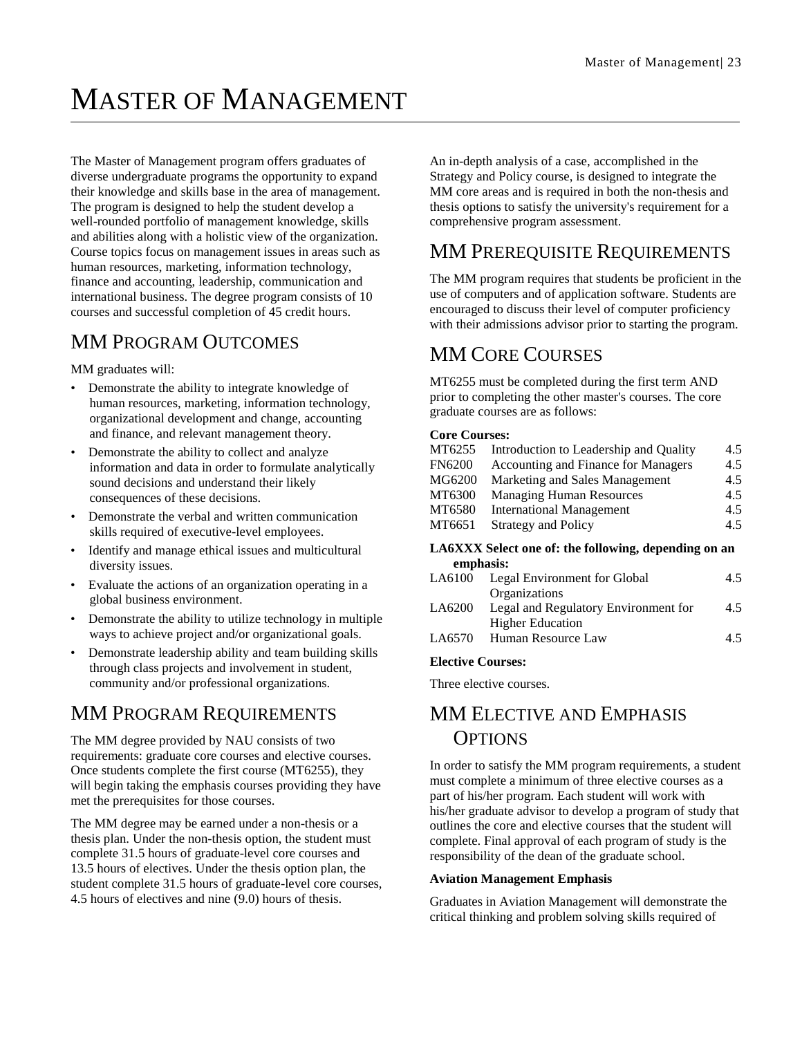# MASTER OF MANAGEMENT

The Master of Management program offers graduates of diverse undergraduate programs the opportunity to expand their knowledge and skills base in the area of management. The program is designed to help the student develop a well-rounded portfolio of management knowledge, skills and abilities along with a holistic view of the organization. Course topics focus on management issues in areas such as human resources, marketing, information technology, finance and accounting, leadership, communication and international business. The degree program consists of 10 courses and successful completion of 45 credit hours.

## MM PROGRAM OUTCOMES

MM graduates will:

- Demonstrate the ability to integrate knowledge of human resources, marketing, information technology, organizational development and change, accounting and finance, and relevant management theory.
- Demonstrate the ability to collect and analyze information and data in order to formulate analytically sound decisions and understand their likely consequences of these decisions.
- Demonstrate the verbal and written communication skills required of executive-level employees.
- Identify and manage ethical issues and multicultural diversity issues.
- Evaluate the actions of an organization operating in a global business environment.
- Demonstrate the ability to utilize technology in multiple ways to achieve project and/or organizational goals.
- Demonstrate leadership ability and team building skills through class projects and involvement in student, community and/or professional organizations.

## MM PROGRAM REQUIREMENTS

The MM degree provided by NAU consists of two requirements: graduate core courses and elective courses. Once students complete the first course (MT6255), they will begin taking the emphasis courses providing they have met the prerequisites for those courses.

The MM degree may be earned under a non-thesis or a thesis plan. Under the non-thesis option, the student must complete 31.5 hours of graduate-level core courses and 13.5 hours of electives. Under the thesis option plan, the student complete 31.5 hours of graduate-level core courses, 4.5 hours of electives and nine (9.0) hours of thesis.

An in-depth analysis of a case, accomplished in the Strategy and Policy course, is designed to integrate the MM core areas and is required in both the non-thesis and thesis options to satisfy the university's requirement for a comprehensive program assessment.

## MM PREREQUISITE REQUIREMENTS

The MM program requires that students be proficient in the use of computers and of application software. Students are encouraged to discuss their level of computer proficiency with their admissions advisor prior to starting the program.

## MM CORE COURSES

MT6255 must be completed during the first term AND prior to completing the other master's courses. The core graduate courses are as follows:

**Core Courses:**

| | | |
|---|---|---|
| MT6255 | Introduction to Leadership and Quality | 4.5 |
| FN6200 | Accounting and Finance for Managers | 4.5 |
| MG6200 | Marketing and Sales Management | 4.5 |
| MT6300 | Managing Human Resources | 4.5 |
| MT6580 | International Management | 4.5 |
| MT6651 | Strategy and Policy | 4.5 |

**LA6XXX Select one of: the following, depending on an emphasis:**

| | | |
|---|---|---|
| LA6100 | Legal Environment for Global Organizations | 4.5 |
| LA6200 | Legal and Regulatory Environment for Higher Education | 4.5 |
| LA6570 | Human Resource Law | 4.5 |

**Elective Courses:**

Three elective courses.

## MM ELECTIVE AND EMPHASIS OPTIONS

In order to satisfy the MM program requirements, a student must complete a minimum of three elective courses as a part of his/her program. Each student will work with his/her graduate advisor to develop a program of study that outlines the core and elective courses that the student will complete. Final approval of each program of study is the responsibility of the dean of the graduate school.

**Aviation Management Emphasis**

Graduates in Aviation Management will demonstrate the critical thinking and problem solving skills required of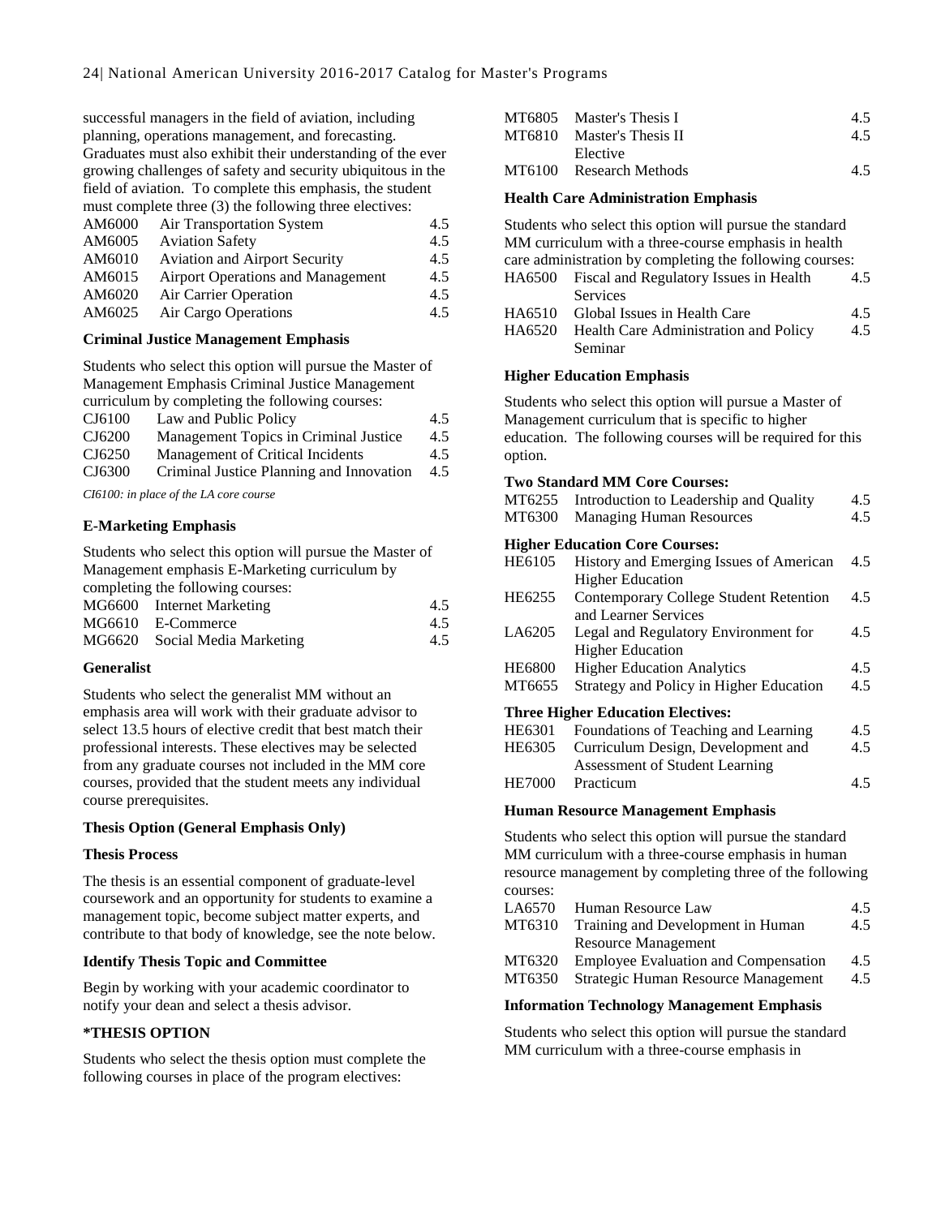successful managers in the field of aviation, including planning, operations management, and forecasting. Graduates must also exhibit their understanding of the ever growing challenges of safety and security ubiquitous in the field of aviation. To complete this emphasis, the student must complete three (3) the following three electives:

| | | |
|---|---|---|
| AM6000 | Air Transportation System | 4.5 |
| AM6005 | Aviation Safety | 4.5 |
| AM6010 | Aviation and Airport Security | 4.5 |
| AM6015 | Airport Operations and Management | 4.5 |
| AM6020 | Air Carrier Operation | 4.5 |
| AM6025 | Air Cargo Operations | 4.5 |

**Criminal Justice Management Emphasis**

Students who select this option will pursue the Master of Management Emphasis Criminal Justice Management curriculum by completing the following courses:

| | | |
|---|---|---|
| CJ6100 | Law and Public Policy | 4.5 |
| CJ6200 | Management Topics in Criminal Justice | 4.5 |
| CJ6250 | Management of Critical Incidents | 4.5 |
| CJ6300 | Criminal Justice Planning and Innovation | 4.5 |

*CI6100: in place of the LA core course*

**E-Marketing Emphasis**

Students who select this option will pursue the Master of Management emphasis E-Marketing curriculum by completing the following courses:

| | | |
|---|---|---|
| MG6600 | Internet Marketing | 4.5 |
| MG6610 | E-Commerce | 4.5 |
| MG6620 | Social Media Marketing | 4.5 |

**Generalist**

Students who select the generalist MM without an emphasis area will work with their graduate advisor to select 13.5 hours of elective credit that best match their professional interests. These electives may be selected from any graduate courses not included in the MM core courses, provided that the student meets any individual course prerequisites.

**Thesis Option (General Emphasis Only)**

**Thesis Process**

The thesis is an essential component of graduate-level coursework and an opportunity for students to examine a management topic, become subject matter experts, and contribute to that body of knowledge, see the note below.

**Identify Thesis Topic and Committee**

Begin by working with your academic coordinator to notify your dean and select a thesis advisor.

**\*THESIS OPTION**

Students who select the thesis option must complete the following courses in place of the program electives:

| | | |
|---|---|---|
| MT6805 | Master's Thesis I | 4.5 |
| MT6810 | Master's Thesis II | 4.5 |
| | Elective | |
| MT6100 | Research Methods | 4.5 |

**Health Care Administration Emphasis**

Students who select this option will pursue the standard MM curriculum with a three-course emphasis in health care administration by completing the following courses:

| | | |
|---|---|---|
| HA6500 | Fiscal and Regulatory Issues in Health Services | 4.5 |
| HA6510 | Global Issues in Health Care | 4.5 |
| HA6520 | Health Care Administration and Policy Seminar | 4.5 |

**Higher Education Emphasis**

Students who select this option will pursue a Master of Management curriculum that is specific to higher education. The following courses will be required for this option.

**Two Standard MM Core Courses:**

| | | |
|---|---|---|
| MT6255 | Introduction to Leadership and Quality | 4.5 |
| MT6300 | Managing Human Resources | 4.5 |

**Higher Education Core Courses:**

| | | |
|---|---|---|
| HE6105 | History and Emerging Issues of American Higher Education | 4.5 |
| HE6255 | Contemporary College Student Retention and Learner Services | 4.5 |
| LA6205 | Legal and Regulatory Environment for Higher Education | 4.5 |
| HE6800 | Higher Education Analytics | 4.5 |
| MT6655 | Strategy and Policy in Higher Education | 4.5 |

**Three Higher Education Electives:**

| | | |
|---|---|---|
| HE6301 | Foundations of Teaching and Learning | 4.5 |
| HE6305 | Curriculum Design, Development and Assessment of Student Learning | 4.5 |
| HE7000 | Practicum | 4.5 |

**Human Resource Management Emphasis**

Students who select this option will pursue the standard MM curriculum with a three-course emphasis in human resource management by completing three of the following courses:

| | | |
|---|---|---|
| LA6570 | Human Resource Law | 4.5 |
| MT6310 | Training and Development in Human Resource Management | 4.5 |
| MT6320 | Employee Evaluation and Compensation | 4.5 |
| MT6350 | Strategic Human Resource Management | 4.5 |

**Information Technology Management Emphasis**

Students who select this option will pursue the standard MM curriculum with a three-course emphasis in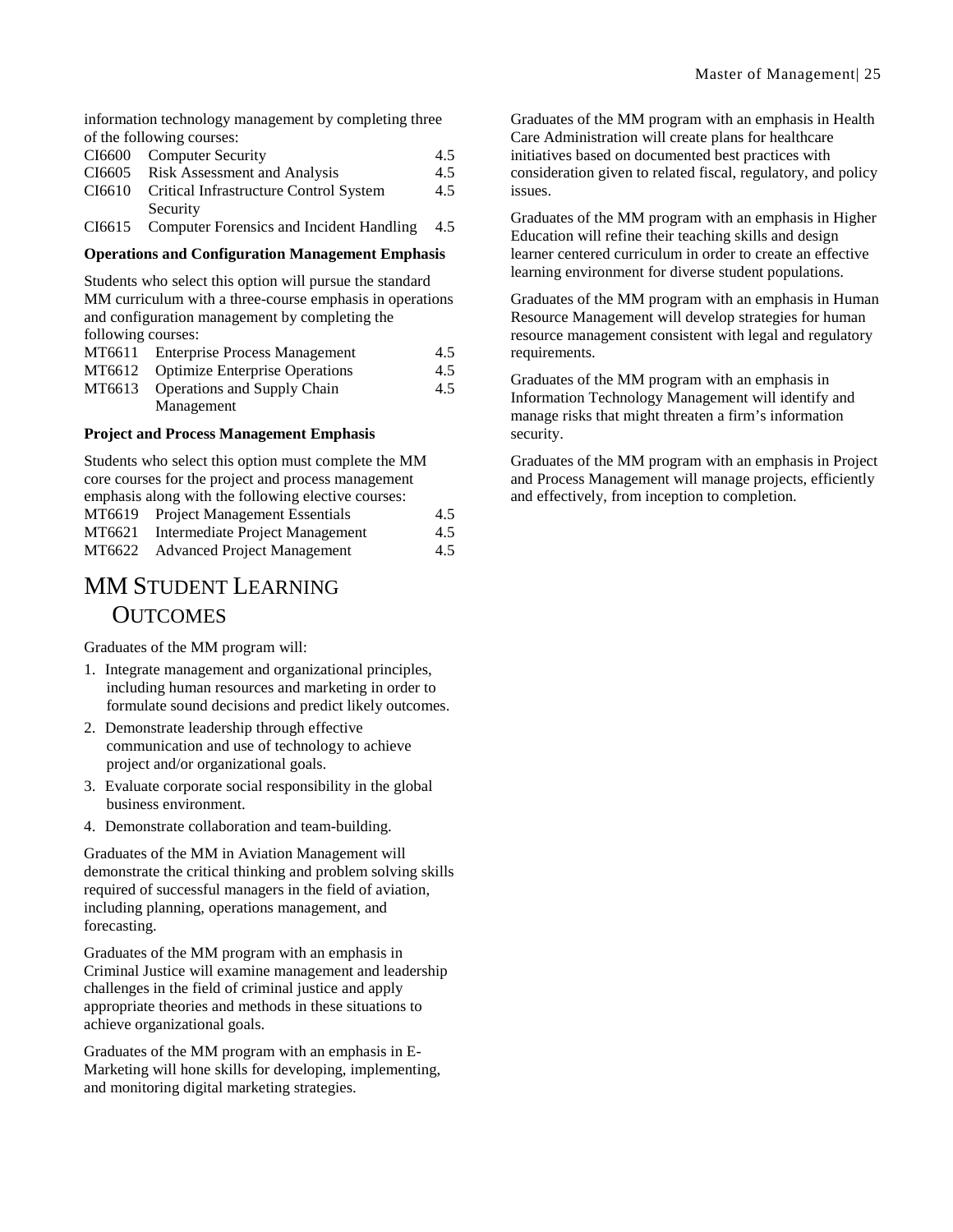information technology management by completing three of the following courses:

| | | |
|---|---|---|
| CI6600 | Computer Security | 4.5 |
| CI6605 | Risk Assessment and Analysis | 4.5 |
| CI6610 | Critical Infrastructure Control System Security | 4.5 |
| CI6615 | Computer Forensics and Incident Handling | 4.5 |

**Operations and Configuration Management Emphasis**

Students who select this option will pursue the standard MM curriculum with a three-course emphasis in operations and configuration management by completing the following courses:

| | | |
|---|---|---|
| MT6611 | Enterprise Process Management | 4.5 |
| MT6612 | Optimize Enterprise Operations | 4.5 |
| MT6613 | Operations and Supply Chain Management | 4.5 |

**Project and Process Management Emphasis**

Students who select this option must complete the MM core courses for the project and process management emphasis along with the following elective courses:

| | | |
|---|---|---|
| MT6619 | Project Management Essentials | 4.5 |
| MT6621 | Intermediate Project Management | 4.5 |
| MT6622 | Advanced Project Management | 4.5 |

# MM Student Learning Outcomes

Graduates of the MM program will:

1. Integrate management and organizational principles, including human resources and marketing in order to formulate sound decisions and predict likely outcomes.
2. Demonstrate leadership through effective communication and use of technology to achieve project and/or organizational goals.
3. Evaluate corporate social responsibility in the global business environment.
4. Demonstrate collaboration and team-building.

Graduates of the MM in Aviation Management will demonstrate the critical thinking and problem solving skills required of successful managers in the field of aviation, including planning, operations management, and forecasting.

Graduates of the MM program with an emphasis in Criminal Justice will examine management and leadership challenges in the field of criminal justice and apply appropriate theories and methods in these situations to achieve organizational goals.

Graduates of the MM program with an emphasis in E-Marketing will hone skills for developing, implementing, and monitoring digital marketing strategies.

Graduates of the MM program with an emphasis in Health Care Administration will create plans for healthcare initiatives based on documented best practices with consideration given to related fiscal, regulatory, and policy issues.

Graduates of the MM program with an emphasis in Higher Education will refine their teaching skills and design learner centered curriculum in order to create an effective learning environment for diverse student populations.

Graduates of the MM program with an emphasis in Human Resource Management will develop strategies for human resource management consistent with legal and regulatory requirements.

Graduates of the MM program with an emphasis in Information Technology Management will identify and manage risks that might threaten a firm's information security.

Graduates of the MM program with an emphasis in Project and Process Management will manage projects, efficiently and effectively, from inception to completion.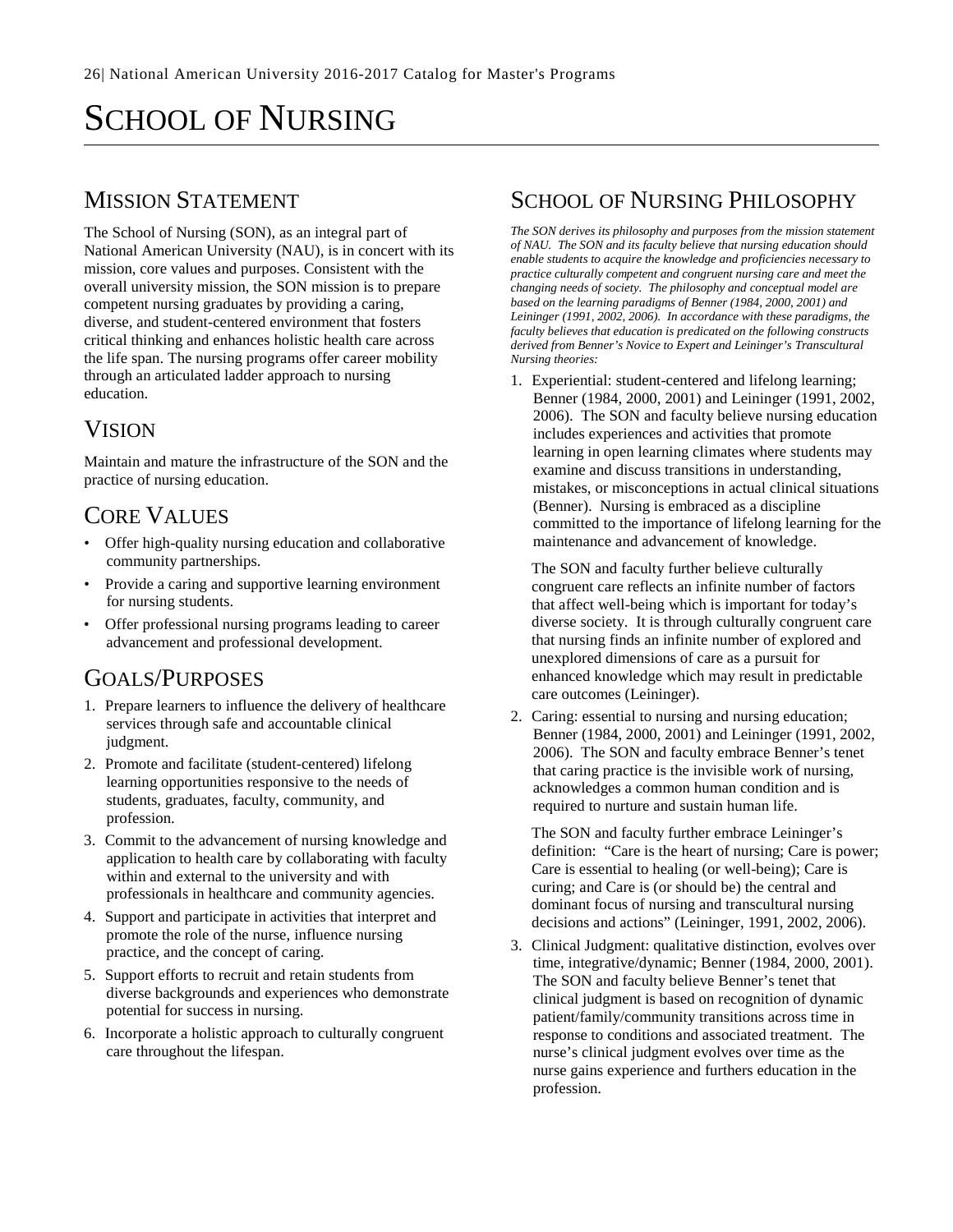# SCHOOL OF NURSING

## MISSION STATEMENT

The School of Nursing (SON), as an integral part of National American University (NAU), is in concert with its mission, core values and purposes. Consistent with the overall university mission, the SON mission is to prepare competent nursing graduates by providing a caring, diverse, and student-centered environment that fosters critical thinking and enhances holistic health care across the life span. The nursing programs offer career mobility through an articulated ladder approach to nursing education.

## VISION

Maintain and mature the infrastructure of the SON and the practice of nursing education.

## CORE VALUES

- Offer high-quality nursing education and collaborative community partnerships.
- Provide a caring and supportive learning environment for nursing students.
- Offer professional nursing programs leading to career advancement and professional development.

## GOALS/PURPOSES

1. Prepare learners to influence the delivery of healthcare services through safe and accountable clinical judgment.
2. Promote and facilitate (student-centered) lifelong learning opportunities responsive to the needs of students, graduates, faculty, community, and profession.
3. Commit to the advancement of nursing knowledge and application to health care by collaborating with faculty within and external to the university and with professionals in healthcare and community agencies.
4. Support and participate in activities that interpret and promote the role of the nurse, influence nursing practice, and the concept of caring.
5. Support efforts to recruit and retain students from diverse backgrounds and experiences who demonstrate potential for success in nursing.
6. Incorporate a holistic approach to culturally congruent care throughout the lifespan.

## SCHOOL OF NURSING PHILOSOPHY

*The SON derives its philosophy and purposes from the mission statement of NAU. The SON and its faculty believe that nursing education should enable students to acquire the knowledge and proficiencies necessary to practice culturally competent and congruent nursing care and meet the changing needs of society. The philosophy and conceptual model are based on the learning paradigms of Benner (1984, 2000, 2001) and Leininger (1991, 2002, 2006). In accordance with these paradigms, the faculty believes that education is predicated on the following constructs derived from Benner's Novice to Expert and Leininger's Transcultural Nursing theories:*

1. Experiential: student-centered and lifelong learning; Benner (1984, 2000, 2001) and Leininger (1991, 2002, 2006). The SON and faculty believe nursing education includes experiences and activities that promote learning in open learning climates where students may examine and discuss transitions in understanding, mistakes, or misconceptions in actual clinical situations (Benner). Nursing is embraced as a discipline committed to the importance of lifelong learning for the maintenance and advancement of knowledge.

   The SON and faculty further believe culturally congruent care reflects an infinite number of factors that affect well-being which is important for today's diverse society. It is through culturally congruent care that nursing finds an infinite number of explored and unexplored dimensions of care as a pursuit for enhanced knowledge which may result in predictable care outcomes (Leininger).

2. Caring: essential to nursing and nursing education; Benner (1984, 2000, 2001) and Leininger (1991, 2002, 2006). The SON and faculty embrace Benner's tenet that caring practice is the invisible work of nursing, acknowledges a common human condition and is required to nurture and sustain human life.

   The SON and faculty further embrace Leininger's definition: "Care is the heart of nursing; Care is power; Care is essential to healing (or well-being); Care is curing; and Care is (or should be) the central and dominant focus of nursing and transcultural nursing decisions and actions" (Leininger, 1991, 2002, 2006).

3. Clinical Judgment: qualitative distinction, evolves over time, integrative/dynamic; Benner (1984, 2000, 2001). The SON and faculty believe Benner's tenet that clinical judgment is based on recognition of dynamic patient/family/community transitions across time in response to conditions and associated treatment. The nurse's clinical judgment evolves over time as the nurse gains experience and furthers education in the profession.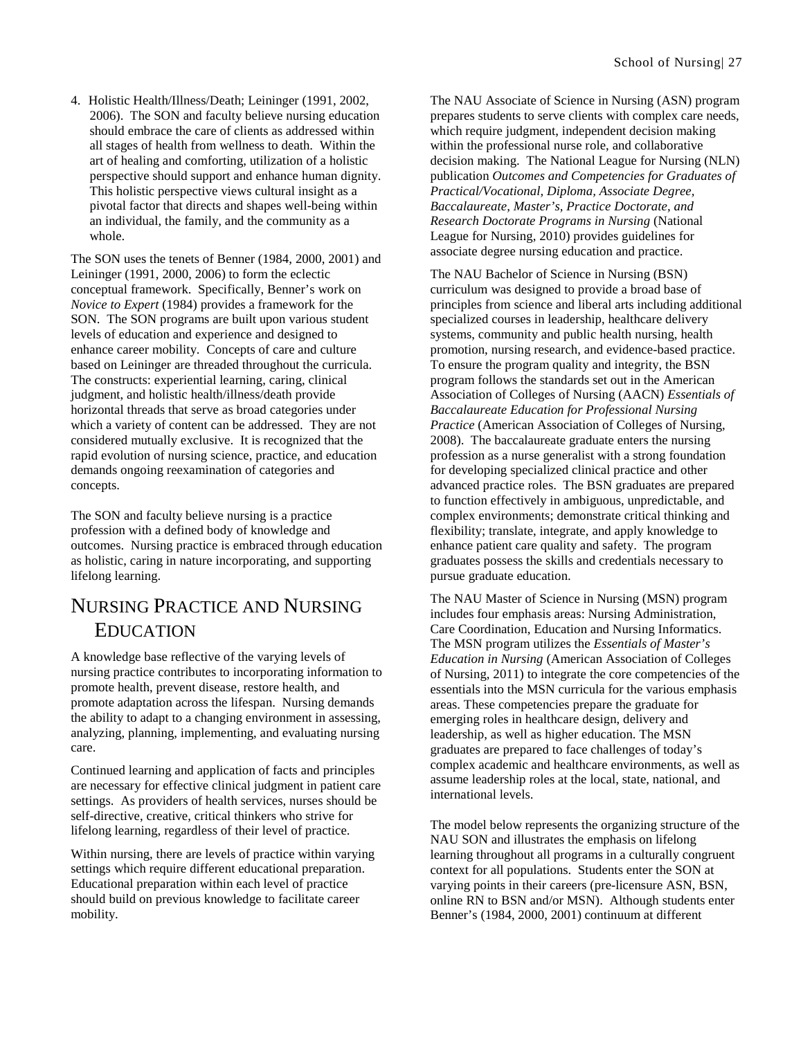4. Holistic Health/Illness/Death; Leininger (1991, 2002, 2006). The SON and faculty believe nursing education should embrace the care of clients as addressed within all stages of health from wellness to death. Within the art of healing and comforting, utilization of a holistic perspective should support and enhance human dignity. This holistic perspective views cultural insight as a pivotal factor that directs and shapes well-being within an individual, the family, and the community as a whole.

The SON uses the tenets of Benner (1984, 2000, 2001) and Leininger (1991, 2000, 2006) to form the eclectic conceptual framework. Specifically, Benner's work on *Novice to Expert* (1984) provides a framework for the SON. The SON programs are built upon various student levels of education and experience and designed to enhance career mobility. Concepts of care and culture based on Leininger are threaded throughout the curricula. The constructs: experiential learning, caring, clinical judgment, and holistic health/illness/death provide horizontal threads that serve as broad categories under which a variety of content can be addressed. They are not considered mutually exclusive. It is recognized that the rapid evolution of nursing science, practice, and education demands ongoing reexamination of categories and concepts.

The SON and faculty believe nursing is a practice profession with a defined body of knowledge and outcomes. Nursing practice is embraced through education as holistic, caring in nature incorporating, and supporting lifelong learning.

# Nursing Practice and Nursing Education

A knowledge base reflective of the varying levels of nursing practice contributes to incorporating information to promote health, prevent disease, restore health, and promote adaptation across the lifespan. Nursing demands the ability to adapt to a changing environment in assessing, analyzing, planning, implementing, and evaluating nursing care.

Continued learning and application of facts and principles are necessary for effective clinical judgment in patient care settings. As providers of health services, nurses should be self-directive, creative, critical thinkers who strive for lifelong learning, regardless of their level of practice.

Within nursing, there are levels of practice within varying settings which require different educational preparation. Educational preparation within each level of practice should build on previous knowledge to facilitate career mobility.

The NAU Associate of Science in Nursing (ASN) program prepares students to serve clients with complex care needs, which require judgment, independent decision making within the professional nurse role, and collaborative decision making. The National League for Nursing (NLN) publication *Outcomes and Competencies for Graduates of Practical/Vocational, Diploma, Associate Degree, Baccalaureate, Master's, Practice Doctorate, and Research Doctorate Programs in Nursing* (National League for Nursing, 2010) provides guidelines for associate degree nursing education and practice.

The NAU Bachelor of Science in Nursing (BSN) curriculum was designed to provide a broad base of principles from science and liberal arts including additional specialized courses in leadership, healthcare delivery systems, community and public health nursing, health promotion, nursing research, and evidence-based practice. To ensure the program quality and integrity, the BSN program follows the standards set out in the American Association of Colleges of Nursing (AACN) *Essentials of Baccalaureate Education for Professional Nursing Practice* (American Association of Colleges of Nursing, 2008). The baccalaureate graduate enters the nursing profession as a nurse generalist with a strong foundation for developing specialized clinical practice and other advanced practice roles. The BSN graduates are prepared to function effectively in ambiguous, unpredictable, and complex environments; demonstrate critical thinking and flexibility; translate, integrate, and apply knowledge to enhance patient care quality and safety. The program graduates possess the skills and credentials necessary to pursue graduate education.

The NAU Master of Science in Nursing (MSN) program includes four emphasis areas: Nursing Administration, Care Coordination, Education and Nursing Informatics. The MSN program utilizes the *Essentials of Master's Education in Nursing* (American Association of Colleges of Nursing, 2011) to integrate the core competencies of the essentials into the MSN curricula for the various emphasis areas. These competencies prepare the graduate for emerging roles in healthcare design, delivery and leadership, as well as higher education. The MSN graduates are prepared to face challenges of today's complex academic and healthcare environments, as well as assume leadership roles at the local, state, national, and international levels.

The model below represents the organizing structure of the NAU SON and illustrates the emphasis on lifelong learning throughout all programs in a culturally congruent context for all populations. Students enter the SON at varying points in their careers (pre-licensure ASN, BSN, online RN to BSN and/or MSN). Although students enter Benner's (1984, 2000, 2001) continuum at different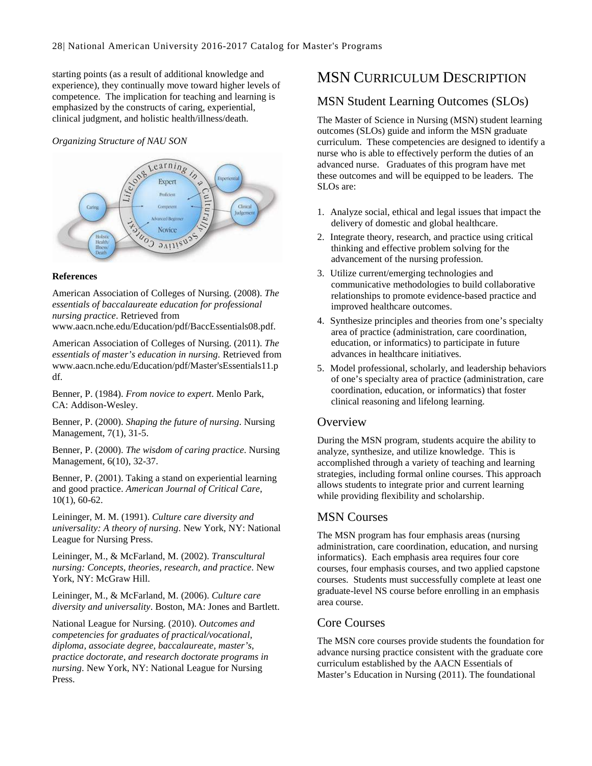starting points (as a result of additional knowledge and experience), they continually move toward higher levels of competence. The implication for teaching and learning is emphasized by the constructs of caring, experiential, clinical judgment, and holistic health/illness/death.

*Organizing Structure of NAU SON*

Lifelong Learning in a Culturally Sensitive Context
Expert
Proficient
Competent
Advanced Beginner
Novice
Caring
Experiential
Clinical Judgement
Holistic Health/ Illness/ Death

**References**

American Association of Colleges of Nursing. (2008). *The essentials of baccalaureate education for professional nursing practice*. Retrieved from www.aacn.nche.edu/Education/pdf/BaccEssentials08.pdf.

American Association of Colleges of Nursing. (2011). *The essentials of master's education in nursing*. Retrieved from www.aacn.nche.edu/Education/pdf/Master'sEssentials11.pdf.

Benner, P. (1984). *From novice to expert*. Menlo Park, CA: Addison-Wesley.

Benner, P. (2000). *Shaping the future of nursing*. Nursing Management, 7(1), 31-5.

Benner, P. (2000). *The wisdom of caring practice*. Nursing Management, 6(10), 32-37.

Benner, P. (2001). Taking a stand on experiential learning and good practice. *American Journal of Critical Care*, 10(1), 60-62.

Leininger, M. M. (1991). *Culture care diversity and universality: A theory of nursing*. New York, NY: National League for Nursing Press.

Leininger, M., & McFarland, M. (2002). *Transcultural nursing: Concepts, theories, research, and practice*. New York, NY: McGraw Hill.

Leininger, M., & McFarland, M. (2006). *Culture care diversity and universality*. Boston, MA: Jones and Bartlett.

National League for Nursing. (2010). *Outcomes and competencies for graduates of practical/vocational, diploma, associate degree, baccalaureate, master's, practice doctorate, and research doctorate programs in nursing*. New York, NY: National League for Nursing Press.

# MSN Curriculum Description

## MSN Student Learning Outcomes (SLOs)

The Master of Science in Nursing (MSN) student learning outcomes (SLOs) guide and inform the MSN graduate curriculum. These competencies are designed to identify a nurse who is able to effectively perform the duties of an advanced nurse. Graduates of this program have met these outcomes and will be equipped to be leaders. The SLOs are:

1. Analyze social, ethical and legal issues that impact the delivery of domestic and global healthcare.
2. Integrate theory, research, and practice using critical thinking and effective problem solving for the advancement of the nursing profession.
3. Utilize current/emerging technologies and communicative methodologies to build collaborative relationships to promote evidence-based practice and improved healthcare outcomes.
4. Synthesize principles and theories from one's specialty area of practice (administration, care coordination, education, or informatics) to participate in future advances in healthcare initiatives.
5. Model professional, scholarly, and leadership behaviors of one's specialty area of practice (administration, care coordination, education, or informatics) that foster clinical reasoning and lifelong learning.

## Overview

During the MSN program, students acquire the ability to analyze, synthesize, and utilize knowledge. This is accomplished through a variety of teaching and learning strategies, including formal online courses. This approach allows students to integrate prior and current learning while providing flexibility and scholarship.

## MSN Courses

The MSN program has four emphasis areas (nursing administration, care coordination, education, and nursing informatics). Each emphasis area requires four core courses, four emphasis courses, and two applied capstone courses. Students must successfully complete at least one graduate-level NS course before enrolling in an emphasis area course.

## Core Courses

The MSN core courses provide students the foundation for advance nursing practice consistent with the graduate core curriculum established by the AACN Essentials of Master's Education in Nursing (2011). The foundational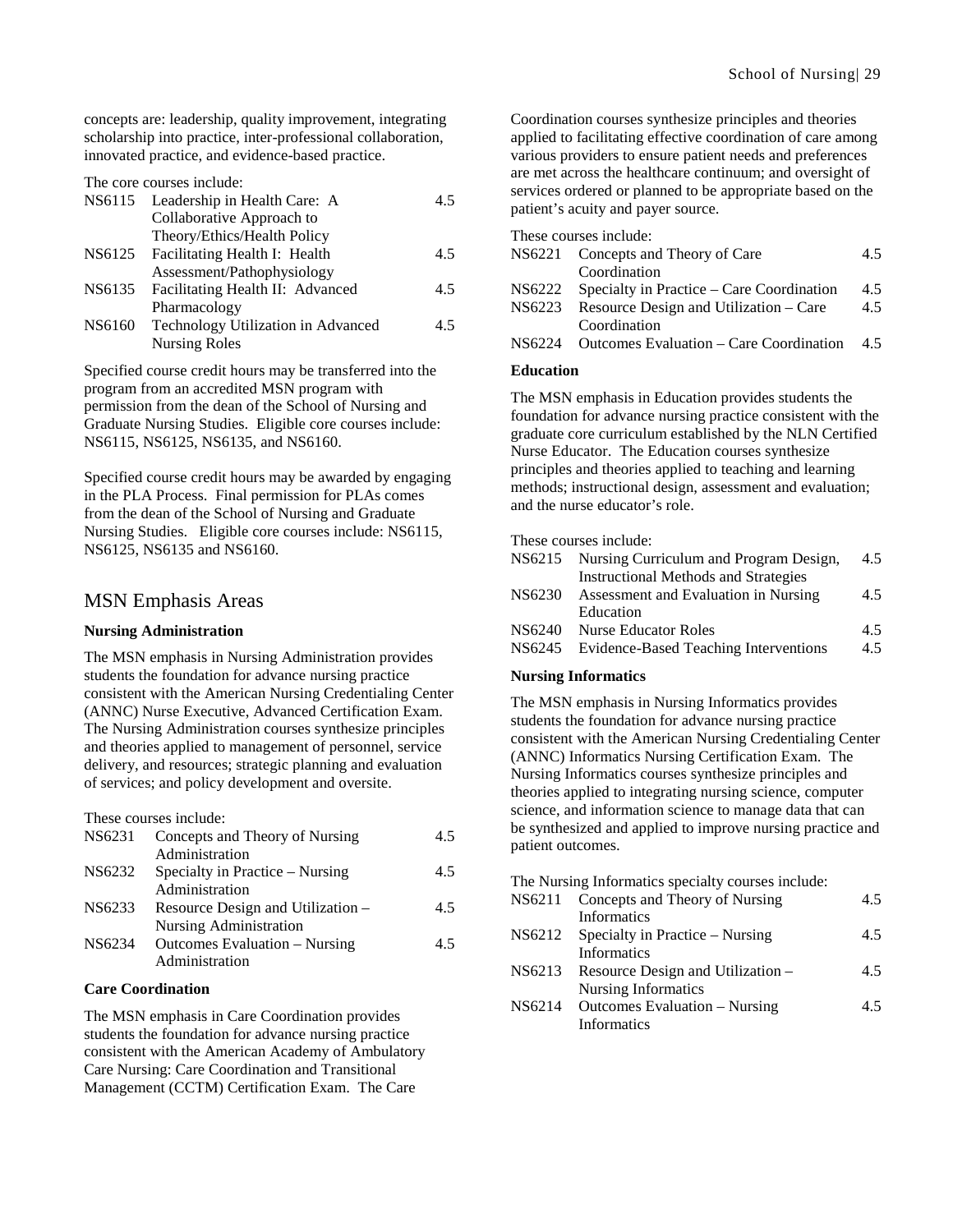concepts are: leadership, quality improvement, integrating scholarship into practice, inter-professional collaboration, innovated practice, and evidence-based practice.

The core courses include:

| | | |
|---|---|---|
| NS6115 | Leadership in Health Care: A Collaborative Approach to Theory/Ethics/Health Policy | 4.5 |
| NS6125 | Facilitating Health I: Health Assessment/Pathophysiology | 4.5 |
| NS6135 | Facilitating Health II: Advanced Pharmacology | 4.5 |
| NS6160 | Technology Utilization in Advanced Nursing Roles | 4.5 |

Specified course credit hours may be transferred into the program from an accredited MSN program with permission from the dean of the School of Nursing and Graduate Nursing Studies. Eligible core courses include: NS6115, NS6125, NS6135, and NS6160.

Specified course credit hours may be awarded by engaging in the PLA Process. Final permission for PLAs comes from the dean of the School of Nursing and Graduate Nursing Studies. Eligible core courses include: NS6115, NS6125, NS6135 and NS6160.

## MSN Emphasis Areas

**Nursing Administration**

The MSN emphasis in Nursing Administration provides students the foundation for advance nursing practice consistent with the American Nursing Credentialing Center (ANNC) Nurse Executive, Advanced Certification Exam. The Nursing Administration courses synthesize principles and theories applied to management of personnel, service delivery, and resources; strategic planning and evaluation of services; and policy development and oversite.

These courses include:

| | | |
|---|---|---|
| NS6231 | Concepts and Theory of Nursing Administration | 4.5 |
| NS6232 | Specialty in Practice – Nursing Administration | 4.5 |
| NS6233 | Resource Design and Utilization – Nursing Administration | 4.5 |
| NS6234 | Outcomes Evaluation – Nursing Administration | 4.5 |

**Care Coordination**

The MSN emphasis in Care Coordination provides students the foundation for advance nursing practice consistent with the American Academy of Ambulatory Care Nursing: Care Coordination and Transitional Management (CCTM) Certification Exam. The Care Coordination courses synthesize principles and theories applied to facilitating effective coordination of care among various providers to ensure patient needs and preferences are met across the healthcare continuum; and oversight of services ordered or planned to be appropriate based on the patient's acuity and payer source.

These courses include:

| | | |
|---|---|---|
| NS6221 | Concepts and Theory of Care Coordination | 4.5 |
| NS6222 | Specialty in Practice – Care Coordination | 4.5 |
| NS6223 | Resource Design and Utilization – Care Coordination | 4.5 |
| NS6224 | Outcomes Evaluation – Care Coordination | 4.5 |

**Education**

The MSN emphasis in Education provides students the foundation for advance nursing practice consistent with the graduate core curriculum established by the NLN Certified Nurse Educator. The Education courses synthesize principles and theories applied to teaching and learning methods; instructional design, assessment and evaluation; and the nurse educator's role.

These courses include:

| | | |
|---|---|---|
| NS6215 | Nursing Curriculum and Program Design, Instructional Methods and Strategies | 4.5 |
| NS6230 | Assessment and Evaluation in Nursing Education | 4.5 |
| NS6240 | Nurse Educator Roles | 4.5 |
| NS6245 | Evidence-Based Teaching Interventions | 4.5 |

**Nursing Informatics**

The MSN emphasis in Nursing Informatics provides students the foundation for advance nursing practice consistent with the American Nursing Credentialing Center (ANNC) Informatics Nursing Certification Exam. The Nursing Informatics courses synthesize principles and theories applied to integrating nursing science, computer science, and information science to manage data that can be synthesized and applied to improve nursing practice and patient outcomes.

The Nursing Informatics specialty courses include:

| | | |
|---|---|---|
| NS6211 | Concepts and Theory of Nursing Informatics | 4.5 |
| NS6212 | Specialty in Practice – Nursing Informatics | 4.5 |
| NS6213 | Resource Design and Utilization – Nursing Informatics | 4.5 |
| NS6214 | Outcomes Evaluation – Nursing Informatics | 4.5 |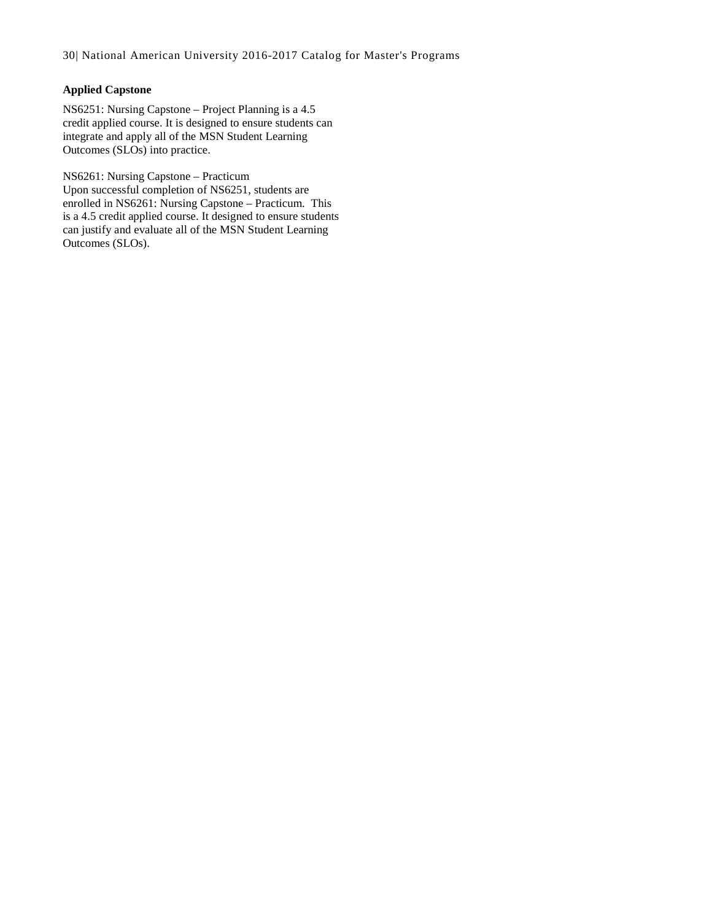**Applied Capstone**

NS6251: Nursing Capstone – Project Planning is a 4.5 credit applied course. It is designed to ensure students can integrate and apply all of the MSN Student Learning Outcomes (SLOs) into practice.

NS6261: Nursing Capstone – Practicum
Upon successful completion of NS6251, students are enrolled in NS6261: Nursing Capstone – Practicum. This is a 4.5 credit applied course. It designed to ensure students can justify and evaluate all of the MSN Student Learning Outcomes (SLOs).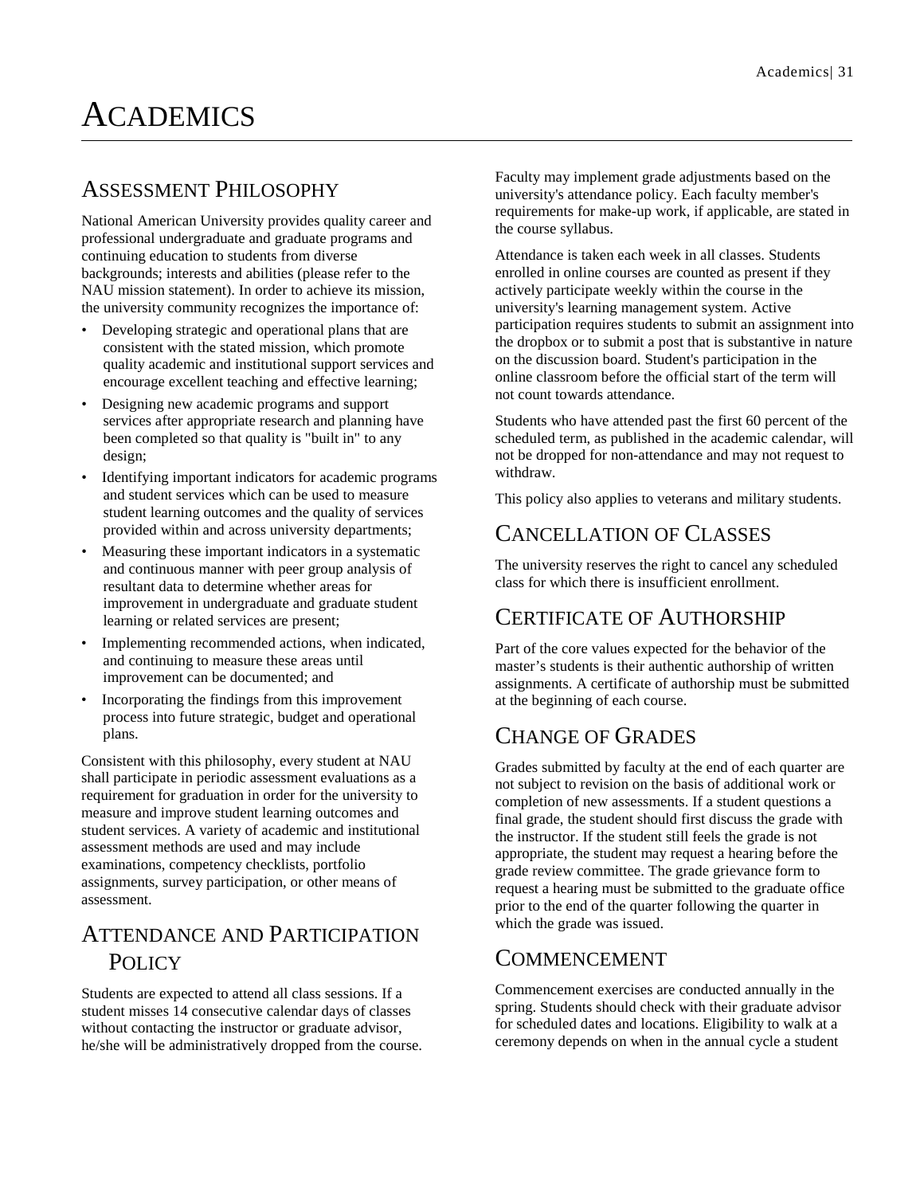# ACADEMICS

## ASSESSMENT PHILOSOPHY

National American University provides quality career and professional undergraduate and graduate programs and continuing education to students from diverse backgrounds; interests and abilities (please refer to the NAU mission statement). In order to achieve its mission, the university community recognizes the importance of:

- Developing strategic and operational plans that are consistent with the stated mission, which promote quality academic and institutional support services and encourage excellent teaching and effective learning;
- Designing new academic programs and support services after appropriate research and planning have been completed so that quality is "built in" to any design;
- Identifying important indicators for academic programs and student services which can be used to measure student learning outcomes and the quality of services provided within and across university departments;
- Measuring these important indicators in a systematic and continuous manner with peer group analysis of resultant data to determine whether areas for improvement in undergraduate and graduate student learning or related services are present;
- Implementing recommended actions, when indicated, and continuing to measure these areas until improvement can be documented; and
- Incorporating the findings from this improvement process into future strategic, budget and operational plans.

Consistent with this philosophy, every student at NAU shall participate in periodic assessment evaluations as a requirement for graduation in order for the university to measure and improve student learning outcomes and student services. A variety of academic and institutional assessment methods are used and may include examinations, competency checklists, portfolio assignments, survey participation, or other means of assessment.

## ATTENDANCE AND PARTICIPATION POLICY

Students are expected to attend all class sessions. If a student misses 14 consecutive calendar days of classes without contacting the instructor or graduate advisor, he/she will be administratively dropped from the course. Faculty may implement grade adjustments based on the university's attendance policy. Each faculty member's requirements for make-up work, if applicable, are stated in the course syllabus.

Attendance is taken each week in all classes. Students enrolled in online courses are counted as present if they actively participate weekly within the course in the university's learning management system. Active participation requires students to submit an assignment into the dropbox or to submit a post that is substantive in nature on the discussion board. Student's participation in the online classroom before the official start of the term will not count towards attendance.

Students who have attended past the first 60 percent of the scheduled term, as published in the academic calendar, will not be dropped for non-attendance and may not request to withdraw.

This policy also applies to veterans and military students.

## CANCELLATION OF CLASSES

The university reserves the right to cancel any scheduled class for which there is insufficient enrollment.

## CERTIFICATE OF AUTHORSHIP

Part of the core values expected for the behavior of the master's students is their authentic authorship of written assignments. A certificate of authorship must be submitted at the beginning of each course.

## CHANGE OF GRADES

Grades submitted by faculty at the end of each quarter are not subject to revision on the basis of additional work or completion of new assessments. If a student questions a final grade, the student should first discuss the grade with the instructor. If the student still feels the grade is not appropriate, the student may request a hearing before the grade review committee. The grade grievance form to request a hearing must be submitted to the graduate office prior to the end of the quarter following the quarter in which the grade was issued.

## COMMENCEMENT

Commencement exercises are conducted annually in the spring. Students should check with their graduate advisor for scheduled dates and locations. Eligibility to walk at a ceremony depends on when in the annual cycle a student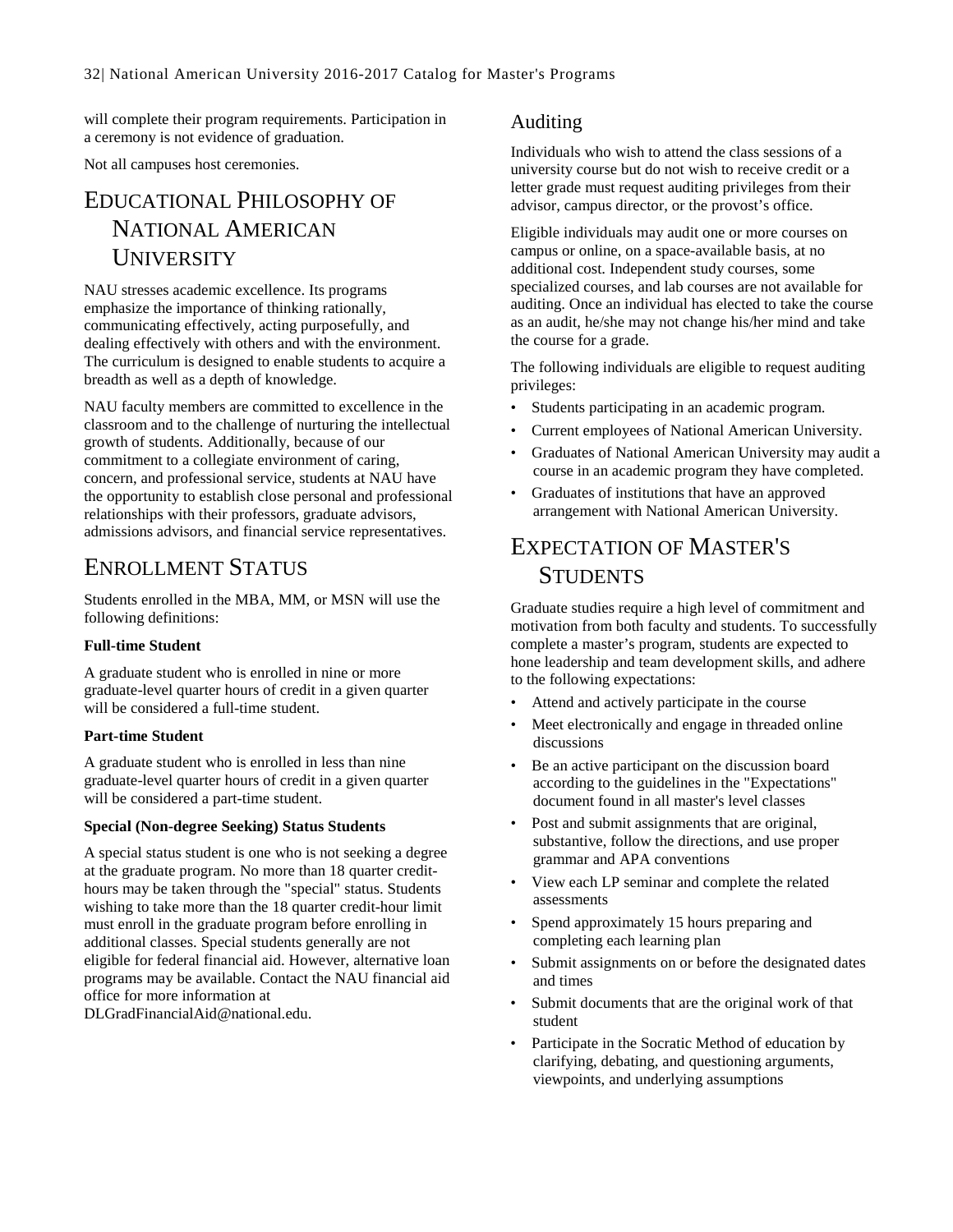will complete their program requirements. Participation in a ceremony is not evidence of graduation.

Not all campuses host ceremonies.

## Educational Philosophy of National American University

NAU stresses academic excellence. Its programs emphasize the importance of thinking rationally, communicating effectively, acting purposefully, and dealing effectively with others and with the environment. The curriculum is designed to enable students to acquire a breadth as well as a depth of knowledge.

NAU faculty members are committed to excellence in the classroom and to the challenge of nurturing the intellectual growth of students. Additionally, because of our commitment to a collegiate environment of caring, concern, and professional service, students at NAU have the opportunity to establish close personal and professional relationships with their professors, graduate advisors, admissions advisors, and financial service representatives.

## Enrollment Status

Students enrolled in the MBA, MM, or MSN will use the following definitions:

**Full-time Student**

A graduate student who is enrolled in nine or more graduate-level quarter hours of credit in a given quarter will be considered a full-time student.

**Part-time Student**

A graduate student who is enrolled in less than nine graduate-level quarter hours of credit in a given quarter will be considered a part-time student.

**Special (Non-degree Seeking) Status Students**

A special status student is one who is not seeking a degree at the graduate program. No more than 18 quarter credit-hours may be taken through the "special" status. Students wishing to take more than the 18 quarter credit-hour limit must enroll in the graduate program before enrolling in additional classes. Special students generally are not eligible for federal financial aid. However, alternative loan programs may be available. Contact the NAU financial aid office for more information at DLGradFinancialAid@national.edu.

### Auditing

Individuals who wish to attend the class sessions of a university course but do not wish to receive credit or a letter grade must request auditing privileges from their advisor, campus director, or the provost's office.

Eligible individuals may audit one or more courses on campus or online, on a space-available basis, at no additional cost. Independent study courses, some specialized courses, and lab courses are not available for auditing. Once an individual has elected to take the course as an audit, he/she may not change his/her mind and take the course for a grade.

The following individuals are eligible to request auditing privileges:

- Students participating in an academic program.
- Current employees of National American University.
- Graduates of National American University may audit a course in an academic program they have completed.
- Graduates of institutions that have an approved arrangement with National American University.

## Expectation of Master's Students

Graduate studies require a high level of commitment and motivation from both faculty and students. To successfully complete a master's program, students are expected to hone leadership and team development skills, and adhere to the following expectations:

- Attend and actively participate in the course
- Meet electronically and engage in threaded online discussions
- Be an active participant on the discussion board according to the guidelines in the "Expectations" document found in all master's level classes
- Post and submit assignments that are original, substantive, follow the directions, and use proper grammar and APA conventions
- View each LP seminar and complete the related assessments
- Spend approximately 15 hours preparing and completing each learning plan
- Submit assignments on or before the designated dates and times
- Submit documents that are the original work of that student
- Participate in the Socratic Method of education by clarifying, debating, and questioning arguments, viewpoints, and underlying assumptions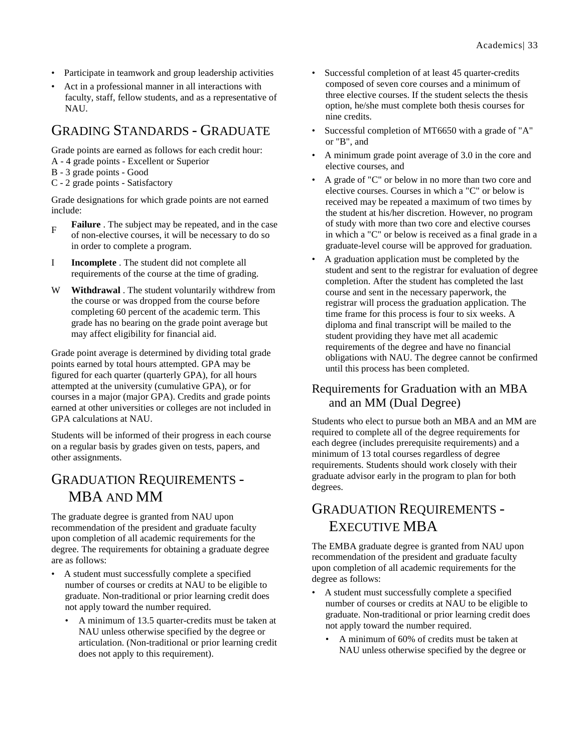- Participate in teamwork and group leadership activities
- Act in a professional manner in all interactions with faculty, staff, fellow students, and as a representative of NAU.

## Grading Standards - Graduate

Grade points are earned as follows for each credit hour:
A - 4 grade points - Excellent or Superior
B - 3 grade points - Good
C - 2 grade points - Satisfactory

Grade designations for which grade points are not earned include:

F **Failure** . The subject may be repeated, and in the case of non-elective courses, it will be necessary to do so in order to complete a program.

I **Incomplete** . The student did not complete all requirements of the course at the time of grading.

W **Withdrawal** . The student voluntarily withdrew from the course or was dropped from the course before completing 60 percent of the academic term. This grade has no bearing on the grade point average but may affect eligibility for financial aid.

Grade point average is determined by dividing total grade points earned by total hours attempted. GPA may be figured for each quarter (quarterly GPA), for all hours attempted at the university (cumulative GPA), or for courses in a major (major GPA). Credits and grade points earned at other universities or colleges are not included in GPA calculations at NAU.

Students will be informed of their progress in each course on a regular basis by grades given on tests, papers, and other assignments.

## Graduation Requirements - MBA and MM

The graduate degree is granted from NAU upon recommendation of the president and graduate faculty upon completion of all academic requirements for the degree. The requirements for obtaining a graduate degree are as follows:

- A student must successfully complete a specified number of courses or credits at NAU to be eligible to graduate. Non-traditional or prior learning credit does not apply toward the number required.
    - A minimum of 13.5 quarter-credits must be taken at NAU unless otherwise specified by the degree or articulation. (Non-traditional or prior learning credit does not apply to this requirement).
- Successful completion of at least 45 quarter-credits composed of seven core courses and a minimum of three elective courses. If the student selects the thesis option, he/she must complete both thesis courses for nine credits.
- Successful completion of MT6650 with a grade of "A" or "B", and
- A minimum grade point average of 3.0 in the core and elective courses, and
- A grade of "C" or below in no more than two core and elective courses. Courses in which a "C" or below is received may be repeated a maximum of two times by the student at his/her discretion. However, no program of study with more than two core and elective courses in which a "C" or below is received as a final grade in a graduate-level course will be approved for graduation.
- A graduation application must be completed by the student and sent to the registrar for evaluation of degree completion. After the student has completed the last course and sent in the necessary paperwork, the registrar will process the graduation application. The time frame for this process is four to six weeks. A diploma and final transcript will be mailed to the student providing they have met all academic requirements of the degree and have no financial obligations with NAU. The degree cannot be confirmed until this process has been completed.

### Requirements for Graduation with an MBA and an MM (Dual Degree)

Students who elect to pursue both an MBA and an MM are required to complete all of the degree requirements for each degree (includes prerequisite requirements) and a minimum of 13 total courses regardless of degree requirements. Students should work closely with their graduate advisor early in the program to plan for both degrees.

## Graduation Requirements - Executive MBA

The EMBA graduate degree is granted from NAU upon recommendation of the president and graduate faculty upon completion of all academic requirements for the degree as follows:

- A student must successfully complete a specified number of courses or credits at NAU to be eligible to graduate. Non-traditional or prior learning credit does not apply toward the number required.
    - A minimum of 60% of credits must be taken at NAU unless otherwise specified by the degree or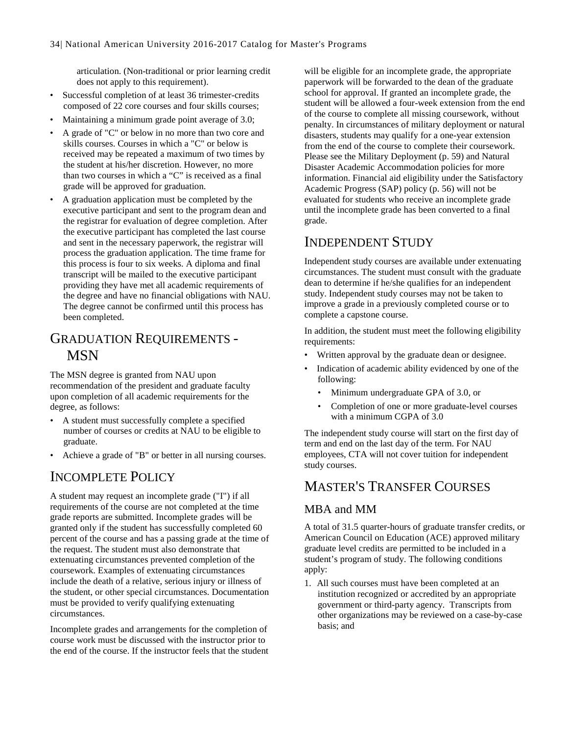articulation. (Non-traditional or prior learning credit does not apply to this requirement).

- Successful completion of at least 36 trimester-credits composed of 22 core courses and four skills courses;
- Maintaining a minimum grade point average of 3.0;
- A grade of "C" or below in no more than two core and skills courses. Courses in which a "C" or below is received may be repeated a maximum of two times by the student at his/her discretion. However, no more than two courses in which a "C" is received as a final grade will be approved for graduation.
- A graduation application must be completed by the executive participant and sent to the program dean and the registrar for evaluation of degree completion. After the executive participant has completed the last course and sent in the necessary paperwork, the registrar will process the graduation application. The time frame for this process is four to six weeks. A diploma and final transcript will be mailed to the executive participant providing they have met all academic requirements of the degree and have no financial obligations with NAU. The degree cannot be confirmed until this process has been completed.

# Graduation Requirements - MSN

The MSN degree is granted from NAU upon recommendation of the president and graduate faculty upon completion of all academic requirements for the degree, as follows:

- A student must successfully complete a specified number of courses or credits at NAU to be eligible to graduate.
- Achieve a grade of "B" or better in all nursing courses.

# Incomplete Policy

A student may request an incomplete grade ("I") if all requirements of the course are not completed at the time grade reports are submitted. Incomplete grades will be granted only if the student has successfully completed 60 percent of the course and has a passing grade at the time of the request. The student must also demonstrate that extenuating circumstances prevented completion of the coursework. Examples of extenuating circumstances include the death of a relative, serious injury or illness of the student, or other special circumstances. Documentation must be provided to verify qualifying extenuating circumstances.

Incomplete grades and arrangements for the completion of course work must be discussed with the instructor prior to the end of the course. If the instructor feels that the student will be eligible for an incomplete grade, the appropriate paperwork will be forwarded to the dean of the graduate school for approval. If granted an incomplete grade, the student will be allowed a four-week extension from the end of the course to complete all missing coursework, without penalty. In circumstances of military deployment or natural disasters, students may qualify for a one-year extension from the end of the course to complete their coursework. Please see the Military Deployment (p. 59) and Natural Disaster Academic Accommodation policies for more information. Financial aid eligibility under the Satisfactory Academic Progress (SAP) policy (p. 56) will not be evaluated for students who receive an incomplete grade until the incomplete grade has been converted to a final grade.

# Independent Study

Independent study courses are available under extenuating circumstances. The student must consult with the graduate dean to determine if he/she qualifies for an independent study. Independent study courses may not be taken to improve a grade in a previously completed course or to complete a capstone course.

In addition, the student must meet the following eligibility requirements:

- Written approval by the graduate dean or designee.
- Indication of academic ability evidenced by one of the following:
  - Minimum undergraduate GPA of 3.0, or
  - Completion of one or more graduate-level courses with a minimum CGPA of 3.0

The independent study course will start on the first day of term and end on the last day of the term. For NAU employees, CTA will not cover tuition for independent study courses.

# Master's Transfer Courses

## MBA and MM

A total of 31.5 quarter-hours of graduate transfer credits, or American Council on Education (ACE) approved military graduate level credits are permitted to be included in a student's program of study. The following conditions apply:

1. All such courses must have been completed at an institution recognized or accredited by an appropriate government or third-party agency. Transcripts from other organizations may be reviewed on a case-by-case basis; and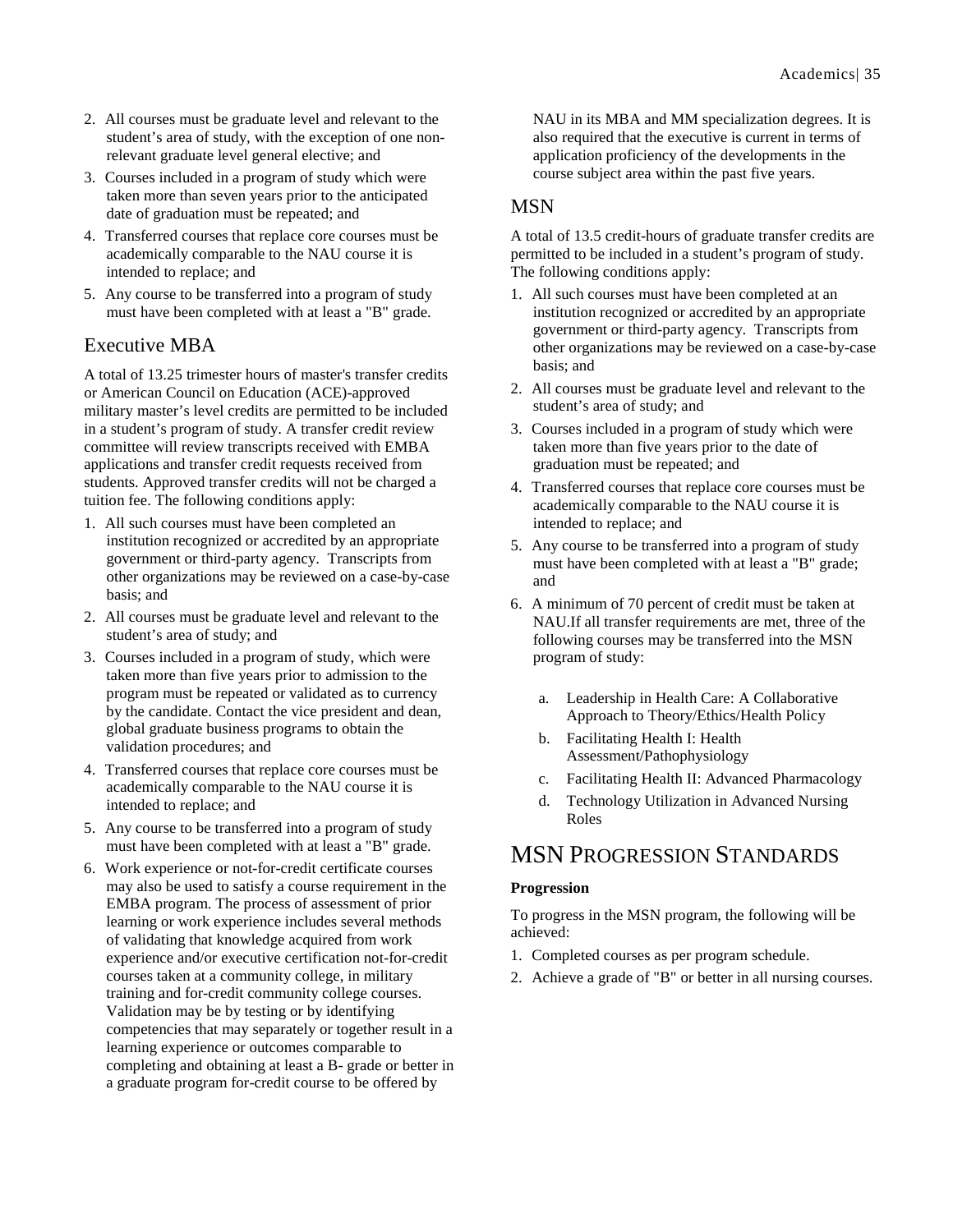2. All courses must be graduate level and relevant to the student's area of study, with the exception of one non-relevant graduate level general elective; and
3. Courses included in a program of study which were taken more than seven years prior to the anticipated date of graduation must be repeated; and
4. Transferred courses that replace core courses must be academically comparable to the NAU course it is intended to replace; and
5. Any course to be transferred into a program of study must have been completed with at least a "B" grade.

## Executive MBA

A total of 13.25 trimester hours of master's transfer credits or American Council on Education (ACE)-approved military master's level credits are permitted to be included in a student's program of study. A transfer credit review committee will review transcripts received with EMBA applications and transfer credit requests received from students. Approved transfer credits will not be charged a tuition fee. The following conditions apply:

1. All such courses must have been completed an institution recognized or accredited by an appropriate government or third-party agency. Transcripts from other organizations may be reviewed on a case-by-case basis; and
2. All courses must be graduate level and relevant to the student's area of study; and
3. Courses included in a program of study, which were taken more than five years prior to admission to the program must be repeated or validated as to currency by the candidate. Contact the vice president and dean, global graduate business programs to obtain the validation procedures; and
4. Transferred courses that replace core courses must be academically comparable to the NAU course it is intended to replace; and
5. Any course to be transferred into a program of study must have been completed with at least a "B" grade.
6. Work experience or not-for-credit certificate courses may also be used to satisfy a course requirement in the EMBA program. The process of assessment of prior learning or work experience includes several methods of validating that knowledge acquired from work experience and/or executive certification not-for-credit courses taken at a community college, in military training and for-credit community college courses. Validation may be by testing or by identifying competencies that may separately or together result in a learning experience or outcomes comparable to completing and obtaining at least a B- grade or better in a graduate program for-credit course to be offered by NAU in its MBA and MM specialization degrees. It is also required that the executive is current in terms of application proficiency of the developments in the course subject area within the past five years.

## MSN

A total of 13.5 credit-hours of graduate transfer credits are permitted to be included in a student's program of study. The following conditions apply:

1. All such courses must have been completed at an institution recognized or accredited by an appropriate government or third-party agency. Transcripts from other organizations may be reviewed on a case-by-case basis; and
2. All courses must be graduate level and relevant to the student's area of study; and
3. Courses included in a program of study which were taken more than five years prior to the date of graduation must be repeated; and
4. Transferred courses that replace core courses must be academically comparable to the NAU course it is intended to replace; and
5. Any course to be transferred into a program of study must have been completed with at least a "B" grade; and
6. A minimum of 70 percent of credit must be taken at NAU.If all transfer requirements are met, three of the following courses may be transferred into the MSN program of study:

   a. Leadership in Health Care: A Collaborative Approach to Theory/Ethics/Health Policy
   b. Facilitating Health I: Health Assessment/Pathophysiology
   c. Facilitating Health II: Advanced Pharmacology
   d. Technology Utilization in Advanced Nursing Roles

# MSN Progression Standards

**Progression**

To progress in the MSN program, the following will be achieved:

1. Completed courses as per program schedule.
2. Achieve a grade of "B" or better in all nursing courses.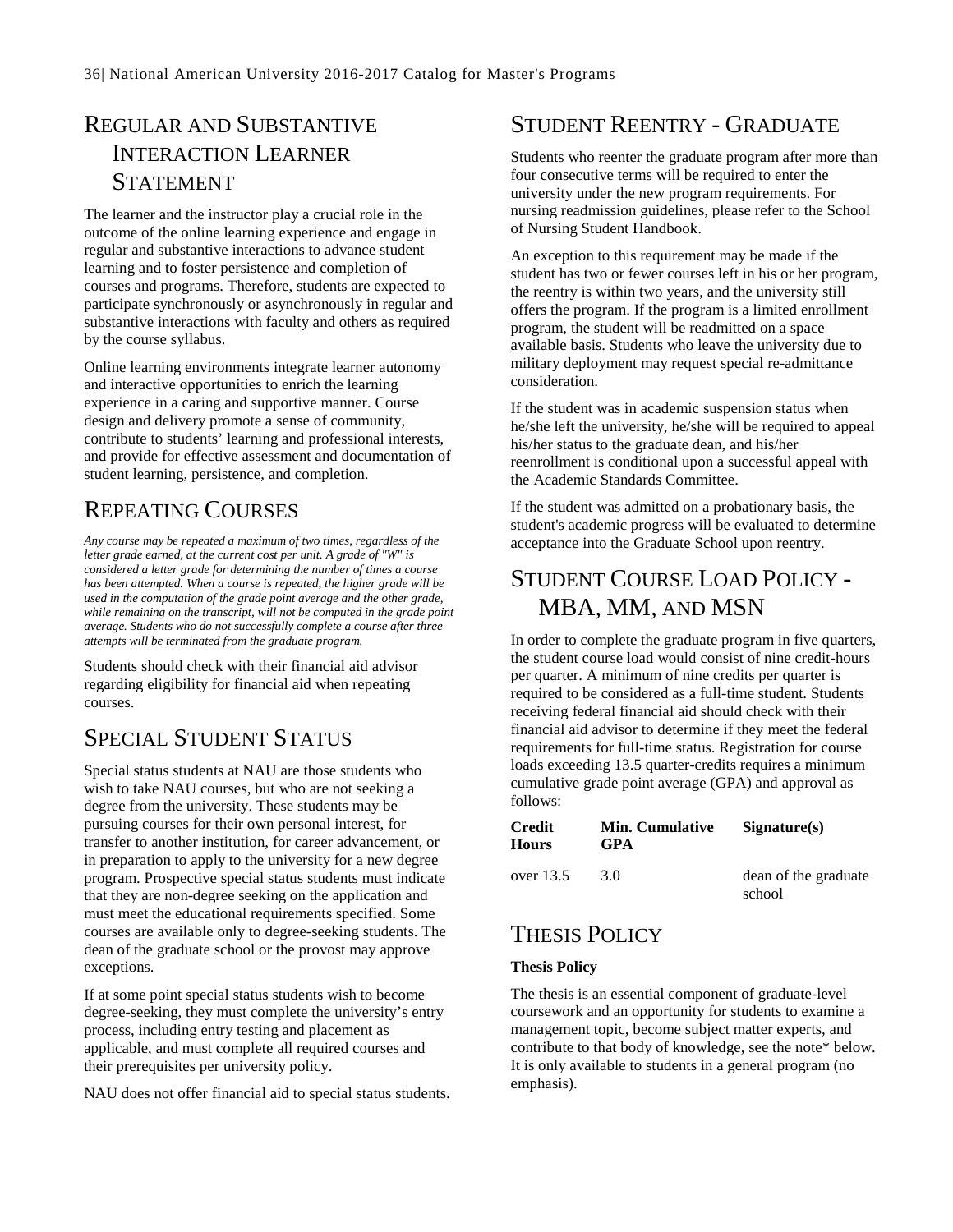## Regular and Substantive Interaction Learner Statement

The learner and the instructor play a crucial role in the outcome of the online learning experience and engage in regular and substantive interactions to advance student learning and to foster persistence and completion of courses and programs. Therefore, students are expected to participate synchronously or asynchronously in regular and substantive interactions with faculty and others as required by the course syllabus.

Online learning environments integrate learner autonomy and interactive opportunities to enrich the learning experience in a caring and supportive manner. Course design and delivery promote a sense of community, contribute to students' learning and professional interests, and provide for effective assessment and documentation of student learning, persistence, and completion.

## Repeating Courses

*Any course may be repeated a maximum of two times, regardless of the letter grade earned, at the current cost per unit. A grade of "W" is considered a letter grade for determining the number of times a course has been attempted. When a course is repeated, the higher grade will be used in the computation of the grade point average and the other grade, while remaining on the transcript, will not be computed in the grade point average. Students who do not successfully complete a course after three attempts will be terminated from the graduate program.*

Students should check with their financial aid advisor regarding eligibility for financial aid when repeating courses.

## Special Student Status

Special status students at NAU are those students who wish to take NAU courses, but who are not seeking a degree from the university. These students may be pursuing courses for their own personal interest, for transfer to another institution, for career advancement, or in preparation to apply to the university for a new degree program. Prospective special status students must indicate that they are non-degree seeking on the application and must meet the educational requirements specified. Some courses are available only to degree-seeking students. The dean of the graduate school or the provost may approve exceptions.

If at some point special status students wish to become degree-seeking, they must complete the university's entry process, including entry testing and placement as applicable, and must complete all required courses and their prerequisites per university policy.

NAU does not offer financial aid to special status students.

## Student Reentry - Graduate

Students who reenter the graduate program after more than four consecutive terms will be required to enter the university under the new program requirements. For nursing readmission guidelines, please refer to the School of Nursing Student Handbook.

An exception to this requirement may be made if the student has two or fewer courses left in his or her program, the reentry is within two years, and the university still offers the program. If the program is a limited enrollment program, the student will be readmitted on a space available basis. Students who leave the university due to military deployment may request special re-admittance consideration.

If the student was in academic suspension status when he/she left the university, he/she will be required to appeal his/her status to the graduate dean, and his/her reenrollment is conditional upon a successful appeal with the Academic Standards Committee.

If the student was admitted on a probationary basis, the student's academic progress will be evaluated to determine acceptance into the Graduate School upon reentry.

## Student Course Load Policy - MBA, MM, and MSN

In order to complete the graduate program in five quarters, the student course load would consist of nine credit-hours per quarter. A minimum of nine credits per quarter is required to be considered as a full-time student. Students receiving federal financial aid should check with their financial aid advisor to determine if they meet the federal requirements for full-time status. Registration for course loads exceeding 13.5 quarter-credits requires a minimum cumulative grade point average (GPA) and approval as follows:

| Credit Hours | Min. Cumulative GPA | Signature(s) |
|---|---|---|
| over 13.5 | 3.0 | dean of the graduate school |

## Thesis Policy

**Thesis Policy**

The thesis is an essential component of graduate-level coursework and an opportunity for students to examine a management topic, become subject matter experts, and contribute to that body of knowledge, see the note* below. It is only available to students in a general program (no emphasis).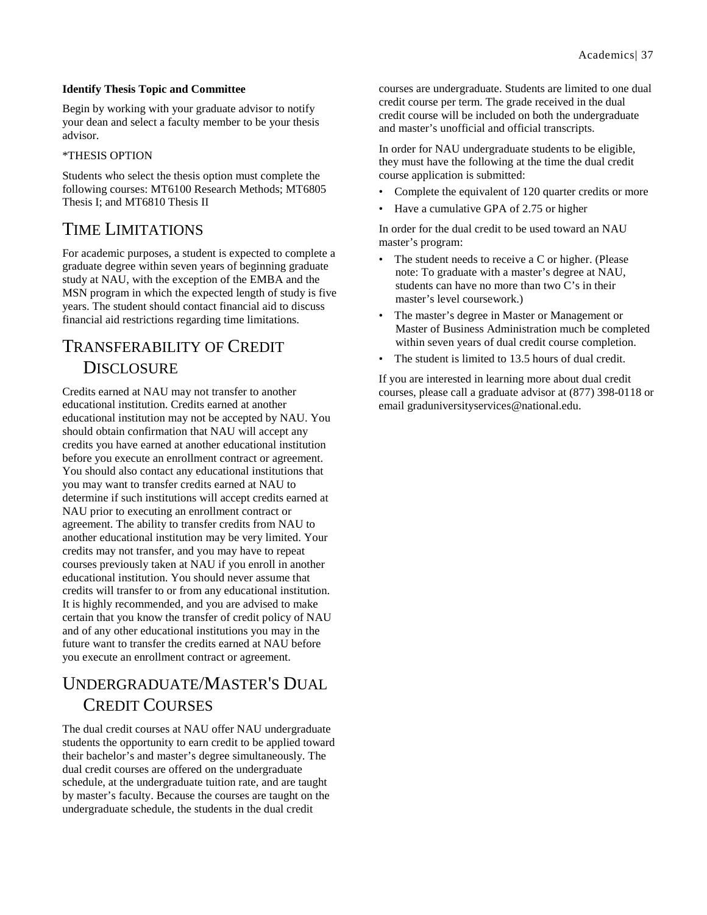**Identify Thesis Topic and Committee**

Begin by working with your graduate advisor to notify your dean and select a faculty member to be your thesis advisor.

*THESIS OPTION

Students who select the thesis option must complete the following courses: MT6100 Research Methods; MT6805 Thesis I; and MT6810 Thesis II

## TIME LIMITATIONS

For academic purposes, a student is expected to complete a graduate degree within seven years of beginning graduate study at NAU, with the exception of the EMBA and the MSN program in which the expected length of study is five years. The student should contact financial aid to discuss financial aid restrictions regarding time limitations.

## TRANSFERABILITY OF CREDIT DISCLOSURE

Credits earned at NAU may not transfer to another educational institution. Credits earned at another educational institution may not be accepted by NAU. You should obtain confirmation that NAU will accept any credits you have earned at another educational institution before you execute an enrollment contract or agreement. You should also contact any educational institutions that you may want to transfer credits earned at NAU to determine if such institutions will accept credits earned at NAU prior to executing an enrollment contract or agreement. The ability to transfer credits from NAU to another educational institution may be very limited. Your credits may not transfer, and you may have to repeat courses previously taken at NAU if you enroll in another educational institution. You should never assume that credits will transfer to or from any educational institution. It is highly recommended, and you are advised to make certain that you know the transfer of credit policy of NAU and of any other educational institutions you may in the future want to transfer the credits earned at NAU before you execute an enrollment contract or agreement.

## UNDERGRADUATE/MASTER'S DUAL CREDIT COURSES

The dual credit courses at NAU offer NAU undergraduate students the opportunity to earn credit to be applied toward their bachelor's and master's degree simultaneously. The dual credit courses are offered on the undergraduate schedule, at the undergraduate tuition rate, and are taught by master's faculty. Because the courses are taught on the undergraduate schedule, the students in the dual credit courses are undergraduate. Students are limited to one dual credit course per term. The grade received in the dual credit course will be included on both the undergraduate and master's unofficial and official transcripts.

In order for NAU undergraduate students to be eligible, they must have the following at the time the dual credit course application is submitted:

- Complete the equivalent of 120 quarter credits or more
- Have a cumulative GPA of 2.75 or higher

In order for the dual credit to be used toward an NAU master's program:

- The student needs to receive a C or higher. (Please note: To graduate with a master's degree at NAU, students can have no more than two C's in their master's level coursework.)
- The master's degree in Master or Management or Master of Business Administration much be completed within seven years of dual credit course completion.
- The student is limited to 13.5 hours of dual credit.

If you are interested in learning more about dual credit courses, please call a graduate advisor at (877) 398-0118 or email graduniversityservices@national.edu.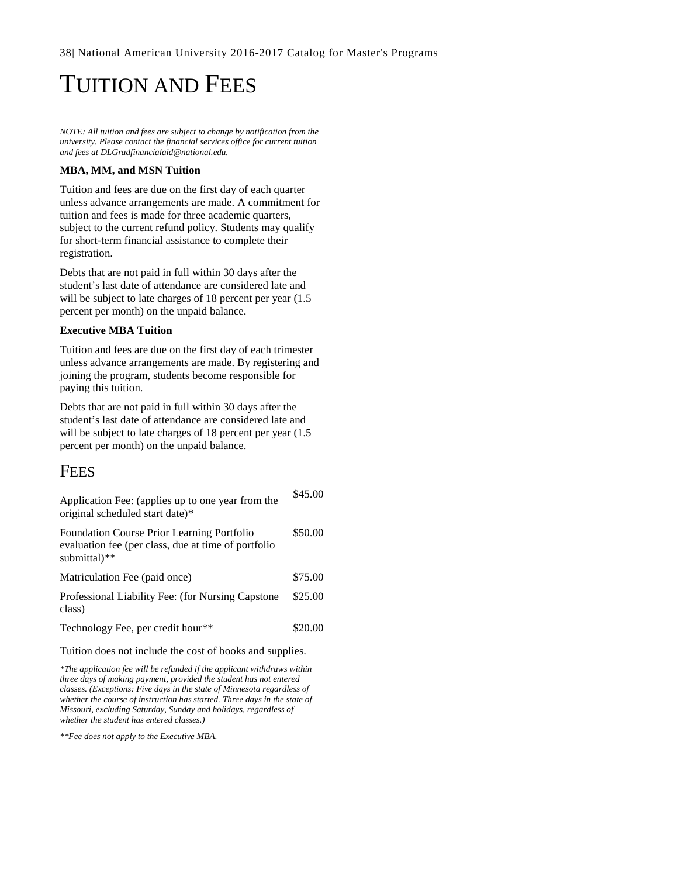# TUITION AND FEES

*NOTE: All tuition and fees are subject to change by notification from the university. Please contact the financial services office for current tuition and fees at DLGradfinancialaid@national.edu.*

**MBA, MM, and MSN Tuition**

Tuition and fees are due on the first day of each quarter unless advance arrangements are made. A commitment for tuition and fees is made for three academic quarters, subject to the current refund policy. Students may qualify for short-term financial assistance to complete their registration.

Debts that are not paid in full within 30 days after the student's last date of attendance are considered late and will be subject to late charges of 18 percent per year (1.5 percent per month) on the unpaid balance.

**Executive MBA Tuition**

Tuition and fees are due on the first day of each trimester unless advance arrangements are made. By registering and joining the program, students become responsible for paying this tuition.

Debts that are not paid in full within 30 days after the student's last date of attendance are considered late and will be subject to late charges of 18 percent per year (1.5 percent per month) on the unpaid balance.

## FEES

| | |
|---|---|
| Application Fee: (applies up to one year from the original scheduled start date)* | $45.00 |
| Foundation Course Prior Learning Portfolio evaluation fee (per class, due at time of portfolio submittal)** | $50.00 |
| Matriculation Fee (paid once) | $75.00 |
| Professional Liability Fee: (for Nursing Capstone class) | $25.00 |
| Technology Fee, per credit hour** | $20.00 |

Tuition does not include the cost of books and supplies.

*\*The application fee will be refunded if the applicant withdraws within three days of making payment, provided the student has not entered classes. (Exceptions: Five days in the state of Minnesota regardless of whether the course of instruction has started. Three days in the state of Missouri, excluding Saturday, Sunday and holidays, regardless of whether the student has entered classes.)*

*\*\*Fee does not apply to the Executive MBA.*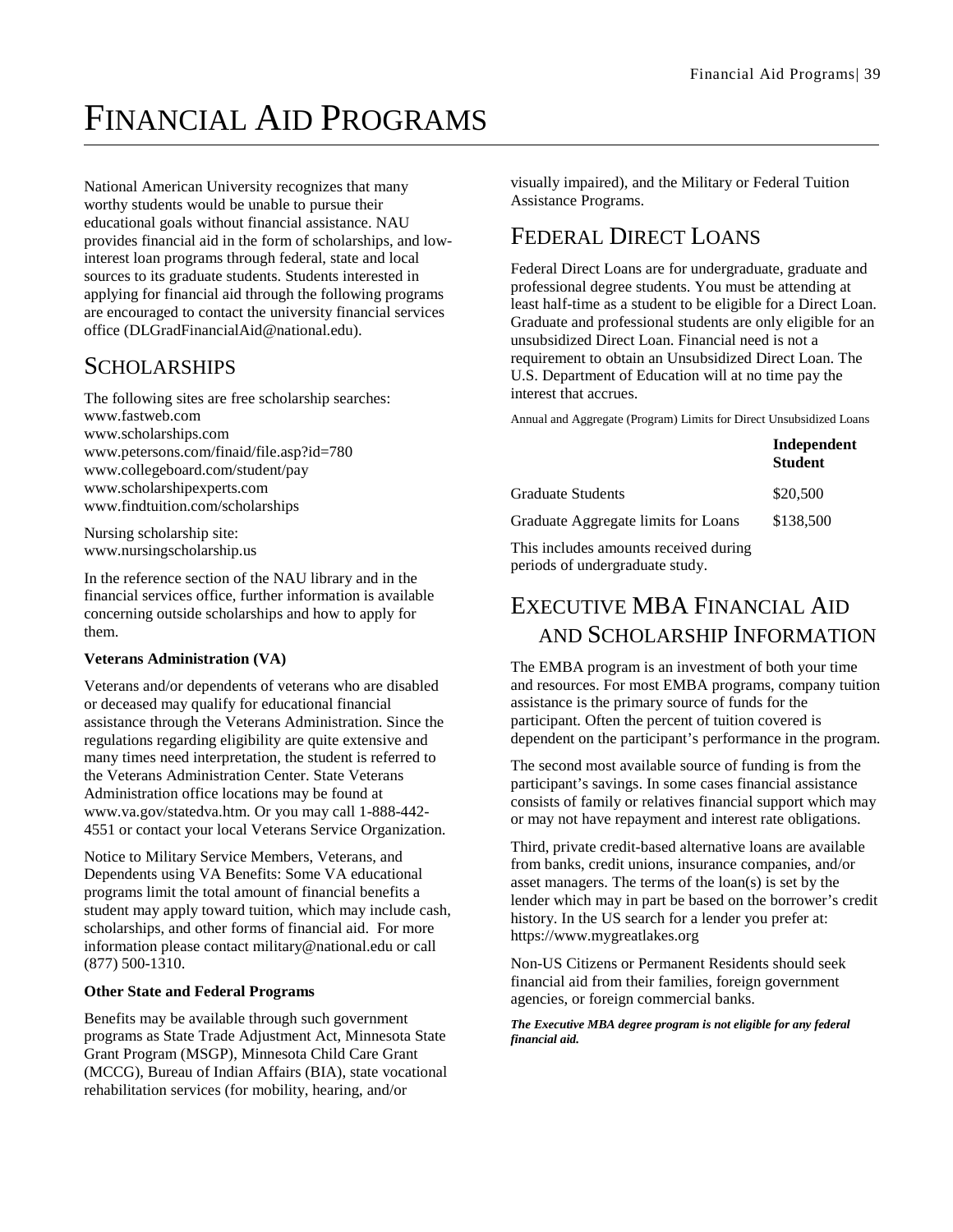# Financial Aid Programs

National American University recognizes that many worthy students would be unable to pursue their educational goals without financial assistance. NAU provides financial aid in the form of scholarships, and low-interest loan programs through federal, state and local sources to its graduate students. Students interested in applying for financial aid through the following programs are encouraged to contact the university financial services office (DLGradFinancialAid@national.edu).

## Scholarships

The following sites are free scholarship searches:
www.fastweb.com
www.scholarships.com
www.petersons.com/finaid/file.asp?id=780
www.collegeboard.com/student/pay
www.scholarshipexperts.com
www.findtuition.com/scholarships

Nursing scholarship site:
www.nursingscholarship.us

In the reference section of the NAU library and in the financial services office, further information is available concerning outside scholarships and how to apply for them.

**Veterans Administration (VA)**

Veterans and/or dependents of veterans who are disabled or deceased may qualify for educational financial assistance through the Veterans Administration. Since the regulations regarding eligibility are quite extensive and many times need interpretation, the student is referred to the Veterans Administration Center. State Veterans Administration office locations may be found at www.va.gov/statedva.htm. Or you may call 1-888-442-4551 or contact your local Veterans Service Organization.

Notice to Military Service Members, Veterans, and Dependents using VA Benefits: Some VA educational programs limit the total amount of financial benefits a student may apply toward tuition, which may include cash, scholarships, and other forms of financial aid. For more information please contact military@national.edu or call (877) 500-1310.

**Other State and Federal Programs**

Benefits may be available through such government programs as State Trade Adjustment Act, Minnesota State Grant Program (MSGP), Minnesota Child Care Grant (MCCG), Bureau of Indian Affairs (BIA), state vocational rehabilitation services (for mobility, hearing, and/or visually impaired), and the Military or Federal Tuition Assistance Programs.

## Federal Direct Loans

Federal Direct Loans are for undergraduate, graduate and professional degree students. You must be attending at least half-time as a student to be eligible for a Direct Loan. Graduate and professional students are only eligible for an unsubsidized Direct Loan. Financial need is not a requirement to obtain an Unsubsidized Direct Loan. The U.S. Department of Education will at no time pay the interest that accrues.

Annual and Aggregate (Program) Limits for Direct Unsubsidized Loans

| | **Independent Student** |
|---|---|
| Graduate Students | $20,500 |
| Graduate Aggregate limits for Loans | $138,500 |

This includes amounts received during periods of undergraduate study.

## Executive MBA Financial Aid and Scholarship Information

The EMBA program is an investment of both your time and resources. For most EMBA programs, company tuition assistance is the primary source of funds for the participant. Often the percent of tuition covered is dependent on the participant's performance in the program.

The second most available source of funding is from the participant's savings. In some cases financial assistance consists of family or relatives financial support which may or may not have repayment and interest rate obligations.

Third, private credit-based alternative loans are available from banks, credit unions, insurance companies, and/or asset managers. The terms of the loan(s) is set by the lender which may in part be based on the borrower's credit history. In the US search for a lender you prefer at: https://www.mygreatlakes.org

Non-US Citizens or Permanent Residents should seek financial aid from their families, foreign government agencies, or foreign commercial banks.

***The Executive MBA degree program is not eligible for any federal financial aid.***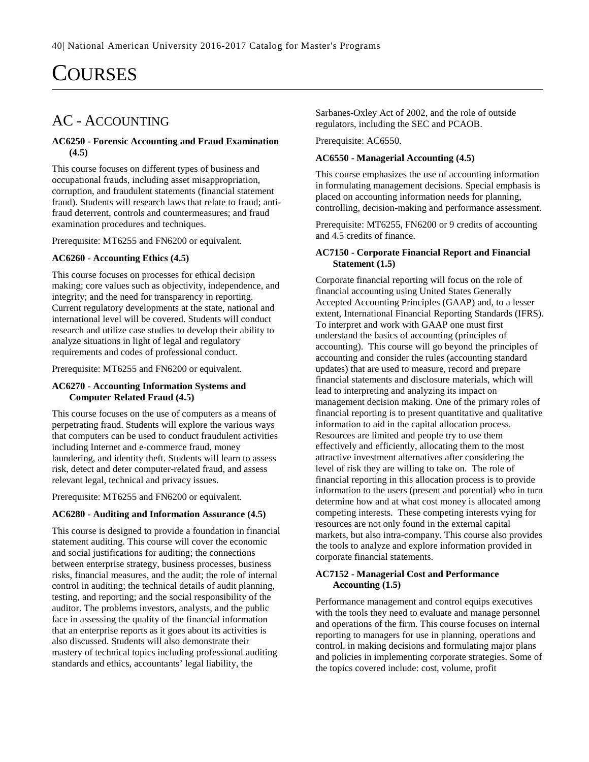# COURSES

## AC - ACCOUNTING

**AC6250 - Forensic Accounting and Fraud Examination (4.5)**

This course focuses on different types of business and occupational frauds, including asset misappropriation, corruption, and fraudulent statements (financial statement fraud). Students will research laws that relate to fraud; anti-fraud deterrent, controls and countermeasures; and fraud examination procedures and techniques.

Prerequisite: MT6255 and FN6200 or equivalent.

**AC6260 - Accounting Ethics (4.5)**

This course focuses on processes for ethical decision making; core values such as objectivity, independence, and integrity; and the need for transparency in reporting. Current regulatory developments at the state, national and international level will be covered. Students will conduct research and utilize case studies to develop their ability to analyze situations in light of legal and regulatory requirements and codes of professional conduct.

Prerequisite: MT6255 and FN6200 or equivalent.

**AC6270 - Accounting Information Systems and Computer Related Fraud (4.5)**

This course focuses on the use of computers as a means of perpetrating fraud. Students will explore the various ways that computers can be used to conduct fraudulent activities including Internet and e-commerce fraud, money laundering, and identity theft. Students will learn to assess risk, detect and deter computer-related fraud, and assess relevant legal, technical and privacy issues.

Prerequisite: MT6255 and FN6200 or equivalent.

**AC6280 - Auditing and Information Assurance (4.5)**

This course is designed to provide a foundation in financial statement auditing. This course will cover the economic and social justifications for auditing; the connections between enterprise strategy, business processes, business risks, financial measures, and the audit; the role of internal control in auditing; the technical details of audit planning, testing, and reporting; and the social responsibility of the auditor. The problems investors, analysts, and the public face in assessing the quality of the financial information that an enterprise reports as it goes about its activities is also discussed. Students will also demonstrate their mastery of technical topics including professional auditing standards and ethics, accountants' legal liability, the Sarbanes-Oxley Act of 2002, and the role of outside regulators, including the SEC and PCAOB.

Prerequisite: AC6550.

**AC6550 - Managerial Accounting (4.5)**

This course emphasizes the use of accounting information in formulating management decisions. Special emphasis is placed on accounting information needs for planning, controlling, decision-making and performance assessment.

Prerequisite: MT6255, FN6200 or 9 credits of accounting and 4.5 credits of finance.

**AC7150 - Corporate Financial Report and Financial Statement (1.5)**

Corporate financial reporting will focus on the role of financial accounting using United States Generally Accepted Accounting Principles (GAAP) and, to a lesser extent, International Financial Reporting Standards (IFRS). To interpret and work with GAAP one must first understand the basics of accounting (principles of accounting). This course will go beyond the principles of accounting and consider the rules (accounting standard updates) that are used to measure, record and prepare financial statements and disclosure materials, which will lead to interpreting and analyzing its impact on management decision making. One of the primary roles of financial reporting is to present quantitative and qualitative information to aid in the capital allocation process. Resources are limited and people try to use them effectively and efficiently, allocating them to the most attractive investment alternatives after considering the level of risk they are willing to take on. The role of financial reporting in this allocation process is to provide information to the users (present and potential) who in turn determine how and at what cost money is allocated among competing interests. These competing interests vying for resources are not only found in the external capital markets, but also intra-company. This course also provides the tools to analyze and explore information provided in corporate financial statements.

**AC7152 - Managerial Cost and Performance Accounting (1.5)**

Performance management and control equips executives with the tools they need to evaluate and manage personnel and operations of the firm. This course focuses on internal reporting to managers for use in planning, operations and control, in making decisions and formulating major plans and policies in implementing corporate strategies. Some of the topics covered include: cost, volume, profit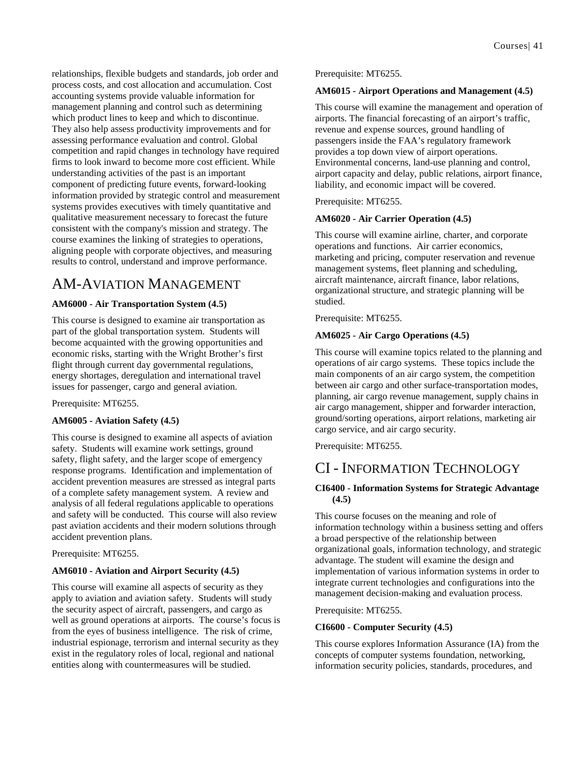relationships, flexible budgets and standards, job order and process costs, and cost allocation and accumulation. Cost accounting systems provide valuable information for management planning and control such as determining which product lines to keep and which to discontinue. They also help assess productivity improvements and for assessing performance evaluation and control. Global competition and rapid changes in technology have required firms to look inward to become more cost efficient. While understanding activities of the past is an important component of predicting future events, forward-looking information provided by strategic control and measurement systems provides executives with timely quantitative and qualitative measurement necessary to forecast the future consistent with the company's mission and strategy. The course examines the linking of strategies to operations, aligning people with corporate objectives, and measuring results to control, understand and improve performance.

# AM-Aviation Management

**AM6000 - Air Transportation System (4.5)**

This course is designed to examine air transportation as part of the global transportation system. Students will become acquainted with the growing opportunities and economic risks, starting with the Wright Brother's first flight through current day governmental regulations, energy shortages, deregulation and international travel issues for passenger, cargo and general aviation.

Prerequisite: MT6255.

**AM6005 - Aviation Safety (4.5)**

This course is designed to examine all aspects of aviation safety. Students will examine work settings, ground safety, flight safety, and the larger scope of emergency response programs. Identification and implementation of accident prevention measures are stressed as integral parts of a complete safety management system. A review and analysis of all federal regulations applicable to operations and safety will be conducted. This course will also review past aviation accidents and their modern solutions through accident prevention plans.

Prerequisite: MT6255.

**AM6010 - Aviation and Airport Security (4.5)**

This course will examine all aspects of security as they apply to aviation and aviation safety. Students will study the security aspect of aircraft, passengers, and cargo as well as ground operations at airports. The course's focus is from the eyes of business intelligence. The risk of crime, industrial espionage, terrorism and internal security as they exist in the regulatory roles of local, regional and national entities along with countermeasures will be studied.

Prerequisite: MT6255.

**AM6015 - Airport Operations and Management (4.5)**

This course will examine the management and operation of airports. The financial forecasting of an airport's traffic, revenue and expense sources, ground handling of passengers inside the FAA's regulatory framework provides a top down view of airport operations. Environmental concerns, land-use planning and control, airport capacity and delay, public relations, airport finance, liability, and economic impact will be covered.

Prerequisite: MT6255.

**AM6020 - Air Carrier Operation (4.5)**

This course will examine airline, charter, and corporate operations and functions. Air carrier economics, marketing and pricing, computer reservation and revenue management systems, fleet planning and scheduling, aircraft maintenance, aircraft finance, labor relations, organizational structure, and strategic planning will be studied.

Prerequisite: MT6255.

**AM6025 - Air Cargo Operations (4.5)**

This course will examine topics related to the planning and operations of air cargo systems. These topics include the main components of an air cargo system, the competition between air cargo and other surface-transportation modes, planning, air cargo revenue management, supply chains in air cargo management, shipper and forwarder interaction, ground/sorting operations, airport relations, marketing air cargo service, and air cargo security.

Prerequisite: MT6255.

# CI - Information Technology

**CI6400 - Information Systems for Strategic Advantage (4.5)**

This course focuses on the meaning and role of information technology within a business setting and offers a broad perspective of the relationship between organizational goals, information technology, and strategic advantage. The student will examine the design and implementation of various information systems in order to integrate current technologies and configurations into the management decision-making and evaluation process.

Prerequisite: MT6255.

**CI6600 - Computer Security (4.5)**

This course explores Information Assurance (IA) from the concepts of computer systems foundation, networking, information security policies, standards, procedures, and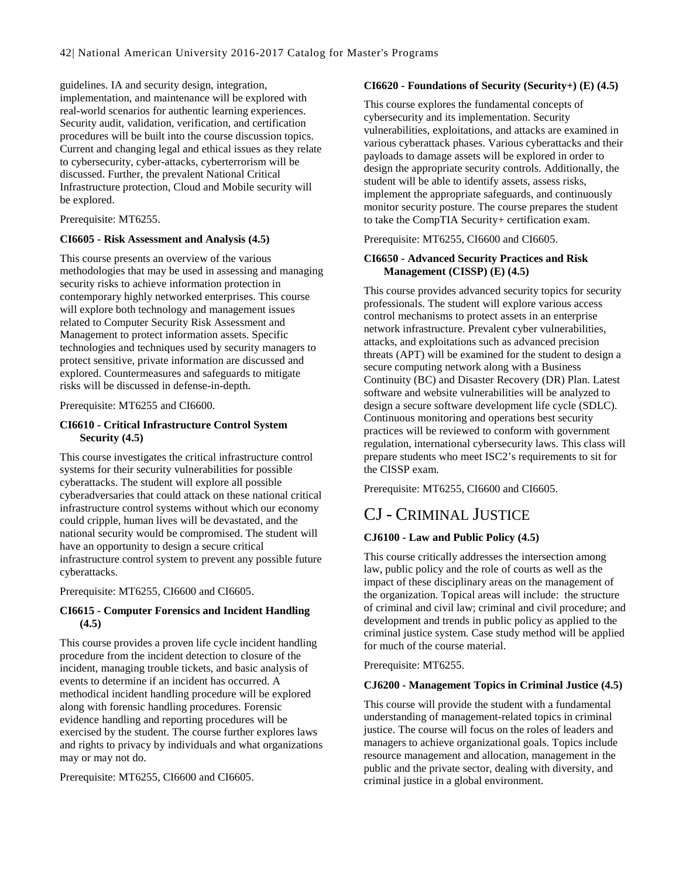guidelines. IA and security design, integration, implementation, and maintenance will be explored with real-world scenarios for authentic learning experiences. Security audit, validation, verification, and certification procedures will be built into the course discussion topics. Current and changing legal and ethical issues as they relate to cybersecurity, cyber-attacks, cyberterrorism will be discussed. Further, the prevalent National Critical Infrastructure protection, Cloud and Mobile security will be explored.

Prerequisite: MT6255.

**CI6605 - Risk Assessment and Analysis (4.5)**

This course presents an overview of the various methodologies that may be used in assessing and managing security risks to achieve information protection in contemporary highly networked enterprises. This course will explore both technology and management issues related to Computer Security Risk Assessment and Management to protect information assets. Specific technologies and techniques used by security managers to protect sensitive, private information are discussed and explored. Countermeasures and safeguards to mitigate risks will be discussed in defense-in-depth.

Prerequisite: MT6255 and CI6600.

**CI6610 - Critical Infrastructure Control System Security (4.5)**

This course investigates the critical infrastructure control systems for their security vulnerabilities for possible cyberattacks. The student will explore all possible cyberadversaries that could attack on these national critical infrastructure control systems without which our economy could cripple, human lives will be devastated, and the national security would be compromised. The student will have an opportunity to design a secure critical infrastructure control system to prevent any possible future cyberattacks.

Prerequisite: MT6255, CI6600 and CI6605.

**CI6615 - Computer Forensics and Incident Handling (4.5)**

This course provides a proven life cycle incident handling procedure from the incident detection to closure of the incident, managing trouble tickets, and basic analysis of events to determine if an incident has occurred. A methodical incident handling procedure will be explored along with forensic handling procedures. Forensic evidence handling and reporting procedures will be exercised by the student. The course further explores laws and rights to privacy by individuals and what organizations may or may not do.

Prerequisite: MT6255, CI6600 and CI6605.

**CI6620 - Foundations of Security (Security+) (E) (4.5)**

This course explores the fundamental concepts of cybersecurity and its implementation. Security vulnerabilities, exploitations, and attacks are examined in various cyberattack phases. Various cyberattacks and their payloads to damage assets will be explored in order to design the appropriate security controls. Additionally, the student will be able to identify assets, assess risks, implement the appropriate safeguards, and continuously monitor security posture. The course prepares the student to take the CompTIA Security+ certification exam.

Prerequisite: MT6255, CI6600 and CI6605.

**CI6650 - Advanced Security Practices and Risk Management (CISSP) (E) (4.5)**

This course provides advanced security topics for security professionals. The student will explore various access control mechanisms to protect assets in an enterprise network infrastructure. Prevalent cyber vulnerabilities, attacks, and exploitations such as advanced precision threats (APT) will be examined for the student to design a secure computing network along with a Business Continuity (BC) and Disaster Recovery (DR) Plan. Latest software and website vulnerabilities will be analyzed to design a secure software development life cycle (SDLC). Continuous monitoring and operations best security practices will be reviewed to conform with government regulation, international cybersecurity laws. This class will prepare students who meet ISC2's requirements to sit for the CISSP exam.

Prerequisite: MT6255, CI6600 and CI6605.

# CJ - Criminal Justice

**CJ6100 - Law and Public Policy (4.5)**

This course critically addresses the intersection among law, public policy and the role of courts as well as the impact of these disciplinary areas on the management of the organization. Topical areas will include: the structure of criminal and civil law; criminal and civil procedure; and development and trends in public policy as applied to the criminal justice system. Case study method will be applied for much of the course material.

Prerequisite: MT6255.

**CJ6200 - Management Topics in Criminal Justice (4.5)**

This course will provide the student with a fundamental understanding of management-related topics in criminal justice. The course will focus on the roles of leaders and managers to achieve organizational goals. Topics include resource management and allocation, management in the public and the private sector, dealing with diversity, and criminal justice in a global environment.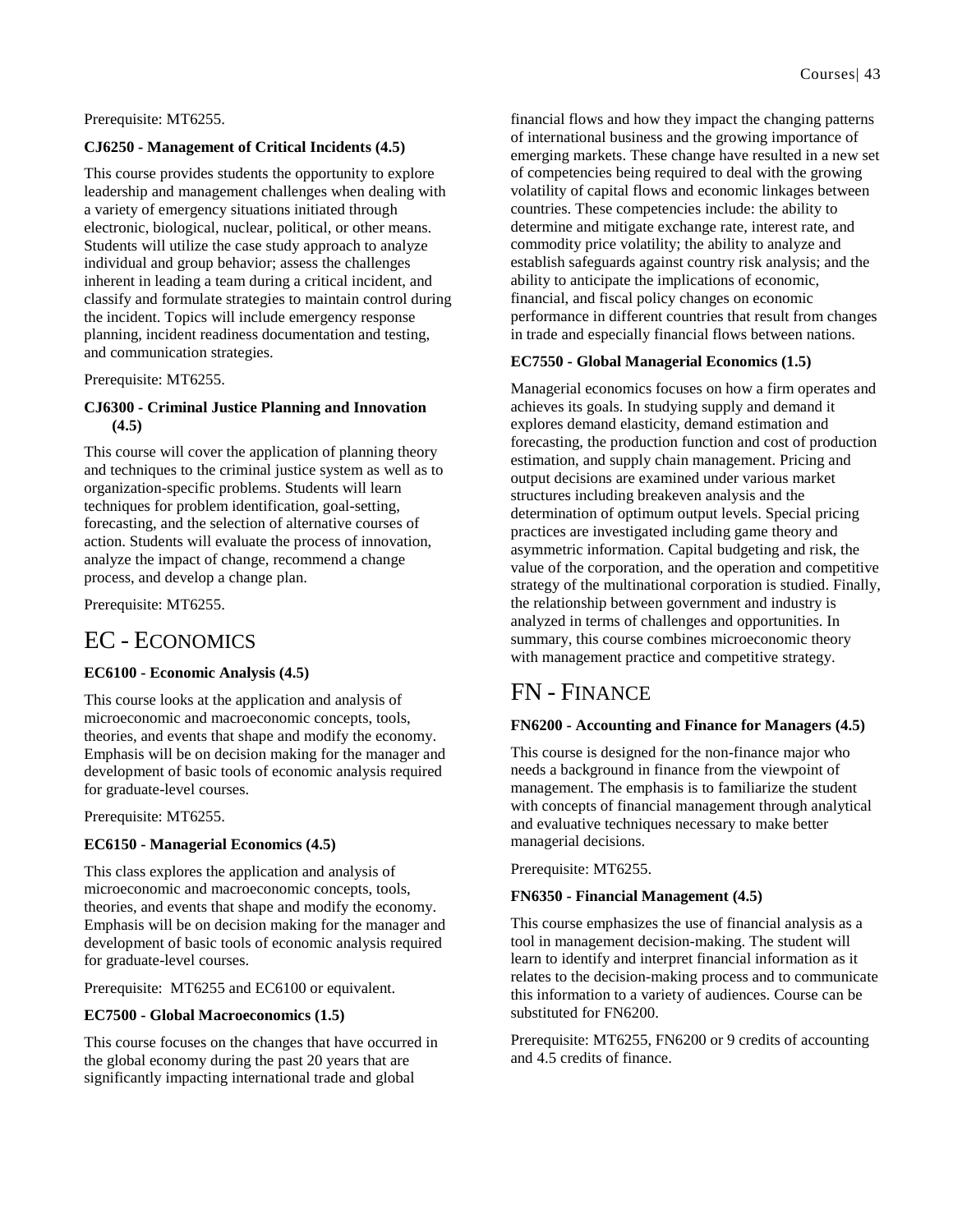Prerequisite: MT6255.

**CJ6250 - Management of Critical Incidents (4.5)**

This course provides students the opportunity to explore leadership and management challenges when dealing with a variety of emergency situations initiated through electronic, biological, nuclear, political, or other means. Students will utilize the case study approach to analyze individual and group behavior; assess the challenges inherent in leading a team during a critical incident, and classify and formulate strategies to maintain control during the incident. Topics will include emergency response planning, incident readiness documentation and testing, and communication strategies.

Prerequisite: MT6255.

**CJ6300 - Criminal Justice Planning and Innovation (4.5)**

This course will cover the application of planning theory and techniques to the criminal justice system as well as to organization-specific problems. Students will learn techniques for problem identification, goal-setting, forecasting, and the selection of alternative courses of action. Students will evaluate the process of innovation, analyze the impact of change, recommend a change process, and develop a change plan.

Prerequisite: MT6255.

# EC - Economics

**EC6100 - Economic Analysis (4.5)**

This course looks at the application and analysis of microeconomic and macroeconomic concepts, tools, theories, and events that shape and modify the economy. Emphasis will be on decision making for the manager and development of basic tools of economic analysis required for graduate-level courses.

Prerequisite: MT6255.

**EC6150 - Managerial Economics (4.5)**

This class explores the application and analysis of microeconomic and macroeconomic concepts, tools, theories, and events that shape and modify the economy. Emphasis will be on decision making for the manager and development of basic tools of economic analysis required for graduate-level courses.

Prerequisite: MT6255 and EC6100 or equivalent.

**EC7500 - Global Macroeconomics (1.5)**

This course focuses on the changes that have occurred in the global economy during the past 20 years that are significantly impacting international trade and global financial flows and how they impact the changing patterns of international business and the growing importance of emerging markets. These change have resulted in a new set of competencies being required to deal with the growing volatility of capital flows and economic linkages between countries. These competencies include: the ability to determine and mitigate exchange rate, interest rate, and commodity price volatility; the ability to analyze and establish safeguards against country risk analysis; and the ability to anticipate the implications of economic, financial, and fiscal policy changes on economic performance in different countries that result from changes in trade and especially financial flows between nations.

**EC7550 - Global Managerial Economics (1.5)**

Managerial economics focuses on how a firm operates and achieves its goals. In studying supply and demand it explores demand elasticity, demand estimation and forecasting, the production function and cost of production estimation, and supply chain management. Pricing and output decisions are examined under various market structures including breakeven analysis and the determination of optimum output levels. Special pricing practices are investigated including game theory and asymmetric information. Capital budgeting and risk, the value of the corporation, and the operation and competitive strategy of the multinational corporation is studied. Finally, the relationship between government and industry is analyzed in terms of challenges and opportunities. In summary, this course combines microeconomic theory with management practice and competitive strategy.

# FN - Finance

**FN6200 - Accounting and Finance for Managers (4.5)**

This course is designed for the non-finance major who needs a background in finance from the viewpoint of management. The emphasis is to familiarize the student with concepts of financial management through analytical and evaluative techniques necessary to make better managerial decisions.

Prerequisite: MT6255.

**FN6350 - Financial Management (4.5)**

This course emphasizes the use of financial analysis as a tool in management decision-making. The student will learn to identify and interpret financial information as it relates to the decision-making process and to communicate this information to a variety of audiences. Course can be substituted for FN6200.

Prerequisite: MT6255, FN6200 or 9 credits of accounting and 4.5 credits of finance.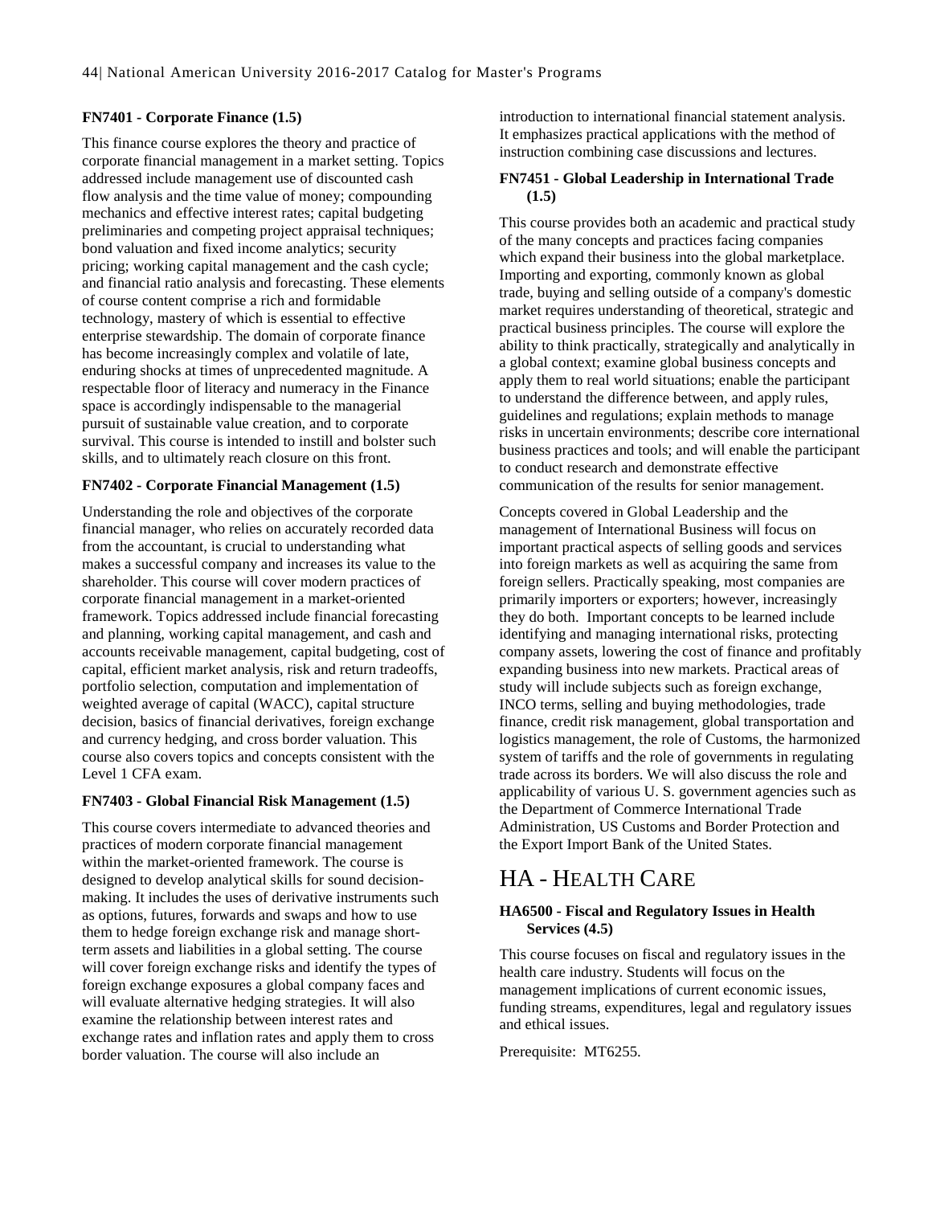**FN7401 - Corporate Finance (1.5)**

This finance course explores the theory and practice of corporate financial management in a market setting. Topics addressed include management use of discounted cash flow analysis and the time value of money; compounding mechanics and effective interest rates; capital budgeting preliminaries and competing project appraisal techniques; bond valuation and fixed income analytics; security pricing; working capital management and the cash cycle; and financial ratio analysis and forecasting. These elements of course content comprise a rich and formidable technology, mastery of which is essential to effective enterprise stewardship. The domain of corporate finance has become increasingly complex and volatile of late, enduring shocks at times of unprecedented magnitude. A respectable floor of literacy and numeracy in the Finance space is accordingly indispensable to the managerial pursuit of sustainable value creation, and to corporate survival. This course is intended to instill and bolster such skills, and to ultimately reach closure on this front.

**FN7402 - Corporate Financial Management (1.5)**

Understanding the role and objectives of the corporate financial manager, who relies on accurately recorded data from the accountant, is crucial to understanding what makes a successful company and increases its value to the shareholder. This course will cover modern practices of corporate financial management in a market-oriented framework. Topics addressed include financial forecasting and planning, working capital management, and cash and accounts receivable management, capital budgeting, cost of capital, efficient market analysis, risk and return tradeoffs, portfolio selection, computation and implementation of weighted average of capital (WACC), capital structure decision, basics of financial derivatives, foreign exchange and currency hedging, and cross border valuation. This course also covers topics and concepts consistent with the Level 1 CFA exam.

**FN7403 - Global Financial Risk Management (1.5)**

This course covers intermediate to advanced theories and practices of modern corporate financial management within the market-oriented framework. The course is designed to develop analytical skills for sound decision-making. It includes the uses of derivative instruments such as options, futures, forwards and swaps and how to use them to hedge foreign exchange risk and manage short-term assets and liabilities in a global setting. The course will cover foreign exchange risks and identify the types of foreign exchange exposures a global company faces and will evaluate alternative hedging strategies. It will also examine the relationship between interest rates and exchange rates and inflation rates and apply them to cross border valuation. The course will also include an introduction to international financial statement analysis. It emphasizes practical applications with the method of instruction combining case discussions and lectures.

**FN7451 - Global Leadership in International Trade (1.5)**

This course provides both an academic and practical study of the many concepts and practices facing companies which expand their business into the global marketplace. Importing and exporting, commonly known as global trade, buying and selling outside of a company's domestic market requires understanding of theoretical, strategic and practical business principles. The course will explore the ability to think practically, strategically and analytically in a global context; examine global business concepts and apply them to real world situations; enable the participant to understand the difference between, and apply rules, guidelines and regulations; explain methods to manage risks in uncertain environments; describe core international business practices and tools; and will enable the participant to conduct research and demonstrate effective communication of the results for senior management.

Concepts covered in Global Leadership and the management of International Business will focus on important practical aspects of selling goods and services into foreign markets as well as acquiring the same from foreign sellers. Practically speaking, most companies are primarily importers or exporters; however, increasingly they do both. Important concepts to be learned include identifying and managing international risks, protecting company assets, lowering the cost of finance and profitably expanding business into new markets. Practical areas of study will include subjects such as foreign exchange, INCO terms, selling and buying methodologies, trade finance, credit risk management, global transportation and logistics management, the role of Customs, the harmonized system of tariffs and the role of governments in regulating trade across its borders. We will also discuss the role and applicability of various U. S. government agencies such as the Department of Commerce International Trade Administration, US Customs and Border Protection and the Export Import Bank of the United States.

# HA - Health Care

**HA6500 - Fiscal and Regulatory Issues in Health Services (4.5)**

This course focuses on fiscal and regulatory issues in the health care industry. Students will focus on the management implications of current economic issues, funding streams, expenditures, legal and regulatory issues and ethical issues.

Prerequisite: MT6255.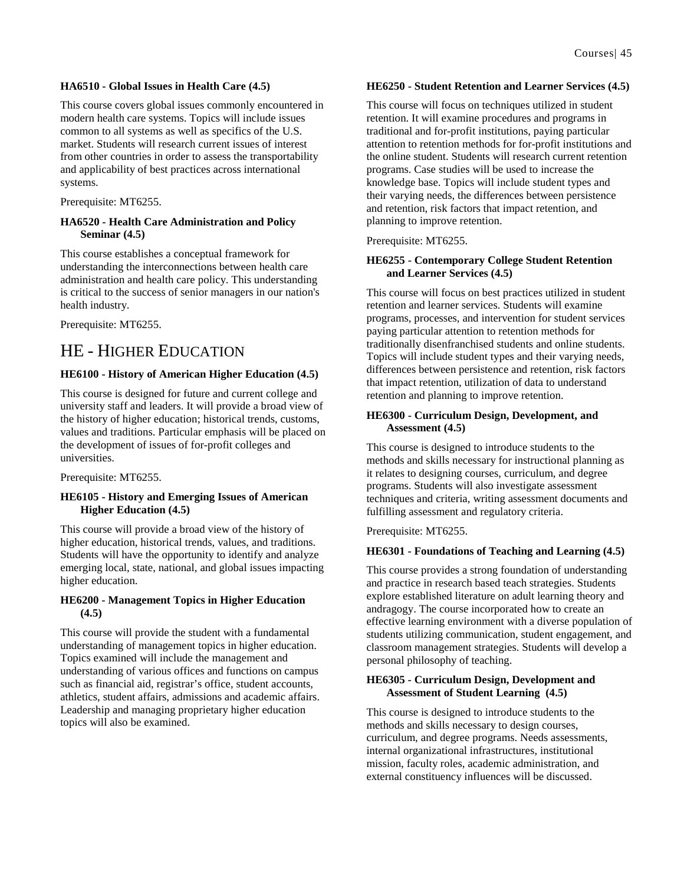### HA6510 - Global Issues in Health Care (4.5)

This course covers global issues commonly encountered in modern health care systems. Topics will include issues common to all systems as well as specifics of the U.S. market. Students will research current issues of interest from other countries in order to assess the transportability and applicability of best practices across international systems.

Prerequisite: MT6255.

### HA6520 - Health Care Administration and Policy Seminar (4.5)

This course establishes a conceptual framework for understanding the interconnections between health care administration and health care policy. This understanding is critical to the success of senior managers in our nation's health industry.

Prerequisite: MT6255.

## HE - Higher Education

### HE6100 - History of American Higher Education (4.5)

This course is designed for future and current college and university staff and leaders. It will provide a broad view of the history of higher education; historical trends, customs, values and traditions. Particular emphasis will be placed on the development of issues of for-profit colleges and universities.

Prerequisite: MT6255.

### HE6105 - History and Emerging Issues of American Higher Education (4.5)

This course will provide a broad view of the history of higher education, historical trends, values, and traditions. Students will have the opportunity to identify and analyze emerging local, state, national, and global issues impacting higher education.

### HE6200 - Management Topics in Higher Education (4.5)

This course will provide the student with a fundamental understanding of management topics in higher education. Topics examined will include the management and understanding of various offices and functions on campus such as financial aid, registrar's office, student accounts, athletics, student affairs, admissions and academic affairs. Leadership and managing proprietary higher education topics will also be examined.

### HE6250 - Student Retention and Learner Services (4.5)

This course will focus on techniques utilized in student retention. It will examine procedures and programs in traditional and for-profit institutions, paying particular attention to retention methods for for-profit institutions and the online student. Students will research current retention programs. Case studies will be used to increase the knowledge base. Topics will include student types and their varying needs, the differences between persistence and retention, risk factors that impact retention, and planning to improve retention.

Prerequisite: MT6255.

### HE6255 - Contemporary College Student Retention and Learner Services (4.5)

This course will focus on best practices utilized in student retention and learner services. Students will examine programs, processes, and intervention for student services paying particular attention to retention methods for traditionally disenfranchised students and online students. Topics will include student types and their varying needs, differences between persistence and retention, risk factors that impact retention, utilization of data to understand retention and planning to improve retention.

### HE6300 - Curriculum Design, Development, and Assessment (4.5)

This course is designed to introduce students to the methods and skills necessary for instructional planning as it relates to designing courses, curriculum, and degree programs. Students will also investigate assessment techniques and criteria, writing assessment documents and fulfilling assessment and regulatory criteria.

Prerequisite: MT6255.

### HE6301 - Foundations of Teaching and Learning (4.5)

This course provides a strong foundation of understanding and practice in research based teach strategies. Students explore established literature on adult learning theory and andragogy. The course incorporated how to create an effective learning environment with a diverse population of students utilizing communication, student engagement, and classroom management strategies. Students will develop a personal philosophy of teaching.

### HE6305 - Curriculum Design, Development and Assessment of Student Learning (4.5)

This course is designed to introduce students to the methods and skills necessary to design courses, curriculum, and degree programs. Needs assessments, internal organizational infrastructures, institutional mission, faculty roles, academic administration, and external constituency influences will be discussed.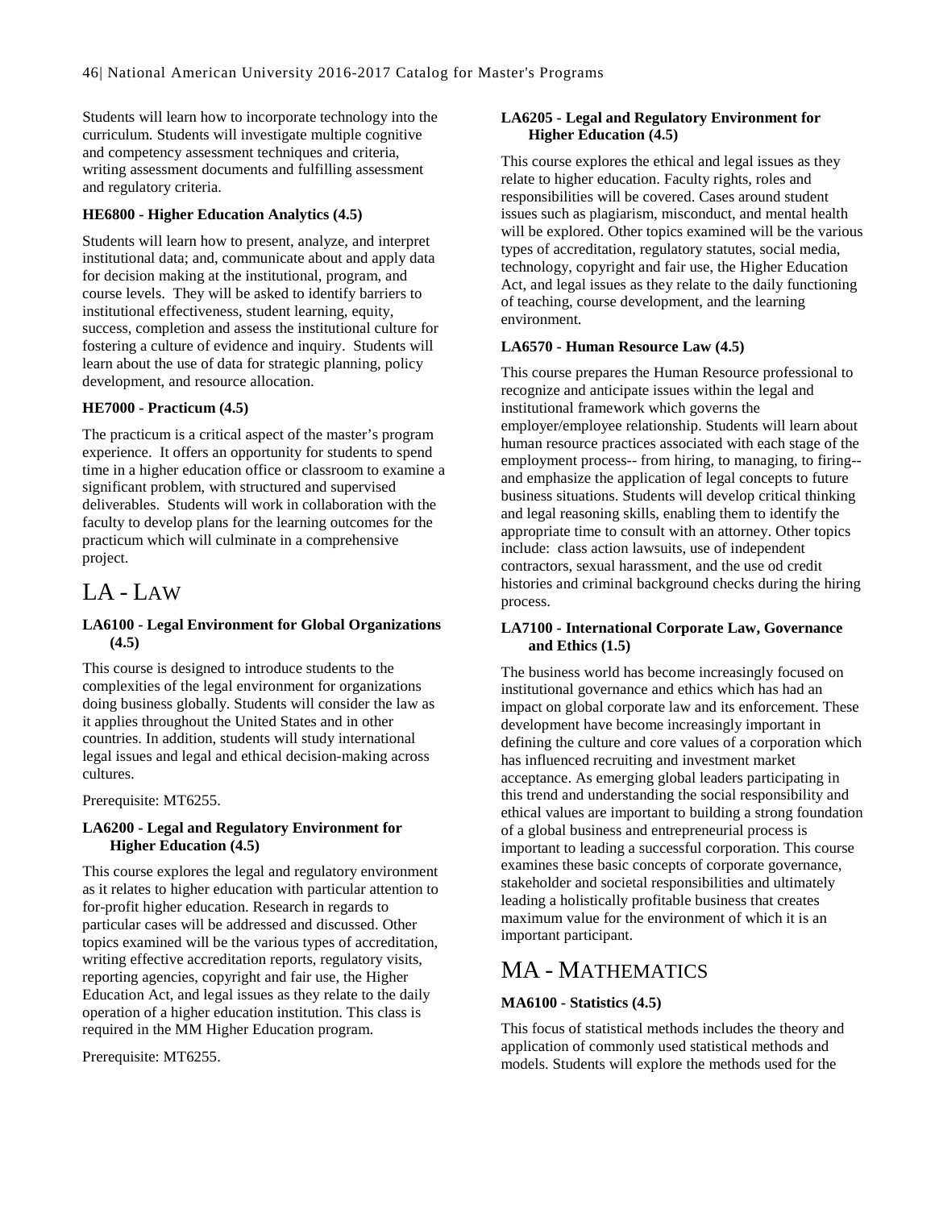Students will learn how to incorporate technology into the curriculum. Students will investigate multiple cognitive and competency assessment techniques and criteria, writing assessment documents and fulfilling assessment and regulatory criteria.

### HE6800 - Higher Education Analytics (4.5)

Students will learn how to present, analyze, and interpret institutional data; and, communicate about and apply data for decision making at the institutional, program, and course levels. They will be asked to identify barriers to institutional effectiveness, student learning, equity, success, completion and assess the institutional culture for fostering a culture of evidence and inquiry. Students will learn about the use of data for strategic planning, policy development, and resource allocation.

### HE7000 - Practicum (4.5)

The practicum is a critical aspect of the master's program experience. It offers an opportunity for students to spend time in a higher education office or classroom to examine a significant problem, with structured and supervised deliverables. Students will work in collaboration with the faculty to develop plans for the learning outcomes for the practicum which will culminate in a comprehensive project.

## LA - LAW

### LA6100 - Legal Environment for Global Organizations (4.5)

This course is designed to introduce students to the complexities of the legal environment for organizations doing business globally. Students will consider the law as it applies throughout the United States and in other countries. In addition, students will study international legal issues and legal and ethical decision-making across cultures.

Prerequisite: MT6255.

### LA6200 - Legal and Regulatory Environment for Higher Education (4.5)

This course explores the legal and regulatory environment as it relates to higher education with particular attention to for-profit higher education. Research in regards to particular cases will be addressed and discussed. Other topics examined will be the various types of accreditation, writing effective accreditation reports, regulatory visits, reporting agencies, copyright and fair use, the Higher Education Act, and legal issues as they relate to the daily operation of a higher education institution. This class is required in the MM Higher Education program.

Prerequisite: MT6255.

### LA6205 - Legal and Regulatory Environment for Higher Education (4.5)

This course explores the ethical and legal issues as they relate to higher education. Faculty rights, roles and responsibilities will be covered. Cases around student issues such as plagiarism, misconduct, and mental health will be explored. Other topics examined will be the various types of accreditation, regulatory statutes, social media, technology, copyright and fair use, the Higher Education Act, and legal issues as they relate to the daily functioning of teaching, course development, and the learning environment.

### LA6570 - Human Resource Law (4.5)

This course prepares the Human Resource professional to recognize and anticipate issues within the legal and institutional framework which governs the employer/employee relationship. Students will learn about human resource practices associated with each stage of the employment process-- from hiring, to managing, to firing-- and emphasize the application of legal concepts to future business situations. Students will develop critical thinking and legal reasoning skills, enabling them to identify the appropriate time to consult with an attorney. Other topics include: class action lawsuits, use of independent contractors, sexual harassment, and the use od credit histories and criminal background checks during the hiring process.

### LA7100 - International Corporate Law, Governance and Ethics (1.5)

The business world has become increasingly focused on institutional governance and ethics which has had an impact on global corporate law and its enforcement. These development have become increasingly important in defining the culture and core values of a corporation which has influenced recruiting and investment market acceptance. As emerging global leaders participating in this trend and understanding the social responsibility and ethical values are important to building a strong foundation of a global business and entrepreneurial process is important to leading a successful corporation. This course examines these basic concepts of corporate governance, stakeholder and societal responsibilities and ultimately leading a holistically profitable business that creates maximum value for the environment of which it is an important participant.

## MA - MATHEMATICS

### MA6100 - Statistics (4.5)

This focus of statistical methods includes the theory and application of commonly used statistical methods and models. Students will explore the methods used for the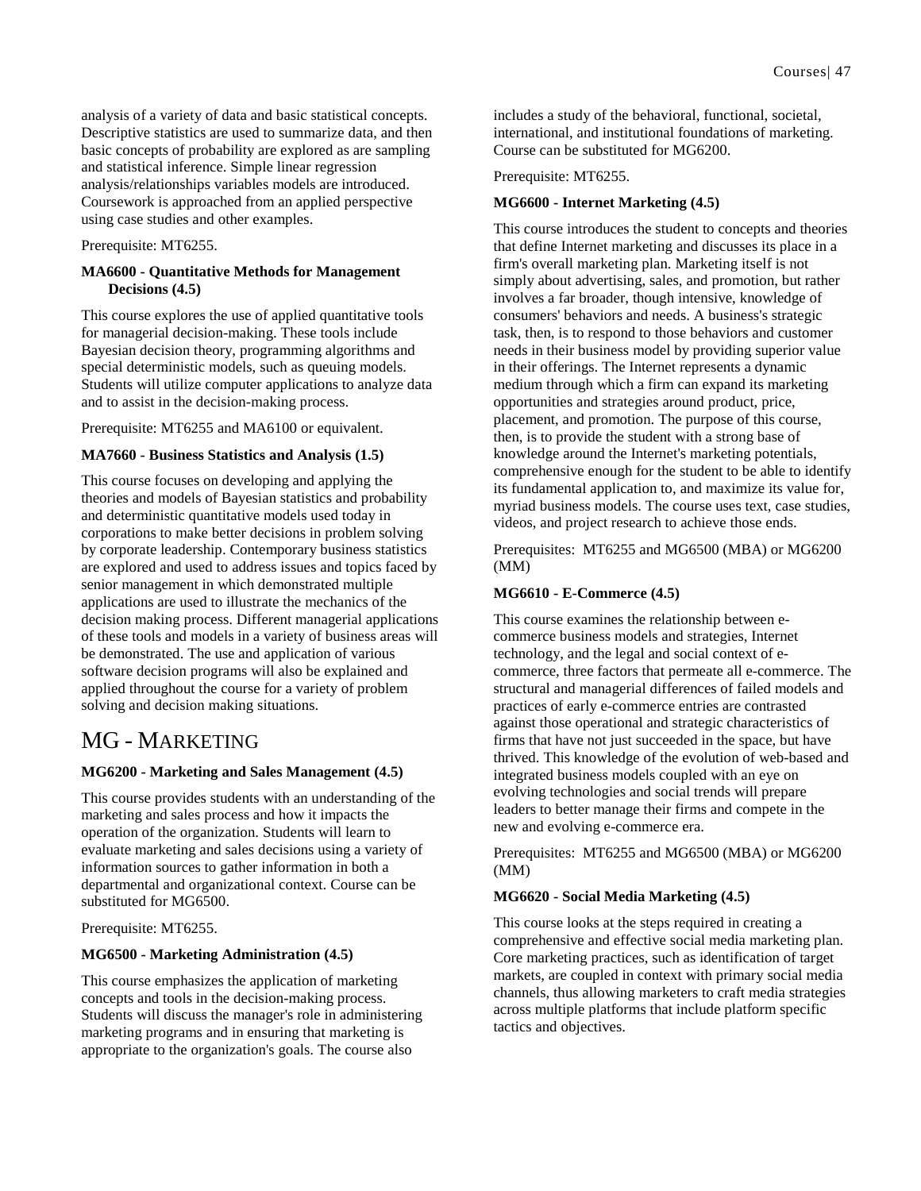analysis of a variety of data and basic statistical concepts. Descriptive statistics are used to summarize data, and then basic concepts of probability are explored as are sampling and statistical inference. Simple linear regression analysis/relationships variables models are introduced. Coursework is approached from an applied perspective using case studies and other examples.

Prerequisite: MT6255.

**MA6600 - Quantitative Methods for Management Decisions (4.5)**

This course explores the use of applied quantitative tools for managerial decision-making. These tools include Bayesian decision theory, programming algorithms and special deterministic models, such as queuing models. Students will utilize computer applications to analyze data and to assist in the decision-making process.

Prerequisite: MT6255 and MA6100 or equivalent.

**MA7660 - Business Statistics and Analysis (1.5)**

This course focuses on developing and applying the theories and models of Bayesian statistics and probability and deterministic quantitative models used today in corporations to make better decisions in problem solving by corporate leadership. Contemporary business statistics are explored and used to address issues and topics faced by senior management in which demonstrated multiple applications are used to illustrate the mechanics of the decision making process. Different managerial applications of these tools and models in a variety of business areas will be demonstrated. The use and application of various software decision programs will also be explained and applied throughout the course for a variety of problem solving and decision making situations.

# MG - MARKETING

**MG6200 - Marketing and Sales Management (4.5)**

This course provides students with an understanding of the marketing and sales process and how it impacts the operation of the organization. Students will learn to evaluate marketing and sales decisions using a variety of information sources to gather information in both a departmental and organizational context. Course can be substituted for MG6500.

Prerequisite: MT6255.

**MG6500 - Marketing Administration (4.5)**

This course emphasizes the application of marketing concepts and tools in the decision-making process. Students will discuss the manager's role in administering marketing programs and in ensuring that marketing is appropriate to the organization's goals. The course also includes a study of the behavioral, functional, societal, international, and institutional foundations of marketing. Course can be substituted for MG6200.

Prerequisite: MT6255.

**MG6600 - Internet Marketing (4.5)**

This course introduces the student to concepts and theories that define Internet marketing and discusses its place in a firm's overall marketing plan. Marketing itself is not simply about advertising, sales, and promotion, but rather involves a far broader, though intensive, knowledge of consumers' behaviors and needs. A business's strategic task, then, is to respond to those behaviors and customer needs in their business model by providing superior value in their offerings. The Internet represents a dynamic medium through which a firm can expand its marketing opportunities and strategies around product, price, placement, and promotion. The purpose of this course, then, is to provide the student with a strong base of knowledge around the Internet's marketing potentials, comprehensive enough for the student to be able to identify its fundamental application to, and maximize its value for, myriad business models. The course uses text, case studies, videos, and project research to achieve those ends.

Prerequisites: MT6255 and MG6500 (MBA) or MG6200 (MM)

**MG6610 - E-Commerce (4.5)**

This course examines the relationship between e-commerce business models and strategies, Internet technology, and the legal and social context of e-commerce, three factors that permeate all e-commerce. The structural and managerial differences of failed models and practices of early e-commerce entries are contrasted against those operational and strategic characteristics of firms that have not just succeeded in the space, but have thrived. This knowledge of the evolution of web-based and integrated business models coupled with an eye on evolving technologies and social trends will prepare leaders to better manage their firms and compete in the new and evolving e-commerce era.

Prerequisites: MT6255 and MG6500 (MBA) or MG6200 (MM)

**MG6620 - Social Media Marketing (4.5)**

This course looks at the steps required in creating a comprehensive and effective social media marketing plan. Core marketing practices, such as identification of target markets, are coupled in context with primary social media channels, thus allowing marketers to craft media strategies across multiple platforms that include platform specific tactics and objectives.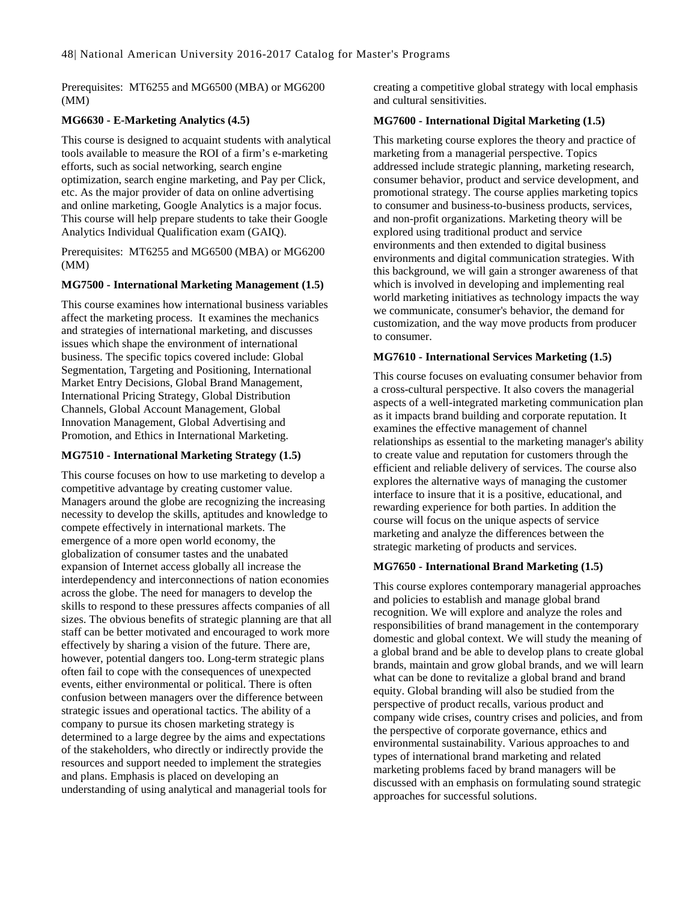Prerequisites: MT6255 and MG6500 (MBA) or MG6200 (MM)

**MG6630 - E-Marketing Analytics (4.5)**

This course is designed to acquaint students with analytical tools available to measure the ROI of a firm's e-marketing efforts, such as social networking, search engine optimization, search engine marketing, and Pay per Click, etc. As the major provider of data on online advertising and online marketing, Google Analytics is a major focus. This course will help prepare students to take their Google Analytics Individual Qualification exam (GAIQ).

Prerequisites: MT6255 and MG6500 (MBA) or MG6200 (MM)

**MG7500 - International Marketing Management (1.5)**

This course examines how international business variables affect the marketing process. It examines the mechanics and strategies of international marketing, and discusses issues which shape the environment of international business. The specific topics covered include: Global Segmentation, Targeting and Positioning, International Market Entry Decisions, Global Brand Management, International Pricing Strategy, Global Distribution Channels, Global Account Management, Global Innovation Management, Global Advertising and Promotion, and Ethics in International Marketing.

**MG7510 - International Marketing Strategy (1.5)**

This course focuses on how to use marketing to develop a competitive advantage by creating customer value. Managers around the globe are recognizing the increasing necessity to develop the skills, aptitudes and knowledge to compete effectively in international markets. The emergence of a more open world economy, the globalization of consumer tastes and the unabated expansion of Internet access globally all increase the interdependency and interconnections of nation economies across the globe. The need for managers to develop the skills to respond to these pressures affects companies of all sizes. The obvious benefits of strategic planning are that all staff can be better motivated and encouraged to work more effectively by sharing a vision of the future. There are, however, potential dangers too. Long-term strategic plans often fail to cope with the consequences of unexpected events, either environmental or political. There is often confusion between managers over the difference between strategic issues and operational tactics. The ability of a company to pursue its chosen marketing strategy is determined to a large degree by the aims and expectations of the stakeholders, who directly or indirectly provide the resources and support needed to implement the strategies and plans. Emphasis is placed on developing an understanding of using analytical and managerial tools for creating a competitive global strategy with local emphasis and cultural sensitivities.

**MG7600 - International Digital Marketing (1.5)**

This marketing course explores the theory and practice of marketing from a managerial perspective. Topics addressed include strategic planning, marketing research, consumer behavior, product and service development, and promotional strategy. The course applies marketing topics to consumer and business-to-business products, services, and non-profit organizations. Marketing theory will be explored using traditional product and service environments and then extended to digital business environments and digital communication strategies. With this background, we will gain a stronger awareness of that which is involved in developing and implementing real world marketing initiatives as technology impacts the way we communicate, consumer's behavior, the demand for customization, and the way move products from producer to consumer.

**MG7610 - International Services Marketing (1.5)**

This course focuses on evaluating consumer behavior from a cross-cultural perspective. It also covers the managerial aspects of a well-integrated marketing communication plan as it impacts brand building and corporate reputation. It examines the effective management of channel relationships as essential to the marketing manager's ability to create value and reputation for customers through the efficient and reliable delivery of services. The course also explores the alternative ways of managing the customer interface to insure that it is a positive, educational, and rewarding experience for both parties. In addition the course will focus on the unique aspects of service marketing and analyze the differences between the strategic marketing of products and services.

**MG7650 - International Brand Marketing (1.5)**

This course explores contemporary managerial approaches and policies to establish and manage global brand recognition. We will explore and analyze the roles and responsibilities of brand management in the contemporary domestic and global context. We will study the meaning of a global brand and be able to develop plans to create global brands, maintain and grow global brands, and we will learn what can be done to revitalize a global brand and brand equity. Global branding will also be studied from the perspective of product recalls, various product and company wide crises, country crises and policies, and from the perspective of corporate governance, ethics and environmental sustainability. Various approaches to and types of international brand marketing and related marketing problems faced by brand managers will be discussed with an emphasis on formulating sound strategic approaches for successful solutions.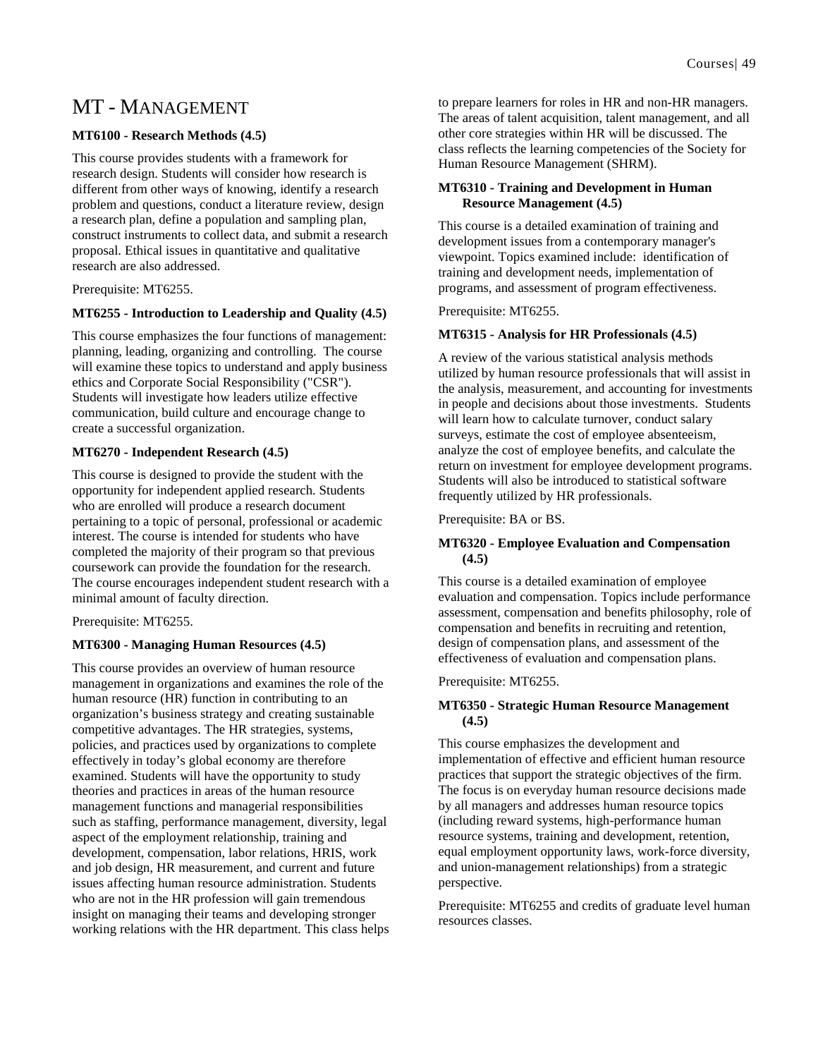# MT - MANAGEMENT

### MT6100 - Research Methods (4.5)

This course provides students with a framework for research design. Students will consider how research is different from other ways of knowing, identify a research problem and questions, conduct a literature review, design a research plan, define a population and sampling plan, construct instruments to collect data, and submit a research proposal. Ethical issues in quantitative and qualitative research are also addressed.

Prerequisite: MT6255.

### MT6255 - Introduction to Leadership and Quality (4.5)

This course emphasizes the four functions of management: planning, leading, organizing and controlling. The course will examine these topics to understand and apply business ethics and Corporate Social Responsibility ("CSR"). Students will investigate how leaders utilize effective communication, build culture and encourage change to create a successful organization.

### MT6270 - Independent Research (4.5)

This course is designed to provide the student with the opportunity for independent applied research. Students who are enrolled will produce a research document pertaining to a topic of personal, professional or academic interest. The course is intended for students who have completed the majority of their program so that previous coursework can provide the foundation for the research. The course encourages independent student research with a minimal amount of faculty direction.

Prerequisite: MT6255.

### MT6300 - Managing Human Resources (4.5)

This course provides an overview of human resource management in organizations and examines the role of the human resource (HR) function in contributing to an organization's business strategy and creating sustainable competitive advantages. The HR strategies, systems, policies, and practices used by organizations to complete effectively in today's global economy are therefore examined. Students will have the opportunity to study theories and practices in areas of the human resource management functions and managerial responsibilities such as staffing, performance management, diversity, legal aspect of the employment relationship, training and development, compensation, labor relations, HRIS, work and job design, HR measurement, and current and future issues affecting human resource administration. Students who are not in the HR profession will gain tremendous insight on managing their teams and developing stronger working relations with the HR department. This class helps to prepare learners for roles in HR and non-HR managers. The areas of talent acquisition, talent management, and all other core strategies within HR will be discussed. The class reflects the learning competencies of the Society for Human Resource Management (SHRM).

### MT6310 - Training and Development in Human Resource Management (4.5)

This course is a detailed examination of training and development issues from a contemporary manager's viewpoint. Topics examined include: identification of training and development needs, implementation of programs, and assessment of program effectiveness.

Prerequisite: MT6255.

### MT6315 - Analysis for HR Professionals (4.5)

A review of the various statistical analysis methods utilized by human resource professionals that will assist in the analysis, measurement, and accounting for investments in people and decisions about those investments. Students will learn how to calculate turnover, conduct salary surveys, estimate the cost of employee absenteeism, analyze the cost of employee benefits, and calculate the return on investment for employee development programs. Students will also be introduced to statistical software frequently utilized by HR professionals.

Prerequisite: BA or BS.

### MT6320 - Employee Evaluation and Compensation (4.5)

This course is a detailed examination of employee evaluation and compensation. Topics include performance assessment, compensation and benefits philosophy, role of compensation and benefits in recruiting and retention, design of compensation plans, and assessment of the effectiveness of evaluation and compensation plans.

Prerequisite: MT6255.

### MT6350 - Strategic Human Resource Management (4.5)

This course emphasizes the development and implementation of effective and efficient human resource practices that support the strategic objectives of the firm. The focus is on everyday human resource decisions made by all managers and addresses human resource topics (including reward systems, high-performance human resource systems, training and development, retention, equal employment opportunity laws, work-force diversity, and union-management relationships) from a strategic perspective.

Prerequisite: MT6255 and credits of graduate level human resources classes.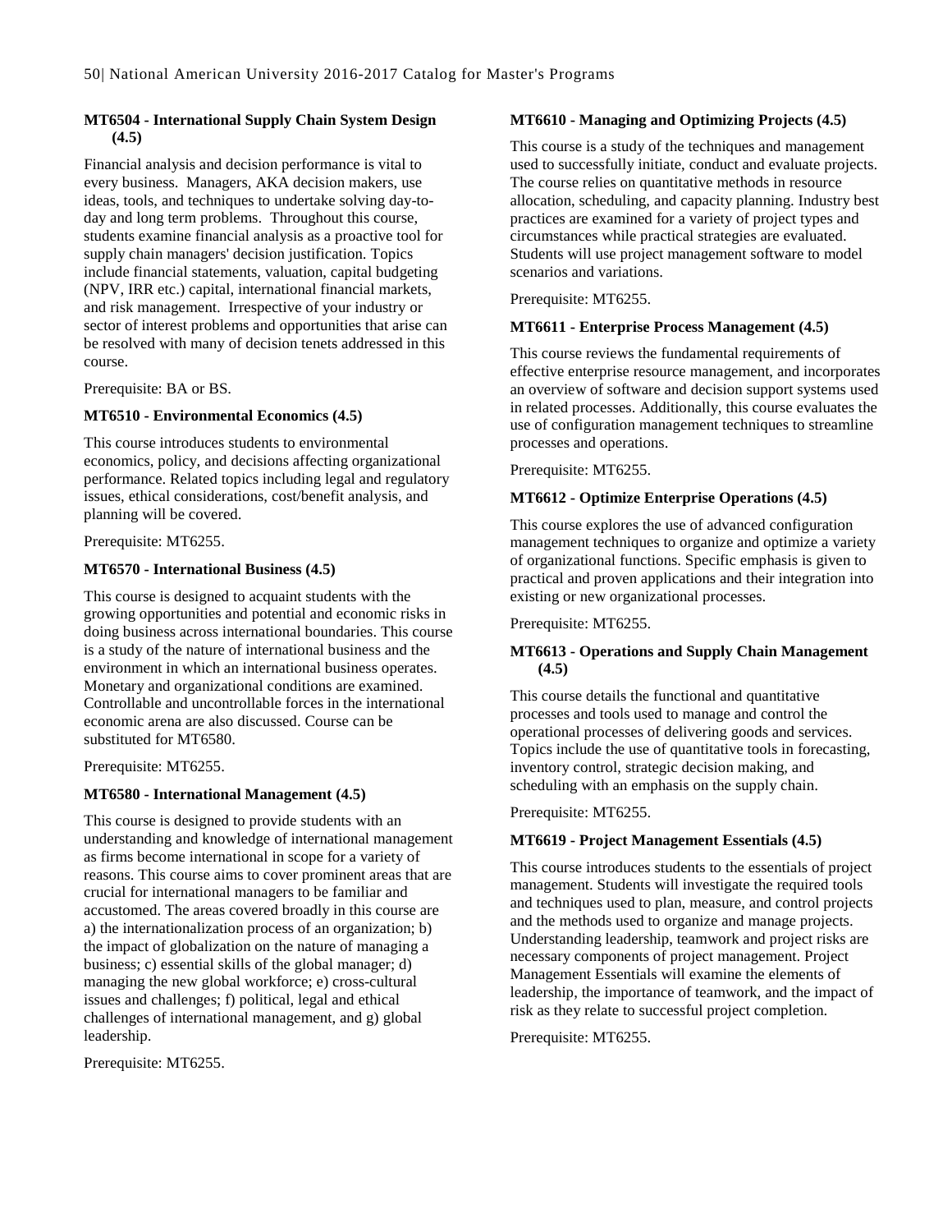**MT6504 - International Supply Chain System Design (4.5)**

Financial analysis and decision performance is vital to every business. Managers, AKA decision makers, use ideas, tools, and techniques to undertake solving day-to-day and long term problems. Throughout this course, students examine financial analysis as a proactive tool for supply chain managers' decision justification. Topics include financial statements, valuation, capital budgeting (NPV, IRR etc.) capital, international financial markets, and risk management. Irrespective of your industry or sector of interest problems and opportunities that arise can be resolved with many of decision tenets addressed in this course.

Prerequisite: BA or BS.

**MT6510 - Environmental Economics (4.5)**

This course introduces students to environmental economics, policy, and decisions affecting organizational performance. Related topics including legal and regulatory issues, ethical considerations, cost/benefit analysis, and planning will be covered.

Prerequisite: MT6255.

**MT6570 - International Business (4.5)**

This course is designed to acquaint students with the growing opportunities and potential and economic risks in doing business across international boundaries. This course is a study of the nature of international business and the environment in which an international business operates. Monetary and organizational conditions are examined. Controllable and uncontrollable forces in the international economic arena are also discussed. Course can be substituted for MT6580.

Prerequisite: MT6255.

**MT6580 - International Management (4.5)**

This course is designed to provide students with an understanding and knowledge of international management as firms become international in scope for a variety of reasons. This course aims to cover prominent areas that are crucial for international managers to be familiar and accustomed. The areas covered broadly in this course are a) the internationalization process of an organization; b) the impact of globalization on the nature of managing a business; c) essential skills of the global manager; d) managing the new global workforce; e) cross-cultural issues and challenges; f) political, legal and ethical challenges of international management, and g) global leadership.

Prerequisite: MT6255.

**MT6610 - Managing and Optimizing Projects (4.5)**

This course is a study of the techniques and management used to successfully initiate, conduct and evaluate projects. The course relies on quantitative methods in resource allocation, scheduling, and capacity planning. Industry best practices are examined for a variety of project types and circumstances while practical strategies are evaluated. Students will use project management software to model scenarios and variations.

Prerequisite: MT6255.

**MT6611 - Enterprise Process Management (4.5)**

This course reviews the fundamental requirements of effective enterprise resource management, and incorporates an overview of software and decision support systems used in related processes. Additionally, this course evaluates the use of configuration management techniques to streamline processes and operations.

Prerequisite: MT6255.

**MT6612 - Optimize Enterprise Operations (4.5)**

This course explores the use of advanced configuration management techniques to organize and optimize a variety of organizational functions. Specific emphasis is given to practical and proven applications and their integration into existing or new organizational processes.

Prerequisite: MT6255.

**MT6613 - Operations and Supply Chain Management (4.5)**

This course details the functional and quantitative processes and tools used to manage and control the operational processes of delivering goods and services. Topics include the use of quantitative tools in forecasting, inventory control, strategic decision making, and scheduling with an emphasis on the supply chain.

Prerequisite: MT6255.

**MT6619 - Project Management Essentials (4.5)**

This course introduces students to the essentials of project management. Students will investigate the required tools and techniques used to plan, measure, and control projects and the methods used to organize and manage projects. Understanding leadership, teamwork and project risks are necessary components of project management. Project Management Essentials will examine the elements of leadership, the importance of teamwork, and the impact of risk as they relate to successful project completion.

Prerequisite: MT6255.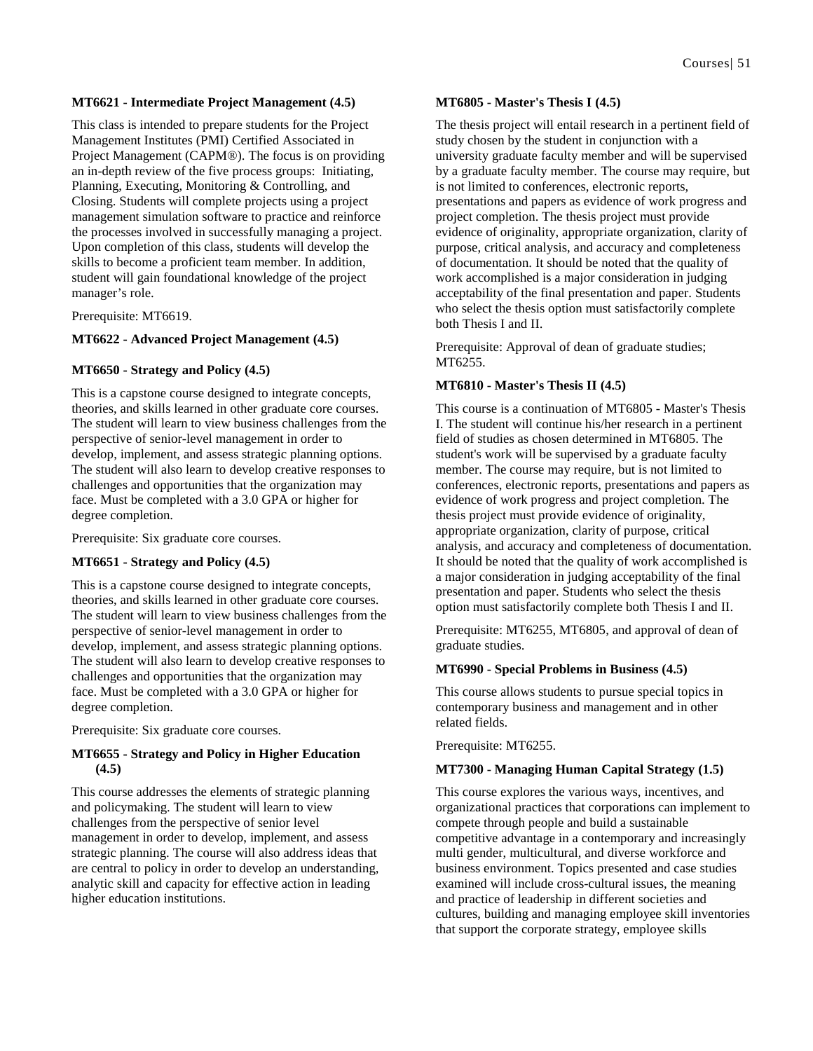**MT6621 - Intermediate Project Management (4.5)**

This class is intended to prepare students for the Project Management Institutes (PMI) Certified Associated in Project Management (CAPM®). The focus is on providing an in-depth review of the five process groups: Initiating, Planning, Executing, Monitoring & Controlling, and Closing. Students will complete projects using a project management simulation software to practice and reinforce the processes involved in successfully managing a project. Upon completion of this class, students will develop the skills to become a proficient team member. In addition, student will gain foundational knowledge of the project manager's role.

Prerequisite: MT6619.

**MT6622 - Advanced Project Management (4.5)**

**MT6650 - Strategy and Policy (4.5)**

This is a capstone course designed to integrate concepts, theories, and skills learned in other graduate core courses. The student will learn to view business challenges from the perspective of senior-level management in order to develop, implement, and assess strategic planning options. The student will also learn to develop creative responses to challenges and opportunities that the organization may face. Must be completed with a 3.0 GPA or higher for degree completion.

Prerequisite: Six graduate core courses.

**MT6651 - Strategy and Policy (4.5)**

This is a capstone course designed to integrate concepts, theories, and skills learned in other graduate core courses. The student will learn to view business challenges from the perspective of senior-level management in order to develop, implement, and assess strategic planning options. The student will also learn to develop creative responses to challenges and opportunities that the organization may face. Must be completed with a 3.0 GPA or higher for degree completion.

Prerequisite: Six graduate core courses.

**MT6655 - Strategy and Policy in Higher Education (4.5)**

This course addresses the elements of strategic planning and policymaking. The student will learn to view challenges from the perspective of senior level management in order to develop, implement, and assess strategic planning. The course will also address ideas that are central to policy in order to develop an understanding, analytic skill and capacity for effective action in leading higher education institutions.

**MT6805 - Master's Thesis I (4.5)**

The thesis project will entail research in a pertinent field of study chosen by the student in conjunction with a university graduate faculty member and will be supervised by a graduate faculty member. The course may require, but is not limited to conferences, electronic reports, presentations and papers as evidence of work progress and project completion. The thesis project must provide evidence of originality, appropriate organization, clarity of purpose, critical analysis, and accuracy and completeness of documentation. It should be noted that the quality of work accomplished is a major consideration in judging acceptability of the final presentation and paper. Students who select the thesis option must satisfactorily complete both Thesis I and II.

Prerequisite: Approval of dean of graduate studies; MT6255.

**MT6810 - Master's Thesis II (4.5)**

This course is a continuation of MT6805 - Master's Thesis I. The student will continue his/her research in a pertinent field of studies as chosen determined in MT6805. The student's work will be supervised by a graduate faculty member. The course may require, but is not limited to conferences, electronic reports, presentations and papers as evidence of work progress and project completion. The thesis project must provide evidence of originality, appropriate organization, clarity of purpose, critical analysis, and accuracy and completeness of documentation. It should be noted that the quality of work accomplished is a major consideration in judging acceptability of the final presentation and paper. Students who select the thesis option must satisfactorily complete both Thesis I and II.

Prerequisite: MT6255, MT6805, and approval of dean of graduate studies.

**MT6990 - Special Problems in Business (4.5)**

This course allows students to pursue special topics in contemporary business and management and in other related fields.

Prerequisite: MT6255.

**MT7300 - Managing Human Capital Strategy (1.5)**

This course explores the various ways, incentives, and organizational practices that corporations can implement to compete through people and build a sustainable competitive advantage in a contemporary and increasingly multi gender, multicultural, and diverse workforce and business environment. Topics presented and case studies examined will include cross-cultural issues, the meaning and practice of leadership in different societies and cultures, building and managing employee skill inventories that support the corporate strategy, employee skills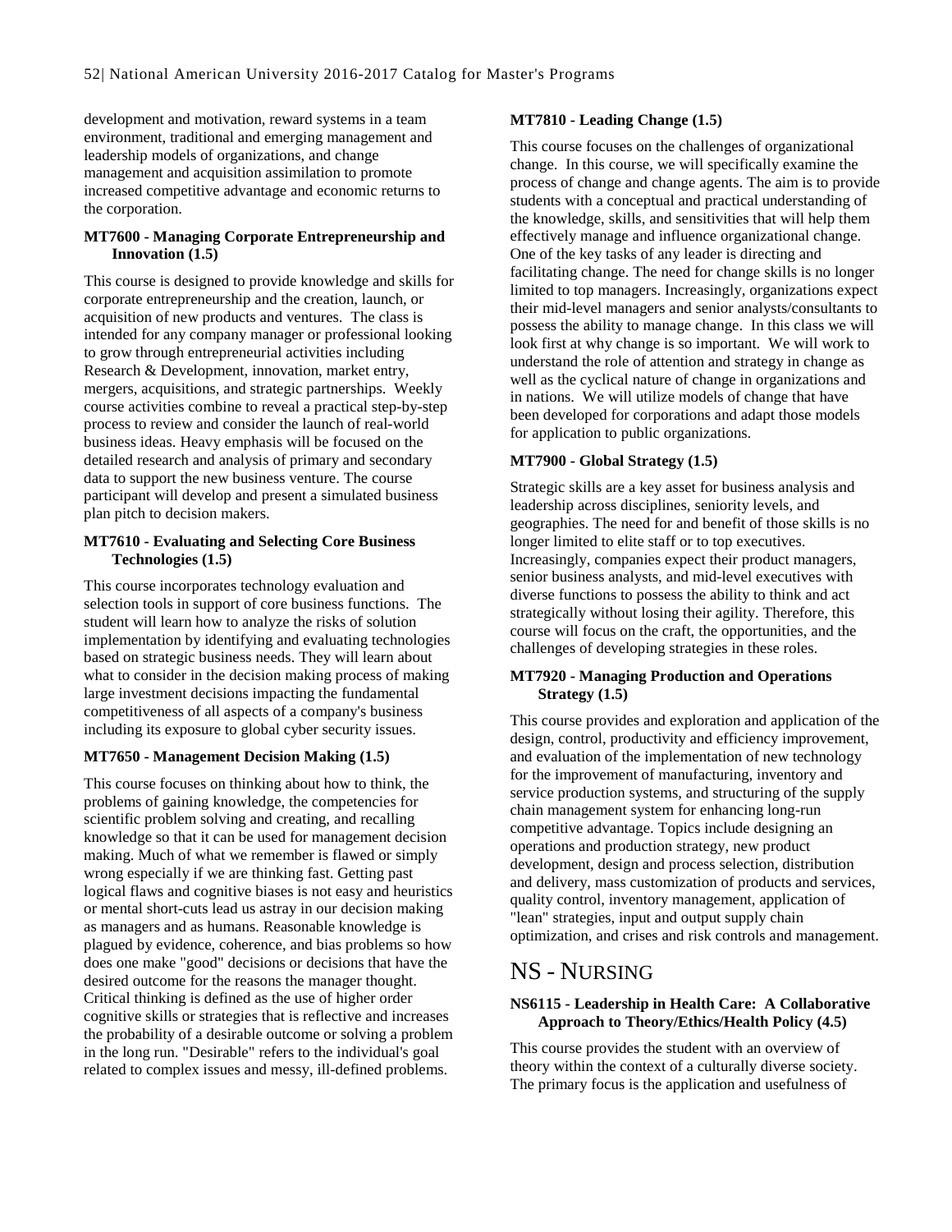development and motivation, reward systems in a team environment, traditional and emerging management and leadership models of organizations, and change management and acquisition assimilation to promote increased competitive advantage and economic returns to the corporation.

**MT7600 - Managing Corporate Entrepreneurship and Innovation (1.5)**

This course is designed to provide knowledge and skills for corporate entrepreneurship and the creation, launch, or acquisition of new products and ventures. The class is intended for any company manager or professional looking to grow through entrepreneurial activities including Research & Development, innovation, market entry, mergers, acquisitions, and strategic partnerships. Weekly course activities combine to reveal a practical step-by-step process to review and consider the launch of real-world business ideas. Heavy emphasis will be focused on the detailed research and analysis of primary and secondary data to support the new business venture. The course participant will develop and present a simulated business plan pitch to decision makers.

**MT7610 - Evaluating and Selecting Core Business Technologies (1.5)**

This course incorporates technology evaluation and selection tools in support of core business functions. The student will learn how to analyze the risks of solution implementation by identifying and evaluating technologies based on strategic business needs. They will learn about what to consider in the decision making process of making large investment decisions impacting the fundamental competitiveness of all aspects of a company's business including its exposure to global cyber security issues.

**MT7650 - Management Decision Making (1.5)**

This course focuses on thinking about how to think, the problems of gaining knowledge, the competencies for scientific problem solving and creating, and recalling knowledge so that it can be used for management decision making. Much of what we remember is flawed or simply wrong especially if we are thinking fast. Getting past logical flaws and cognitive biases is not easy and heuristics or mental short-cuts lead us astray in our decision making as managers and as humans. Reasonable knowledge is plagued by evidence, coherence, and bias problems so how does one make "good" decisions or decisions that have the desired outcome for the reasons the manager thought. Critical thinking is defined as the use of higher order cognitive skills or strategies that is reflective and increases the probability of a desirable outcome or solving a problem in the long run. "Desirable" refers to the individual's goal related to complex issues and messy, ill-defined problems.

**MT7810 - Leading Change (1.5)**

This course focuses on the challenges of organizational change. In this course, we will specifically examine the process of change and change agents. The aim is to provide students with a conceptual and practical understanding of the knowledge, skills, and sensitivities that will help them effectively manage and influence organizational change. One of the key tasks of any leader is directing and facilitating change. The need for change skills is no longer limited to top managers. Increasingly, organizations expect their mid-level managers and senior analysts/consultants to possess the ability to manage change. In this class we will look first at why change is so important. We will work to understand the role of attention and strategy in change as well as the cyclical nature of change in organizations and in nations. We will utilize models of change that have been developed for corporations and adapt those models for application to public organizations.

**MT7900 - Global Strategy (1.5)**

Strategic skills are a key asset for business analysis and leadership across disciplines, seniority levels, and geographies. The need for and benefit of those skills is no longer limited to elite staff or to top executives. Increasingly, companies expect their product managers, senior business analysts, and mid-level executives with diverse functions to possess the ability to think and act strategically without losing their agility. Therefore, this course will focus on the craft, the opportunities, and the challenges of developing strategies in these roles.

**MT7920 - Managing Production and Operations Strategy (1.5)**

This course provides and exploration and application of the design, control, productivity and efficiency improvement, and evaluation of the implementation of new technology for the improvement of manufacturing, inventory and service production systems, and structuring of the supply chain management system for enhancing long-run competitive advantage. Topics include designing an operations and production strategy, new product development, design and process selection, distribution and delivery, mass customization of products and services, quality control, inventory management, application of "lean" strategies, input and output supply chain optimization, and crises and risk controls and management.

# NS - Nursing

**NS6115 - Leadership in Health Care: A Collaborative Approach to Theory/Ethics/Health Policy (4.5)**

This course provides the student with an overview of theory within the context of a culturally diverse society. The primary focus is the application and usefulness of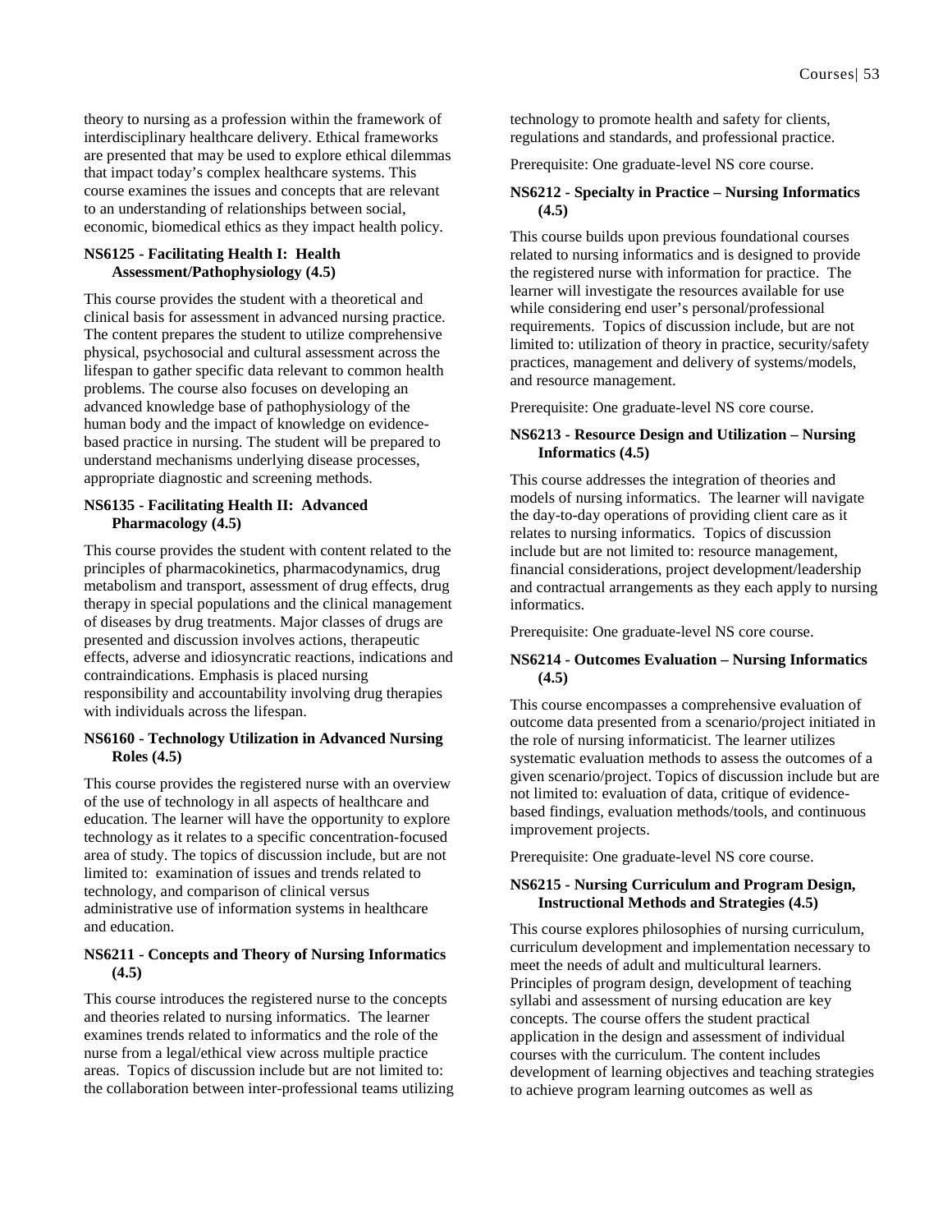theory to nursing as a profession within the framework of interdisciplinary healthcare delivery. Ethical frameworks are presented that may be used to explore ethical dilemmas that impact today's complex healthcare systems. This course examines the issues and concepts that are relevant to an understanding of relationships between social, economic, biomedical ethics as they impact health policy.

**NS6125 - Facilitating Health I: Health Assessment/Pathophysiology (4.5)**

This course provides the student with a theoretical and clinical basis for assessment in advanced nursing practice. The content prepares the student to utilize comprehensive physical, psychosocial and cultural assessment across the lifespan to gather specific data relevant to common health problems. The course also focuses on developing an advanced knowledge base of pathophysiology of the human body and the impact of knowledge on evidence-based practice in nursing. The student will be prepared to understand mechanisms underlying disease processes, appropriate diagnostic and screening methods.

**NS6135 - Facilitating Health II: Advanced Pharmacology (4.5)**

This course provides the student with content related to the principles of pharmacokinetics, pharmacodynamics, drug metabolism and transport, assessment of drug effects, drug therapy in special populations and the clinical management of diseases by drug treatments. Major classes of drugs are presented and discussion involves actions, therapeutic effects, adverse and idiosyncratic reactions, indications and contraindications. Emphasis is placed nursing responsibility and accountability involving drug therapies with individuals across the lifespan.

**NS6160 - Technology Utilization in Advanced Nursing Roles (4.5)**

This course provides the registered nurse with an overview of the use of technology in all aspects of healthcare and education. The learner will have the opportunity to explore technology as it relates to a specific concentration-focused area of study. The topics of discussion include, but are not limited to: examination of issues and trends related to technology, and comparison of clinical versus administrative use of information systems in healthcare and education.

**NS6211 - Concepts and Theory of Nursing Informatics (4.5)**

This course introduces the registered nurse to the concepts and theories related to nursing informatics. The learner examines trends related to informatics and the role of the nurse from a legal/ethical view across multiple practice areas. Topics of discussion include but are not limited to: the collaboration between inter-professional teams utilizing technology to promote health and safety for clients, regulations and standards, and professional practice.

Prerequisite: One graduate-level NS core course.

**NS6212 - Specialty in Practice – Nursing Informatics (4.5)**

This course builds upon previous foundational courses related to nursing informatics and is designed to provide the registered nurse with information for practice. The learner will investigate the resources available for use while considering end user's personal/professional requirements. Topics of discussion include, but are not limited to: utilization of theory in practice, security/safety practices, management and delivery of systems/models, and resource management.

Prerequisite: One graduate-level NS core course.

**NS6213 - Resource Design and Utilization – Nursing Informatics (4.5)**

This course addresses the integration of theories and models of nursing informatics. The learner will navigate the day-to-day operations of providing client care as it relates to nursing informatics. Topics of discussion include but are not limited to: resource management, financial considerations, project development/leadership and contractual arrangements as they each apply to nursing informatics.

Prerequisite: One graduate-level NS core course.

**NS6214 - Outcomes Evaluation – Nursing Informatics (4.5)**

This course encompasses a comprehensive evaluation of outcome data presented from a scenario/project initiated in the role of nursing informaticist. The learner utilizes systematic evaluation methods to assess the outcomes of a given scenario/project. Topics of discussion include but are not limited to: evaluation of data, critique of evidence-based findings, evaluation methods/tools, and continuous improvement projects.

Prerequisite: One graduate-level NS core course.

**NS6215 - Nursing Curriculum and Program Design, Instructional Methods and Strategies (4.5)**

This course explores philosophies of nursing curriculum, curriculum development and implementation necessary to meet the needs of adult and multicultural learners. Principles of program design, development of teaching syllabi and assessment of nursing education are key concepts. The course offers the student practical application in the design and assessment of individual courses with the curriculum. The content includes development of learning objectives and teaching strategies to achieve program learning outcomes as well as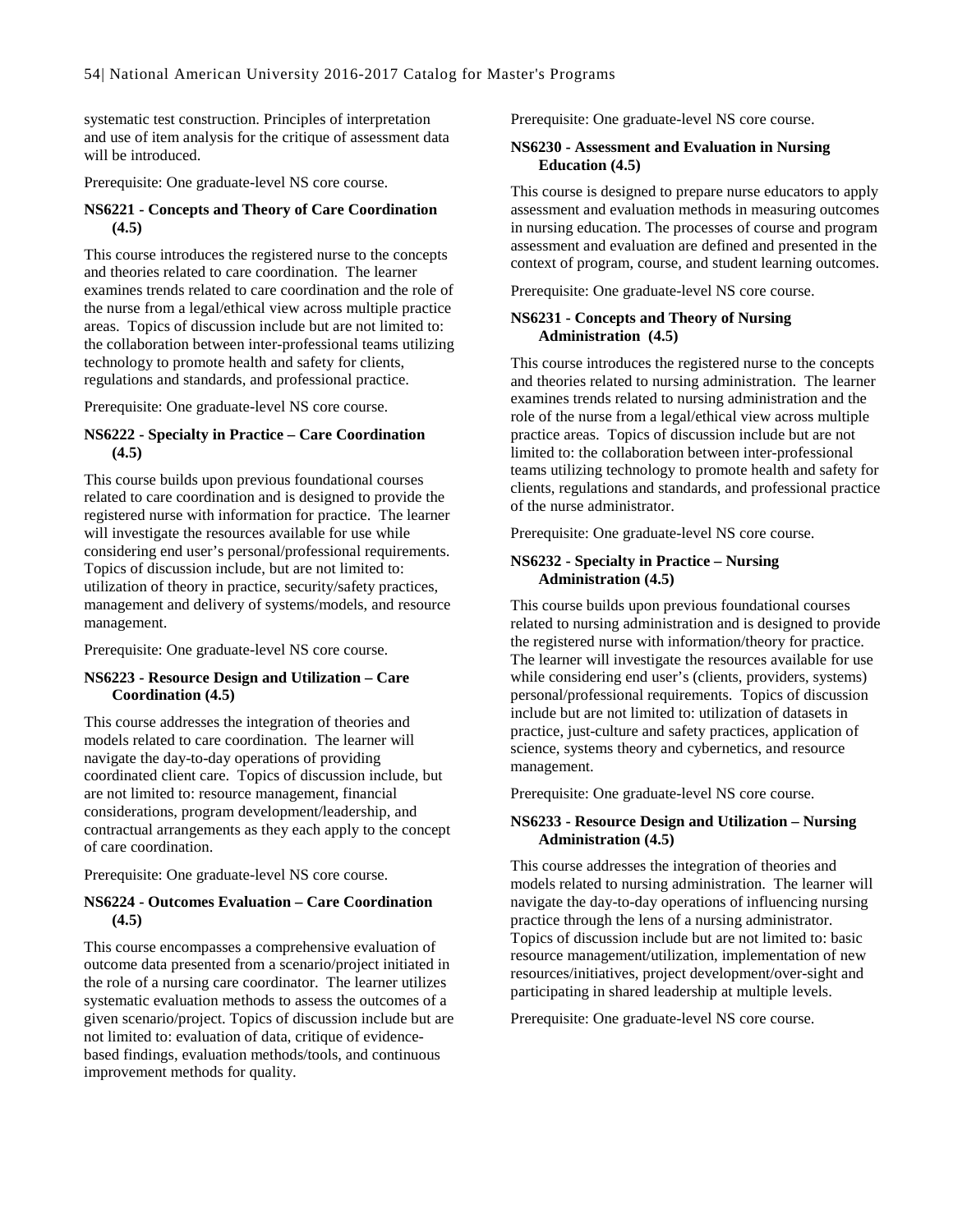systematic test construction. Principles of interpretation and use of item analysis for the critique of assessment data will be introduced.

Prerequisite: One graduate-level NS core course.

### NS6221 - Concepts and Theory of Care Coordination (4.5)

This course introduces the registered nurse to the concepts and theories related to care coordination. The learner examines trends related to care coordination and the role of the nurse from a legal/ethical view across multiple practice areas. Topics of discussion include but are not limited to: the collaboration between inter-professional teams utilizing technology to promote health and safety for clients, regulations and standards, and professional practice.

Prerequisite: One graduate-level NS core course.

### NS6222 - Specialty in Practice – Care Coordination (4.5)

This course builds upon previous foundational courses related to care coordination and is designed to provide the registered nurse with information for practice. The learner will investigate the resources available for use while considering end user's personal/professional requirements. Topics of discussion include, but are not limited to: utilization of theory in practice, security/safety practices, management and delivery of systems/models, and resource management.

Prerequisite: One graduate-level NS core course.

### NS6223 - Resource Design and Utilization – Care Coordination (4.5)

This course addresses the integration of theories and models related to care coordination. The learner will navigate the day-to-day operations of providing coordinated client care. Topics of discussion include, but are not limited to: resource management, financial considerations, program development/leadership, and contractual arrangements as they each apply to the concept of care coordination.

Prerequisite: One graduate-level NS core course.

### NS6224 - Outcomes Evaluation – Care Coordination (4.5)

This course encompasses a comprehensive evaluation of outcome data presented from a scenario/project initiated in the role of a nursing care coordinator. The learner utilizes systematic evaluation methods to assess the outcomes of a given scenario/project. Topics of discussion include but are not limited to: evaluation of data, critique of evidence-based findings, evaluation methods/tools, and continuous improvement methods for quality.

Prerequisite: One graduate-level NS core course.

### NS6230 - Assessment and Evaluation in Nursing Education (4.5)

This course is designed to prepare nurse educators to apply assessment and evaluation methods in measuring outcomes in nursing education. The processes of course and program assessment and evaluation are defined and presented in the context of program, course, and student learning outcomes.

Prerequisite: One graduate-level NS core course.

### NS6231 - Concepts and Theory of Nursing Administration (4.5)

This course introduces the registered nurse to the concepts and theories related to nursing administration. The learner examines trends related to nursing administration and the role of the nurse from a legal/ethical view across multiple practice areas. Topics of discussion include but are not limited to: the collaboration between inter-professional teams utilizing technology to promote health and safety for clients, regulations and standards, and professional practice of the nurse administrator.

Prerequisite: One graduate-level NS core course.

### NS6232 - Specialty in Practice – Nursing Administration (4.5)

This course builds upon previous foundational courses related to nursing administration and is designed to provide the registered nurse with information/theory for practice. The learner will investigate the resources available for use while considering end user's (clients, providers, systems) personal/professional requirements. Topics of discussion include but are not limited to: utilization of datasets in practice, just-culture and safety practices, application of science, systems theory and cybernetics, and resource management.

Prerequisite: One graduate-level NS core course.

### NS6233 - Resource Design and Utilization – Nursing Administration (4.5)

This course addresses the integration of theories and models related to nursing administration. The learner will navigate the day-to-day operations of influencing nursing practice through the lens of a nursing administrator. Topics of discussion include but are not limited to: basic resource management/utilization, implementation of new resources/initiatives, project development/over-sight and participating in shared leadership at multiple levels.

Prerequisite: One graduate-level NS core course.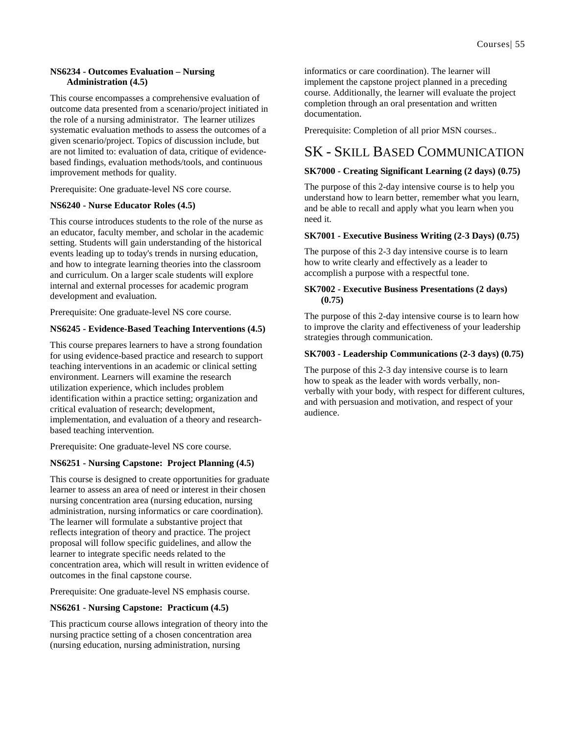**NS6234 - Outcomes Evaluation – Nursing Administration (4.5)**

This course encompasses a comprehensive evaluation of outcome data presented from a scenario/project initiated in the role of a nursing administrator. The learner utilizes systematic evaluation methods to assess the outcomes of a given scenario/project. Topics of discussion include, but are not limited to: evaluation of data, critique of evidence-based findings, evaluation methods/tools, and continuous improvement methods for quality.

Prerequisite: One graduate-level NS core course.

**NS6240 - Nurse Educator Roles (4.5)**

This course introduces students to the role of the nurse as an educator, faculty member, and scholar in the academic setting. Students will gain understanding of the historical events leading up to today's trends in nursing education, and how to integrate learning theories into the classroom and curriculum. On a larger scale students will explore internal and external processes for academic program development and evaluation.

Prerequisite: One graduate-level NS core course.

**NS6245 - Evidence-Based Teaching Interventions (4.5)**

This course prepares learners to have a strong foundation for using evidence-based practice and research to support teaching interventions in an academic or clinical setting environment. Learners will examine the research utilization experience, which includes problem identification within a practice setting; organization and critical evaluation of research; development, implementation, and evaluation of a theory and research-based teaching intervention.

Prerequisite: One graduate-level NS core course.

**NS6251 - Nursing Capstone: Project Planning (4.5)**

This course is designed to create opportunities for graduate learner to assess an area of need or interest in their chosen nursing concentration area (nursing education, nursing administration, nursing informatics or care coordination). The learner will formulate a substantive project that reflects integration of theory and practice. The project proposal will follow specific guidelines, and allow the learner to integrate specific needs related to the concentration area, which will result in written evidence of outcomes in the final capstone course.

Prerequisite: One graduate-level NS emphasis course.

**NS6261 - Nursing Capstone: Practicum (4.5)**

This practicum course allows integration of theory into the nursing practice setting of a chosen concentration area (nursing education, nursing administration, nursing informatics or care coordination). The learner will implement the capstone project planned in a preceding course. Additionally, the learner will evaluate the project completion through an oral presentation and written documentation.

Prerequisite: Completion of all prior MSN courses..

# SK - Skill Based Communication

**SK7000 - Creating Significant Learning (2 days) (0.75)**

The purpose of this 2-day intensive course is to help you understand how to learn better, remember what you learn, and be able to recall and apply what you learn when you need it.

**SK7001 - Executive Business Writing (2-3 Days) (0.75)**

The purpose of this 2-3 day intensive course is to learn how to write clearly and effectively as a leader to accomplish a purpose with a respectful tone.

**SK7002 - Executive Business Presentations (2 days) (0.75)**

The purpose of this 2-day intensive course is to learn how to improve the clarity and effectiveness of your leadership strategies through communication.

**SK7003 - Leadership Communications (2-3 days) (0.75)**

The purpose of this 2-3 day intensive course is to learn how to speak as the leader with words verbally, non-verbally with your body, with respect for different cultures, and with persuasion and motivation, and respect of your audience.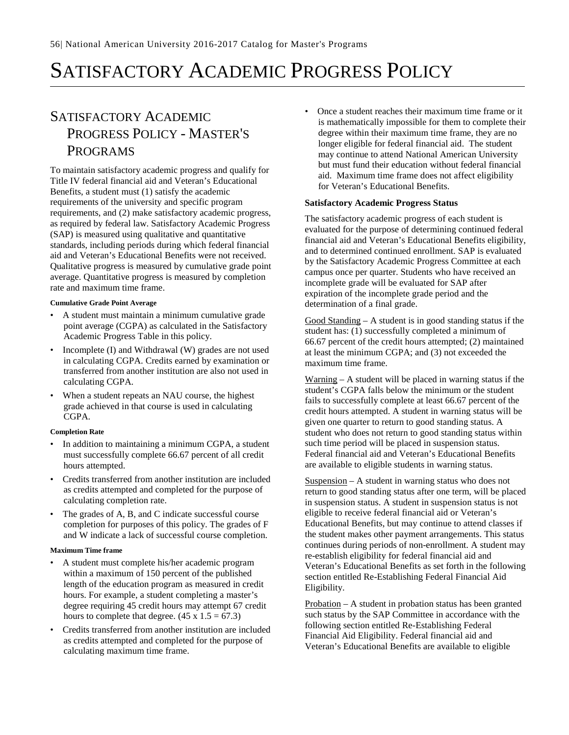# Satisfactory Academic Progress Policy

## Satisfactory Academic Progress Policy - Master's Programs

To maintain satisfactory academic progress and qualify for Title IV federal financial aid and Veteran's Educational Benefits, a student must (1) satisfy the academic requirements of the university and specific program requirements, and (2) make satisfactory academic progress, as required by federal law. Satisfactory Academic Progress (SAP) is measured using qualitative and quantitative standards, including periods during which federal financial aid and Veteran's Educational Benefits were not received. Qualitative progress is measured by cumulative grade point average. Quantitative progress is measured by completion rate and maximum time frame.

#### Cumulative Grade Point Average

- A student must maintain a minimum cumulative grade point average (CGPA) as calculated in the Satisfactory Academic Progress Table in this policy.
- Incomplete (I) and Withdrawal (W) grades are not used in calculating CGPA. Credits earned by examination or transferred from another institution are also not used in calculating CGPA.
- When a student repeats an NAU course, the highest grade achieved in that course is used in calculating CGPA.

#### Completion Rate

- In addition to maintaining a minimum CGPA, a student must successfully complete 66.67 percent of all credit hours attempted.
- Credits transferred from another institution are included as credits attempted and completed for the purpose of calculating completion rate.
- The grades of A, B, and C indicate successful course completion for purposes of this policy. The grades of F and W indicate a lack of successful course completion.

#### Maximum Time frame

- A student must complete his/her academic program within a maximum of 150 percent of the published length of the education program as measured in credit hours. For example, a student completing a master's degree requiring 45 credit hours may attempt 67 credit hours to complete that degree. (45 x 1.5 = 67.3)
- Credits transferred from another institution are included as credits attempted and completed for the purpose of calculating maximum time frame.
- Once a student reaches their maximum time frame or it is mathematically impossible for them to complete their degree within their maximum time frame, they are no longer eligible for federal financial aid. The student may continue to attend National American University but must fund their education without federal financial aid. Maximum time frame does not affect eligibility for Veteran's Educational Benefits.

#### Satisfactory Academic Progress Status

The satisfactory academic progress of each student is evaluated for the purpose of determining continued federal financial aid and Veteran's Educational Benefits eligibility, and to determined continued enrollment. SAP is evaluated by the Satisfactory Academic Progress Committee at each campus once per quarter. Students who have received an incomplete grade will be evaluated for SAP after expiration of the incomplete grade period and the determination of a final grade.

Good Standing – A student is in good standing status if the student has: (1) successfully completed a minimum of 66.67 percent of the credit hours attempted; (2) maintained at least the minimum CGPA; and (3) not exceeded the maximum time frame.

Warning – A student will be placed in warning status if the student's CGPA falls below the minimum or the student fails to successfully complete at least 66.67 percent of the credit hours attempted. A student in warning status will be given one quarter to return to good standing status. A student who does not return to good standing status within such time period will be placed in suspension status. Federal financial aid and Veteran's Educational Benefits are available to eligible students in warning status.

Suspension – A student in warning status who does not return to good standing status after one term, will be placed in suspension status. A student in suspension status is not eligible to receive federal financial aid or Veteran's Educational Benefits, but may continue to attend classes if the student makes other payment arrangements. This status continues during periods of non-enrollment. A student may re-establish eligibility for federal financial aid and Veteran's Educational Benefits as set forth in the following section entitled Re-Establishing Federal Financial Aid Eligibility.

Probation – A student in probation status has been granted such status by the SAP Committee in accordance with the following section entitled Re-Establishing Federal Financial Aid Eligibility. Federal financial aid and Veteran's Educational Benefits are available to eligible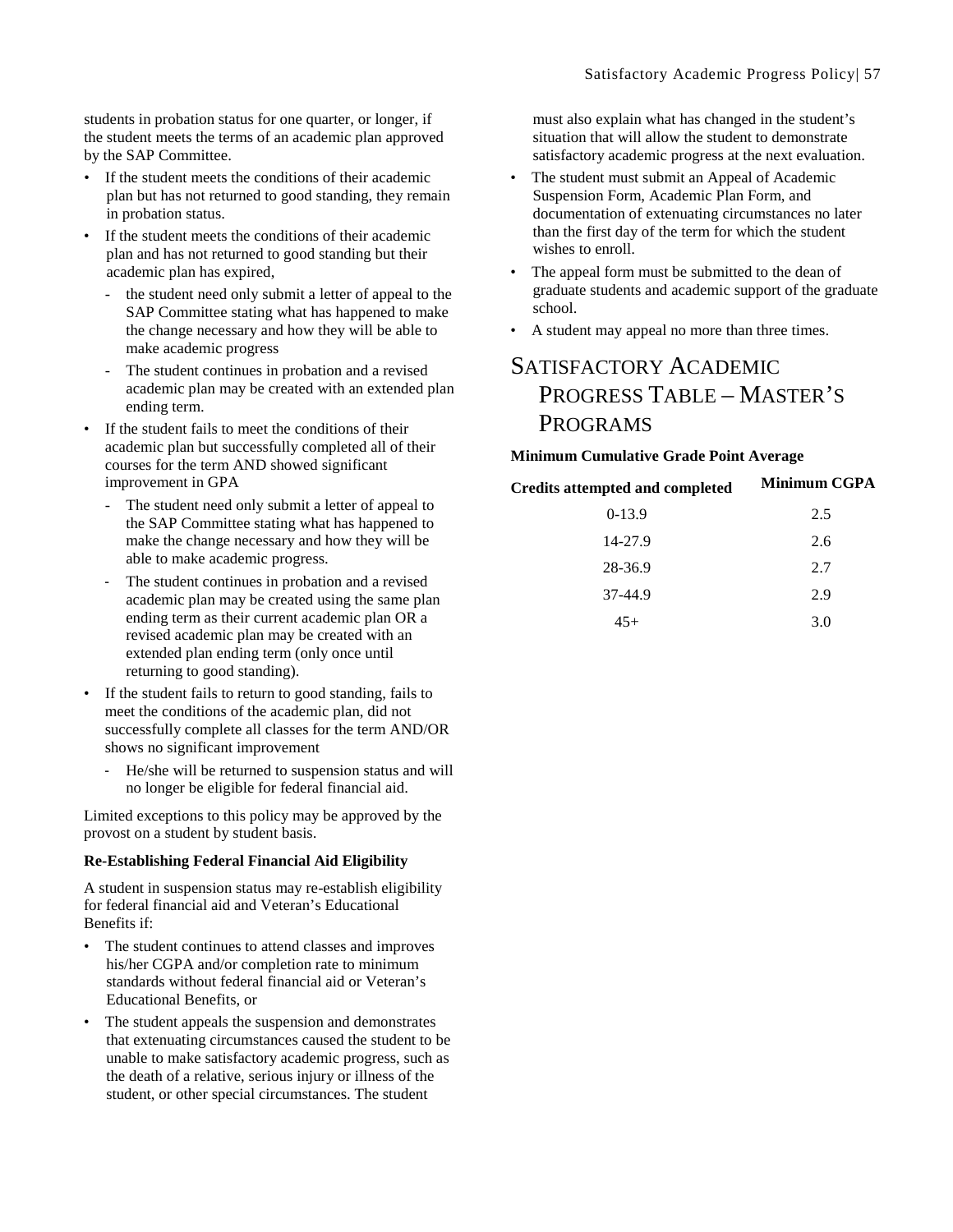students in probation status for one quarter, or longer, if the student meets the terms of an academic plan approved by the SAP Committee.

- If the student meets the conditions of their academic plan but has not returned to good standing, they remain in probation status.
- If the student meets the conditions of their academic plan and has not returned to good standing but their academic plan has expired,
  - the student need only submit a letter of appeal to the SAP Committee stating what has happened to make the change necessary and how they will be able to make academic progress
  - The student continues in probation and a revised academic plan may be created with an extended plan ending term.
- If the student fails to meet the conditions of their academic plan but successfully completed all of their courses for the term AND showed significant improvement in GPA
  - The student need only submit a letter of appeal to the SAP Committee stating what has happened to make the change necessary and how they will be able to make academic progress.
  - The student continues in probation and a revised academic plan may be created using the same plan ending term as their current academic plan OR a revised academic plan may be created with an extended plan ending term (only once until returning to good standing).
- If the student fails to return to good standing, fails to meet the conditions of the academic plan, did not successfully complete all classes for the term AND/OR shows no significant improvement
  - He/she will be returned to suspension status and will no longer be eligible for federal financial aid.

Limited exceptions to this policy may be approved by the provost on a student by student basis.

**Re-Establishing Federal Financial Aid Eligibility**

A student in suspension status may re-establish eligibility for federal financial aid and Veteran's Educational Benefits if:

- The student continues to attend classes and improves his/her CGPA and/or completion rate to minimum standards without federal financial aid or Veteran's Educational Benefits, or
- The student appeals the suspension and demonstrates that extenuating circumstances caused the student to be unable to make satisfactory academic progress, such as the death of a relative, serious injury or illness of the student, or other special circumstances. The student must also explain what has changed in the student's situation that will allow the student to demonstrate satisfactory academic progress at the next evaluation.
- The student must submit an Appeal of Academic Suspension Form, Academic Plan Form, and documentation of extenuating circumstances no later than the first day of the term for which the student wishes to enroll.
- The appeal form must be submitted to the dean of graduate students and academic support of the graduate school.
- A student may appeal no more than three times.

# Satisfactory Academic Progress Table – Master's Programs

**Minimum Cumulative Grade Point Average**

| Credits attempted and completed | Minimum CGPA |
|---|---|
| 0-13.9 | 2.5 |
| 14-27.9 | 2.6 |
| 28-36.9 | 2.7 |
| 37-44.9 | 2.9 |
| 45+ | 3.0 |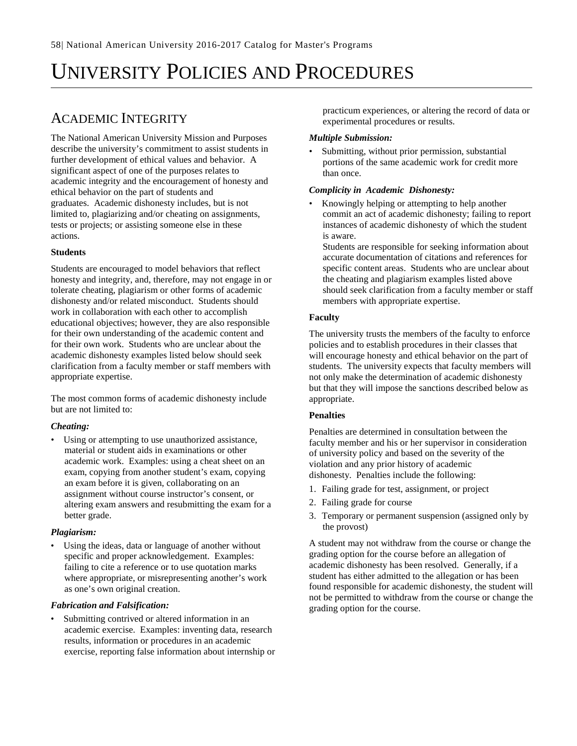# University Policies and Procedures

## Academic Integrity

The National American University Mission and Purposes describe the university's commitment to assist students in further development of ethical values and behavior. A significant aspect of one of the purposes relates to academic integrity and the encouragement of honesty and ethical behavior on the part of students and graduates. Academic dishonesty includes, but is not limited to, plagiarizing and/or cheating on assignments, tests or projects; or assisting someone else in these actions.

**Students**

Students are encouraged to model behaviors that reflect honesty and integrity, and, therefore, may not engage in or tolerate cheating, plagiarism or other forms of academic dishonesty and/or related misconduct. Students should work in collaboration with each other to accomplish educational objectives; however, they are also responsible for their own understanding of the academic content and for their own work. Students who are unclear about the academic dishonesty examples listed below should seek clarification from a faculty member or staff members with appropriate expertise.

The most common forms of academic dishonesty include but are not limited to:

***Cheating:***

- Using or attempting to use unauthorized assistance, material or student aids in examinations or other academic work. Examples: using a cheat sheet on an exam, copying from another student's exam, copying an exam before it is given, collaborating on an assignment without course instructor's consent, or altering exam answers and resubmitting the exam for a better grade.

***Plagiarism:***

- Using the ideas, data or language of another without specific and proper acknowledgement. Examples: failing to cite a reference or to use quotation marks where appropriate, or misrepresenting another's work as one's own original creation.

***Fabrication and Falsification:***

- Submitting contrived or altered information in an academic exercise. Examples: inventing data, research results, information or procedures in an academic exercise, reporting false information about internship or practicum experiences, or altering the record of data or experimental procedures or results.

***Multiple Submission:***

- Submitting, without prior permission, substantial portions of the same academic work for credit more than once.

***Complicity in Academic Dishonesty:***

- Knowingly helping or attempting to help another commit an act of academic dishonesty; failing to report instances of academic dishonesty of which the student is aware.

  Students are responsible for seeking information about accurate documentation of citations and references for specific content areas. Students who are unclear about the cheating and plagiarism examples listed above should seek clarification from a faculty member or staff members with appropriate expertise.

**Faculty**

The university trusts the members of the faculty to enforce policies and to establish procedures in their classes that will encourage honesty and ethical behavior on the part of students. The university expects that faculty members will not only make the determination of academic dishonesty but that they will impose the sanctions described below as appropriate.

**Penalties**

Penalties are determined in consultation between the faculty member and his or her supervisor in consideration of university policy and based on the severity of the violation and any prior history of academic dishonesty. Penalties include the following:

1. Failing grade for test, assignment, or project
2. Failing grade for course
3. Temporary or permanent suspension (assigned only by the provost)

A student may not withdraw from the course or change the grading option for the course before an allegation of academic dishonesty has been resolved. Generally, if a student has either admitted to the allegation or has been found responsible for academic dishonesty, the student will not be permitted to withdraw from the course or change the grading option for the course.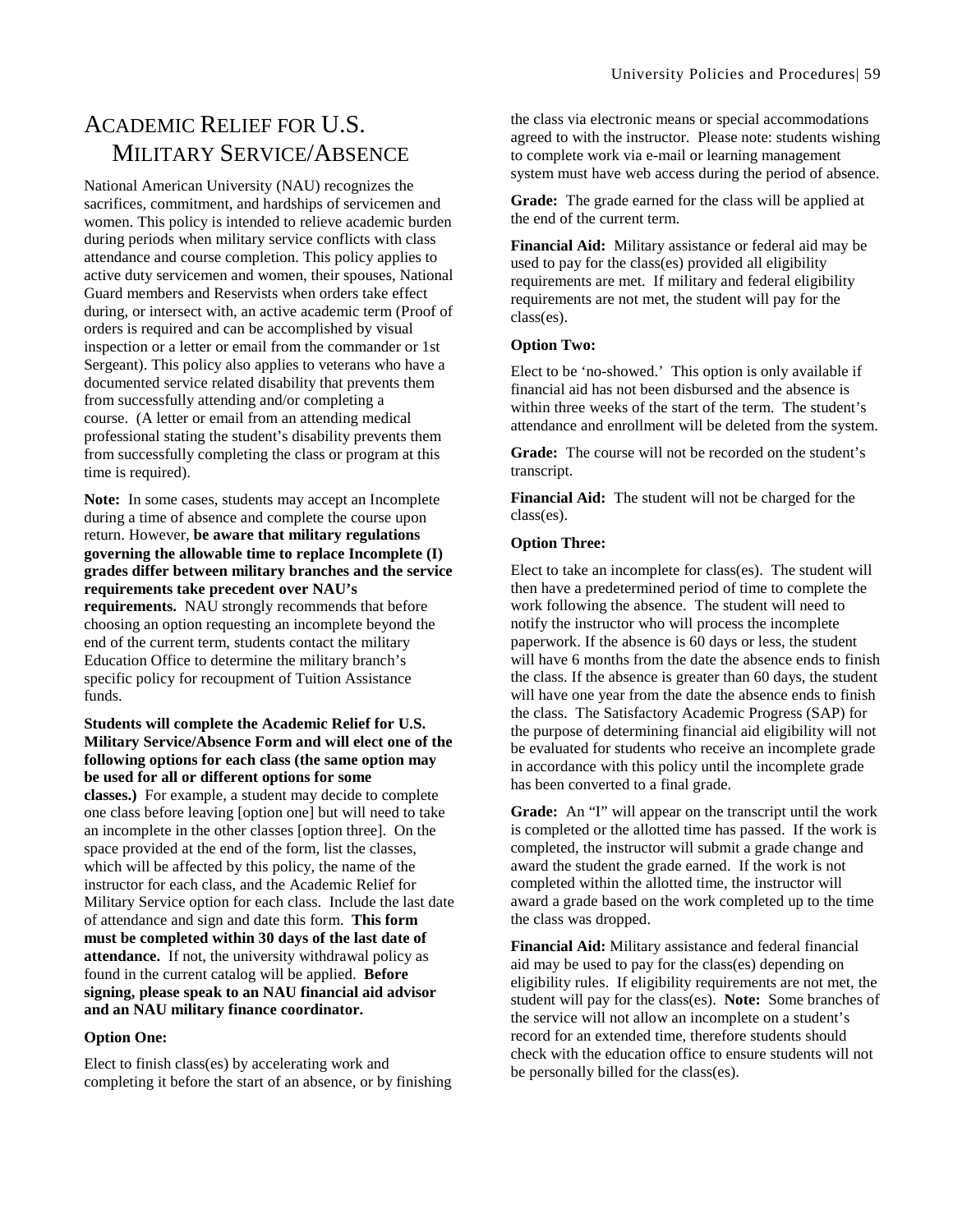# Academic Relief for U.S. Military Service/Absence

National American University (NAU) recognizes the sacrifices, commitment, and hardships of servicemen and women. This policy is intended to relieve academic burden during periods when military service conflicts with class attendance and course completion. This policy applies to active duty servicemen and women, their spouses, National Guard members and Reservists when orders take effect during, or intersect with, an active academic term (Proof of orders is required and can be accomplished by visual inspection or a letter or email from the commander or 1st Sergeant). This policy also applies to veterans who have a documented service related disability that prevents them from successfully attending and/or completing a course. (A letter or email from an attending medical professional stating the student's disability prevents them from successfully completing the class or program at this time is required).

**Note:** In some cases, students may accept an Incomplete during a time of absence and complete the course upon return. However, **be aware that military regulations governing the allowable time to replace Incomplete (I) grades differ between military branches and the service requirements take precedent over NAU's requirements.** NAU strongly recommends that before choosing an option requesting an incomplete beyond the end of the current term, students contact the military Education Office to determine the military branch's specific policy for recoupment of Tuition Assistance funds.

**Students will complete the Academic Relief for U.S. Military Service/Absence Form and will elect one of the following options for each class (the same option may be used for all or different options for some classes.)** For example, a student may decide to complete one class before leaving [option one] but will need to take an incomplete in the other classes [option three]. On the space provided at the end of the form, list the classes, which will be affected by this policy, the name of the instructor for each class, and the Academic Relief for Military Service option for each class. Include the last date of attendance and sign and date this form. **This form must be completed within 30 days of the last date of attendance.** If not, the university withdrawal policy as found in the current catalog will be applied. **Before signing, please speak to an NAU financial aid advisor and an NAU military finance coordinator.**

**Option One:**

Elect to finish class(es) by accelerating work and completing it before the start of an absence, or by finishing the class via electronic means or special accommodations agreed to with the instructor. Please note: students wishing to complete work via e-mail or learning management system must have web access during the period of absence.

**Grade:** The grade earned for the class will be applied at the end of the current term.

**Financial Aid:** Military assistance or federal aid may be used to pay for the class(es) provided all eligibility requirements are met. If military and federal eligibility requirements are not met, the student will pay for the class(es).

**Option Two:**

Elect to be 'no-showed.' This option is only available if financial aid has not been disbursed and the absence is within three weeks of the start of the term. The student's attendance and enrollment will be deleted from the system.

**Grade:** The course will not be recorded on the student's transcript.

**Financial Aid:** The student will not be charged for the class(es).

**Option Three:**

Elect to take an incomplete for class(es). The student will then have a predetermined period of time to complete the work following the absence. The student will need to notify the instructor who will process the incomplete paperwork. If the absence is 60 days or less, the student will have 6 months from the date the absence ends to finish the class. If the absence is greater than 60 days, the student will have one year from the date the absence ends to finish the class. The Satisfactory Academic Progress (SAP) for the purpose of determining financial aid eligibility will not be evaluated for students who receive an incomplete grade in accordance with this policy until the incomplete grade has been converted to a final grade.

**Grade:** An "I" will appear on the transcript until the work is completed or the allotted time has passed. If the work is completed, the instructor will submit a grade change and award the student the grade earned. If the work is not completed within the allotted time, the instructor will award a grade based on the work completed up to the time the class was dropped.

**Financial Aid:** Military assistance and federal financial aid may be used to pay for the class(es) depending on eligibility rules. If eligibility requirements are not met, the student will pay for the class(es). **Note:** Some branches of the service will not allow an incomplete on a student's record for an extended time, therefore students should check with the education office to ensure students will not be personally billed for the class(es).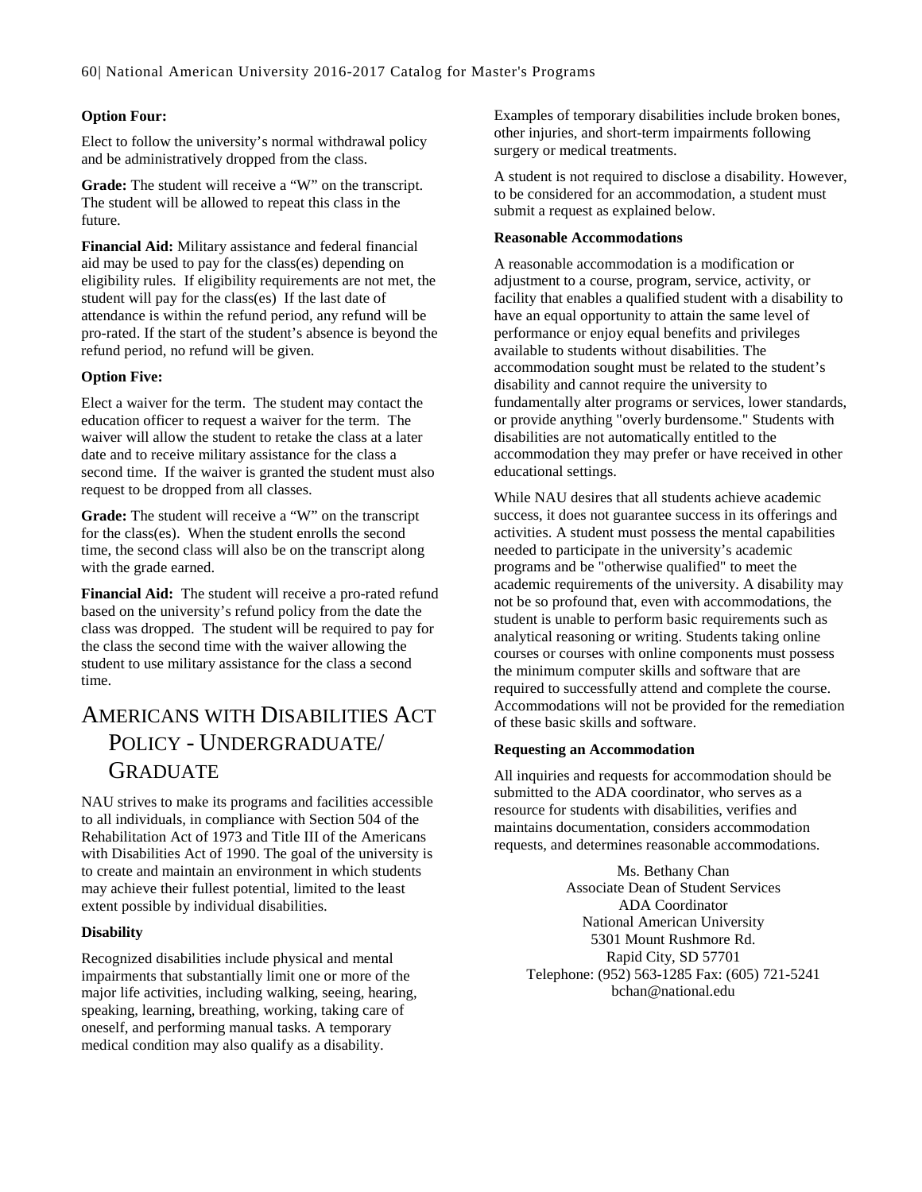**Option Four:**

Elect to follow the university's normal withdrawal policy and be administratively dropped from the class.

**Grade:** The student will receive a "W" on the transcript. The student will be allowed to repeat this class in the future.

**Financial Aid:** Military assistance and federal financial aid may be used to pay for the class(es) depending on eligibility rules. If eligibility requirements are not met, the student will pay for the class(es) If the last date of attendance is within the refund period, any refund will be pro-rated. If the start of the student's absence is beyond the refund period, no refund will be given.

**Option Five:**

Elect a waiver for the term. The student may contact the education officer to request a waiver for the term. The waiver will allow the student to retake the class at a later date and to receive military assistance for the class a second time. If the waiver is granted the student must also request to be dropped from all classes.

**Grade:** The student will receive a "W" on the transcript for the class(es). When the student enrolls the second time, the second class will also be on the transcript along with the grade earned.

**Financial Aid:** The student will receive a pro-rated refund based on the university's refund policy from the date the class was dropped. The student will be required to pay for the class the second time with the waiver allowing the student to use military assistance for the class a second time.

# Americans with Disabilities Act Policy - Undergraduate/ Graduate

NAU strives to make its programs and facilities accessible to all individuals, in compliance with Section 504 of the Rehabilitation Act of 1973 and Title III of the Americans with Disabilities Act of 1990. The goal of the university is to create and maintain an environment in which students may achieve their fullest potential, limited to the least extent possible by individual disabilities.

**Disability**

Recognized disabilities include physical and mental impairments that substantially limit one or more of the major life activities, including walking, seeing, hearing, speaking, learning, breathing, working, taking care of oneself, and performing manual tasks. A temporary medical condition may also qualify as a disability.

Examples of temporary disabilities include broken bones, other injuries, and short-term impairments following surgery or medical treatments.

A student is not required to disclose a disability. However, to be considered for an accommodation, a student must submit a request as explained below.

**Reasonable Accommodations**

A reasonable accommodation is a modification or adjustment to a course, program, service, activity, or facility that enables a qualified student with a disability to have an equal opportunity to attain the same level of performance or enjoy equal benefits and privileges available to students without disabilities. The accommodation sought must be related to the student's disability and cannot require the university to fundamentally alter programs or services, lower standards, or provide anything "overly burdensome." Students with disabilities are not automatically entitled to the accommodation they may prefer or have received in other educational settings.

While NAU desires that all students achieve academic success, it does not guarantee success in its offerings and activities. A student must possess the mental capabilities needed to participate in the university's academic programs and be "otherwise qualified" to meet the academic requirements of the university. A disability may not be so profound that, even with accommodations, the student is unable to perform basic requirements such as analytical reasoning or writing. Students taking online courses or courses with online components must possess the minimum computer skills and software that are required to successfully attend and complete the course. Accommodations will not be provided for the remediation of these basic skills and software.

**Requesting an Accommodation**

All inquiries and requests for accommodation should be submitted to the ADA coordinator, who serves as a resource for students with disabilities, verifies and maintains documentation, considers accommodation requests, and determines reasonable accommodations.

Ms. Bethany Chan
Associate Dean of Student Services
ADA Coordinator
National American University
5301 Mount Rushmore Rd.
Rapid City, SD 57701
Telephone: (952) 563-1285 Fax: (605) 721-5241
bchan@national.edu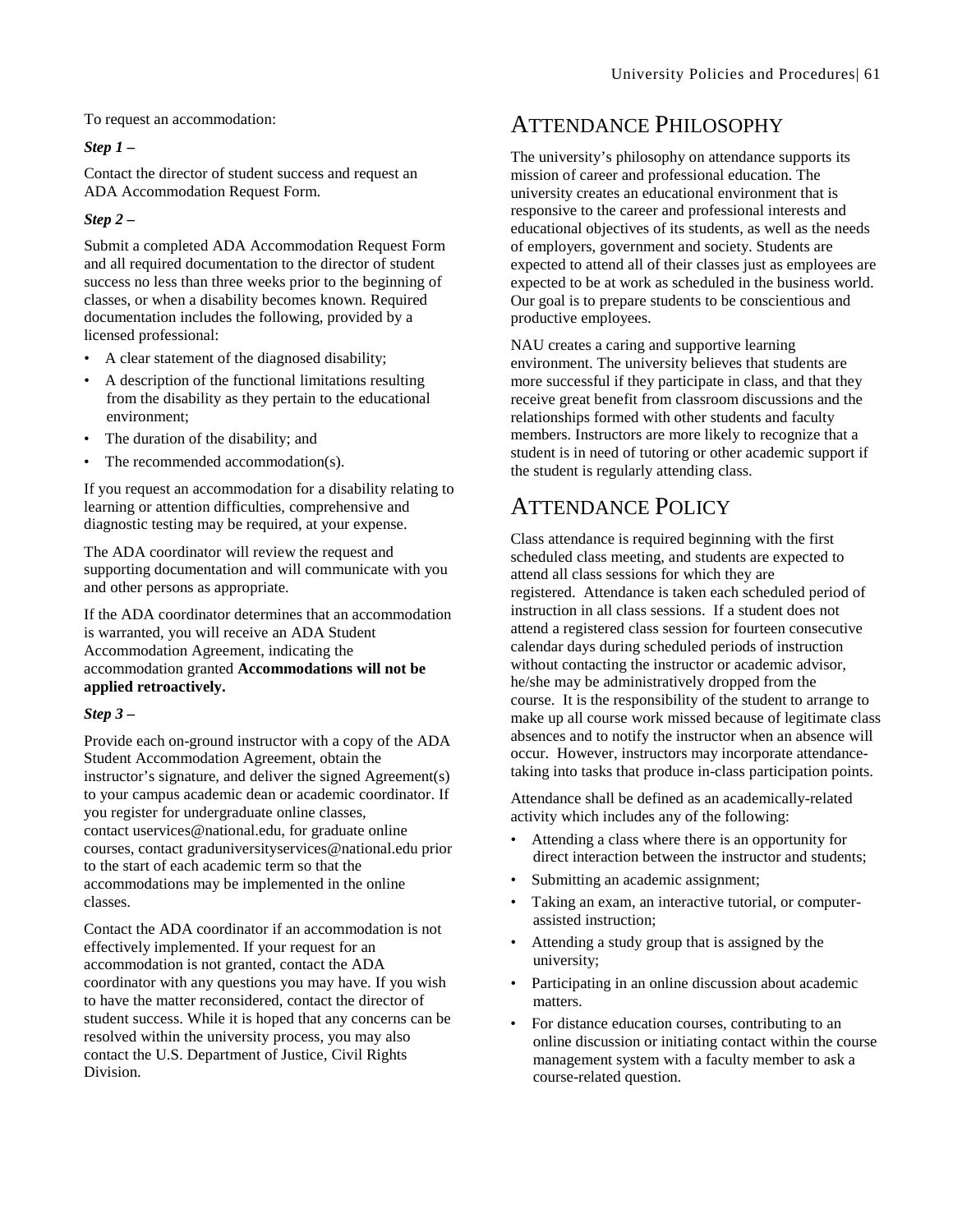To request an accommodation:

***Step 1 –***

Contact the director of student success and request an ADA Accommodation Request Form.

***Step 2 –***

Submit a completed ADA Accommodation Request Form and all required documentation to the director of student success no less than three weeks prior to the beginning of classes, or when a disability becomes known. Required documentation includes the following, provided by a licensed professional:

- A clear statement of the diagnosed disability;
- A description of the functional limitations resulting from the disability as they pertain to the educational environment;
- The duration of the disability; and
- The recommended accommodation(s).

If you request an accommodation for a disability relating to learning or attention difficulties, comprehensive and diagnostic testing may be required, at your expense.

The ADA coordinator will review the request and supporting documentation and will communicate with you and other persons as appropriate.

If the ADA coordinator determines that an accommodation is warranted, you will receive an ADA Student Accommodation Agreement, indicating the accommodation granted **Accommodations will not be applied retroactively.**

***Step 3 –***

Provide each on-ground instructor with a copy of the ADA Student Accommodation Agreement, obtain the instructor's signature, and deliver the signed Agreement(s) to your campus academic dean or academic coordinator. If you register for undergraduate online classes, contact uservices@national.edu, for graduate online courses, contact graduniversityservices@national.edu prior to the start of each academic term so that the accommodations may be implemented in the online classes.

Contact the ADA coordinator if an accommodation is not effectively implemented. If your request for an accommodation is not granted, contact the ADA coordinator with any questions you may have. If you wish to have the matter reconsidered, contact the director of student success. While it is hoped that any concerns can be resolved within the university process, you may also contact the U.S. Department of Justice, Civil Rights Division.

## ATTENDANCE PHILOSOPHY

The university's philosophy on attendance supports its mission of career and professional education. The university creates an educational environment that is responsive to the career and professional interests and educational objectives of its students, as well as the needs of employers, government and society. Students are expected to attend all of their classes just as employees are expected to be at work as scheduled in the business world. Our goal is to prepare students to be conscientious and productive employees.

NAU creates a caring and supportive learning environment. The university believes that students are more successful if they participate in class, and that they receive great benefit from classroom discussions and the relationships formed with other students and faculty members. Instructors are more likely to recognize that a student is in need of tutoring or other academic support if the student is regularly attending class.

## ATTENDANCE POLICY

Class attendance is required beginning with the first scheduled class meeting, and students are expected to attend all class sessions for which they are registered. Attendance is taken each scheduled period of instruction in all class sessions. If a student does not attend a registered class session for fourteen consecutive calendar days during scheduled periods of instruction without contacting the instructor or academic advisor, he/she may be administratively dropped from the course. It is the responsibility of the student to arrange to make up all course work missed because of legitimate class absences and to notify the instructor when an absence will occur. However, instructors may incorporate attendance-taking into tasks that produce in-class participation points.

Attendance shall be defined as an academically-related activity which includes any of the following:

- Attending a class where there is an opportunity for direct interaction between the instructor and students;
- Submitting an academic assignment;
- Taking an exam, an interactive tutorial, or computer-assisted instruction;
- Attending a study group that is assigned by the university;
- Participating in an online discussion about academic matters.
- For distance education courses, contributing to an online discussion or initiating contact within the course management system with a faculty member to ask a course-related question.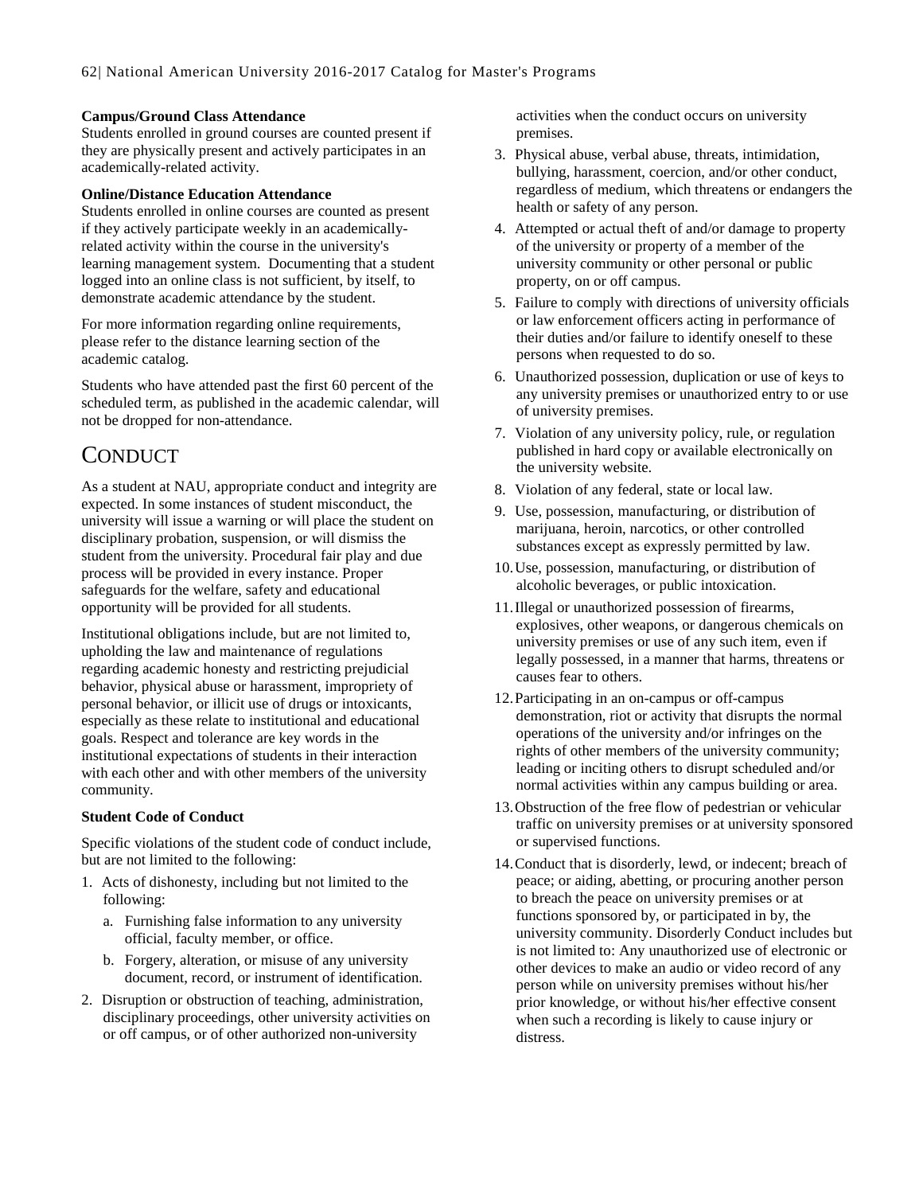**Campus/Ground Class Attendance**

Students enrolled in ground courses are counted present if they are physically present and actively participates in an academically-related activity.

**Online/Distance Education Attendance**

Students enrolled in online courses are counted as present if they actively participate weekly in an academically-related activity within the course in the university's learning management system. Documenting that a student logged into an online class is not sufficient, by itself, to demonstrate academic attendance by the student.

For more information regarding online requirements, please refer to the distance learning section of the academic catalog.

Students who have attended past the first 60 percent of the scheduled term, as published in the academic calendar, will not be dropped for non-attendance.

# CONDUCT

As a student at NAU, appropriate conduct and integrity are expected. In some instances of student misconduct, the university will issue a warning or will place the student on disciplinary probation, suspension, or will dismiss the student from the university. Procedural fair play and due process will be provided in every instance. Proper safeguards for the welfare, safety and educational opportunity will be provided for all students.

Institutional obligations include, but are not limited to, upholding the law and maintenance of regulations regarding academic honesty and restricting prejudicial behavior, physical abuse or harassment, impropriety of personal behavior, or illicit use of drugs or intoxicants, especially as these relate to institutional and educational goals. Respect and tolerance are key words in the institutional expectations of students in their interaction with each other and with other members of the university community.

**Student Code of Conduct**

Specific violations of the student code of conduct include, but are not limited to the following:

1. Acts of dishonesty, including but not limited to the following:
   a. Furnishing false information to any university official, faculty member, or office.
   b. Forgery, alteration, or misuse of any university document, record, or instrument of identification.
2. Disruption or obstruction of teaching, administration, disciplinary proceedings, other university activities on or off campus, or of other authorized non-university activities when the conduct occurs on university premises.
3. Physical abuse, verbal abuse, threats, intimidation, bullying, harassment, coercion, and/or other conduct, regardless of medium, which threatens or endangers the health or safety of any person.
4. Attempted or actual theft of and/or damage to property of the university or property of a member of the university community or other personal or public property, on or off campus.
5. Failure to comply with directions of university officials or law enforcement officers acting in performance of their duties and/or failure to identify oneself to these persons when requested to do so.
6. Unauthorized possession, duplication or use of keys to any university premises or unauthorized entry to or use of university premises.
7. Violation of any university policy, rule, or regulation published in hard copy or available electronically on the university website.
8. Violation of any federal, state or local law.
9. Use, possession, manufacturing, or distribution of marijuana, heroin, narcotics, or other controlled substances except as expressly permitted by law.
10. Use, possession, manufacturing, or distribution of alcoholic beverages, or public intoxication.
11. Illegal or unauthorized possession of firearms, explosives, other weapons, or dangerous chemicals on university premises or use of any such item, even if legally possessed, in a manner that harms, threatens or causes fear to others.
12. Participating in an on-campus or off-campus demonstration, riot or activity that disrupts the normal operations of the university and/or infringes on the rights of other members of the university community; leading or inciting others to disrupt scheduled and/or normal activities within any campus building or area.
13. Obstruction of the free flow of pedestrian or vehicular traffic on university premises or at university sponsored or supervised functions.
14. Conduct that is disorderly, lewd, or indecent; breach of peace; or aiding, abetting, or procuring another person to breach the peace on university premises or at functions sponsored by, or participated in by, the university community. Disorderly Conduct includes but is not limited to: Any unauthorized use of electronic or other devices to make an audio or video record of any person while on university premises without his/her prior knowledge, or without his/her effective consent when such a recording is likely to cause injury or distress.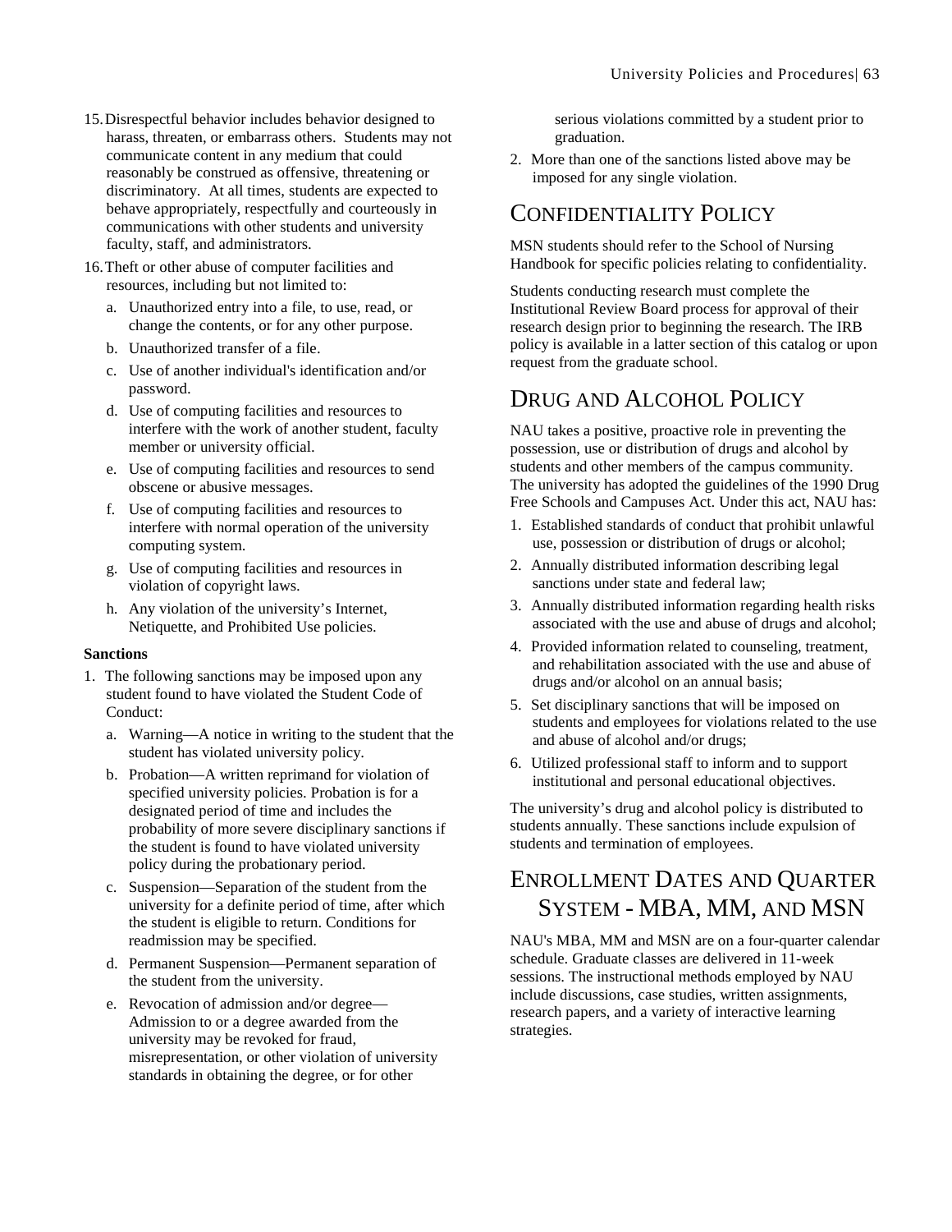15. Disrespectful behavior includes behavior designed to harass, threaten, or embarrass others. Students may not communicate content in any medium that could reasonably be construed as offensive, threatening or discriminatory. At all times, students are expected to behave appropriately, respectfully and courteously in communications with other students and university faculty, staff, and administrators.
16. Theft or other abuse of computer facilities and resources, including but not limited to:
    a. Unauthorized entry into a file, to use, read, or change the contents, or for any other purpose.
    b. Unauthorized transfer of a file.
    c. Use of another individual's identification and/or password.
    d. Use of computing facilities and resources to interfere with the work of another student, faculty member or university official.
    e. Use of computing facilities and resources to send obscene or abusive messages.
    f. Use of computing facilities and resources to interfere with normal operation of the university computing system.
    g. Use of computing facilities and resources in violation of copyright laws.
    h. Any violation of the university's Internet, Netiquette, and Prohibited Use policies.

**Sanctions**

1. The following sanctions may be imposed upon any student found to have violated the Student Code of Conduct:
    a. Warning—A notice in writing to the student that the student has violated university policy.
    b. Probation—A written reprimand for violation of specified university policies. Probation is for a designated period of time and includes the probability of more severe disciplinary sanctions if the student is found to have violated university policy during the probationary period.
    c. Suspension—Separation of the student from the university for a definite period of time, after which the student is eligible to return. Conditions for readmission may be specified.
    d. Permanent Suspension—Permanent separation of the student from the university.
    e. Revocation of admission and/or degree—Admission to or a degree awarded from the university may be revoked for fraud, misrepresentation, or other violation of university standards in obtaining the degree, or for other serious violations committed by a student prior to graduation.
2. More than one of the sanctions listed above may be imposed for any single violation.

## Confidentiality Policy

MSN students should refer to the School of Nursing Handbook for specific policies relating to confidentiality.

Students conducting research must complete the Institutional Review Board process for approval of their research design prior to beginning the research. The IRB policy is available in a latter section of this catalog or upon request from the graduate school.

## Drug and Alcohol Policy

NAU takes a positive, proactive role in preventing the possession, use or distribution of drugs and alcohol by students and other members of the campus community. The university has adopted the guidelines of the 1990 Drug Free Schools and Campuses Act. Under this act, NAU has:

1. Established standards of conduct that prohibit unlawful use, possession or distribution of drugs or alcohol;
2. Annually distributed information describing legal sanctions under state and federal law;
3. Annually distributed information regarding health risks associated with the use and abuse of drugs and alcohol;
4. Provided information related to counseling, treatment, and rehabilitation associated with the use and abuse of drugs and/or alcohol on an annual basis;
5. Set disciplinary sanctions that will be imposed on students and employees for violations related to the use and abuse of alcohol and/or drugs;
6. Utilized professional staff to inform and to support institutional and personal educational objectives.

The university's drug and alcohol policy is distributed to students annually. These sanctions include expulsion of students and termination of employees.

## Enrollment Dates and Quarter System - MBA, MM, and MSN

NAU's MBA, MM and MSN are on a four-quarter calendar schedule. Graduate classes are delivered in 11-week sessions. The instructional methods employed by NAU include discussions, case studies, written assignments, research papers, and a variety of interactive learning strategies.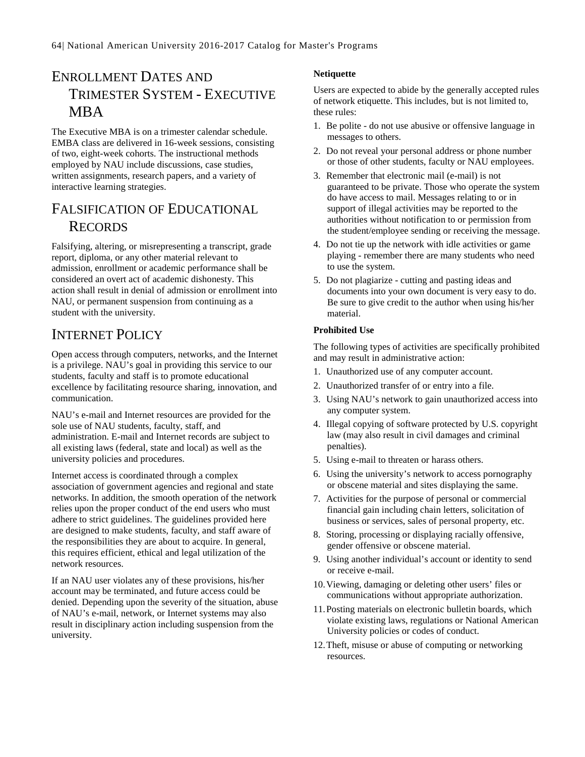## ENROLLMENT DATES AND TRIMESTER SYSTEM - EXECUTIVE MBA

The Executive MBA is on a trimester calendar schedule. EMBA class are delivered in 16-week sessions, consisting of two, eight-week cohorts. The instructional methods employed by NAU include discussions, case studies, written assignments, research papers, and a variety of interactive learning strategies.

## FALSIFICATION OF EDUCATIONAL RECORDS

Falsifying, altering, or misrepresenting a transcript, grade report, diploma, or any other material relevant to admission, enrollment or academic performance shall be considered an overt act of academic dishonesty. This action shall result in denial of admission or enrollment into NAU, or permanent suspension from continuing as a student with the university.

## INTERNET POLICY

Open access through computers, networks, and the Internet is a privilege. NAU's goal in providing this service to our students, faculty and staff is to promote educational excellence by facilitating resource sharing, innovation, and communication.

NAU's e-mail and Internet resources are provided for the sole use of NAU students, faculty, staff, and administration. E-mail and Internet records are subject to all existing laws (federal, state and local) as well as the university policies and procedures.

Internet access is coordinated through a complex association of government agencies and regional and state networks. In addition, the smooth operation of the network relies upon the proper conduct of the end users who must adhere to strict guidelines. The guidelines provided here are designed to make students, faculty, and staff aware of the responsibilities they are about to acquire. In general, this requires efficient, ethical and legal utilization of the network resources.

If an NAU user violates any of these provisions, his/her account may be terminated, and future access could be denied. Depending upon the severity of the situation, abuse of NAU's e-mail, network, or Internet systems may also result in disciplinary action including suspension from the university.

**Netiquette**

Users are expected to abide by the generally accepted rules of network etiquette. This includes, but is not limited to, these rules:

1. Be polite - do not use abusive or offensive language in messages to others.
2. Do not reveal your personal address or phone number or those of other students, faculty or NAU employees.
3. Remember that electronic mail (e-mail) is not guaranteed to be private. Those who operate the system do have access to mail. Messages relating to or in support of illegal activities may be reported to the authorities without notification to or permission from the student/employee sending or receiving the message.
4. Do not tie up the network with idle activities or game playing - remember there are many students who need to use the system.
5. Do not plagiarize - cutting and pasting ideas and documents into your own document is very easy to do. Be sure to give credit to the author when using his/her material.

**Prohibited Use**

The following types of activities are specifically prohibited and may result in administrative action:

1. Unauthorized use of any computer account.
2. Unauthorized transfer of or entry into a file.
3. Using NAU's network to gain unauthorized access into any computer system.
4. Illegal copying of software protected by U.S. copyright law (may also result in civil damages and criminal penalties).
5. Using e-mail to threaten or harass others.
6. Using the university's network to access pornography or obscene material and sites displaying the same.
7. Activities for the purpose of personal or commercial financial gain including chain letters, solicitation of business or services, sales of personal property, etc.
8. Storing, processing or displaying racially offensive, gender offensive or obscene material.
9. Using another individual's account or identity to send or receive e-mail.
10. Viewing, damaging or deleting other users' files or communications without appropriate authorization.
11. Posting materials on electronic bulletin boards, which violate existing laws, regulations or National American University policies or codes of conduct.
12. Theft, misuse or abuse of computing or networking resources.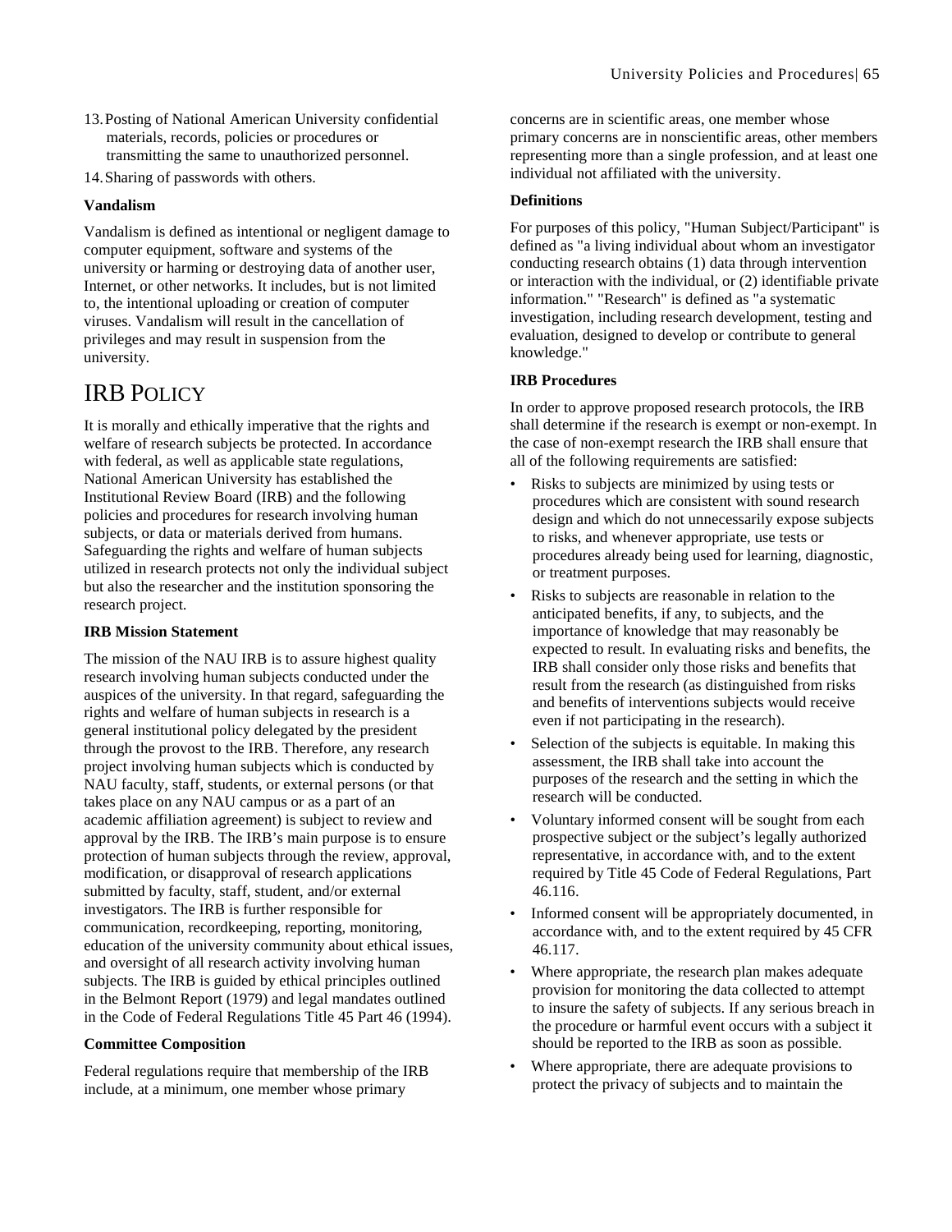13. Posting of National American University confidential materials, records, policies or procedures or transmitting the same to unauthorized personnel.
14. Sharing of passwords with others.

**Vandalism**

Vandalism is defined as intentional or negligent damage to computer equipment, software and systems of the university or harming or destroying data of another user, Internet, or other networks. It includes, but is not limited to, the intentional uploading or creation of computer viruses. Vandalism will result in the cancellation of privileges and may result in suspension from the university.

# IRB Policy

It is morally and ethically imperative that the rights and welfare of research subjects be protected. In accordance with federal, as well as applicable state regulations, National American University has established the Institutional Review Board (IRB) and the following policies and procedures for research involving human subjects, or data or materials derived from humans. Safeguarding the rights and welfare of human subjects utilized in research protects not only the individual subject but also the researcher and the institution sponsoring the research project.

**IRB Mission Statement**

The mission of the NAU IRB is to assure highest quality research involving human subjects conducted under the auspices of the university. In that regard, safeguarding the rights and welfare of human subjects in research is a general institutional policy delegated by the president through the provost to the IRB. Therefore, any research project involving human subjects which is conducted by NAU faculty, staff, students, or external persons (or that takes place on any NAU campus or as a part of an academic affiliation agreement) is subject to review and approval by the IRB. The IRB's main purpose is to ensure protection of human subjects through the review, approval, modification, or disapproval of research applications submitted by faculty, staff, student, and/or external investigators. The IRB is further responsible for communication, recordkeeping, reporting, monitoring, education of the university community about ethical issues, and oversight of all research activity involving human subjects. The IRB is guided by ethical principles outlined in the Belmont Report (1979) and legal mandates outlined in the Code of Federal Regulations Title 45 Part 46 (1994).

**Committee Composition**

Federal regulations require that membership of the IRB include, at a minimum, one member whose primary concerns are in scientific areas, one member whose primary concerns are in nonscientific areas, other members representing more than a single profession, and at least one individual not affiliated with the university.

**Definitions**

For purposes of this policy, "Human Subject/Participant" is defined as "a living individual about whom an investigator conducting research obtains (1) data through intervention or interaction with the individual, or (2) identifiable private information." "Research" is defined as "a systematic investigation, including research development, testing and evaluation, designed to develop or contribute to general knowledge."

**IRB Procedures**

In order to approve proposed research protocols, the IRB shall determine if the research is exempt or non-exempt. In the case of non-exempt research the IRB shall ensure that all of the following requirements are satisfied:

- Risks to subjects are minimized by using tests or procedures which are consistent with sound research design and which do not unnecessarily expose subjects to risks, and whenever appropriate, use tests or procedures already being used for learning, diagnostic, or treatment purposes.
- Risks to subjects are reasonable in relation to the anticipated benefits, if any, to subjects, and the importance of knowledge that may reasonably be expected to result. In evaluating risks and benefits, the IRB shall consider only those risks and benefits that result from the research (as distinguished from risks and benefits of interventions subjects would receive even if not participating in the research).
- Selection of the subjects is equitable. In making this assessment, the IRB shall take into account the purposes of the research and the setting in which the research will be conducted.
- Voluntary informed consent will be sought from each prospective subject or the subject's legally authorized representative, in accordance with, and to the extent required by Title 45 Code of Federal Regulations, Part 46.116.
- Informed consent will be appropriately documented, in accordance with, and to the extent required by 45 CFR 46.117.
- Where appropriate, the research plan makes adequate provision for monitoring the data collected to attempt to insure the safety of subjects. If any serious breach in the procedure or harmful event occurs with a subject it should be reported to the IRB as soon as possible.
- Where appropriate, there are adequate provisions to protect the privacy of subjects and to maintain the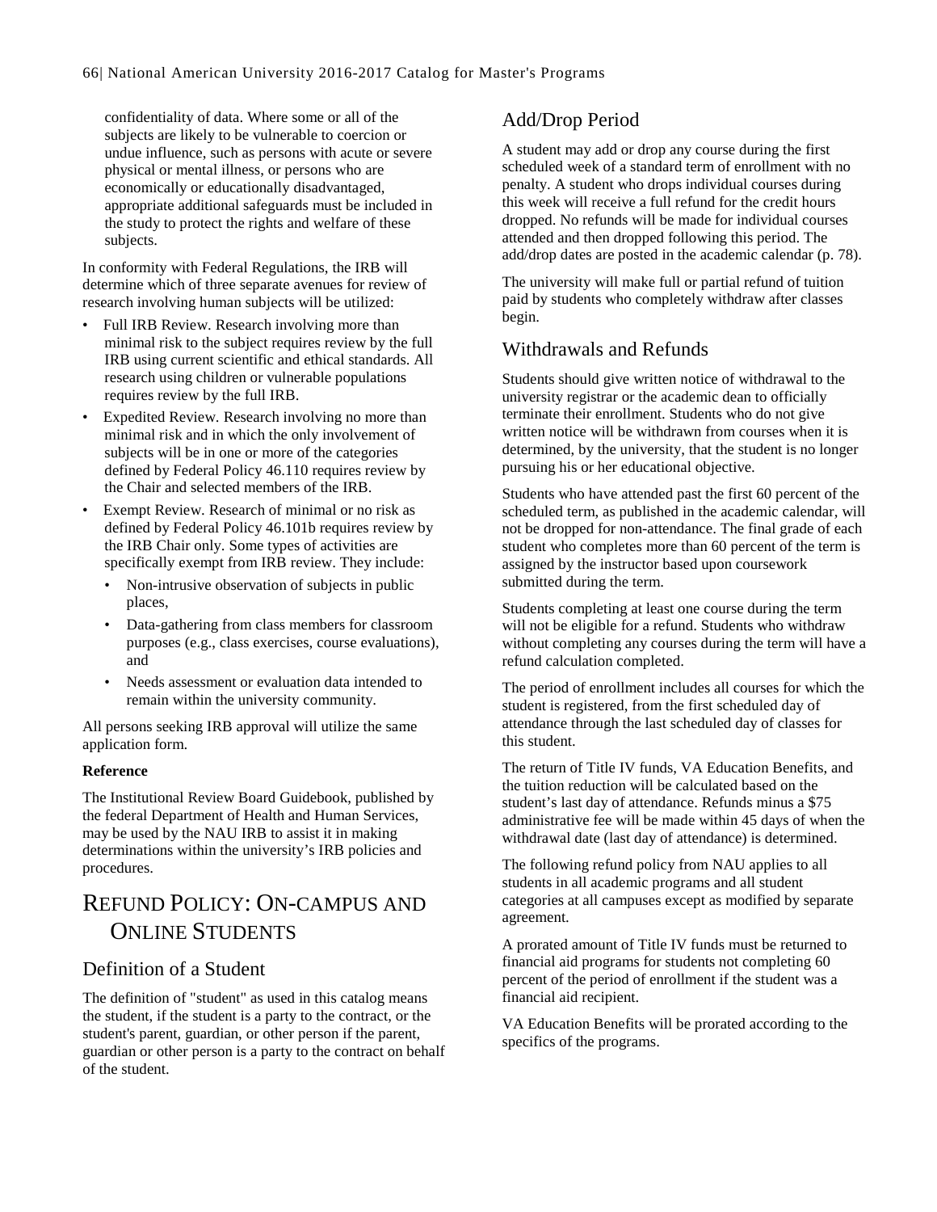confidentiality of data. Where some or all of the subjects are likely to be vulnerable to coercion or undue influence, such as persons with acute or severe physical or mental illness, or persons who are economically or educationally disadvantaged, appropriate additional safeguards must be included in the study to protect the rights and welfare of these subjects.

In conformity with Federal Regulations, the IRB will determine which of three separate avenues for review of research involving human subjects will be utilized:

- Full IRB Review. Research involving more than minimal risk to the subject requires review by the full IRB using current scientific and ethical standards. All research using children or vulnerable populations requires review by the full IRB.
- Expedited Review. Research involving no more than minimal risk and in which the only involvement of subjects will be in one or more of the categories defined by Federal Policy 46.110 requires review by the Chair and selected members of the IRB.
- Exempt Review. Research of minimal or no risk as defined by Federal Policy 46.101b requires review by the IRB Chair only. Some types of activities are specifically exempt from IRB review. They include:
  - Non-intrusive observation of subjects in public places,
  - Data-gathering from class members for classroom purposes (e.g., class exercises, course evaluations), and
  - Needs assessment or evaluation data intended to remain within the university community.

All persons seeking IRB approval will utilize the same application form.

**Reference**

The Institutional Review Board Guidebook, published by the federal Department of Health and Human Services, may be used by the NAU IRB to assist it in making determinations within the university's IRB policies and procedures.

# Refund Policy: On-campus and Online Students

## Definition of a Student

The definition of "student" as used in this catalog means the student, if the student is a party to the contract, or the student's parent, guardian, or other person if the parent, guardian or other person is a party to the contract on behalf of the student.

## Add/Drop Period

A student may add or drop any course during the first scheduled week of a standard term of enrollment with no penalty. A student who drops individual courses during this week will receive a full refund for the credit hours dropped. No refunds will be made for individual courses attended and then dropped following this period. The add/drop dates are posted in the academic calendar (p. 78).

The university will make full or partial refund of tuition paid by students who completely withdraw after classes begin.

## Withdrawals and Refunds

Students should give written notice of withdrawal to the university registrar or the academic dean to officially terminate their enrollment. Students who do not give written notice will be withdrawn from courses when it is determined, by the university, that the student is no longer pursuing his or her educational objective.

Students who have attended past the first 60 percent of the scheduled term, as published in the academic calendar, will not be dropped for non-attendance. The final grade of each student who completes more than 60 percent of the term is assigned by the instructor based upon coursework submitted during the term.

Students completing at least one course during the term will not be eligible for a refund. Students who withdraw without completing any courses during the term will have a refund calculation completed.

The period of enrollment includes all courses for which the student is registered, from the first scheduled day of attendance through the last scheduled day of classes for this student.

The return of Title IV funds, VA Education Benefits, and the tuition reduction will be calculated based on the student's last day of attendance. Refunds minus a $75 administrative fee will be made within 45 days of when the withdrawal date (last day of attendance) is determined.

The following refund policy from NAU applies to all students in all academic programs and all student categories at all campuses except as modified by separate agreement.

A prorated amount of Title IV funds must be returned to financial aid programs for students not completing 60 percent of the period of enrollment if the student was a financial aid recipient.

VA Education Benefits will be prorated according to the specifics of the programs.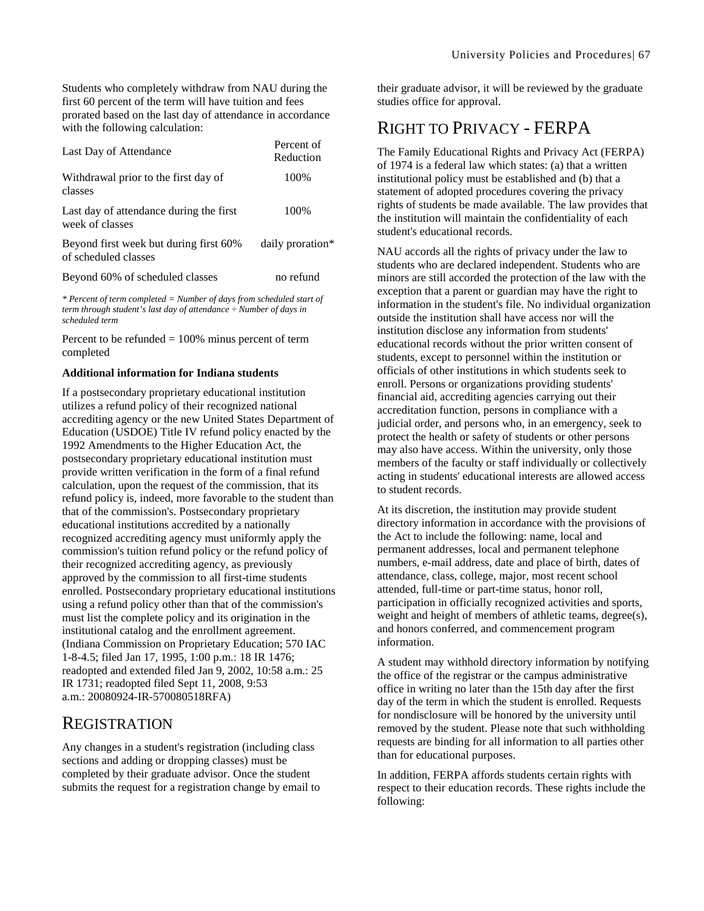Students who completely withdraw from NAU during the first 60 percent of the term will have tuition and fees prorated based on the last day of attendance in accordance with the following calculation:

| Last Day of Attendance | Percent of Reduction |
|---|---|
| Withdrawal prior to the first day of classes | 100% |
| Last day of attendance during the first week of classes | 100% |
| Beyond first week but during first 60% of scheduled classes | daily proration* |
| Beyond 60% of scheduled classes | no refund |

*\* Percent of term completed = Number of days from scheduled start of term through student's last day of attendance ÷ Number of days in scheduled term*

Percent to be refunded = 100% minus percent of term completed

**Additional information for Indiana students**

If a postsecondary proprietary educational institution utilizes a refund policy of their recognized national accrediting agency or the new United States Department of Education (USDOE) Title IV refund policy enacted by the 1992 Amendments to the Higher Education Act, the postsecondary proprietary educational institution must provide written verification in the form of a final refund calculation, upon the request of the commission, that its refund policy is, indeed, more favorable to the student than that of the commission's. Postsecondary proprietary educational institutions accredited by a nationally recognized accrediting agency must uniformly apply the commission's tuition refund policy or the refund policy of their recognized accrediting agency, as previously approved by the commission to all first-time students enrolled. Postsecondary proprietary educational institutions using a refund policy other than that of the commission's must list the complete policy and its origination in the institutional catalog and the enrollment agreement. (Indiana Commission on Proprietary Education; 570 IAC 1-8-4.5; filed Jan 17, 1995, 1:00 p.m.: 18 IR 1476; readopted and extended filed Jan 9, 2002, 10:58 a.m.: 25 IR 1731; readopted filed Sept 11, 2008, 9:53 a.m.: 20080924-IR-570080518RFA)

# Registration

Any changes in a student's registration (including class sections and adding or dropping classes) must be completed by their graduate advisor. Once the student submits the request for a registration change by email to their graduate advisor, it will be reviewed by the graduate studies office for approval.

# Right to Privacy - FERPA

The Family Educational Rights and Privacy Act (FERPA) of 1974 is a federal law which states: (a) that a written institutional policy must be established and (b) that a statement of adopted procedures covering the privacy rights of students be made available. The law provides that the institution will maintain the confidentiality of each student's educational records.

NAU accords all the rights of privacy under the law to students who are declared independent. Students who are minors are still accorded the protection of the law with the exception that a parent or guardian may have the right to information in the student's file. No individual organization outside the institution shall have access nor will the institution disclose any information from students' educational records without the prior written consent of students, except to personnel within the institution or officials of other institutions in which students seek to enroll. Persons or organizations providing students' financial aid, accrediting agencies carrying out their accreditation function, persons in compliance with a judicial order, and persons who, in an emergency, seek to protect the health or safety of students or other persons may also have access. Within the university, only those members of the faculty or staff individually or collectively acting in students' educational interests are allowed access to student records.

At its discretion, the institution may provide student directory information in accordance with the provisions of the Act to include the following: name, local and permanent addresses, local and permanent telephone numbers, e-mail address, date and place of birth, dates of attendance, class, college, major, most recent school attended, full-time or part-time status, honor roll, participation in officially recognized activities and sports, weight and height of members of athletic teams, degree(s), and honors conferred, and commencement program information.

A student may withhold directory information by notifying the office of the registrar or the campus administrative office in writing no later than the 15th day after the first day of the term in which the student is enrolled. Requests for nondisclosure will be honored by the university until removed by the student. Please note that such withholding requests are binding for all information to all parties other than for educational purposes.

In addition, FERPA affords students certain rights with respect to their education records. These rights include the following: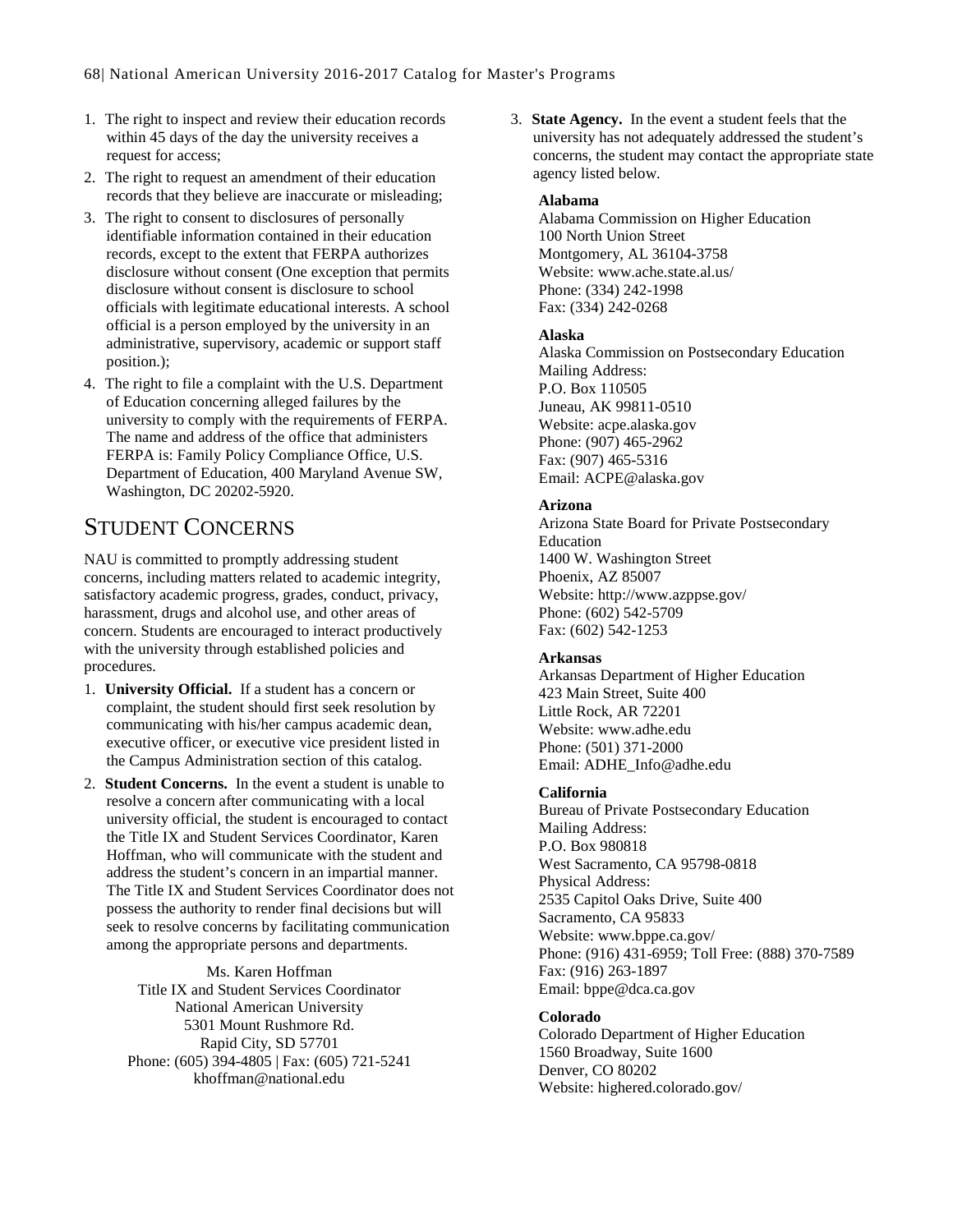1. The right to inspect and review their education records within 45 days of the day the university receives a request for access;
2. The right to request an amendment of their education records that they believe are inaccurate or misleading;
3. The right to consent to disclosures of personally identifiable information contained in their education records, except to the extent that FERPA authorizes disclosure without consent (One exception that permits disclosure without consent is disclosure to school officials with legitimate educational interests. A school official is a person employed by the university in an administrative, supervisory, academic or support staff position.);
4. The right to file a complaint with the U.S. Department of Education concerning alleged failures by the university to comply with the requirements of FERPA. The name and address of the office that administers FERPA is: Family Policy Compliance Office, U.S. Department of Education, 400 Maryland Avenue SW, Washington, DC 20202-5920.

## Student Concerns

NAU is committed to promptly addressing student concerns, including matters related to academic integrity, satisfactory academic progress, grades, conduct, privacy, harassment, drugs and alcohol use, and other areas of concern. Students are encouraged to interact productively with the university through established policies and procedures.

1. **University Official.** If a student has a concern or complaint, the student should first seek resolution by communicating with his/her campus academic dean, executive officer, or executive vice president listed in the Campus Administration section of this catalog.
2. **Student Concerns.** In the event a student is unable to resolve a concern after communicating with a local university official, the student is encouraged to contact the Title IX and Student Services Coordinator, Karen Hoffman, who will communicate with the student and address the student's concern in an impartial manner. The Title IX and Student Services Coordinator does not possess the authority to render final decisions but will seek to resolve concerns by facilitating communication among the appropriate persons and departments.

   Ms. Karen Hoffman
   Title IX and Student Services Coordinator
   National American University
   5301 Mount Rushmore Rd.
   Rapid City, SD 57701
   Phone: (605) 394-4805 | Fax: (605) 721-5241
   khoffman@national.edu

3. **State Agency.** In the event a student feels that the university has not adequately addressed the student's concerns, the student may contact the appropriate state agency listed below.

**Alabama**
Alabama Commission on Higher Education
100 North Union Street
Montgomery, AL 36104-3758
Website: www.ache.state.al.us/
Phone: (334) 242-1998
Fax: (334) 242-0268

**Alaska**
Alaska Commission on Postsecondary Education
Mailing Address:
P.O. Box 110505
Juneau, AK 99811-0510
Website: acpe.alaska.gov
Phone: (907) 465-2962
Fax: (907) 465-5316
Email: ACPE@alaska.gov

**Arizona**
Arizona State Board for Private Postsecondary Education
1400 W. Washington Street
Phoenix, AZ 85007
Website: http://www.azppse.gov/
Phone: (602) 542-5709
Fax: (602) 542-1253

**Arkansas**
Arkansas Department of Higher Education
423 Main Street, Suite 400
Little Rock, AR 72201
Website: www.adhe.edu
Phone: (501) 371-2000
Email: ADHE_Info@adhe.edu

**California**
Bureau of Private Postsecondary Education
Mailing Address:
P.O. Box 980818
West Sacramento, CA 95798-0818
Physical Address:
2535 Capitol Oaks Drive, Suite 400
Sacramento, CA 95833
Website: www.bppe.ca.gov/
Phone: (916) 431-6959; Toll Free: (888) 370-7589
Fax: (916) 263-1897
Email: bppe@dca.ca.gov

**Colorado**
Colorado Department of Higher Education
1560 Broadway, Suite 1600
Denver, CO 80202
Website: highered.colorado.gov/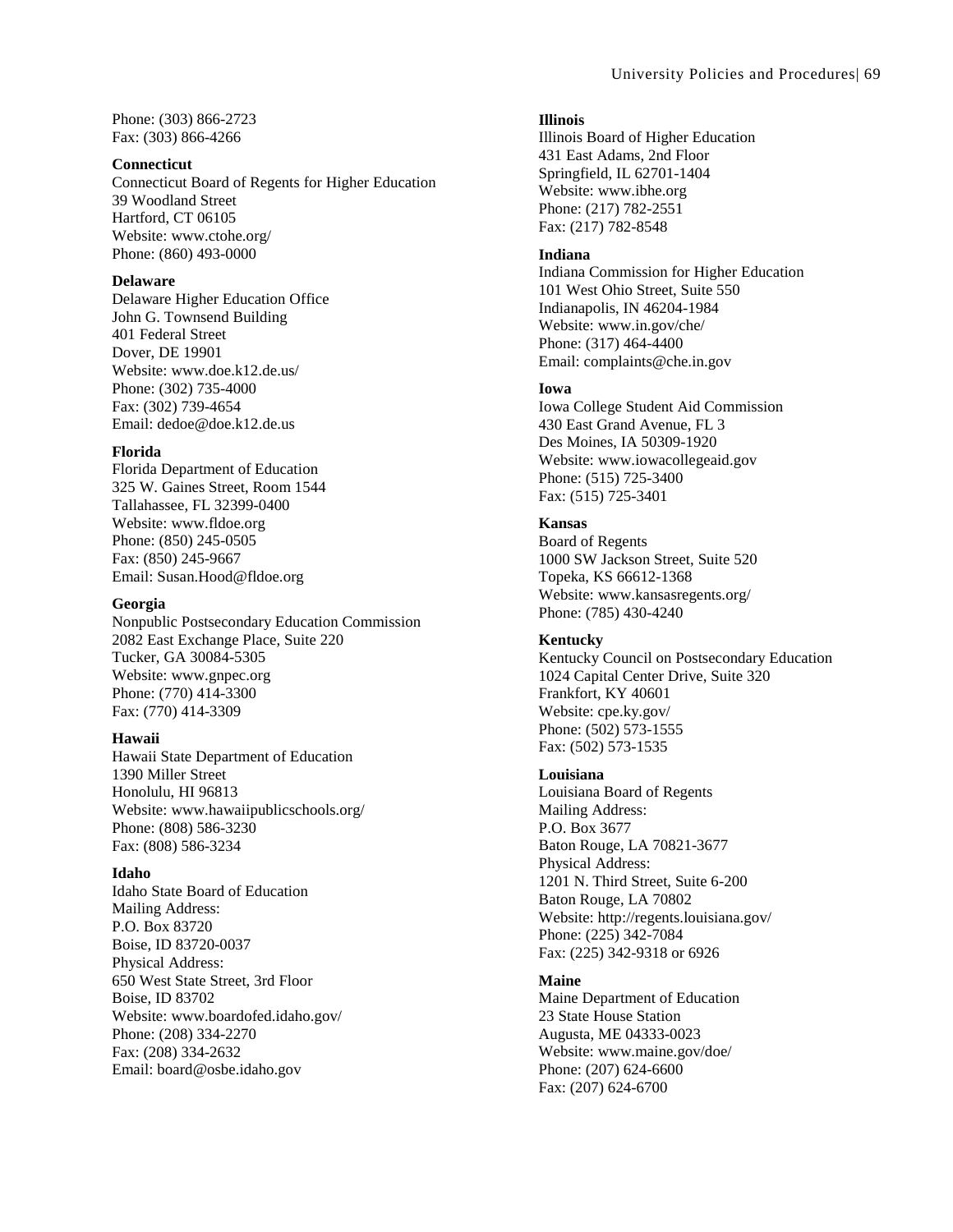Phone: (303) 866-2723
Fax: (303) 866-4266

**Connecticut**
Connecticut Board of Regents for Higher Education
39 Woodland Street
Hartford, CT 06105
Website: www.ctohe.org/
Phone: (860) 493-0000

**Delaware**
Delaware Higher Education Office
John G. Townsend Building
401 Federal Street
Dover, DE 19901
Website: www.doe.k12.de.us/
Phone: (302) 735-4000
Fax: (302) 739-4654
Email: dedoe@doe.k12.de.us

**Florida**
Florida Department of Education
325 W. Gaines Street, Room 1544
Tallahassee, FL 32399-0400
Website: www.fldoe.org
Phone: (850) 245-0505
Fax: (850) 245-9667
Email: Susan.Hood@fldoe.org

**Georgia**
Nonpublic Postsecondary Education Commission
2082 East Exchange Place, Suite 220
Tucker, GA 30084-5305
Website: www.gnpec.org
Phone: (770) 414-3300
Fax: (770) 414-3309

**Hawaii**
Hawaii State Department of Education
1390 Miller Street
Honolulu, HI 96813
Website: www.hawaiipublicschools.org/
Phone: (808) 586-3230
Fax: (808) 586-3234

**Idaho**
Idaho State Board of Education
Mailing Address:
P.O. Box 83720
Boise, ID 83720-0037
Physical Address:
650 West State Street, 3rd Floor
Boise, ID 83702
Website: www.boardofed.idaho.gov/
Phone: (208) 334-2270
Fax: (208) 334-2632
Email: board@osbe.idaho.gov

**Illinois**
Illinois Board of Higher Education
431 East Adams, 2nd Floor
Springfield, IL 62701-1404
Website: www.ibhe.org
Phone: (217) 782-2551
Fax: (217) 782-8548

**Indiana**
Indiana Commission for Higher Education
101 West Ohio Street, Suite 550
Indianapolis, IN 46204-1984
Website: www.in.gov/che/
Phone: (317) 464-4400
Email: complaints@che.in.gov

**Iowa**
Iowa College Student Aid Commission
430 East Grand Avenue, FL 3
Des Moines, IA 50309-1920
Website: www.iowacollegeaid.gov
Phone: (515) 725-3400
Fax: (515) 725-3401

**Kansas**
Board of Regents
1000 SW Jackson Street, Suite 520
Topeka, KS 66612-1368
Website: www.kansasregents.org/
Phone: (785) 430-4240

**Kentucky**
Kentucky Council on Postsecondary Education
1024 Capital Center Drive, Suite 320
Frankfort, KY 40601
Website: cpe.ky.gov/
Phone: (502) 573-1555
Fax: (502) 573-1535

**Louisiana**
Louisiana Board of Regents
Mailing Address:
P.O. Box 3677
Baton Rouge, LA 70821-3677
Physical Address:
1201 N. Third Street, Suite 6-200
Baton Rouge, LA 70802
Website: http://regents.louisiana.gov/
Phone: (225) 342-7084
Fax: (225) 342-9318 or 6926

**Maine**
Maine Department of Education
23 State House Station
Augusta, ME 04333-0023
Website: www.maine.gov/doe/
Phone: (207) 624-6600
Fax: (207) 624-6700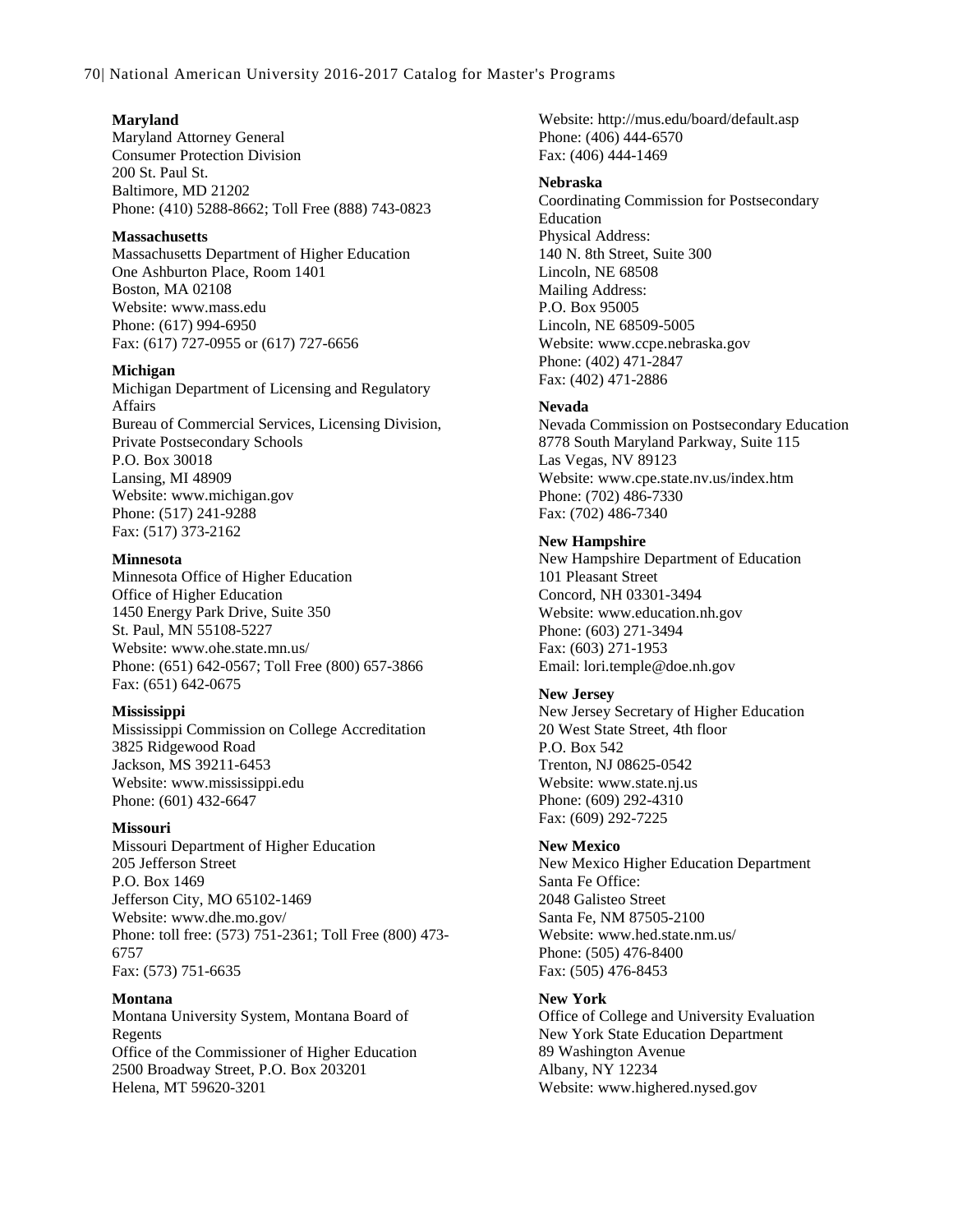**Maryland**
Maryland Attorney General
Consumer Protection Division
200 St. Paul St.
Baltimore, MD 21202
Phone: (410) 5288-8662; Toll Free (888) 743-0823

**Massachusetts**
Massachusetts Department of Higher Education
One Ashburton Place, Room 1401
Boston, MA 02108
Website: www.mass.edu
Phone: (617) 994-6950
Fax: (617) 727-0955 or (617) 727-6656

**Michigan**
Michigan Department of Licensing and Regulatory Affairs
Bureau of Commercial Services, Licensing Division, Private Postsecondary Schools
P.O. Box 30018
Lansing, MI 48909
Website: www.michigan.gov
Phone: (517) 241-9288
Fax: (517) 373-2162

**Minnesota**
Minnesota Office of Higher Education
Office of Higher Education
1450 Energy Park Drive, Suite 350
St. Paul, MN 55108-5227
Website: www.ohe.state.mn.us/
Phone: (651) 642-0567; Toll Free (800) 657-3866
Fax: (651) 642-0675

**Mississippi**
Mississippi Commission on College Accreditation
3825 Ridgewood Road
Jackson, MS 39211-6453
Website: www.mississippi.edu
Phone: (601) 432-6647

**Missouri**
Missouri Department of Higher Education
205 Jefferson Street
P.O. Box 1469
Jefferson City, MO 65102-1469
Website: www.dhe.mo.gov/
Phone: toll free: (573) 751-2361; Toll Free (800) 473-6757
Fax: (573) 751-6635

**Montana**
Montana University System, Montana Board of Regents
Office of the Commissioner of Higher Education
2500 Broadway Street, P.O. Box 203201
Helena, MT 59620-3201
Website: http://mus.edu/board/default.asp
Phone: (406) 444-6570
Fax: (406) 444-1469

**Nebraska**
Coordinating Commission for Postsecondary Education
Physical Address:
140 N. 8th Street, Suite 300
Lincoln, NE 68508
Mailing Address:
P.O. Box 95005
Lincoln, NE 68509-5005
Website: www.ccpe.nebraska.gov
Phone: (402) 471-2847
Fax: (402) 471-2886

**Nevada**
Nevada Commission on Postsecondary Education
8778 South Maryland Parkway, Suite 115
Las Vegas, NV 89123
Website: www.cpe.state.nv.us/index.htm
Phone: (702) 486-7330
Fax: (702) 486-7340

**New Hampshire**
New Hampshire Department of Education
101 Pleasant Street
Concord, NH 03301-3494
Website: www.education.nh.gov
Phone: (603) 271-3494
Fax: (603) 271-1953
Email: lori.temple@doe.nh.gov

**New Jersey**
New Jersey Secretary of Higher Education
20 West State Street, 4th floor
P.O. Box 542
Trenton, NJ 08625-0542
Website: www.state.nj.us
Phone: (609) 292-4310
Fax: (609) 292-7225

**New Mexico**
New Mexico Higher Education Department
Santa Fe Office:
2048 Galisteo Street
Santa Fe, NM 87505-2100
Website: www.hed.state.nm.us/
Phone: (505) 476-8400
Fax: (505) 476-8453

**New York**
Office of College and University Evaluation
New York State Education Department
89 Washington Avenue
Albany, NY 12234
Website: www.highered.nysed.gov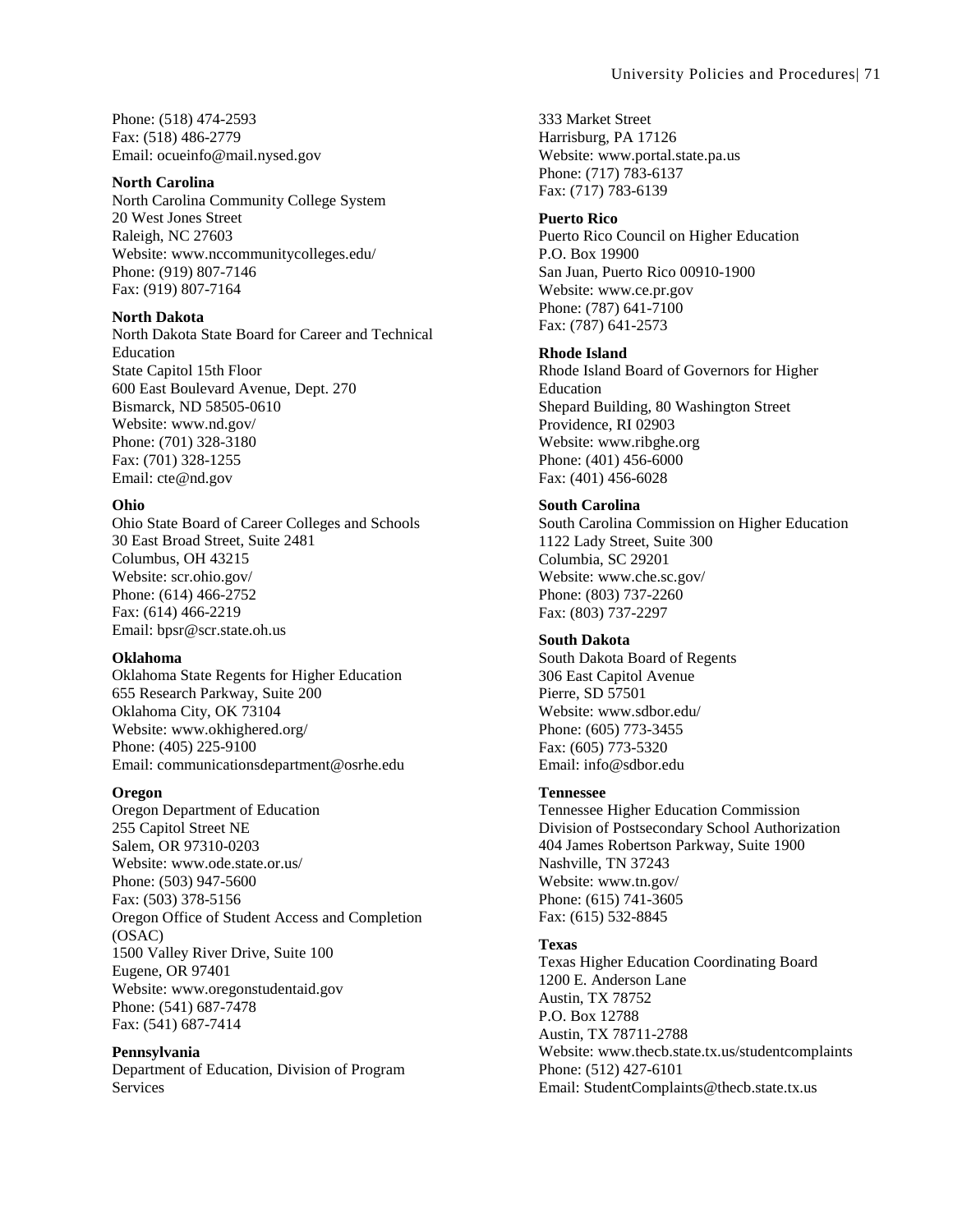Phone: (518) 474-2593
Fax: (518) 486-2779
Email: ocueinfo@mail.nysed.gov

**North Carolina**

North Carolina Community College System
20 West Jones Street
Raleigh, NC 27603
Website: www.nccommunitycolleges.edu/
Phone: (919) 807-7146
Fax: (919) 807-7164

**North Dakota**

North Dakota State Board for Career and Technical Education
State Capitol 15th Floor
600 East Boulevard Avenue, Dept. 270
Bismarck, ND 58505-0610
Website: www.nd.gov/
Phone: (701) 328-3180
Fax: (701) 328-1255
Email: cte@nd.gov

**Ohio**

Ohio State Board of Career Colleges and Schools
30 East Broad Street, Suite 2481
Columbus, OH 43215
Website: scr.ohio.gov/
Phone: (614) 466-2752
Fax: (614) 466-2219
Email: bpsr@scr.state.oh.us

**Oklahoma**

Oklahoma State Regents for Higher Education
655 Research Parkway, Suite 200
Oklahoma City, OK 73104
Website: www.okhighered.org/
Phone: (405) 225-9100
Email: communicationsdepartment@osrhe.edu

**Oregon**

Oregon Department of Education
255 Capitol Street NE
Salem, OR 97310-0203
Website: www.ode.state.or.us/
Phone: (503) 947-5600
Fax: (503) 378-5156
Oregon Office of Student Access and Completion (OSAC)
1500 Valley River Drive, Suite 100
Eugene, OR 97401
Website: www.oregonstudentaid.gov
Phone: (541) 687-7478
Fax: (541) 687-7414

**Pennsylvania**

Department of Education, Division of Program Services
333 Market Street
Harrisburg, PA 17126
Website: www.portal.state.pa.us
Phone: (717) 783-6137
Fax: (717) 783-6139

**Puerto Rico**

Puerto Rico Council on Higher Education
P.O. Box 19900
San Juan, Puerto Rico 00910-1900
Website: www.ce.pr.gov
Phone: (787) 641-7100
Fax: (787) 641-2573

**Rhode Island**

Rhode Island Board of Governors for Higher Education
Shepard Building, 80 Washington Street
Providence, RI 02903
Website: www.ribghe.org
Phone: (401) 456-6000
Fax: (401) 456-6028

**South Carolina**

South Carolina Commission on Higher Education
1122 Lady Street, Suite 300
Columbia, SC 29201
Website: www.che.sc.gov/
Phone: (803) 737-2260
Fax: (803) 737-2297

**South Dakota**

South Dakota Board of Regents
306 East Capitol Avenue
Pierre, SD 57501
Website: www.sdbor.edu/
Phone: (605) 773-3455
Fax: (605) 773-5320
Email: info@sdbor.edu

**Tennessee**

Tennessee Higher Education Commission
Division of Postsecondary School Authorization
404 James Robertson Parkway, Suite 1900
Nashville, TN 37243
Website: www.tn.gov/
Phone: (615) 741-3605
Fax: (615) 532-8845

**Texas**

Texas Higher Education Coordinating Board
1200 E. Anderson Lane
Austin, TX 78752
P.O. Box 12788
Austin, TX 78711-2788
Website: www.thecb.state.tx.us/studentcomplaints
Phone: (512) 427-6101
Email: StudentComplaints@thecb.state.tx.us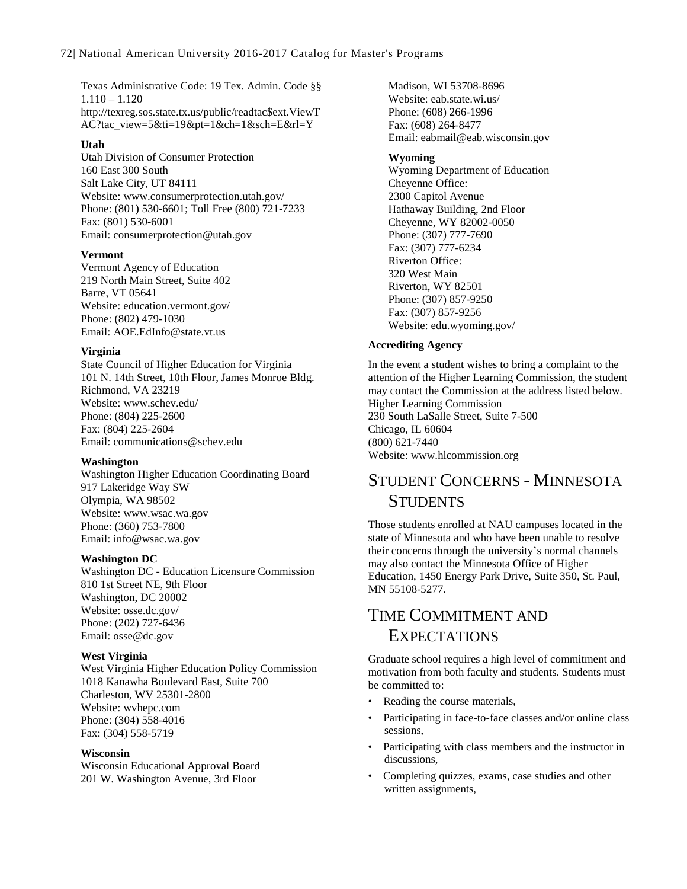Texas Administrative Code: 19 Tex. Admin. Code §§ 1.110 – 1.120
http://texreg.sos.state.tx.us/public/readtac$ext.ViewTAC?tac_view=5&ti=19&pt=1&ch=1&sch=E&rl=Y

**Utah**
Utah Division of Consumer Protection
160 East 300 South
Salt Lake City, UT 84111
Website: www.consumerprotection.utah.gov/
Phone: (801) 530-6601; Toll Free (800) 721-7233
Fax: (801) 530-6001
Email: consumerprotection@utah.gov

**Vermont**
Vermont Agency of Education
219 North Main Street, Suite 402
Barre, VT 05641
Website: education.vermont.gov/
Phone: (802) 479-1030
Email: AOE.EdInfo@state.vt.us

**Virginia**
State Council of Higher Education for Virginia
101 N. 14th Street, 10th Floor, James Monroe Bldg.
Richmond, VA 23219
Website: www.schev.edu/
Phone: (804) 225-2600
Fax: (804) 225-2604
Email: communications@schev.edu

**Washington**
Washington Higher Education Coordinating Board
917 Lakeridge Way SW
Olympia, WA 98502
Website: www.wsac.wa.gov
Phone: (360) 753-7800
Email: info@wsac.wa.gov

**Washington DC**
Washington DC - Education Licensure Commission
810 1st Street NE, 9th Floor
Washington, DC 20002
Website: osse.dc.gov/
Phone: (202) 727-6436
Email: osse@dc.gov

**West Virginia**
West Virginia Higher Education Policy Commission
1018 Kanawha Boulevard East, Suite 700
Charleston, WV 25301-2800
Website: wvhepc.com
Phone: (304) 558-4016
Fax: (304) 558-5719

**Wisconsin**
Wisconsin Educational Approval Board
201 W. Washington Avenue, 3rd Floor
Madison, WI 53708-8696
Website: eab.state.wi.us/
Phone: (608) 266-1996
Fax: (608) 264-8477
Email: eabmail@eab.wisconsin.gov

**Wyoming**
Wyoming Department of Education
Cheyenne Office:
2300 Capitol Avenue
Hathaway Building, 2nd Floor
Cheyenne, WY 82002-0050
Phone: (307) 777-7690
Fax: (307) 777-6234
Riverton Office:
320 West Main
Riverton, WY 82501
Phone: (307) 857-9250
Fax: (307) 857-9256
Website: edu.wyoming.gov/

**Accrediting Agency**

In the event a student wishes to bring a complaint to the attention of the Higher Learning Commission, the student may contact the Commission at the address listed below.
Higher Learning Commission
230 South LaSalle Street, Suite 7-500
Chicago, IL 60604
(800) 621-7440
Website: www.hlcommission.org

# Student Concerns - Minnesota Students

Those students enrolled at NAU campuses located in the state of Minnesota and who have been unable to resolve their concerns through the university's normal channels may also contact the Minnesota Office of Higher Education, 1450 Energy Park Drive, Suite 350, St. Paul, MN 55108-5277.

# Time Commitment and Expectations

Graduate school requires a high level of commitment and motivation from both faculty and students. Students must be committed to:

- Reading the course materials,
- Participating in face-to-face classes and/or online class sessions,
- Participating with class members and the instructor in discussions,
- Completing quizzes, exams, case studies and other written assignments,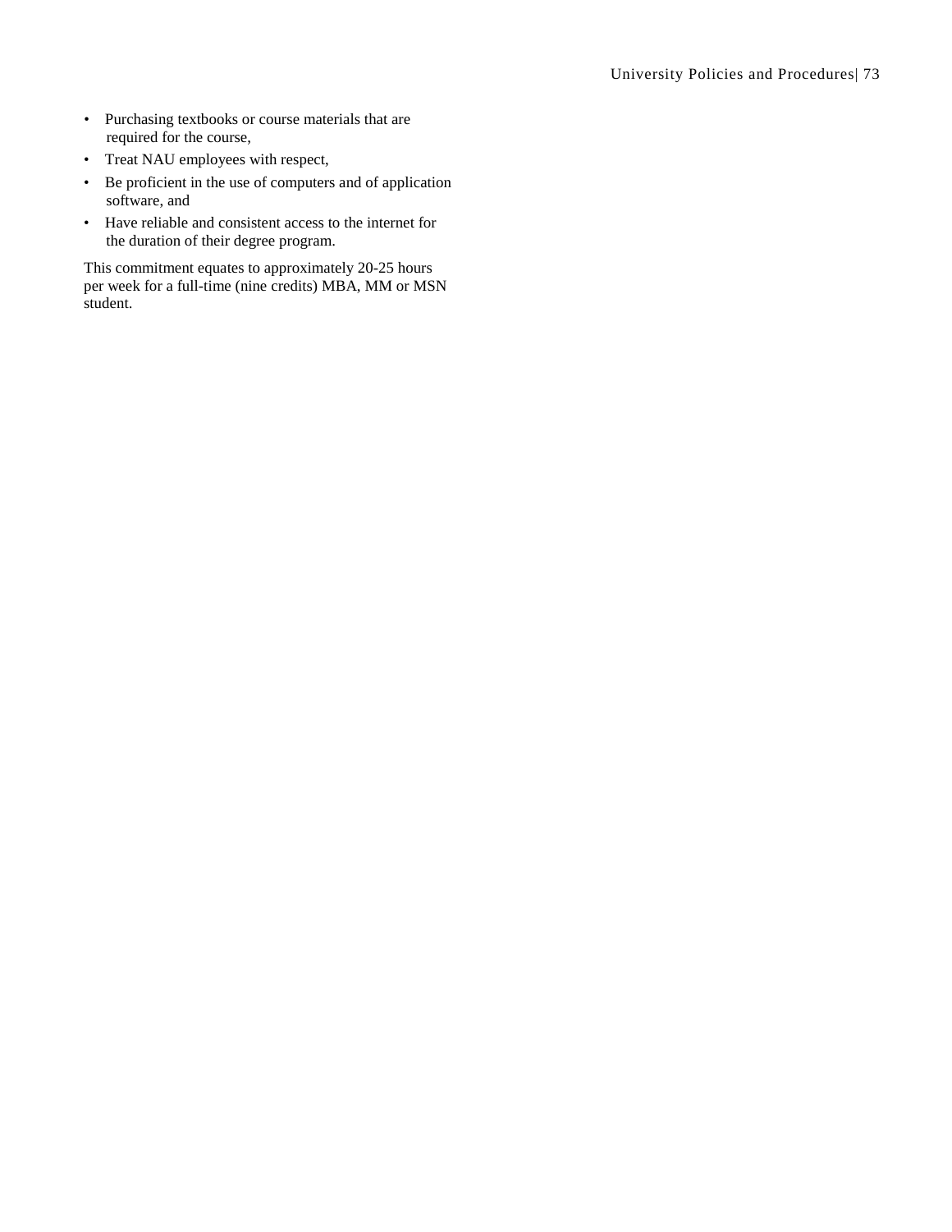- Purchasing textbooks or course materials that are required for the course,
- Treat NAU employees with respect,
- Be proficient in the use of computers and of application software, and
- Have reliable and consistent access to the internet for the duration of their degree program.

This commitment equates to approximately 20-25 hours per week for a full-time (nine credits) MBA, MM or MSN student.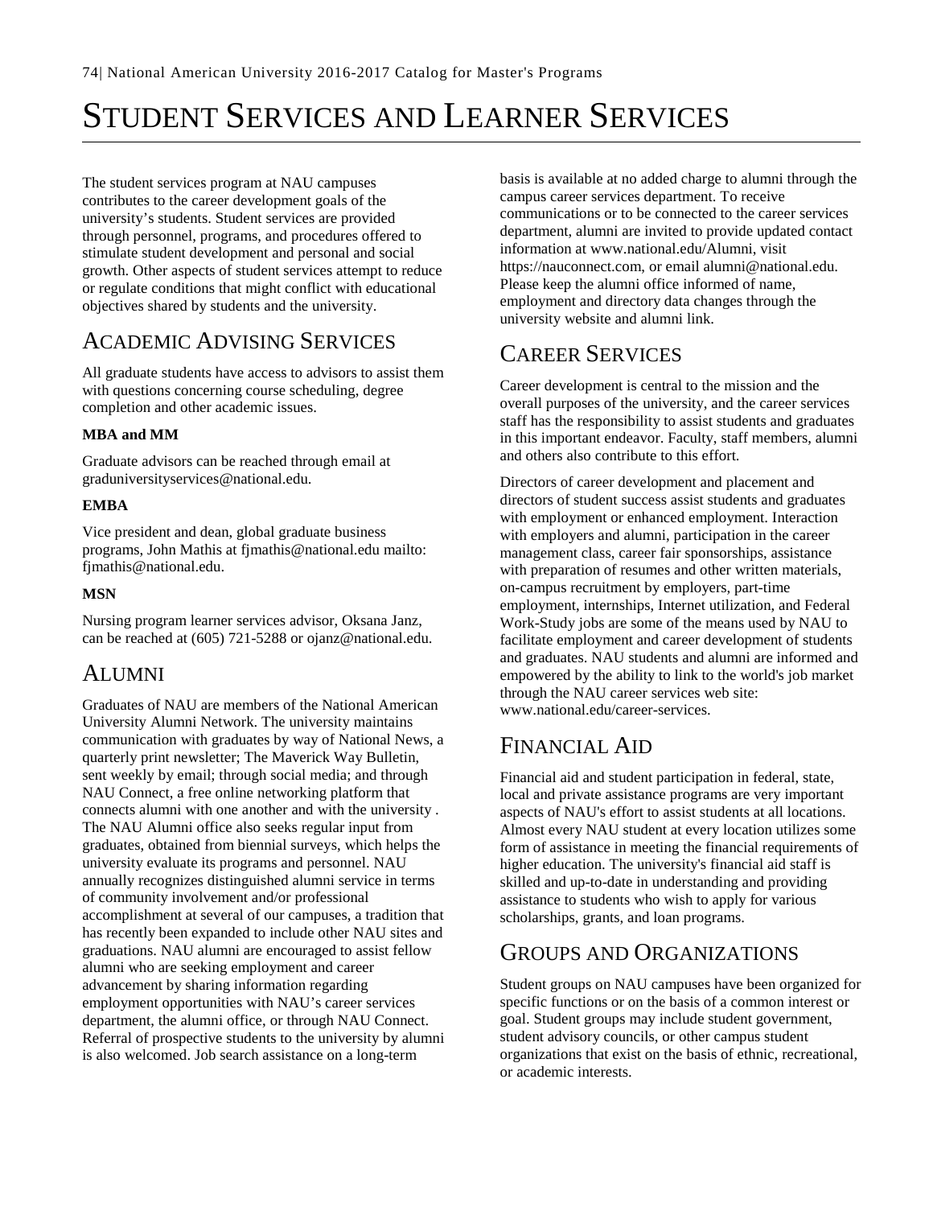# STUDENT SERVICES AND LEARNER SERVICES

The student services program at NAU campuses contributes to the career development goals of the university's students. Student services are provided through personnel, programs, and procedures offered to stimulate student development and personal and social growth. Other aspects of student services attempt to reduce or regulate conditions that might conflict with educational objectives shared by students and the university.

## ACADEMIC ADVISING SERVICES

All graduate students have access to advisors to assist them with questions concerning course scheduling, degree completion and other academic issues.

**MBA and MM**

Graduate advisors can be reached through email at graduniversityservices@national.edu.

**EMBA**

Vice president and dean, global graduate business programs, John Mathis at fjmathis@national.edu mailto: fjmathis@national.edu.

**MSN**

Nursing program learner services advisor, Oksana Janz, can be reached at (605) 721-5288 or ojanz@national.edu.

## ALUMNI

Graduates of NAU are members of the National American University Alumni Network. The university maintains communication with graduates by way of National News, a quarterly print newsletter; The Maverick Way Bulletin, sent weekly by email; through social media; and through NAU Connect, a free online networking platform that connects alumni with one another and with the university . The NAU Alumni office also seeks regular input from graduates, obtained from biennial surveys, which helps the university evaluate its programs and personnel. NAU annually recognizes distinguished alumni service in terms of community involvement and/or professional accomplishment at several of our campuses, a tradition that has recently been expanded to include other NAU sites and graduations. NAU alumni are encouraged to assist fellow alumni who are seeking employment and career advancement by sharing information regarding employment opportunities with NAU's career services department, the alumni office, or through NAU Connect. Referral of prospective students to the university by alumni is also welcomed. Job search assistance on a long-term basis is available at no added charge to alumni through the campus career services department. To receive communications or to be connected to the career services department, alumni are invited to provide updated contact information at www.national.edu/Alumni, visit https://nauconnect.com, or email alumni@national.edu. Please keep the alumni office informed of name, employment and directory data changes through the university website and alumni link.

## CAREER SERVICES

Career development is central to the mission and the overall purposes of the university, and the career services staff has the responsibility to assist students and graduates in this important endeavor. Faculty, staff members, alumni and others also contribute to this effort.

Directors of career development and placement and directors of student success assist students and graduates with employment or enhanced employment. Interaction with employers and alumni, participation in the career management class, career fair sponsorships, assistance with preparation of resumes and other written materials, on-campus recruitment by employers, part-time employment, internships, Internet utilization, and Federal Work-Study jobs are some of the means used by NAU to facilitate employment and career development of students and graduates. NAU students and alumni are informed and empowered by the ability to link to the world's job market through the NAU career services web site: www.national.edu/career-services.

## FINANCIAL AID

Financial aid and student participation in federal, state, local and private assistance programs are very important aspects of NAU's effort to assist students at all locations. Almost every NAU student at every location utilizes some form of assistance in meeting the financial requirements of higher education. The university's financial aid staff is skilled and up-to-date in understanding and providing assistance to students who wish to apply for various scholarships, grants, and loan programs.

## GROUPS AND ORGANIZATIONS

Student groups on NAU campuses have been organized for specific functions or on the basis of a common interest or goal. Student groups may include student government, student advisory councils, or other campus student organizations that exist on the basis of ethnic, recreational, or academic interests.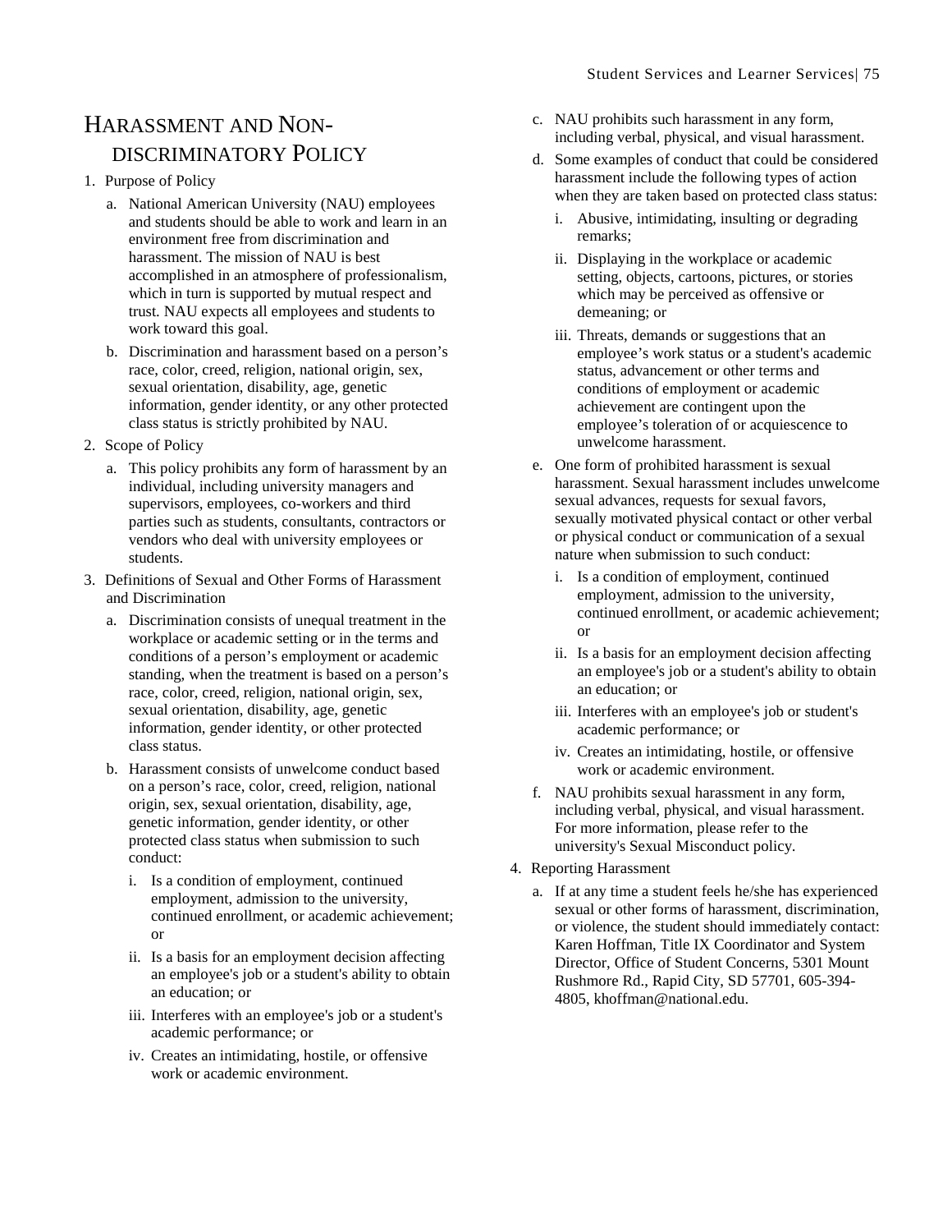# Harassment and Non-discriminatory Policy

1. Purpose of Policy
   a. National American University (NAU) employees and students should be able to work and learn in an environment free from discrimination and harassment. The mission of NAU is best accomplished in an atmosphere of professionalism, which in turn is supported by mutual respect and trust. NAU expects all employees and students to work toward this goal.
   b. Discrimination and harassment based on a person's race, color, creed, religion, national origin, sex, sexual orientation, disability, age, genetic information, gender identity, or any other protected class status is strictly prohibited by NAU.
2. Scope of Policy
   a. This policy prohibits any form of harassment by an individual, including university managers and supervisors, employees, co-workers and third parties such as students, consultants, contractors or vendors who deal with university employees or students.
3. Definitions of Sexual and Other Forms of Harassment and Discrimination
   a. Discrimination consists of unequal treatment in the workplace or academic setting or in the terms and conditions of a person's employment or academic standing, when the treatment is based on a person's race, color, creed, religion, national origin, sex, sexual orientation, disability, age, genetic information, gender identity, or other protected class status.
   b. Harassment consists of unwelcome conduct based on a person's race, color, creed, religion, national origin, sex, sexual orientation, disability, age, genetic information, gender identity, or other protected class status when submission to such conduct:
      i. Is a condition of employment, continued employment, admission to the university, continued enrollment, or academic achievement; or
      ii. Is a basis for an employment decision affecting an employee's job or a student's ability to obtain an education; or
      iii. Interferes with an employee's job or a student's academic performance; or
      iv. Creates an intimidating, hostile, or offensive work or academic environment.
   c. NAU prohibits such harassment in any form, including verbal, physical, and visual harassment.
   d. Some examples of conduct that could be considered harassment include the following types of action when they are taken based on protected class status:
      i. Abusive, intimidating, insulting or degrading remarks;
      ii. Displaying in the workplace or academic setting, objects, cartoons, pictures, or stories which may be perceived as offensive or demeaning; or
      iii. Threats, demands or suggestions that an employee's work status or a student's academic status, advancement or other terms and conditions of employment or academic achievement are contingent upon the employee's toleration of or acquiescence to unwelcome harassment.
   e. One form of prohibited harassment is sexual harassment. Sexual harassment includes unwelcome sexual advances, requests for sexual favors, sexually motivated physical contact or other verbal or physical conduct or communication of a sexual nature when submission to such conduct:
      i. Is a condition of employment, continued employment, admission to the university, continued enrollment, or academic achievement; or
      ii. Is a basis for an employment decision affecting an employee's job or a student's ability to obtain an education; or
      iii. Interferes with an employee's job or student's academic performance; or
      iv. Creates an intimidating, hostile, or offensive work or academic environment.
   f. NAU prohibits sexual harassment in any form, including verbal, physical, and visual harassment. For more information, please refer to the university's Sexual Misconduct policy.
4. Reporting Harassment
   a. If at any time a student feels he/she has experienced sexual or other forms of harassment, discrimination, or violence, the student should immediately contact: Karen Hoffman, Title IX Coordinator and System Director, Office of Student Concerns, 5301 Mount Rushmore Rd., Rapid City, SD 57701, 605-394-4805, khoffman@national.edu.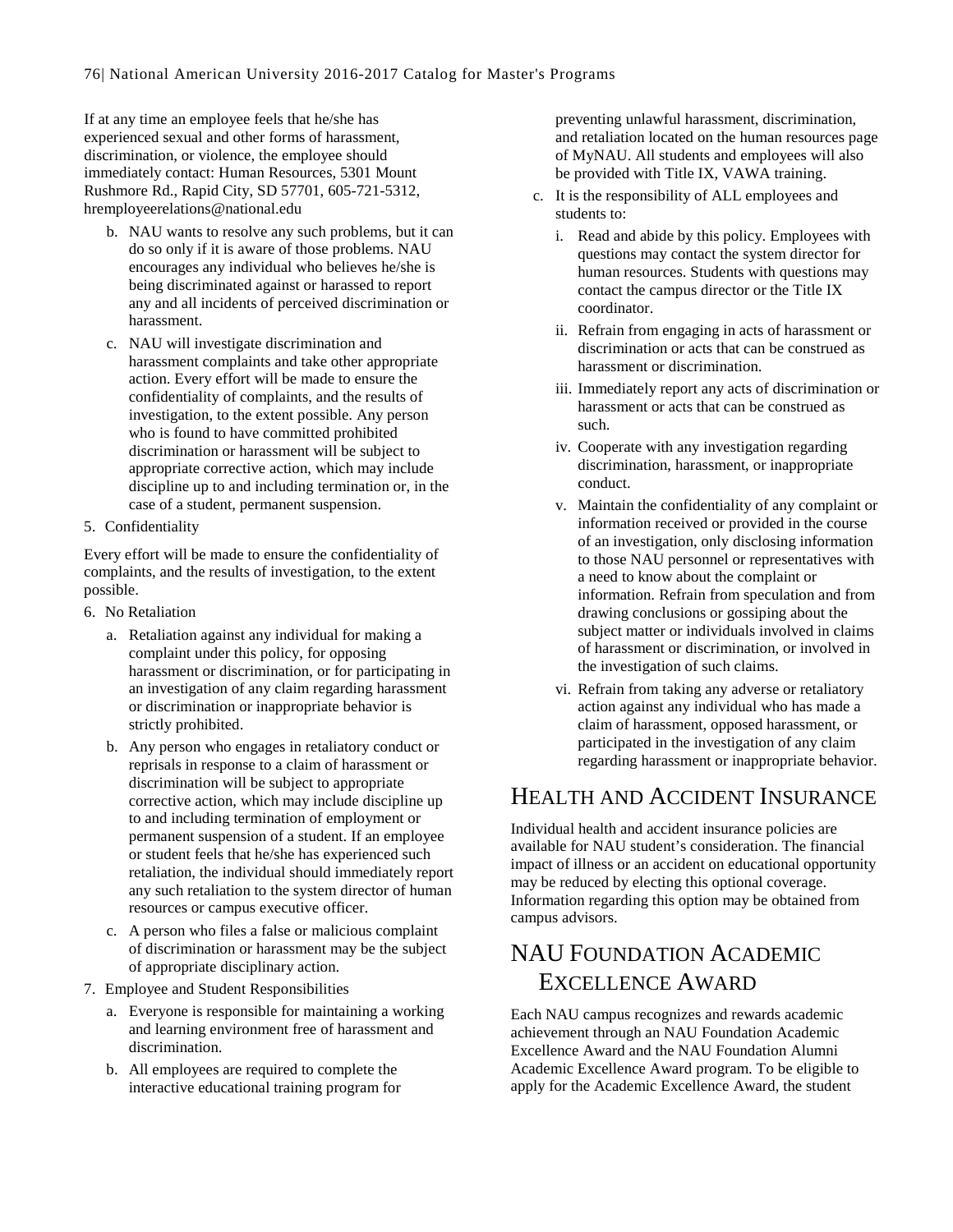If at any time an employee feels that he/she has experienced sexual and other forms of harassment, discrimination, or violence, the employee should immediately contact: Human Resources, 5301 Mount Rushmore Rd., Rapid City, SD 57701, 605-721-5312, hremployeerelations@national.edu

b. NAU wants to resolve any such problems, but it can do so only if it is aware of those problems. NAU encourages any individual who believes he/she is being discriminated against or harassed to report any and all incidents of perceived discrimination or harassment.

c. NAU will investigate discrimination and harassment complaints and take other appropriate action. Every effort will be made to ensure the confidentiality of complaints, and the results of investigation, to the extent possible. Any person who is found to have committed prohibited discrimination or harassment will be subject to appropriate corrective action, which may include discipline up to and including termination or, in the case of a student, permanent suspension.

5. Confidentiality

Every effort will be made to ensure the confidentiality of complaints, and the results of investigation, to the extent possible.

6. No Retaliation
   a. Retaliation against any individual for making a complaint under this policy, for opposing harassment or discrimination, or for participating in an investigation of any claim regarding harassment or discrimination or inappropriate behavior is strictly prohibited.
   b. Any person who engages in retaliatory conduct or reprisals in response to a claim of harassment or discrimination will be subject to appropriate corrective action, which may include discipline up to and including termination of employment or permanent suspension of a student. If an employee or student feels that he/she has experienced such retaliation, the individual should immediately report any such retaliation to the system director of human resources or campus executive officer.
   c. A person who files a false or malicious complaint of discrimination or harassment may be the subject of appropriate disciplinary action.
7. Employee and Student Responsibilities
   a. Everyone is responsible for maintaining a working and learning environment free of harassment and discrimination.
   b. All employees are required to complete the interactive educational training program for preventing unlawful harassment, discrimination, and retaliation located on the human resources page of MyNAU. All students and employees will also be provided with Title IX, VAWA training.
   c. It is the responsibility of ALL employees and students to:
      i. Read and abide by this policy. Employees with questions may contact the system director for human resources. Students with questions may contact the campus director or the Title IX coordinator.
      ii. Refrain from engaging in acts of harassment or discrimination or acts that can be construed as harassment or discrimination.
      iii. Immediately report any acts of discrimination or harassment or acts that can be construed as such.
      iv. Cooperate with any investigation regarding discrimination, harassment, or inappropriate conduct.
      v. Maintain the confidentiality of any complaint or information received or provided in the course of an investigation, only disclosing information to those NAU personnel or representatives with a need to know about the complaint or information. Refrain from speculation and from drawing conclusions or gossiping about the subject matter or individuals involved in claims of harassment or discrimination, or involved in the investigation of such claims.
      vi. Refrain from taking any adverse or retaliatory action against any individual who has made a claim of harassment, opposed harassment, or participated in the investigation of any claim regarding harassment or inappropriate behavior.

## Health and Accident Insurance

Individual health and accident insurance policies are available for NAU student's consideration. The financial impact of illness or an accident on educational opportunity may be reduced by electing this optional coverage. Information regarding this option may be obtained from campus advisors.

## NAU Foundation Academic Excellence Award

Each NAU campus recognizes and rewards academic achievement through an NAU Foundation Academic Excellence Award and the NAU Foundation Alumni Academic Excellence Award program. To be eligible to apply for the Academic Excellence Award, the student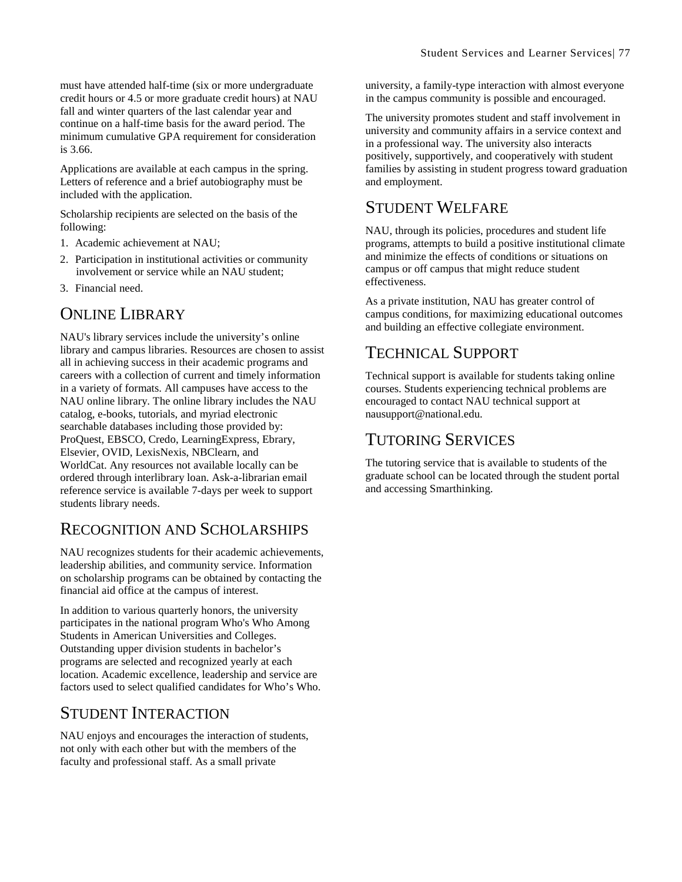must have attended half-time (six or more undergraduate credit hours or 4.5 or more graduate credit hours) at NAU fall and winter quarters of the last calendar year and continue on a half-time basis for the award period. The minimum cumulative GPA requirement for consideration is 3.66.

Applications are available at each campus in the spring. Letters of reference and a brief autobiography must be included with the application.

Scholarship recipients are selected on the basis of the following:

1. Academic achievement at NAU;
2. Participation in institutional activities or community involvement or service while an NAU student;
3. Financial need.

## Online Library

NAU's library services include the university's online library and campus libraries. Resources are chosen to assist all in achieving success in their academic programs and careers with a collection of current and timely information in a variety of formats. All campuses have access to the NAU online library. The online library includes the NAU catalog, e-books, tutorials, and myriad electronic searchable databases including those provided by: ProQuest, EBSCO, Credo, LearningExpress, Ebrary, Elsevier, OVID, LexisNexis, NBClearn, and WorldCat. Any resources not available locally can be ordered through interlibrary loan. Ask-a-librarian email reference service is available 7-days per week to support students library needs.

## Recognition and Scholarships

NAU recognizes students for their academic achievements, leadership abilities, and community service. Information on scholarship programs can be obtained by contacting the financial aid office at the campus of interest.

In addition to various quarterly honors, the university participates in the national program Who's Who Among Students in American Universities and Colleges. Outstanding upper division students in bachelor's programs are selected and recognized yearly at each location. Academic excellence, leadership and service are factors used to select qualified candidates for Who's Who.

## Student Interaction

NAU enjoys and encourages the interaction of students, not only with each other but with the members of the faculty and professional staff. As a small private university, a family-type interaction with almost everyone in the campus community is possible and encouraged.

The university promotes student and staff involvement in university and community affairs in a service context and in a professional way. The university also interacts positively, supportively, and cooperatively with student families by assisting in student progress toward graduation and employment.

## Student Welfare

NAU, through its policies, procedures and student life programs, attempts to build a positive institutional climate and minimize the effects of conditions or situations on campus or off campus that might reduce student effectiveness.

As a private institution, NAU has greater control of campus conditions, for maximizing educational outcomes and building an effective collegiate environment.

## Technical Support

Technical support is available for students taking online courses. Students experiencing technical problems are encouraged to contact NAU technical support at nausupport@national.edu.

## Tutoring Services

The tutoring service that is available to students of the graduate school can be located through the student portal and accessing Smarthinking.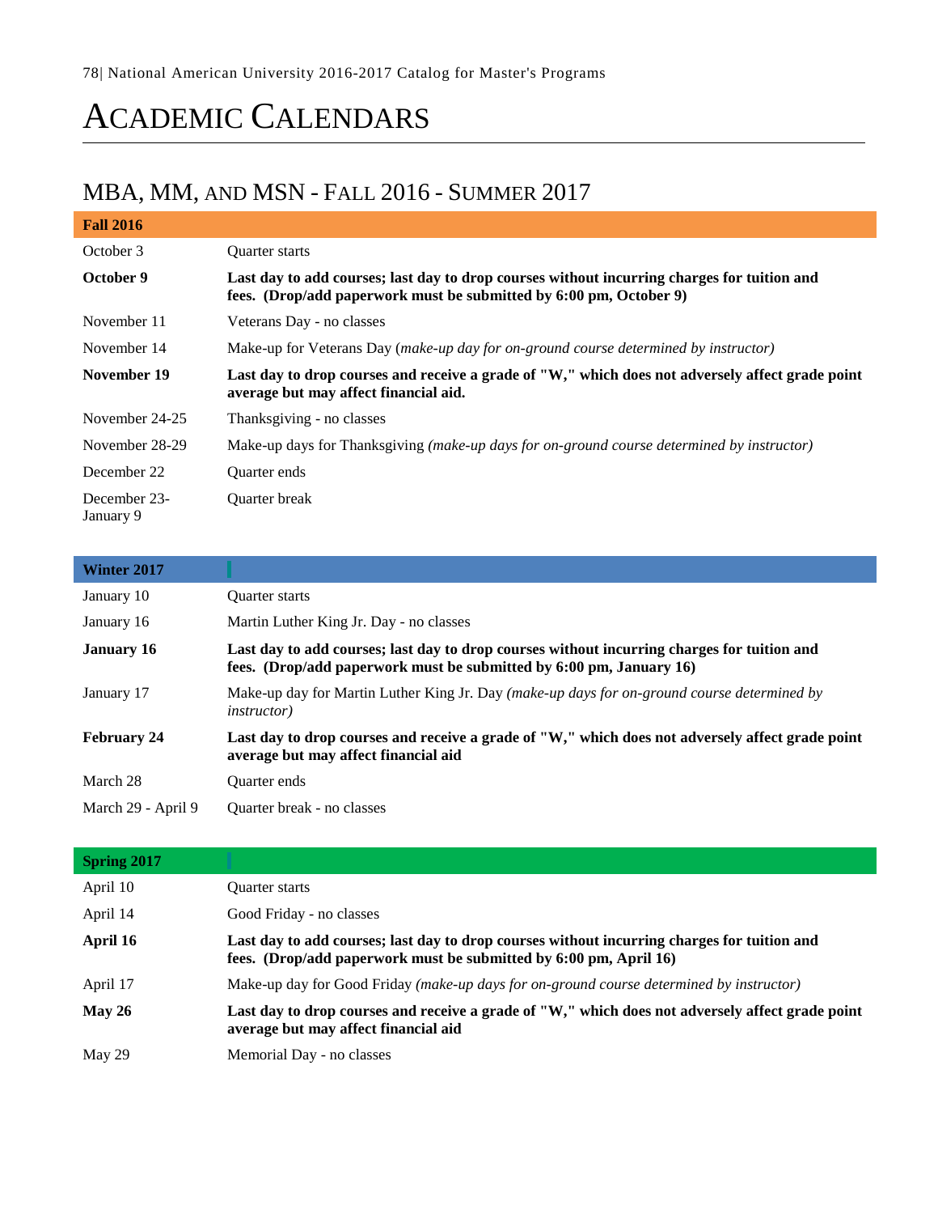# ACADEMIC CALENDARS

## MBA, MM, AND MSN - FALL 2016 - SUMMER 2017

| **Fall 2016** | |
|---|---|
| October 3 | Quarter starts |
| **October 9** | **Last day to add courses; last day to drop courses without incurring charges for tuition and fees. (Drop/add paperwork must be submitted by 6:00 pm, October 9)** |
| November 11 | Veterans Day - no classes |
| November 14 | Make-up for Veterans Day (*make-up day for on-ground course determined by instructor)* |
| **November 19** | **Last day to drop courses and receive a grade of "W," which does not adversely affect grade point average but may affect financial aid.** |
| November 24-25 | Thanksgiving - no classes |
| November 28-29 | Make-up days for Thanksgiving *(make-up days for on-ground course determined by instructor)* |
| December 22 | Quarter ends |
| December 23-January 9 | Quarter break |

| **Winter 2017** | |
|---|---|
| January 10 | Quarter starts |
| January 16 | Martin Luther King Jr. Day - no classes |
| **January 16** | **Last day to add courses; last day to drop courses without incurring charges for tuition and fees. (Drop/add paperwork must be submitted by 6:00 pm, January 16)** |
| January 17 | Make-up day for Martin Luther King Jr. Day *(make-up days for on-ground course determined by instructor)* |
| **February 24** | **Last day to drop courses and receive a grade of "W," which does not adversely affect grade point average but may affect financial aid** |
| March 28 | Quarter ends |
| March 29 - April 9 | Quarter break - no classes |

| **Spring 2017** | |
|---|---|
| April 10 | Quarter starts |
| April 14 | Good Friday - no classes |
| **April 16** | **Last day to add courses; last day to drop courses without incurring charges for tuition and fees. (Drop/add paperwork must be submitted by 6:00 pm, April 16)** |
| April 17 | Make-up day for Good Friday *(make-up days for on-ground course determined by instructor)* |
| **May 26** | **Last day to drop courses and receive a grade of "W," which does not adversely affect grade point average but may affect financial aid** |
| May 29 | Memorial Day - no classes |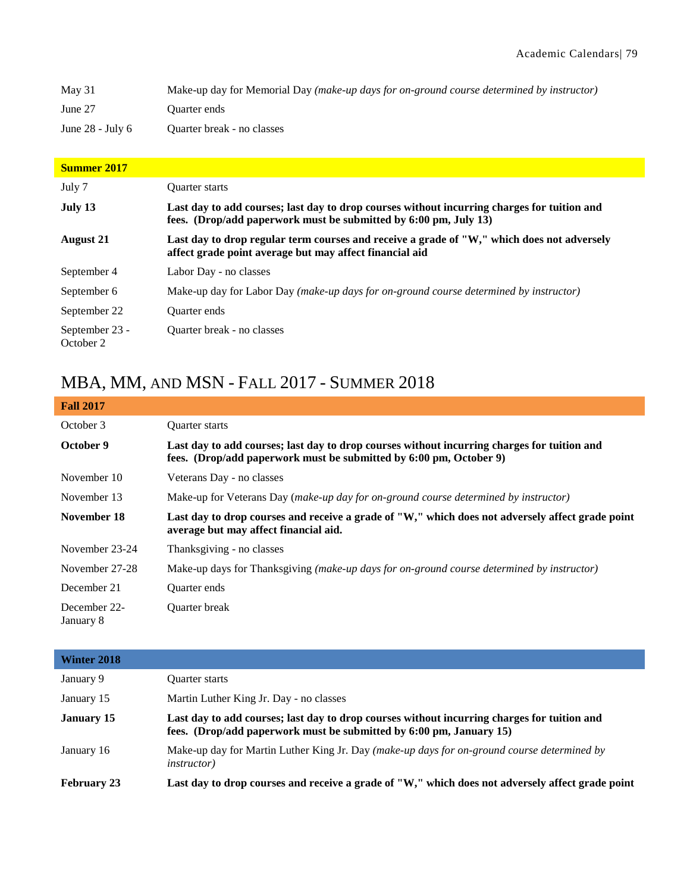| | |
|---|---|
| May 31 | Make-up day for Memorial Day *(make-up days for on-ground course determined by instructor)* |
| June 27 | Quarter ends |
| June 28 - July 6 | Quarter break - no classes |

| **Summer 2017** | |
|---|---|
| July 7 | Quarter starts |
| **July 13** | **Last day to add courses; last day to drop courses without incurring charges for tuition and fees. (Drop/add paperwork must be submitted by 6:00 pm, July 13)** |
| **August 21** | **Last day to drop regular term courses and receive a grade of "W," which does not adversely affect grade point average but may affect financial aid** |
| September 4 | Labor Day - no classes |
| September 6 | Make-up day for Labor Day *(make-up days for on-ground course determined by instructor)* |
| September 22 | Quarter ends |
| September 23 - October 2 | Quarter break - no classes |

# MBA, MM, AND MSN - FALL 2017 - SUMMER 2018

| **Fall 2017** | |
|---|---|
| October 3 | Quarter starts |
| **October 9** | **Last day to add courses; last day to drop courses without incurring charges for tuition and fees. (Drop/add paperwork must be submitted by 6:00 pm, October 9)** |
| November 10 | Veterans Day - no classes |
| November 13 | Make-up for Veterans Day (*make-up day for on-ground course determined by instructor)* |
| **November 18** | **Last day to drop courses and receive a grade of "W," which does not adversely affect grade point average but may affect financial aid.** |
| November 23-24 | Thanksgiving - no classes |
| November 27-28 | Make-up days for Thanksgiving *(make-up days for on-ground course determined by instructor)* |
| December 21 | Quarter ends |
| December 22- January 8 | Quarter break |

| **Winter 2018** | |
|---|---|
| January 9 | Quarter starts |
| January 15 | Martin Luther King Jr. Day - no classes |
| **January 15** | **Last day to add courses; last day to drop courses without incurring charges for tuition and fees. (Drop/add paperwork must be submitted by 6:00 pm, January 15)** |
| January 16 | Make-up day for Martin Luther King Jr. Day *(make-up days for on-ground course determined by instructor)* |
| **February 23** | **Last day to drop courses and receive a grade of "W," which does not adversely affect grade point** |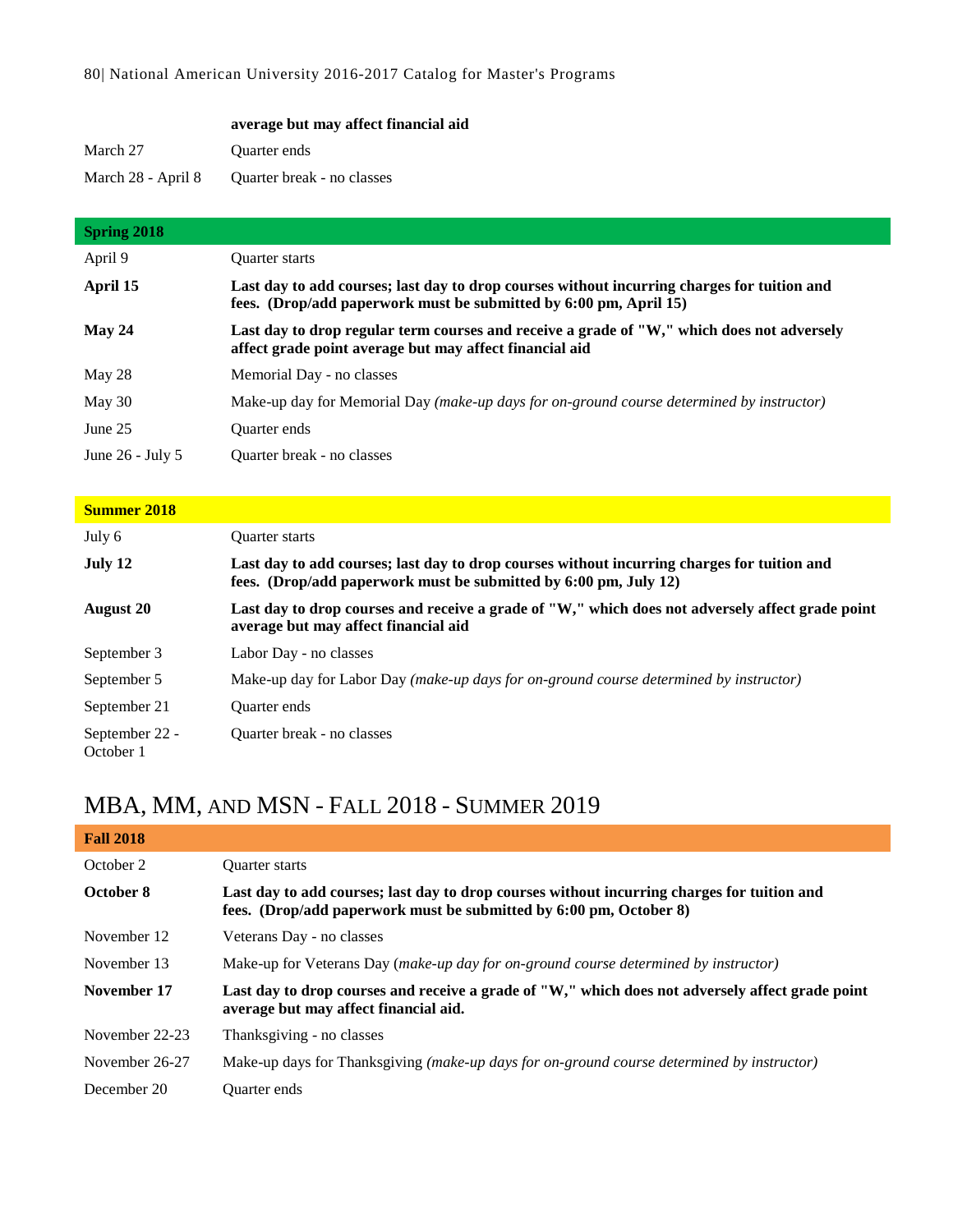| | |
|---|---|
| | **average but may affect financial aid** |
| March 27 | Quarter ends |
| March 28 - April 8 | Quarter break - no classes |

| **Spring 2018** | |
|---|---|
| April 9 | Quarter starts |
| **April 15** | **Last day to add courses; last day to drop courses without incurring charges for tuition and fees. (Drop/add paperwork must be submitted by 6:00 pm, April 15)** |
| **May 24** | **Last day to drop regular term courses and receive a grade of "W," which does not adversely affect grade point average but may affect financial aid** |
| May 28 | Memorial Day - no classes |
| May 30 | Make-up day for Memorial Day *(make-up days for on-ground course determined by instructor)* |
| June 25 | Quarter ends |
| June 26 - July 5 | Quarter break - no classes |

| **Summer 2018** | |
|---|---|
| July 6 | Quarter starts |
| **July 12** | **Last day to add courses; last day to drop courses without incurring charges for tuition and fees. (Drop/add paperwork must be submitted by 6:00 pm, July 12)** |
| **August 20** | **Last day to drop courses and receive a grade of "W," which does not adversely affect grade point average but may affect financial aid** |
| September 3 | Labor Day - no classes |
| September 5 | Make-up day for Labor Day *(make-up days for on-ground course determined by instructor)* |
| September 21 | Quarter ends |
| September 22 - October 1 | Quarter break - no classes |

# MBA, MM, and MSN - Fall 2018 - Summer 2019

| **Fall 2018** | |
|---|---|
| October 2 | Quarter starts |
| **October 8** | **Last day to add courses; last day to drop courses without incurring charges for tuition and fees. (Drop/add paperwork must be submitted by 6:00 pm, October 8)** |
| November 12 | Veterans Day - no classes |
| November 13 | Make-up for Veterans Day (*make-up day for on-ground course determined by instructor)* |
| **November 17** | **Last day to drop courses and receive a grade of "W," which does not adversely affect grade point average but may affect financial aid.** |
| November 22-23 | Thanksgiving - no classes |
| November 26-27 | Make-up days for Thanksgiving *(make-up days for on-ground course determined by instructor)* |
| December 20 | Quarter ends |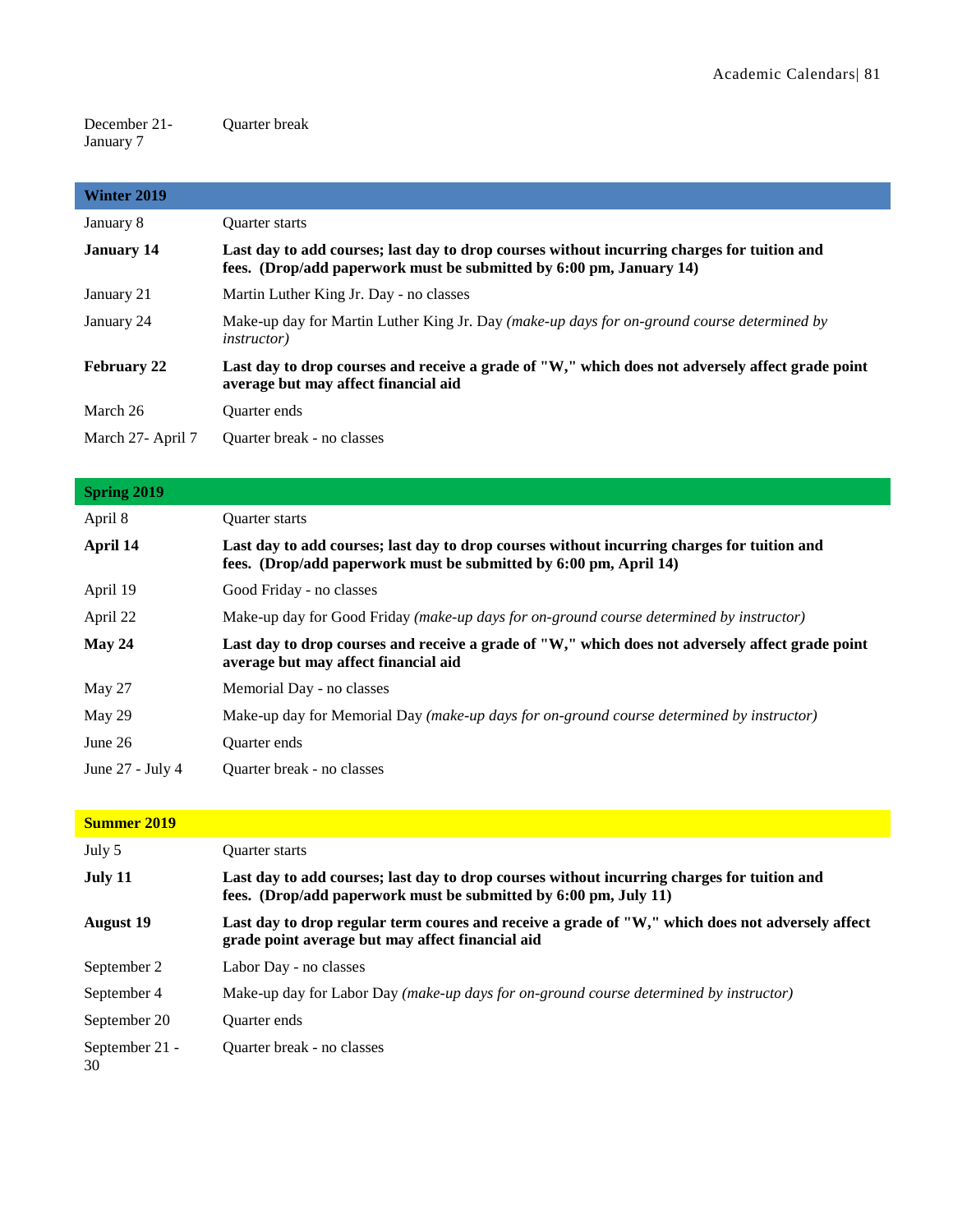| | |
|---|---|
| December 21- January 7 | Quarter break |

| Winter 2019 | |
|---|---|
| January 8 | Quarter starts |
| **January 14** | **Last day to add courses; last day to drop courses without incurring charges for tuition and fees. (Drop/add paperwork must be submitted by 6:00 pm, January 14)** |
| January 21 | Martin Luther King Jr. Day - no classes |
| January 24 | Make-up day for Martin Luther King Jr. Day *(make-up days for on-ground course determined by instructor)* |
| **February 22** | **Last day to drop courses and receive a grade of "W," which does not adversely affect grade point average but may affect financial aid** |
| March 26 | Quarter ends |
| March 27- April 7 | Quarter break - no classes |

| Spring 2019 | |
|---|---|
| April 8 | Quarter starts |
| **April 14** | **Last day to add courses; last day to drop courses without incurring charges for tuition and fees. (Drop/add paperwork must be submitted by 6:00 pm, April 14)** |
| April 19 | Good Friday - no classes |
| April 22 | Make-up day for Good Friday *(make-up days for on-ground course determined by instructor)* |
| **May 24** | **Last day to drop courses and receive a grade of "W," which does not adversely affect grade point average but may affect financial aid** |
| May 27 | Memorial Day - no classes |
| May 29 | Make-up day for Memorial Day *(make-up days for on-ground course determined by instructor)* |
| June 26 | Quarter ends |
| June 27 - July 4 | Quarter break - no classes |

| Summer 2019 | |
|---|---|
| July 5 | Quarter starts |
| **July 11** | **Last day to add courses; last day to drop courses without incurring charges for tuition and fees. (Drop/add paperwork must be submitted by 6:00 pm, July 11)** |
| **August 19** | **Last day to drop regular term coures and receive a grade of "W," which does not adversely affect grade point average but may affect financial aid** |
| September 2 | Labor Day - no classes |
| September 4 | Make-up day for Labor Day *(make-up days for on-ground course determined by instructor)* |
| September 20 | Quarter ends |
| September 21 - 30 | Quarter break - no classes |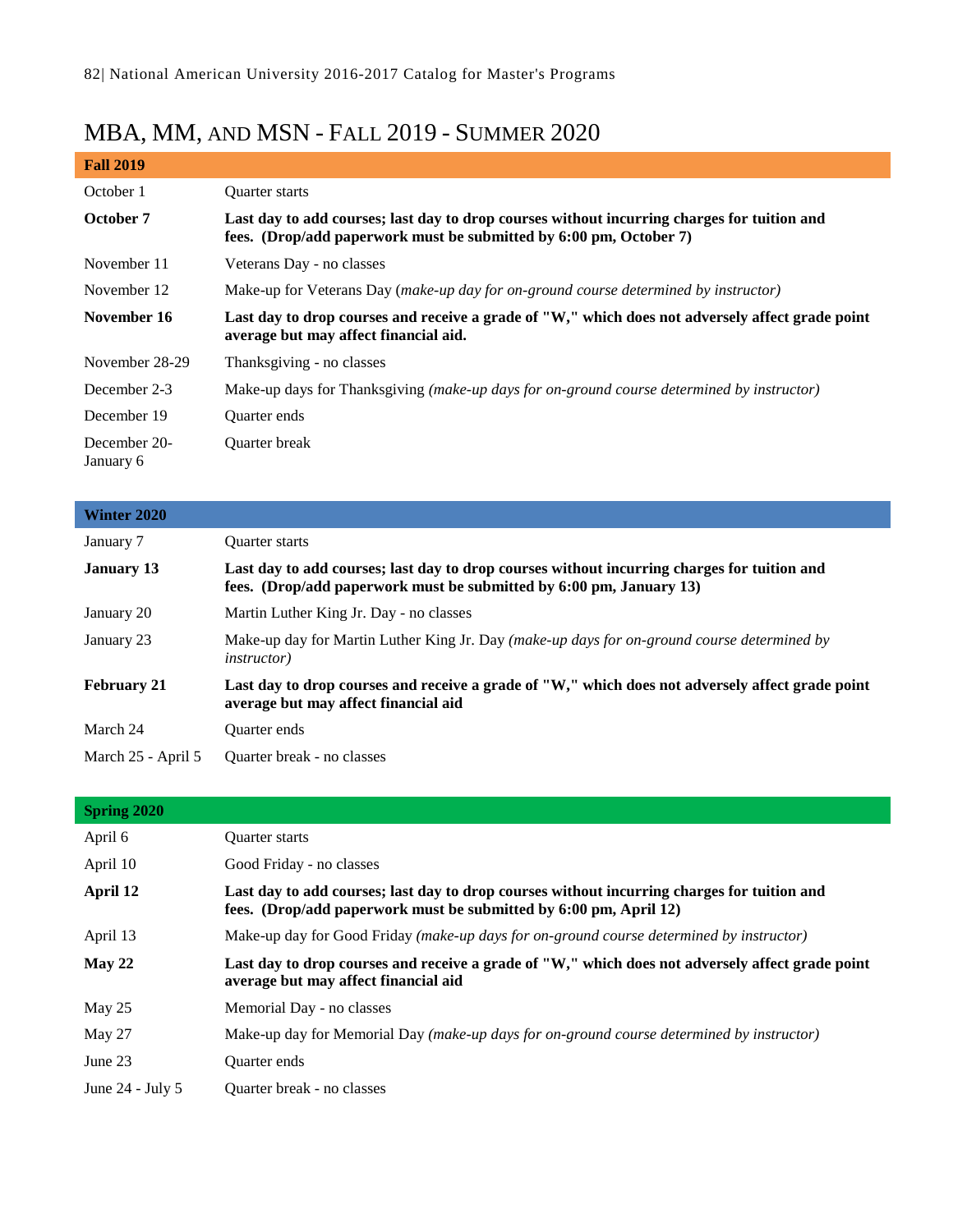# MBA, MM, AND MSN - FALL 2019 - SUMMER 2020

| **Fall 2019** | |
| --- | --- |
| October 1 | Quarter starts |
| **October 7** | **Last day to add courses; last day to drop courses without incurring charges for tuition and fees. (Drop/add paperwork must be submitted by 6:00 pm, October 7)** |
| November 11 | Veterans Day - no classes |
| November 12 | Make-up for Veterans Day (*make-up day for on-ground course determined by instructor)* |
| **November 16** | **Last day to drop courses and receive a grade of "W," which does not adversely affect grade point average but may affect financial aid.** |
| November 28-29 | Thanksgiving - no classes |
| December 2-3 | Make-up days for Thanksgiving *(make-up days for on-ground course determined by instructor)* |
| December 19 | Quarter ends |
| December 20-January 6 | Quarter break |

| **Winter 2020** | |
| --- | --- |
| January 7 | Quarter starts |
| **January 13** | **Last day to add courses; last day to drop courses without incurring charges for tuition and fees. (Drop/add paperwork must be submitted by 6:00 pm, January 13)** |
| January 20 | Martin Luther King Jr. Day - no classes |
| January 23 | Make-up day for Martin Luther King Jr. Day *(make-up days for on-ground course determined by instructor)* |
| **February 21** | **Last day to drop courses and receive a grade of "W," which does not adversely affect grade point average but may affect financial aid** |
| March 24 | Quarter ends |
| March 25 - April 5 | Quarter break - no classes |

| **Spring 2020** | |
| --- | --- |
| April 6 | Quarter starts |
| April 10 | Good Friday - no classes |
| **April 12** | **Last day to add courses; last day to drop courses without incurring charges for tuition and fees. (Drop/add paperwork must be submitted by 6:00 pm, April 12)** |
| April 13 | Make-up day for Good Friday *(make-up days for on-ground course determined by instructor)* |
| **May 22** | **Last day to drop courses and receive a grade of "W," which does not adversely affect grade point average but may affect financial aid** |
| May 25 | Memorial Day - no classes |
| May 27 | Make-up day for Memorial Day *(make-up days for on-ground course determined by instructor)* |
| June 23 | Quarter ends |
| June 24 - July 5 | Quarter break - no classes |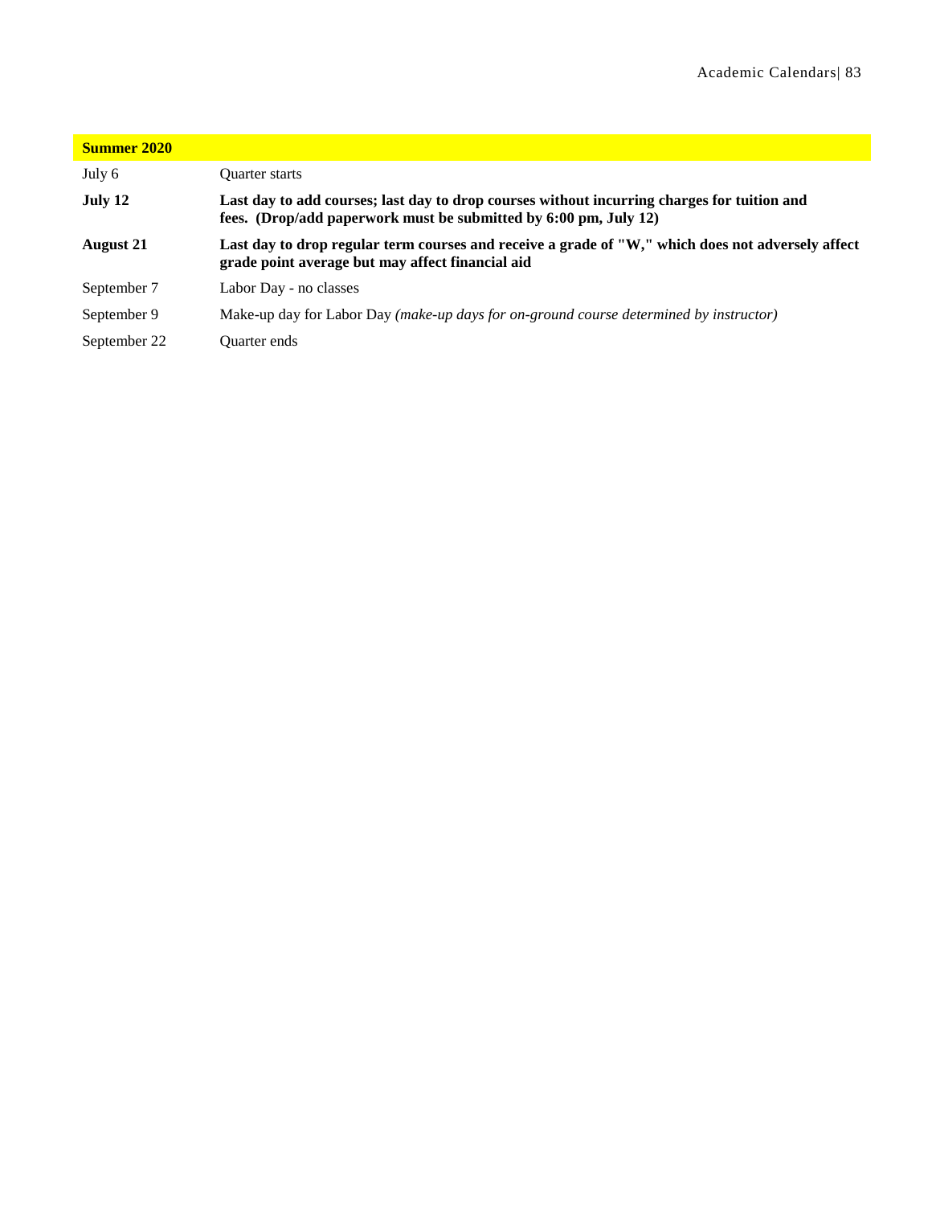| **Summer 2020** | |
|---|---|
| July 6 | Quarter starts |
| **July 12** | **Last day to add courses; last day to drop courses without incurring charges for tuition and fees. (Drop/add paperwork must be submitted by 6:00 pm, July 12)** |
| **August 21** | **Last day to drop regular term courses and receive a grade of "W," which does not adversely affect grade point average but may affect financial aid** |
| September 7 | Labor Day - no classes |
| September 9 | Make-up day for Labor Day *(make-up days for on-ground course determined by instructor)* |
| September 22 | Quarter ends |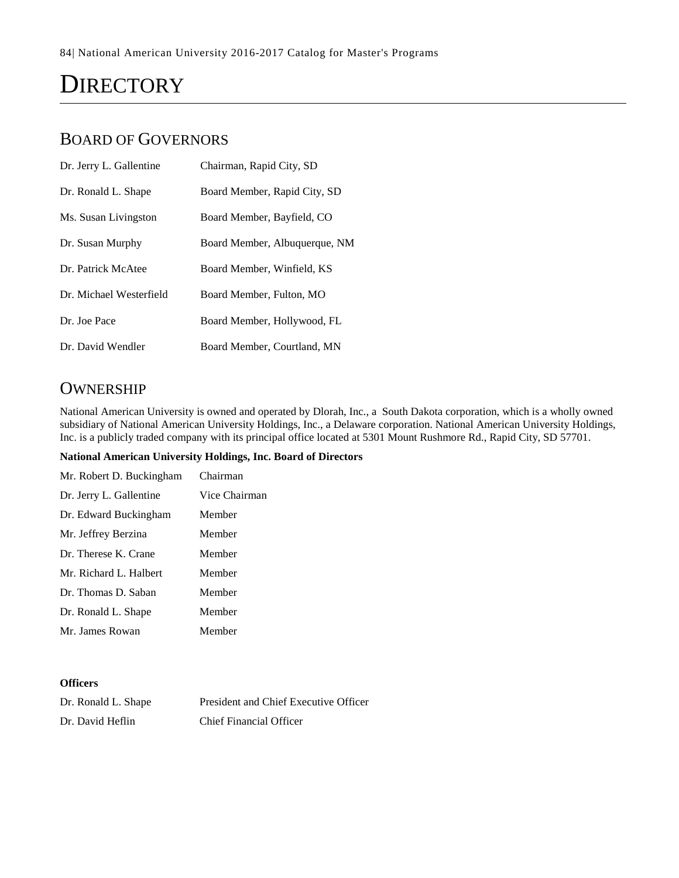# DIRECTORY

## BOARD OF GOVERNORS

| | |
|---|---|
| Dr. Jerry L. Gallentine | Chairman, Rapid City, SD |
| Dr. Ronald L. Shape | Board Member, Rapid City, SD |
| Ms. Susan Livingston | Board Member, Bayfield, CO |
| Dr. Susan Murphy | Board Member, Albuquerque, NM |
| Dr. Patrick McAtee | Board Member, Winfield, KS |
| Dr. Michael Westerfield | Board Member, Fulton, MO |
| Dr. Joe Pace | Board Member, Hollywood, FL |
| Dr. David Wendler | Board Member, Courtland, MN |

## OWNERSHIP

National American University is owned and operated by Dlorah, Inc., a South Dakota corporation, which is a wholly owned subsidiary of National American University Holdings, Inc., a Delaware corporation. National American University Holdings, Inc. is a publicly traded company with its principal office located at 5301 Mount Rushmore Rd., Rapid City, SD 57701.

**National American University Holdings, Inc. Board of Directors**

| | |
|---|---|
| Mr. Robert D. Buckingham | Chairman |
| Dr. Jerry L. Gallentine | Vice Chairman |
| Dr. Edward Buckingham | Member |
| Mr. Jeffrey Berzina | Member |
| Dr. Therese K. Crane | Member |
| Mr. Richard L. Halbert | Member |
| Dr. Thomas D. Saban | Member |
| Dr. Ronald L. Shape | Member |
| Mr. James Rowan | Member |

**Officers**

| | |
|---|---|
| Dr. Ronald L. Shape | President and Chief Executive Officer |
| Dr. David Heflin | Chief Financial Officer |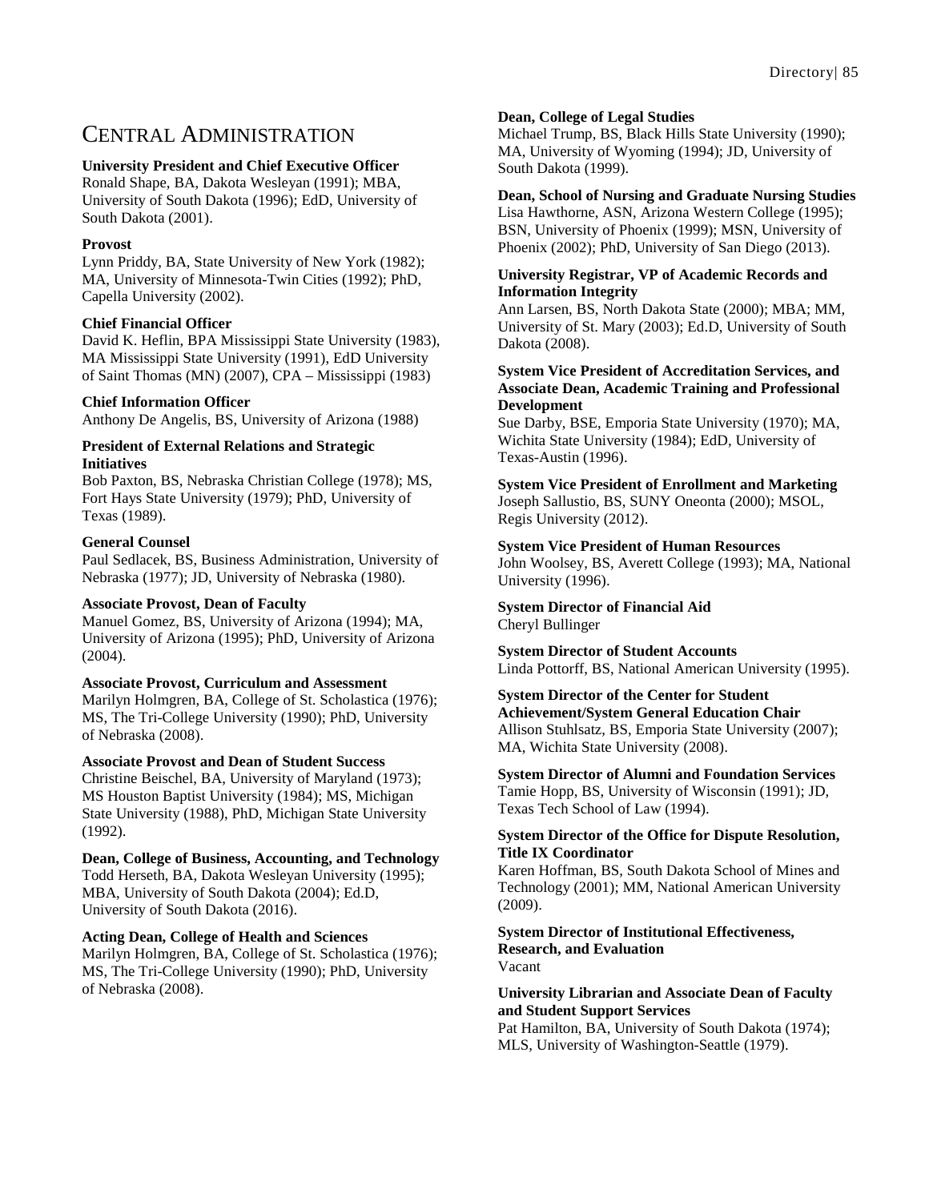# Central Administration

**University President and Chief Executive Officer**
Ronald Shape, BA, Dakota Wesleyan (1991); MBA, University of South Dakota (1996); EdD, University of South Dakota (2001).

**Provost**
Lynn Priddy, BA, State University of New York (1982); MA, University of Minnesota-Twin Cities (1992); PhD, Capella University (2002).

**Chief Financial Officer**
David K. Heflin, BPA Mississippi State University (1983), MA Mississippi State University (1991), EdD University of Saint Thomas (MN) (2007), CPA – Mississippi (1983)

**Chief Information Officer**
Anthony De Angelis, BS, University of Arizona (1988)

**President of External Relations and Strategic Initiatives**
Bob Paxton, BS, Nebraska Christian College (1978); MS, Fort Hays State University (1979); PhD, University of Texas (1989).

**General Counsel**
Paul Sedlacek, BS, Business Administration, University of Nebraska (1977); JD, University of Nebraska (1980).

**Associate Provost, Dean of Faculty**
Manuel Gomez, BS, University of Arizona (1994); MA, University of Arizona (1995); PhD, University of Arizona (2004).

**Associate Provost, Curriculum and Assessment**
Marilyn Holmgren, BA, College of St. Scholastica (1976); MS, The Tri-College University (1990); PhD, University of Nebraska (2008).

**Associate Provost and Dean of Student Success**
Christine Beischel, BA, University of Maryland (1973); MS Houston Baptist University (1984); MS, Michigan State University (1988), PhD, Michigan State University (1992).

**Dean, College of Business, Accounting, and Technology**
Todd Herseth, BA, Dakota Wesleyan University (1995); MBA, University of South Dakota (2004); Ed.D, University of South Dakota (2016).

**Acting Dean, College of Health and Sciences**
Marilyn Holmgren, BA, College of St. Scholastica (1976); MS, The Tri-College University (1990); PhD, University of Nebraska (2008).

**Dean, College of Legal Studies**
Michael Trump, BS, Black Hills State University (1990); MA, University of Wyoming (1994); JD, University of South Dakota (1999).

**Dean, School of Nursing and Graduate Nursing Studies**
Lisa Hawthorne, ASN, Arizona Western College (1995); BSN, University of Phoenix (1999); MSN, University of Phoenix (2002); PhD, University of San Diego (2013).

**University Registrar, VP of Academic Records and Information Integrity**
Ann Larsen, BS, North Dakota State (2000); MBA; MM, University of St. Mary (2003); Ed.D, University of South Dakota (2008).

**System Vice President of Accreditation Services, and Associate Dean, Academic Training and Professional Development**
Sue Darby, BSE, Emporia State University (1970); MA, Wichita State University (1984); EdD, University of Texas-Austin (1996).

**System Vice President of Enrollment and Marketing**
Joseph Sallustio, BS, SUNY Oneonta (2000); MSOL, Regis University (2012).

**System Vice President of Human Resources**
John Woolsey, BS, Averett College (1993); MA, National University (1996).

**System Director of Financial Aid**
Cheryl Bullinger

**System Director of Student Accounts**
Linda Pottorff, BS, National American University (1995).

**System Director of the Center for Student Achievement/System General Education Chair**
Allison Stuhlsatz, BS, Emporia State University (2007); MA, Wichita State University (2008).

**System Director of Alumni and Foundation Services**
Tamie Hopp, BS, University of Wisconsin (1991); JD, Texas Tech School of Law (1994).

**System Director of the Office for Dispute Resolution, Title IX Coordinator**
Karen Hoffman, BS, South Dakota School of Mines and Technology (2001); MM, National American University (2009).

**System Director of Institutional Effectiveness, Research, and Evaluation**
Vacant

**University Librarian and Associate Dean of Faculty and Student Support Services**
Pat Hamilton, BA, University of South Dakota (1974); MLS, University of Washington-Seattle (1979).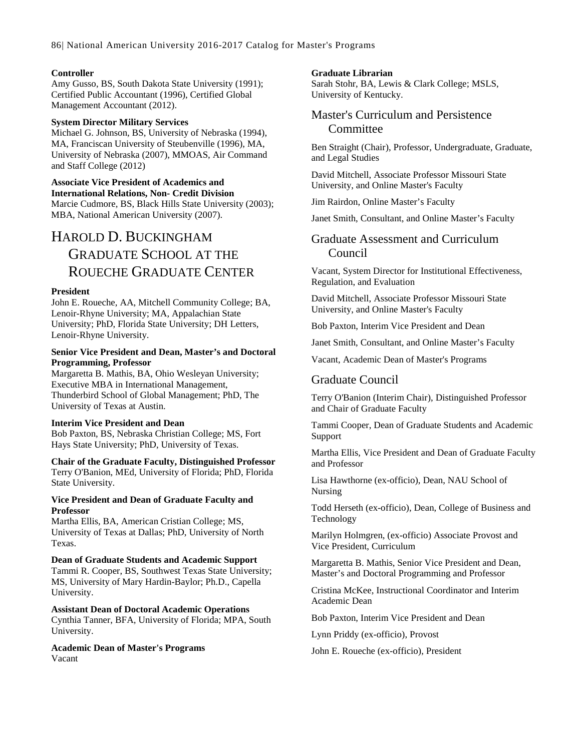**Controller**
Amy Gusso, BS, South Dakota State University (1991); Certified Public Accountant (1996), Certified Global Management Accountant (2012).

**System Director Military Services**
Michael G. Johnson, BS, University of Nebraska (1994), MA, Franciscan University of Steubenville (1996), MA, University of Nebraska (2007), MMOAS, Air Command and Staff College (2012)

**Associate Vice President of Academics and International Relations, Non- Credit Division**
Marcie Cudmore, BS, Black Hills State University (2003); MBA, National American University (2007).

# Harold D. Buckingham Graduate School at the Roueche Graduate Center

**President**
John E. Roueche, AA, Mitchell Community College; BA, Lenoir-Rhyne University; MA, Appalachian State University; PhD, Florida State University; DH Letters, Lenoir-Rhyne University.

**Senior Vice President and Dean, Master's and Doctoral Programming, Professor**
Margaretta B. Mathis, BA, Ohio Wesleyan University; Executive MBA in International Management, Thunderbird School of Global Management; PhD, The University of Texas at Austin.

**Interim Vice President and Dean**
Bob Paxton, BS, Nebraska Christian College; MS, Fort Hays State University; PhD, University of Texas.

**Chair of the Graduate Faculty, Distinguished Professor**
Terry O'Banion, MEd, University of Florida; PhD, Florida State University.

**Vice President and Dean of Graduate Faculty and Professor**
Martha Ellis, BA, American Cristian College; MS, University of Texas at Dallas; PhD, University of North Texas.

**Dean of Graduate Students and Academic Support**
Tammi R. Cooper, BS, Southwest Texas State University; MS, University of Mary Hardin-Baylor; Ph.D., Capella University.

**Assistant Dean of Doctoral Academic Operations**
Cynthia Tanner, BFA, University of Florida; MPA, South University.

**Academic Dean of Master's Programs**
Vacant

**Graduate Librarian**
Sarah Stohr, BA, Lewis & Clark College; MSLS, University of Kentucky.

## Master's Curriculum and Persistence Committee

Ben Straight (Chair), Professor, Undergraduate, Graduate, and Legal Studies

David Mitchell, Associate Professor Missouri State University, and Online Master's Faculty

Jim Rairdon, Online Master's Faculty

Janet Smith, Consultant, and Online Master's Faculty

## Graduate Assessment and Curriculum Council

Vacant, System Director for Institutional Effectiveness, Regulation, and Evaluation

David Mitchell, Associate Professor Missouri State University, and Online Master's Faculty

Bob Paxton, Interim Vice President and Dean

Janet Smith, Consultant, and Online Master's Faculty

Vacant, Academic Dean of Master's Programs

## Graduate Council

Terry O'Banion (Interim Chair), Distinguished Professor and Chair of Graduate Faculty

Tammi Cooper, Dean of Graduate Students and Academic Support

Martha Ellis, Vice President and Dean of Graduate Faculty and Professor

Lisa Hawthorne (ex-officio), Dean, NAU School of Nursing

Todd Herseth (ex-officio), Dean, College of Business and Technology

Marilyn Holmgren, (ex-officio) Associate Provost and Vice President, Curriculum

Margaretta B. Mathis, Senior Vice President and Dean, Master's and Doctoral Programming and Professor

Cristina McKee, Instructional Coordinator and Interim Academic Dean

Bob Paxton, Interim Vice President and Dean

Lynn Priddy (ex-officio), Provost

John E. Roueche (ex-officio), President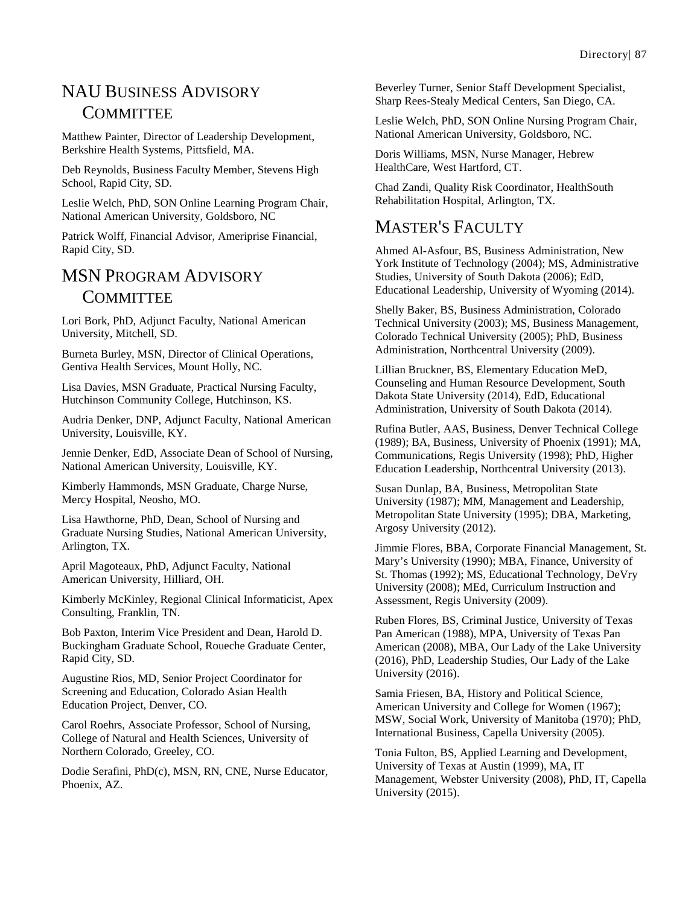## NAU Business Advisory Committee

Matthew Painter, Director of Leadership Development, Berkshire Health Systems, Pittsfield, MA.

Deb Reynolds, Business Faculty Member, Stevens High School, Rapid City, SD.

Leslie Welch, PhD, SON Online Learning Program Chair, National American University, Goldsboro, NC

Patrick Wolff, Financial Advisor, Ameriprise Financial, Rapid City, SD.

## MSN Program Advisory Committee

Lori Bork, PhD, Adjunct Faculty, National American University, Mitchell, SD.

Burneta Burley, MSN, Director of Clinical Operations, Gentiva Health Services, Mount Holly, NC.

Lisa Davies, MSN Graduate, Practical Nursing Faculty, Hutchinson Community College, Hutchinson, KS.

Audria Denker, DNP, Adjunct Faculty, National American University, Louisville, KY.

Jennie Denker, EdD, Associate Dean of School of Nursing, National American University, Louisville, KY.

Kimberly Hammonds, MSN Graduate, Charge Nurse, Mercy Hospital, Neosho, MO.

Lisa Hawthorne, PhD, Dean, School of Nursing and Graduate Nursing Studies, National American University, Arlington, TX.

April Magoteaux, PhD, Adjunct Faculty, National American University, Hilliard, OH.

Kimberly McKinley, Regional Clinical Informaticist, Apex Consulting, Franklin, TN.

Bob Paxton, Interim Vice President and Dean, Harold D. Buckingham Graduate School, Roueche Graduate Center, Rapid City, SD.

Augustine Rios, MD, Senior Project Coordinator for Screening and Education, Colorado Asian Health Education Project, Denver, CO.

Carol Roehrs, Associate Professor, School of Nursing, College of Natural and Health Sciences, University of Northern Colorado, Greeley, CO.

Dodie Serafini, PhD(c), MSN, RN, CNE, Nurse Educator, Phoenix, AZ.

Beverley Turner, Senior Staff Development Specialist, Sharp Rees-Stealy Medical Centers, San Diego, CA.

Leslie Welch, PhD, SON Online Nursing Program Chair, National American University, Goldsboro, NC.

Doris Williams, MSN, Nurse Manager, Hebrew HealthCare, West Hartford, CT.

Chad Zandi, Quality Risk Coordinator, HealthSouth Rehabilitation Hospital, Arlington, TX.

## Master's Faculty

Ahmed Al-Asfour, BS, Business Administration, New York Institute of Technology (2004); MS, Administrative Studies, University of South Dakota (2006); EdD, Educational Leadership, University of Wyoming (2014).

Shelly Baker, BS, Business Administration, Colorado Technical University (2003); MS, Business Management, Colorado Technical University (2005); PhD, Business Administration, Northcentral University (2009).

Lillian Bruckner, BS, Elementary Education MeD, Counseling and Human Resource Development, South Dakota State University (2014), EdD, Educational Administration, University of South Dakota (2014).

Rufina Butler, AAS, Business, Denver Technical College (1989); BA, Business, University of Phoenix (1991); MA, Communications, Regis University (1998); PhD, Higher Education Leadership, Northcentral University (2013).

Susan Dunlap, BA, Business, Metropolitan State University (1987); MM, Management and Leadership, Metropolitan State University (1995); DBA, Marketing, Argosy University (2012).

Jimmie Flores, BBA, Corporate Financial Management, St. Mary's University (1990); MBA, Finance, University of St. Thomas (1992); MS, Educational Technology, DeVry University (2008); MEd, Curriculum Instruction and Assessment, Regis University (2009).

Ruben Flores, BS, Criminal Justice, University of Texas Pan American (1988), MPA, University of Texas Pan American (2008), MBA, Our Lady of the Lake University (2016), PhD, Leadership Studies, Our Lady of the Lake University (2016).

Samia Friesen, BA, History and Political Science, American University and College for Women (1967); MSW, Social Work, University of Manitoba (1970); PhD, International Business, Capella University (2005).

Tonia Fulton, BS, Applied Learning and Development, University of Texas at Austin (1999), MA, IT Management, Webster University (2008), PhD, IT, Capella University (2015).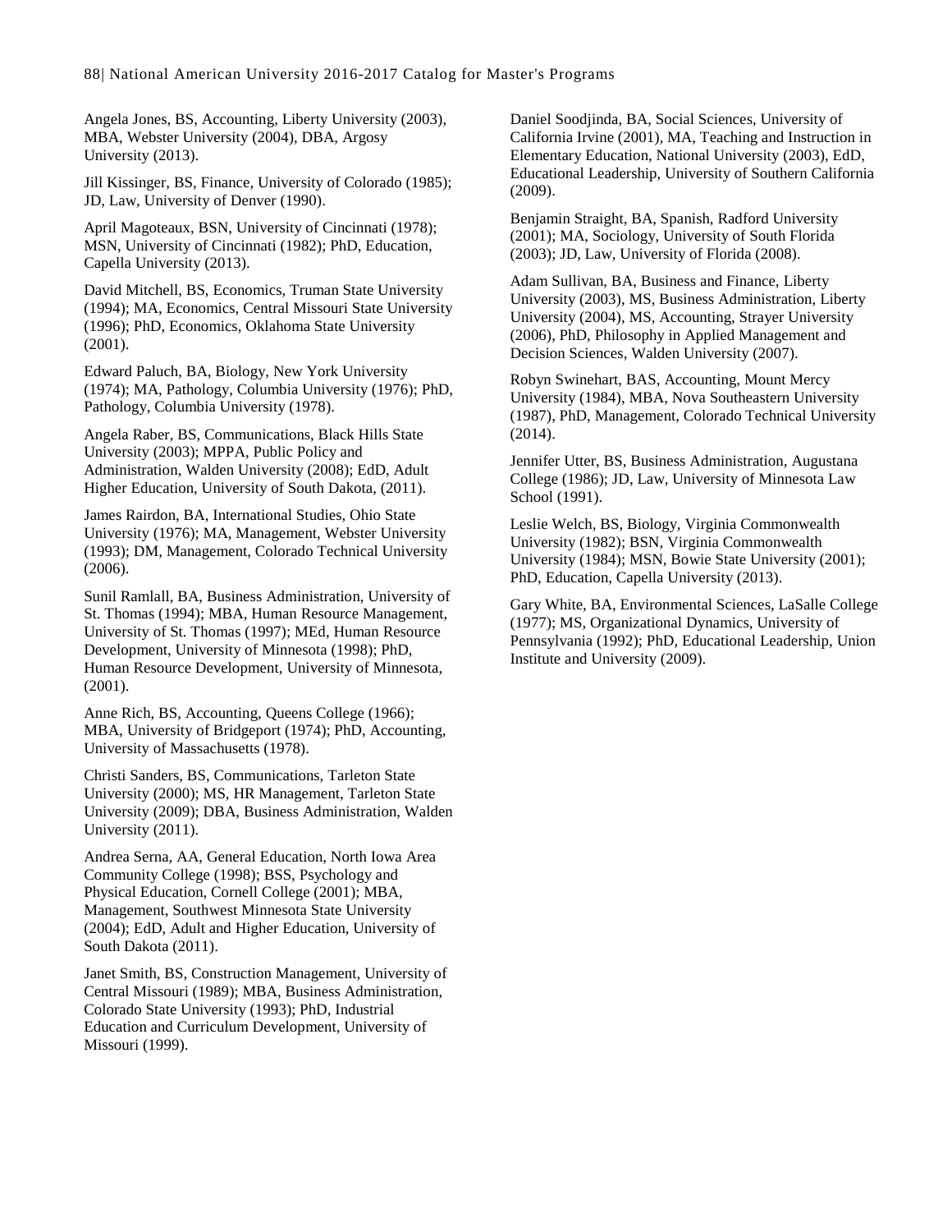Angela Jones, BS, Accounting, Liberty University (2003), MBA, Webster University (2004), DBA, Argosy University (2013).

Jill Kissinger, BS, Finance, University of Colorado (1985); JD, Law, University of Denver (1990).

April Magoteaux, BSN, University of Cincinnati (1978); MSN, University of Cincinnati (1982); PhD, Education, Capella University (2013).

David Mitchell, BS, Economics, Truman State University (1994); MA, Economics, Central Missouri State University (1996); PhD, Economics, Oklahoma State University (2001).

Edward Paluch, BA, Biology, New York University (1974); MA, Pathology, Columbia University (1976); PhD, Pathology, Columbia University (1978).

Angela Raber, BS, Communications, Black Hills State University (2003); MPPA, Public Policy and Administration, Walden University (2008); EdD, Adult Higher Education, University of South Dakota, (2011).

James Rairdon, BA, International Studies, Ohio State University (1976); MA, Management, Webster University (1993); DM, Management, Colorado Technical University (2006).

Sunil Ramlall, BA, Business Administration, University of St. Thomas (1994); MBA, Human Resource Management, University of St. Thomas (1997); MEd, Human Resource Development, University of Minnesota (1998); PhD, Human Resource Development, University of Minnesota, (2001).

Anne Rich, BS, Accounting, Queens College (1966); MBA, University of Bridgeport (1974); PhD, Accounting, University of Massachusetts (1978).

Christi Sanders, BS, Communications, Tarleton State University (2000); MS, HR Management, Tarleton State University (2009); DBA, Business Administration, Walden University (2011).

Andrea Serna, AA, General Education, North Iowa Area Community College (1998); BSS, Psychology and Physical Education, Cornell College (2001); MBA, Management, Southwest Minnesota State University (2004); EdD, Adult and Higher Education, University of South Dakota (2011).

Janet Smith, BS, Construction Management, University of Central Missouri (1989); MBA, Business Administration, Colorado State University (1993); PhD, Industrial Education and Curriculum Development, University of Missouri (1999).

Daniel Soodjinda, BA, Social Sciences, University of California Irvine (2001), MA, Teaching and Instruction in Elementary Education, National University (2003), EdD, Educational Leadership, University of Southern California (2009).

Benjamin Straight, BA, Spanish, Radford University (2001); MA, Sociology, University of South Florida (2003); JD, Law, University of Florida (2008).

Adam Sullivan, BA, Business and Finance, Liberty University (2003), MS, Business Administration, Liberty University (2004), MS, Accounting, Strayer University (2006), PhD, Philosophy in Applied Management and Decision Sciences, Walden University (2007).

Robyn Swinehart, BAS, Accounting, Mount Mercy University (1984), MBA, Nova Southeastern University (1987), PhD, Management, Colorado Technical University (2014).

Jennifer Utter, BS, Business Administration, Augustana College (1986); JD, Law, University of Minnesota Law School (1991).

Leslie Welch, BS, Biology, Virginia Commonwealth University (1982); BSN, Virginia Commonwealth University (1984); MSN, Bowie State University (2001); PhD, Education, Capella University (2013).

Gary White, BA, Environmental Sciences, LaSalle College (1977); MS, Organizational Dynamics, University of Pennsylvania (1992); PhD, Educational Leadership, Union Institute and University (2009).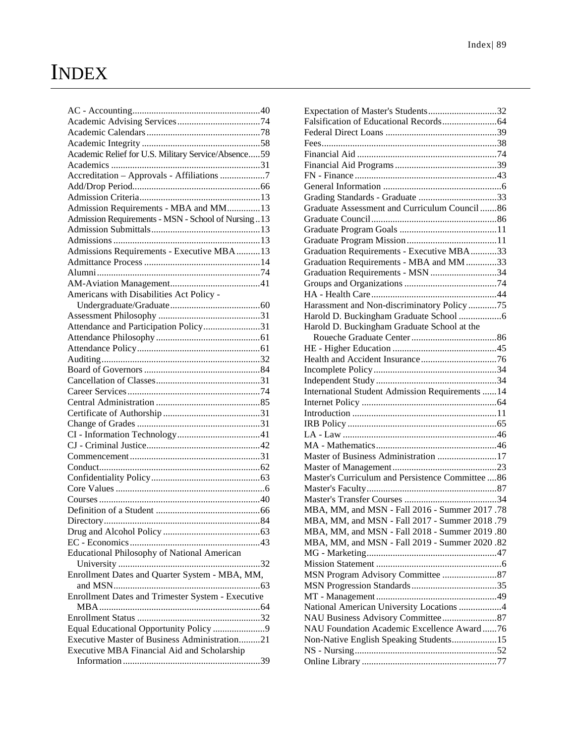# INDEX

AC - Accounting......................................................40
Academic Advising Services...................................74
Academic Calendars................................................78
Academic Integrity ..................................................58
Academic Relief for U.S. Military Service/Absence.....59
Academics ...............................................................31
Accreditation – Approvals - Affiliations ...................7
Add/Drop Period......................................................66
Admission Criteria...................................................13
Admission Requirements - MBA and MM..............13
Admission Requirements - MSN - School of Nursing..13
Admission Submittals..............................................13
Admissions ..............................................................13
Admissions Requirements - Executive MBA...........13
Admittance Process .................................................14
Alumni.....................................................................74
AM-Aviation Management......................................41
Americans with Disabilities Act Policy - Undergraduate/Graduate......................................60
Assessment Philosophy ...........................................31
Attendance and Participation Policy........................31
Attendance Philosophy ............................................61
Attendance Policy....................................................61
Auditing...................................................................32
Board of Governors .................................................84
Cancellation of Classes............................................31
Career Services........................................................74
Central Administration ............................................85
Certificate of Authorship .........................................31
Change of Grades ....................................................31
CI - Information Technology...................................41
CJ - Criminal Justice................................................42
Commencement.......................................................31
Conduct....................................................................62
Confidentiality Policy..............................................63
Core Values ...............................................................6
Courses ....................................................................40
Definition of a Student ............................................66
Directory..................................................................84
Drug and Alcohol Policy .........................................63
EC - Economics.......................................................43
Educational Philosophy of National American University ............................................................32
Enrollment Dates and Quarter System - MBA, MM, and MSN..............................................................63
Enrollment Dates and Trimester System - Executive MBA....................................................................64
Enrollment Status ....................................................32
Equal Educational Opportunity Policy ......................9
Executive Master of Business Administration.........21
Executive MBA Financial Aid and Scholarship Information..........................................................39
Expectation of Master's Students.............................32
Falsification of Educational Records.......................64
Federal Direct Loans ...............................................39
Fees..........................................................................38
Financial Aid ...........................................................74
Financial Aid Programs ...........................................39
FN - Finance ............................................................43
General Information ..................................................6
Grading Standards - Graduate .................................33
Graduate Assessment and Curriculum Council .......86
Graduate Council.....................................................86
Graduate Program Goals .........................................11
Graduate Program Mission......................................11
Graduation Requirements - Executive MBA...........33
Graduation Requirements - MBA and MM.............33
Graduation Requirements - MSN ............................34
Groups and Organizations .......................................74
HA - Health Care.....................................................44
Harassment and Non-discriminatory Policy............75
Harold D. Buckingham Graduate School ..................6
Harold D. Buckingham Graduate School at the Roueche Graduate Center....................................86
HE - Higher Education ............................................45
Health and Accident Insurance................................76
Incomplete Policy....................................................34
Independent Study...................................................34
International Student Admission Requirements ......14
Internet Policy .........................................................64
Introduction .............................................................11
IRB Policy ...............................................................65
LA - Law .................................................................46
MA - Mathematics...................................................46
Master of Business Administration .........................17
Master of Management............................................23
Master's Curriculum and Persistence Committee ....86
Master's Faculty.......................................................87
Master's Transfer Courses .......................................34
MBA, MM, and MSN - Fall 2016 - Summer 2017 .78
MBA, MM, and MSN - Fall 2017 - Summer 2018 .79
MBA, MM, and MSN - Fall 2018 - Summer 2019 .80
MBA, MM, and MSN - Fall 2019 - Summer 2020 .82
MG - Marketing.......................................................47
Mission Statement .....................................................6
MSN Program Advisory Committee .......................87
MSN Progression Standards....................................35
MT - Management...................................................49
National American University Locations ..................4
NAU Business Advisory Committee.......................87
NAU Foundation Academic Excellence Award......76
Non-Native English Speaking Students...................15
NS - Nursing............................................................52
Online Library .........................................................77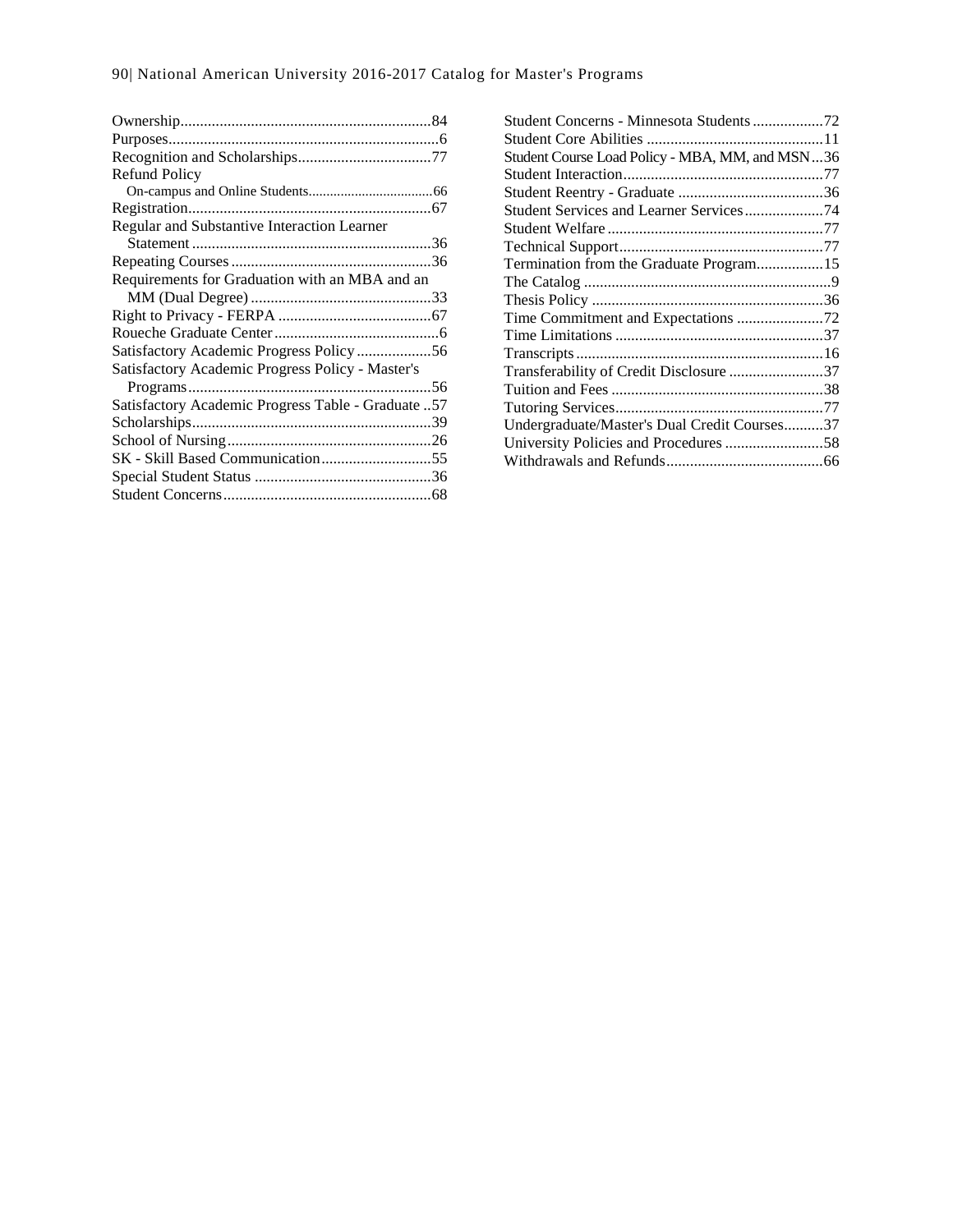Ownership...............................................................84
Purposes....................................................................6
Recognition and Scholarships..................................77
Refund Policy
  On-campus and Online Students..................................66
Registration.............................................................67
Regular and Substantive Interaction Learner
  Statement............................................................36
Repeating Courses...................................................36
Requirements for Graduation with an MBA and an
  MM (Dual Degree).............................................33
Right to Privacy - FERPA.......................................67
Roueche Graduate Center..........................................6
Satisfactory Academic Progress Policy...................56
Satisfactory Academic Progress Policy - Master's
  Programs.............................................................56
Satisfactory Academic Progress Table - Graduate ..57
Scholarships............................................................39
School of Nursing....................................................26
SK - Skill Based Communication............................55
Special Student Status.............................................36
Student Concerns....................................................68
Student Concerns - Minnesota Students..................72
Student Core Abilities.............................................11
Student Course Load Policy - MBA, MM, and MSN...36
Student Interaction..................................................77
Student Reentry - Graduate.....................................36
Student Services and Learner Services....................74
Student Welfare......................................................77
Technical Support....................................................77
Termination from the Graduate Program.................15
The Catalog..............................................................9
Thesis Policy..........................................................36
Time Commitment and Expectations......................72
Time Limitations....................................................37
Transcripts..............................................................16
Transferability of Credit Disclosure........................37
Tuition and Fees.....................................................38
Tutoring Services....................................................77
Undergraduate/Master's Dual Credit Courses..........37
University Policies and Procedures.........................58
Withdrawals and Refunds........................................66